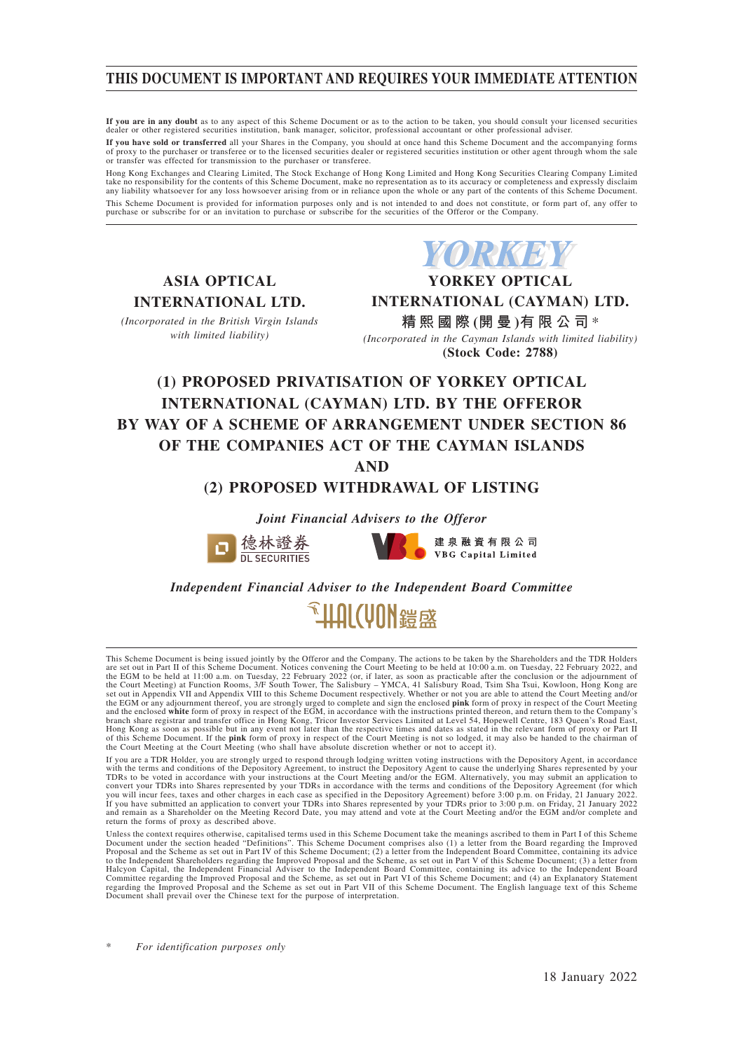# THIS DOCUMENT IS IMPORTANT AND REQUIRES YOUR IMMEDIATE ATTENTION

**If you are in any doubt** as to any aspect of this Scheme Document or as to the action to be taken, you should consult your licensed securities dealer or other registered securities institution, bank manager, solicitor, professional accountant or other professional adviser.

**If you have sold or transferred** all your Shares in the Company, you should at once hand this Scheme Document and the accompanying forms of proxy to the purchaser or transferee or to the licensed securities dealer or registered securities institution or other agent through whom the sale or transfer was effected for transmission to the purchaser or transferee.

Hong Kong Exchanges and Clearing Limited, The Stock Exchange of Hong Kong Limited and Hong Kong Securities Clearing Company Limited take no responsibility for the contents of this Scheme Document, make no representation as to its accuracy or completeness and expressly disclaim any liability whatsoever for any loss howsoever arising from or in reliance upon the whole or any part of the contents of this Scheme Document.

This Scheme Document is provided for information purposes only and is not intended to and does not constitute, or form part of, any offer to purchase or subscribe for or an invitation to purchase or subscribe for the securities of the Offeror or the Company.

**ASIA OPTICAL INTERNATIONAL LTD.**

*(Incorporated in the British Virgin Islands with limited liability)*

YORKEY

**YORKEY OPTICAL INTERNATIONAL (CAYMAN) LTD.**

**精熙國際(開曼)有限公司** *

*(Incorporated in the Cayman Islands with limited liability)*

**(Stock Code: 2788)**

## (1) PROPOSED PRIVATISATION OF YORKEY OPTICAL INTERNATIONAL (CAYMAN) LTD. BY THE OFFEROR BY WAY OF A SCHEME OF ARRANGEMENT UNDER SECTION 86 OF THE COMPANIES ACT OF THE CAYMAN ISLANDS AND (2) PROPOSED WITHDRAWAL OF LISTING

***Joint Financial Advisers to the Offeror***

德林證券 DL SECURITIES

建泉融資有限公司 VBG Capital Limited

***Independent Financial Adviser to the Independent Board Committee***

HALCYON 鎧盛

This Scheme Document is being issued jointly by the Offeror and the Company. The actions to be taken by the Shareholders and the TDR Holders are set out in Part II of this Scheme Document. Notices convening the Court Meeting to be held at 10:00 a.m. on Tuesday, 22 February 2022, and the EGM to be held at 11:00 a.m. on Tuesday, 22 February 2022 (or, if later, as soon as practicable after the conclusion or the adjournment of the Court Meeting) at Function Rooms, 3/F South Tower, The Salisbury – YMCA, 41 Salisbury Road, Tsim Sha Tsui, Kowloon, Hong Kong are set out in Appendix VII and Appendix VIII to this Scheme Document respectively. Whether or not you are able to attend the Court Meeting and/or the EGM or any adjournment thereof, you are strongly urged to complete and sign the enclosed **pink** form of proxy in respect of the Court Meeting and the enclosed **white** form of proxy in respect of the EGM, in accordance with the instructions printed thereon, and return them to the Company's branch share registrar and transfer office in Hong Kong, Tricor Investor Services Limited at Level 54, Hopewell Centre, 183 Queen's Road East, Hong Kong as soon as possible but in any event not later than the respective times and dates as stated in the relevant form of proxy or Part II of this Scheme Document. If the **pink** form of proxy in respect of the Court Meeting is not so lodged, it may also be handed to the chairman of the Court Meeting at the Court Meeting (who shall have absolute discretion whether or not to accept it).

If you are a TDR Holder, you are strongly urged to respond through lodging written voting instructions with the Depository Agent, in accordance with the terms and conditions of the Depository Agreement, to instruct the Depository Agent to cause the underlying Shares represented by your TDRs to be voted in accordance with your instructions at the Court Meeting and/or the EGM. Alternatively, you may submit an application to convert your TDRs into Shares represented by your TDRs in accordance with the terms and conditions of the Depository Agreement (for which you will incur fees, taxes and other charges in each case as specified in the Depository Agreement) before 3:00 p.m. on Friday, 21 January 2022. If you have submitted an application to convert your TDRs into Shares represented by your TDRs prior to 3:00 p.m. on Friday, 21 January 2022 and remain as a Shareholder on the Meeting Record Date, you may attend and vote at the Court Meeting and/or the EGM and/or complete and return the forms of proxy as described above.

Unless the context requires otherwise, capitalised terms used in this Scheme Document take the meanings ascribed to them in Part I of this Scheme Document under the section headed "Definitions". This Scheme Document comprises also (1) a letter from the Board regarding the Improved Proposal and the Scheme as set out in Part IV of this Scheme Document; (2) a letter from the Independent Board Committee, containing its advice to the Independent Shareholders regarding the Improved Proposal and the Scheme, as set out in Part V of this Scheme Document; (3) a letter from Halcyon Capital, the Independent Financial Adviser to the Independent Board Committee, containing its advice to the Independent Board Committee regarding the Improved Proposal and the Scheme, as set out in Part VI of this Scheme Document; and (4) an Explanatory Statement regarding the Improved Proposal and the Scheme as set out in Part VII of this Scheme Document. The English language text of this Scheme Document shall prevail over the Chinese text for the purpose of interpretation.

\* *For identification purposes only*

18 January 2022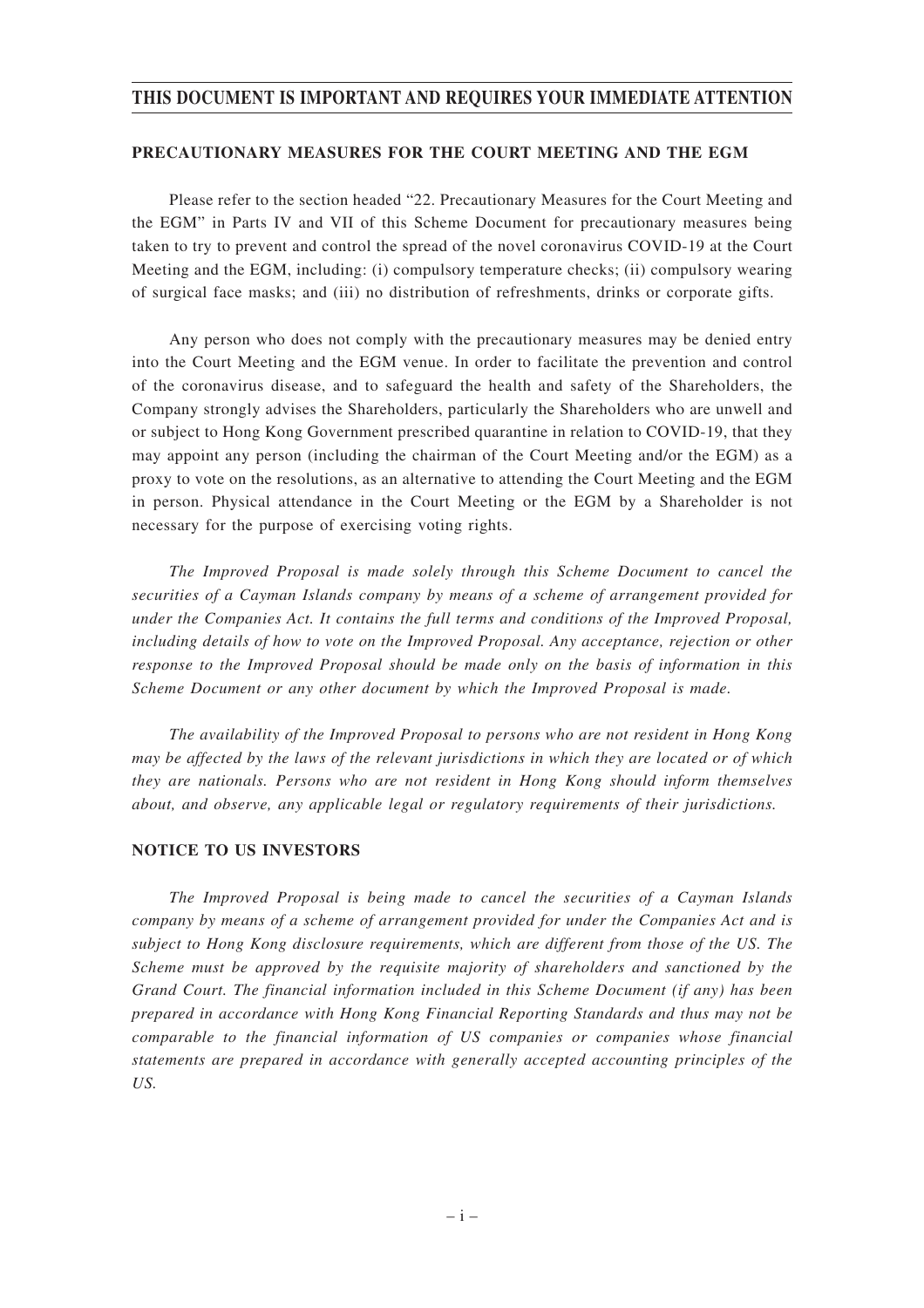# THIS DOCUMENT IS IMPORTANT AND REQUIRES YOUR IMMEDIATE ATTENTION

**PRECAUTIONARY MEASURES FOR THE COURT MEETING AND THE EGM**

Please refer to the section headed "22. Precautionary Measures for the Court Meeting and the EGM" in Parts IV and VII of this Scheme Document for precautionary measures being taken to try to prevent and control the spread of the novel coronavirus COVID-19 at the Court Meeting and the EGM, including: (i) compulsory temperature checks; (ii) compulsory wearing of surgical face masks; and (iii) no distribution of refreshments, drinks or corporate gifts.

Any person who does not comply with the precautionary measures may be denied entry into the Court Meeting and the EGM venue. In order to facilitate the prevention and control of the coronavirus disease, and to safeguard the health and safety of the Shareholders, the Company strongly advises the Shareholders, particularly the Shareholders who are unwell and or subject to Hong Kong Government prescribed quarantine in relation to COVID-19, that they may appoint any person (including the chairman of the Court Meeting and/or the EGM) as a proxy to vote on the resolutions, as an alternative to attending the Court Meeting and the EGM in person. Physical attendance in the Court Meeting or the EGM by a Shareholder is not necessary for the purpose of exercising voting rights.

*The Improved Proposal is made solely through this Scheme Document to cancel the securities of a Cayman Islands company by means of a scheme of arrangement provided for under the Companies Act. It contains the full terms and conditions of the Improved Proposal, including details of how to vote on the Improved Proposal. Any acceptance, rejection or other response to the Improved Proposal should be made only on the basis of information in this Scheme Document or any other document by which the Improved Proposal is made.*

*The availability of the Improved Proposal to persons who are not resident in Hong Kong may be affected by the laws of the relevant jurisdictions in which they are located or of which they are nationals. Persons who are not resident in Hong Kong should inform themselves about, and observe, any applicable legal or regulatory requirements of their jurisdictions.*

**NOTICE TO US INVESTORS**

*The Improved Proposal is being made to cancel the securities of a Cayman Islands company by means of a scheme of arrangement provided for under the Companies Act and is subject to Hong Kong disclosure requirements, which are different from those of the US. The Scheme must be approved by the requisite majority of shareholders and sanctioned by the Grand Court. The financial information included in this Scheme Document (if any) has been prepared in accordance with Hong Kong Financial Reporting Standards and thus may not be comparable to the financial information of US companies or companies whose financial statements are prepared in accordance with generally accepted accounting principles of the US.*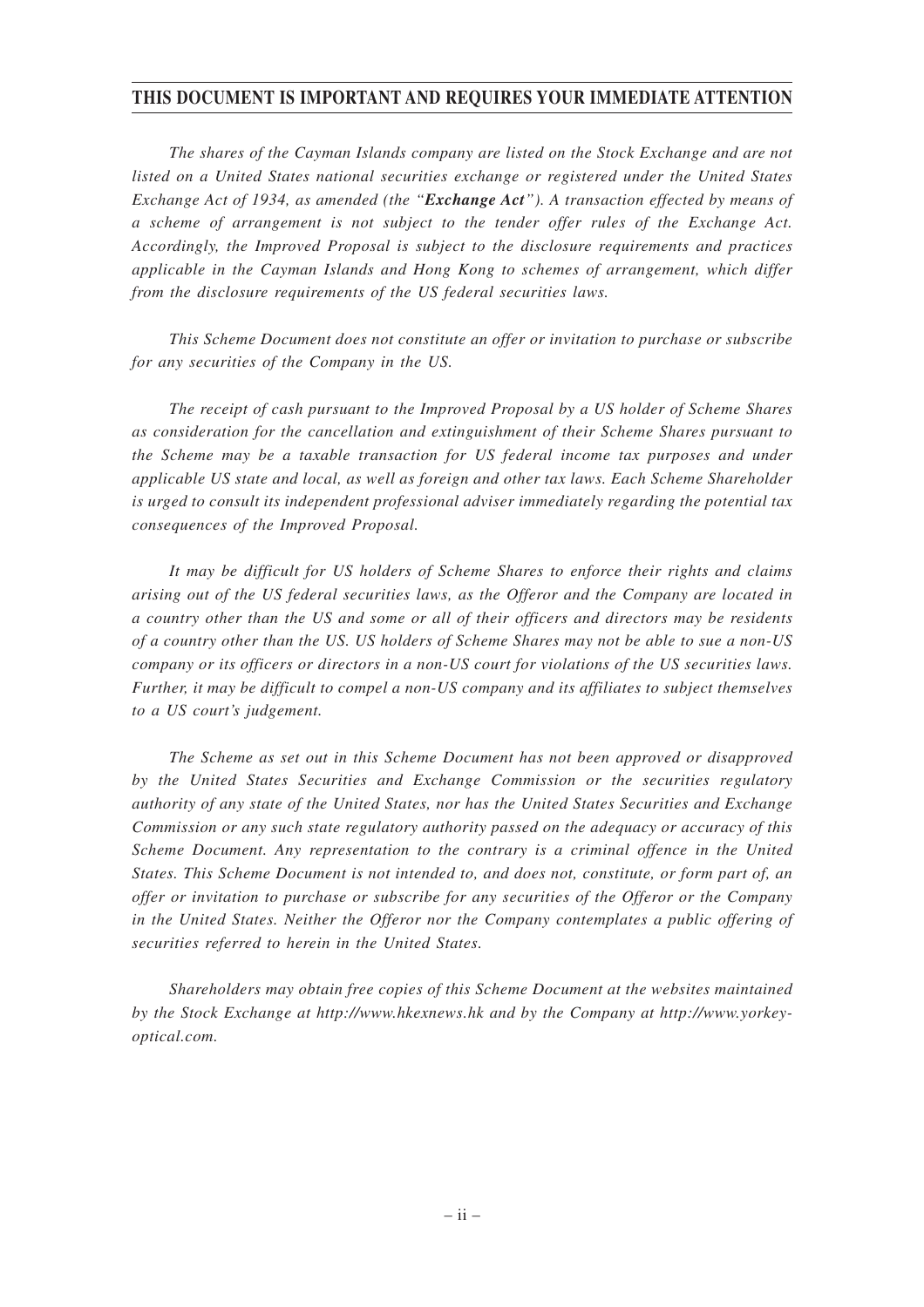**THIS DOCUMENT IS IMPORTANT AND REQUIRES YOUR IMMEDIATE ATTENTION**

*The shares of the Cayman Islands company are listed on the Stock Exchange and are not listed on a United States national securities exchange or registered under the United States Exchange Act of 1934, as amended (the "**Exchange Act**"). A transaction effected by means of a scheme of arrangement is not subject to the tender offer rules of the Exchange Act. Accordingly, the Improved Proposal is subject to the disclosure requirements and practices applicable in the Cayman Islands and Hong Kong to schemes of arrangement, which differ from the disclosure requirements of the US federal securities laws.*

*This Scheme Document does not constitute an offer or invitation to purchase or subscribe for any securities of the Company in the US.*

*The receipt of cash pursuant to the Improved Proposal by a US holder of Scheme Shares as consideration for the cancellation and extinguishment of their Scheme Shares pursuant to the Scheme may be a taxable transaction for US federal income tax purposes and under applicable US state and local, as well as foreign and other tax laws. Each Scheme Shareholder is urged to consult its independent professional adviser immediately regarding the potential tax consequences of the Improved Proposal.*

*It may be difficult for US holders of Scheme Shares to enforce their rights and claims arising out of the US federal securities laws, as the Offeror and the Company are located in a country other than the US and some or all of their officers and directors may be residents of a country other than the US. US holders of Scheme Shares may not be able to sue a non-US company or its officers or directors in a non-US court for violations of the US securities laws. Further, it may be difficult to compel a non-US company and its affiliates to subject themselves to a US court's judgement.*

*The Scheme as set out in this Scheme Document has not been approved or disapproved by the United States Securities and Exchange Commission or the securities regulatory authority of any state of the United States, nor has the United States Securities and Exchange Commission or any such state regulatory authority passed on the adequacy or accuracy of this Scheme Document. Any representation to the contrary is a criminal offence in the United States. This Scheme Document is not intended to, and does not, constitute, or form part of, an offer or invitation to purchase or subscribe for any securities of the Offeror or the Company in the United States. Neither the Offeror nor the Company contemplates a public offering of securities referred to herein in the United States.*

*Shareholders may obtain free copies of this Scheme Document at the websites maintained by the Stock Exchange at http://www.hkexnews.hk and by the Company at http://www.yorkey-optical.com.*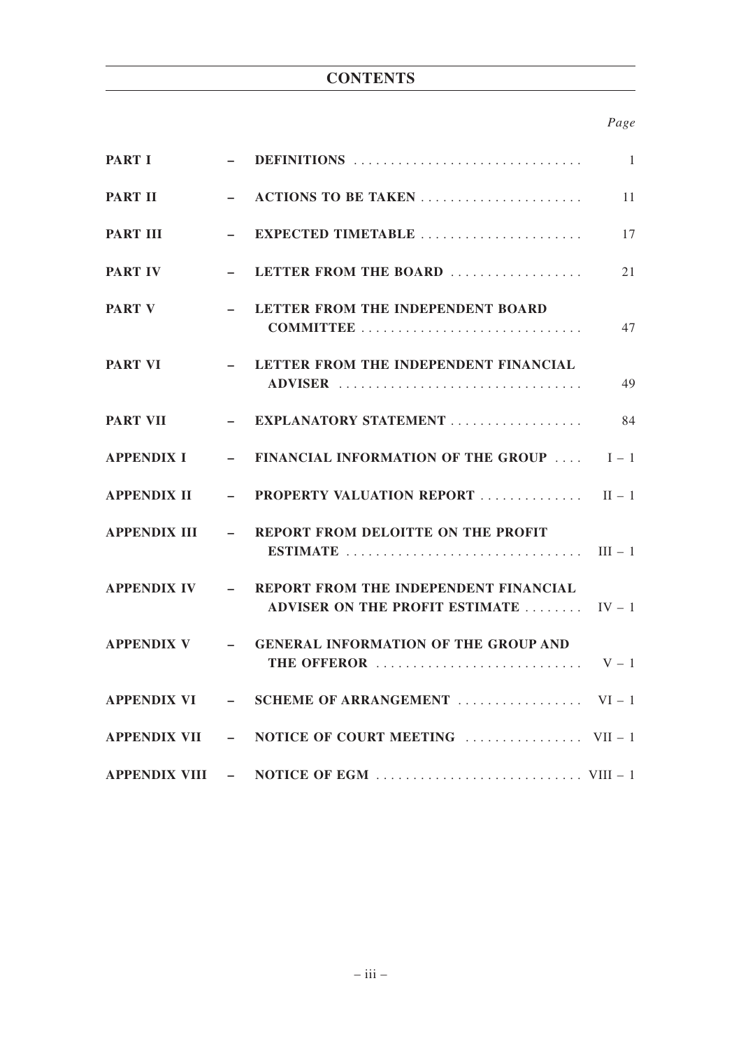# CONTENTS

| | | | *Page* |
|---|---|---|---|
| **PART I** | – | **DEFINITIONS** | 1 |
| **PART II** | – | **ACTIONS TO BE TAKEN** | 11 |
| **PART III** | – | **EXPECTED TIMETABLE** | 17 |
| **PART IV** | – | **LETTER FROM THE BOARD** | 21 |
| **PART V** | – | **LETTER FROM THE INDEPENDENT BOARD COMMITTEE** | 47 |
| **PART VI** | – | **LETTER FROM THE INDEPENDENT FINANCIAL ADVISER** | 49 |
| **PART VII** | – | **EXPLANATORY STATEMENT** | 84 |
| **APPENDIX I** | – | **FINANCIAL INFORMATION OF THE GROUP** | I – 1 |
| **APPENDIX II** | – | **PROPERTY VALUATION REPORT** | II – 1 |
| **APPENDIX III** | – | **REPORT FROM DELOITTE ON THE PROFIT ESTIMATE** | III – 1 |
| **APPENDIX IV** | – | **REPORT FROM THE INDEPENDENT FINANCIAL ADVISER ON THE PROFIT ESTIMATE** | IV – 1 |
| **APPENDIX V** | – | **GENERAL INFORMATION OF THE GROUP AND THE OFFEROR** | V – 1 |
| **APPENDIX VI** | – | **SCHEME OF ARRANGEMENT** | VI – 1 |
| **APPENDIX VII** | – | **NOTICE OF COURT MEETING** | VII – 1 |
| **APPENDIX VIII** | – | **NOTICE OF EGM** | VIII – 1 |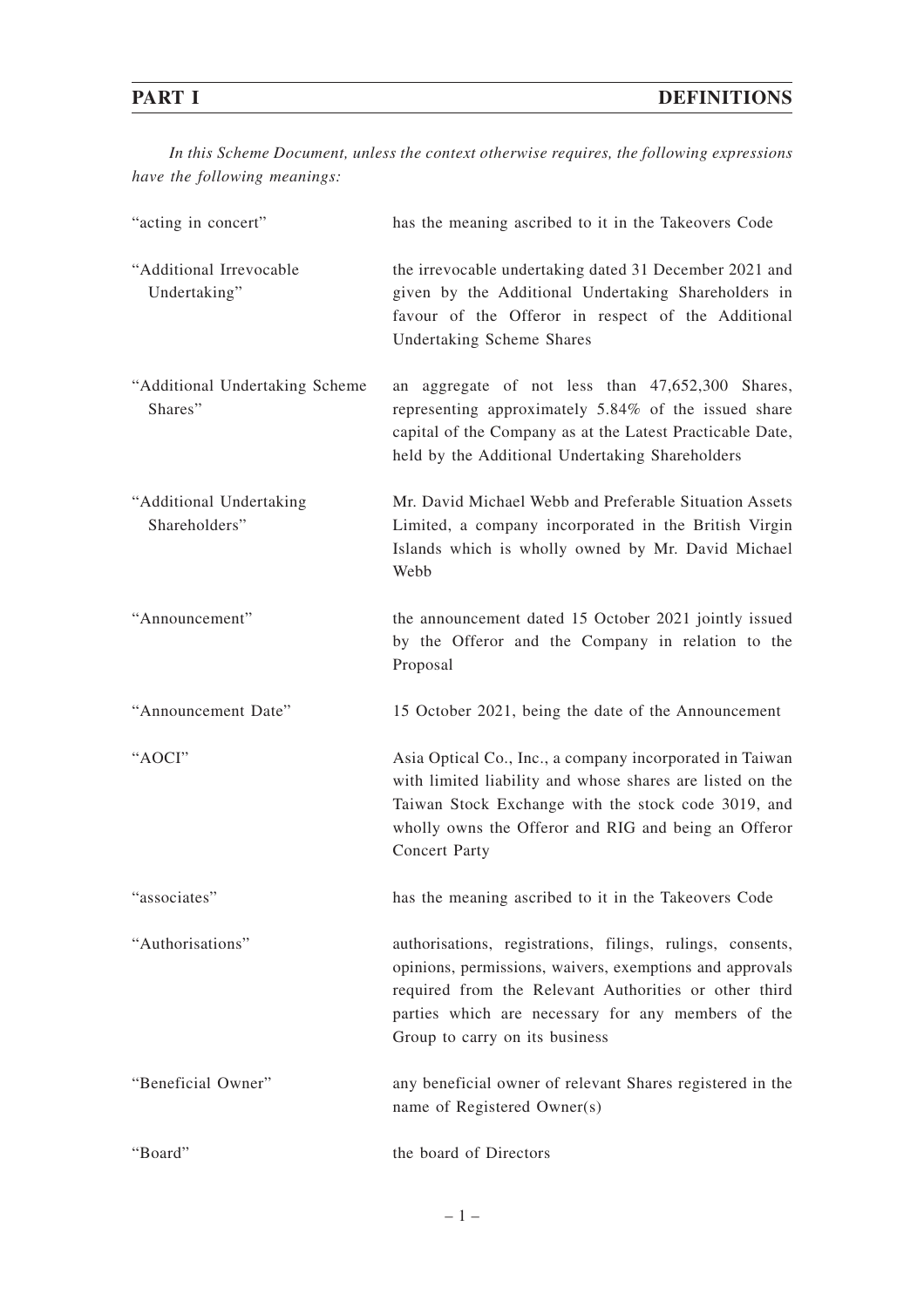## PART I DEFINITIONS

*In this Scheme Document, unless the context otherwise requires, the following expressions have the following meanings:*

| | |
|---|---|
| "acting in concert" | has the meaning ascribed to it in the Takeovers Code |
| "Additional Irrevocable Undertaking" | the irrevocable undertaking dated 31 December 2021 and given by the Additional Undertaking Shareholders in favour of the Offeror in respect of the Additional Undertaking Scheme Shares |
| "Additional Undertaking Scheme Shares" | an aggregate of not less than 47,652,300 Shares, representing approximately 5.84% of the issued share capital of the Company as at the Latest Practicable Date, held by the Additional Undertaking Shareholders |
| "Additional Undertaking Shareholders" | Mr. David Michael Webb and Preferable Situation Assets Limited, a company incorporated in the British Virgin Islands which is wholly owned by Mr. David Michael Webb |
| "Announcement" | the announcement dated 15 October 2021 jointly issued by the Offeror and the Company in relation to the Proposal |
| "Announcement Date" | 15 October 2021, being the date of the Announcement |
| "AOCI" | Asia Optical Co., Inc., a company incorporated in Taiwan with limited liability and whose shares are listed on the Taiwan Stock Exchange with the stock code 3019, and wholly owns the Offeror and RIG and being an Offeror Concert Party |
| "associates" | has the meaning ascribed to it in the Takeovers Code |
| "Authorisations" | authorisations, registrations, filings, rulings, consents, opinions, permissions, waivers, exemptions and approvals required from the Relevant Authorities or other third parties which are necessary for any members of the Group to carry on its business |
| "Beneficial Owner" | any beneficial owner of relevant Shares registered in the name of Registered Owner(s) |
| "Board" | the board of Directors |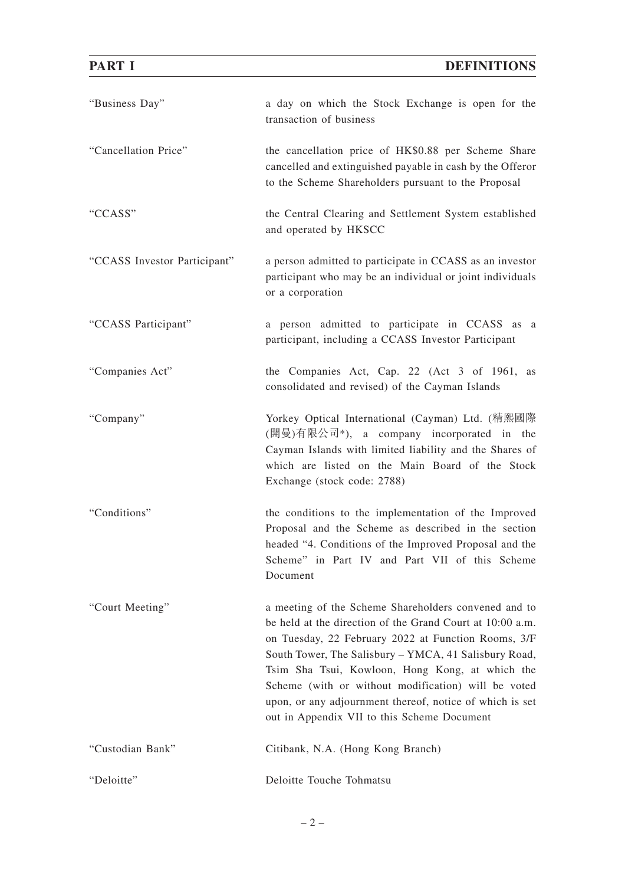| | |
|---|---|
| "Business Day" | a day on which the Stock Exchange is open for the transaction of business |
| "Cancellation Price" | the cancellation price of HK$0.88 per Scheme Share cancelled and extinguished payable in cash by the Offeror to the Scheme Shareholders pursuant to the Proposal |
| "CCASS" | the Central Clearing and Settlement System established and operated by HKSCC |
| "CCASS Investor Participant" | a person admitted to participate in CCASS as an investor participant who may be an individual or joint individuals or a corporation |
| "CCASS Participant" | a person admitted to participate in CCASS as a participant, including a CCASS Investor Participant |
| "Companies Act" | the Companies Act, Cap. 22 (Act 3 of 1961, as consolidated and revised) of the Cayman Islands |
| "Company" | Yorkey Optical International (Cayman) Ltd. (精熙國際(開曼)有限公司*), a company incorporated in the Cayman Islands with limited liability and the Shares of which are listed on the Main Board of the Stock Exchange (stock code: 2788) |
| "Conditions" | the conditions to the implementation of the Improved Proposal and the Scheme as described in the section headed "4. Conditions of the Improved Proposal and the Scheme" in Part IV and Part VII of this Scheme Document |
| "Court Meeting" | a meeting of the Scheme Shareholders convened and to be held at the direction of the Grand Court at 10:00 a.m. on Tuesday, 22 February 2022 at Function Rooms, 3/F South Tower, The Salisbury – YMCA, 41 Salisbury Road, Tsim Sha Tsui, Kowloon, Hong Kong, at which the Scheme (with or without modification) will be voted upon, or any adjournment thereof, notice of which is set out in Appendix VII to this Scheme Document |
| "Custodian Bank" | Citibank, N.A. (Hong Kong Branch) |
| "Deloitte" | Deloitte Touche Tohmatsu |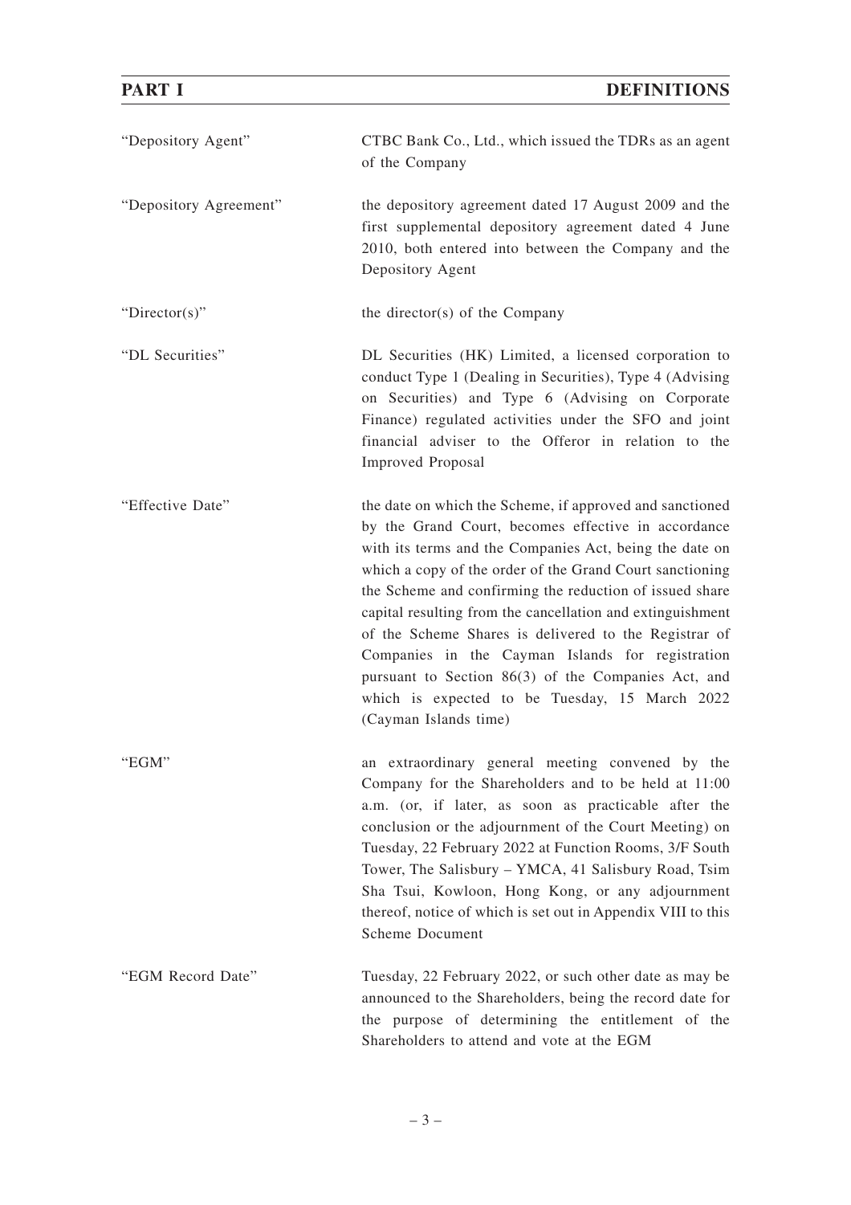| | |
|---|---|
| "Depository Agent" | CTBC Bank Co., Ltd., which issued the TDRs as an agent of the Company |
| "Depository Agreement" | the depository agreement dated 17 August 2009 and the first supplemental depository agreement dated 4 June 2010, both entered into between the Company and the Depository Agent |
| "Director(s)" | the director(s) of the Company |
| "DL Securities" | DL Securities (HK) Limited, a licensed corporation to conduct Type 1 (Dealing in Securities), Type 4 (Advising on Securities) and Type 6 (Advising on Corporate Finance) regulated activities under the SFO and joint financial adviser to the Offeror in relation to the Improved Proposal |
| "Effective Date" | the date on which the Scheme, if approved and sanctioned by the Grand Court, becomes effective in accordance with its terms and the Companies Act, being the date on which a copy of the order of the Grand Court sanctioning the Scheme and confirming the reduction of issued share capital resulting from the cancellation and extinguishment of the Scheme Shares is delivered to the Registrar of Companies in the Cayman Islands for registration pursuant to Section 86(3) of the Companies Act, and which is expected to be Tuesday, 15 March 2022 (Cayman Islands time) |
| "EGM" | an extraordinary general meeting convened by the Company for the Shareholders and to be held at 11:00 a.m. (or, if later, as soon as practicable after the conclusion or the adjournment of the Court Meeting) on Tuesday, 22 February 2022 at Function Rooms, 3/F South Tower, The Salisbury – YMCA, 41 Salisbury Road, Tsim Sha Tsui, Kowloon, Hong Kong, or any adjournment thereof, notice of which is set out in Appendix VIII to this Scheme Document |
| "EGM Record Date" | Tuesday, 22 February 2022, or such other date as may be announced to the Shareholders, being the record date for the purpose of determining the entitlement of the Shareholders to attend and vote at the EGM |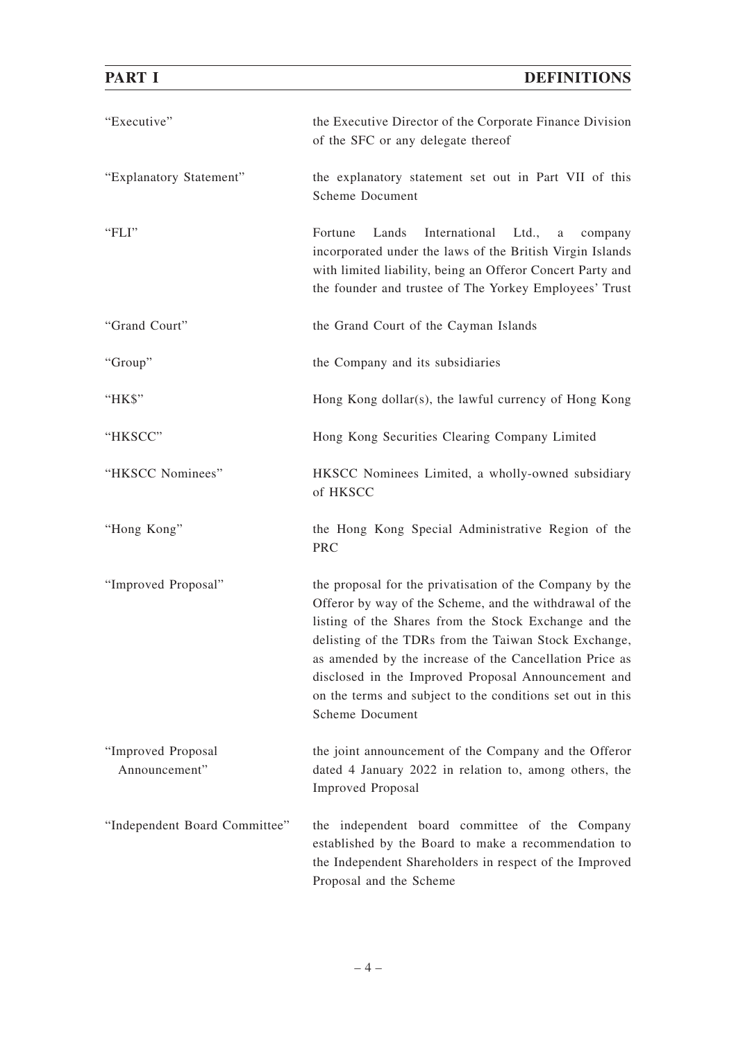| | |
|---|---|
| "Executive" | the Executive Director of the Corporate Finance Division of the SFC or any delegate thereof |
| "Explanatory Statement" | the explanatory statement set out in Part VII of this Scheme Document |
| "FLI" | Fortune Lands International Ltd., a company incorporated under the laws of the British Virgin Islands with limited liability, being an Offeror Concert Party and the founder and trustee of The Yorkey Employees' Trust |
| "Grand Court" | the Grand Court of the Cayman Islands |
| "Group" | the Company and its subsidiaries |
| "HK$" | Hong Kong dollar(s), the lawful currency of Hong Kong |
| "HKSCC" | Hong Kong Securities Clearing Company Limited |
| "HKSCC Nominees" | HKSCC Nominees Limited, a wholly-owned subsidiary of HKSCC |
| "Hong Kong" | the Hong Kong Special Administrative Region of the PRC |
| "Improved Proposal" | the proposal for the privatisation of the Company by the Offeror by way of the Scheme, and the withdrawal of the listing of the Shares from the Stock Exchange and the delisting of the TDRs from the Taiwan Stock Exchange, as amended by the increase of the Cancellation Price as disclosed in the Improved Proposal Announcement and on the terms and subject to the conditions set out in this Scheme Document |
| "Improved Proposal Announcement" | the joint announcement of the Company and the Offeror dated 4 January 2022 in relation to, among others, the Improved Proposal |
| "Independent Board Committee" | the independent board committee of the Company established by the Board to make a recommendation to the Independent Shareholders in respect of the Improved Proposal and the Scheme |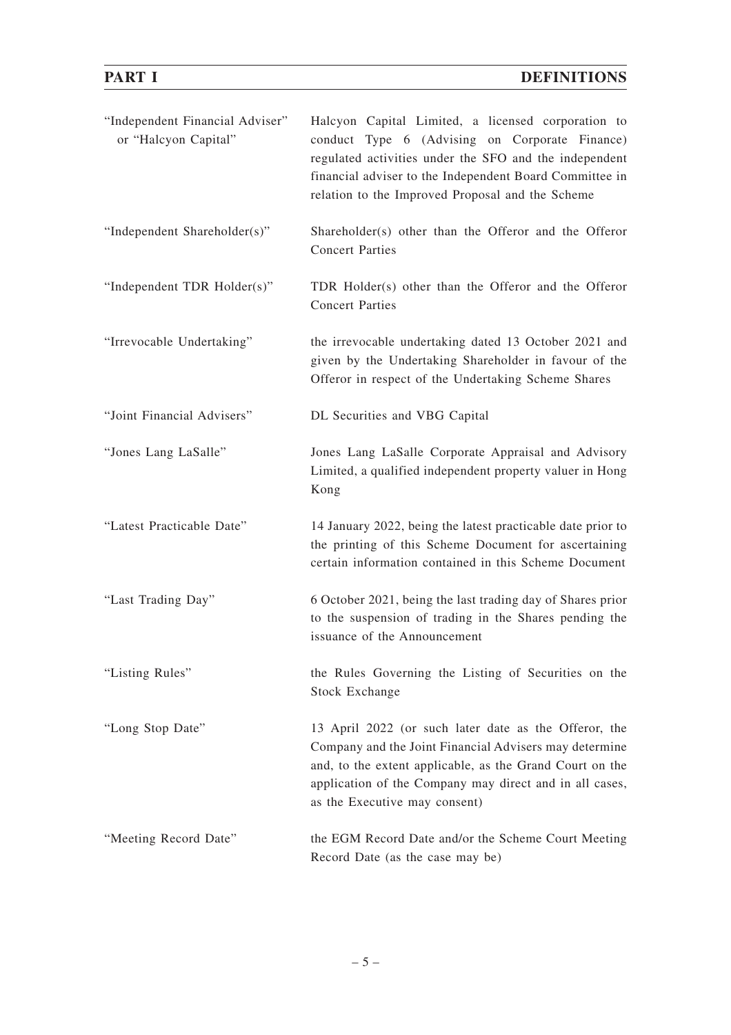| | |
|---|---|
| "Independent Financial Adviser" or "Halcyon Capital" | Halcyon Capital Limited, a licensed corporation to conduct Type 6 (Advising on Corporate Finance) regulated activities under the SFO and the independent financial adviser to the Independent Board Committee in relation to the Improved Proposal and the Scheme |
| "Independent Shareholder(s)" | Shareholder(s) other than the Offeror and the Offeror Concert Parties |
| "Independent TDR Holder(s)" | TDR Holder(s) other than the Offeror and the Offeror Concert Parties |
| "Irrevocable Undertaking" | the irrevocable undertaking dated 13 October 2021 and given by the Undertaking Shareholder in favour of the Offeror in respect of the Undertaking Scheme Shares |
| "Joint Financial Advisers" | DL Securities and VBG Capital |
| "Jones Lang LaSalle" | Jones Lang LaSalle Corporate Appraisal and Advisory Limited, a qualified independent property valuer in Hong Kong |
| "Latest Practicable Date" | 14 January 2022, being the latest practicable date prior to the printing of this Scheme Document for ascertaining certain information contained in this Scheme Document |
| "Last Trading Day" | 6 October 2021, being the last trading day of Shares prior to the suspension of trading in the Shares pending the issuance of the Announcement |
| "Listing Rules" | the Rules Governing the Listing of Securities on the Stock Exchange |
| "Long Stop Date" | 13 April 2022 (or such later date as the Offeror, the Company and the Joint Financial Advisers may determine and, to the extent applicable, as the Grand Court on the application of the Company may direct and in all cases, as the Executive may consent) |
| "Meeting Record Date" | the EGM Record Date and/or the Scheme Court Meeting Record Date (as the case may be) |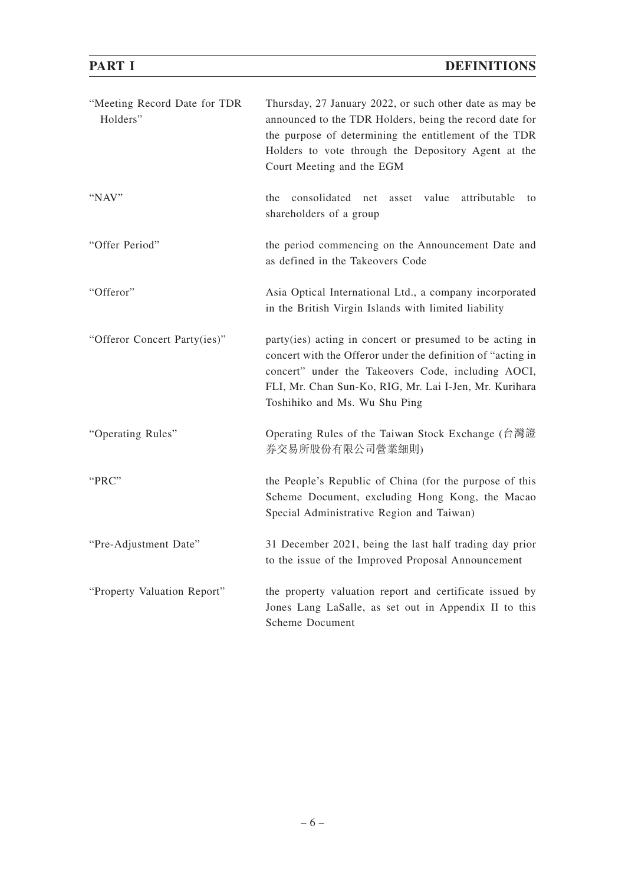| | |
|---|---|
| "Meeting Record Date for TDR Holders" | Thursday, 27 January 2022, or such other date as may be announced to the TDR Holders, being the record date for the purpose of determining the entitlement of the TDR Holders to vote through the Depository Agent at the Court Meeting and the EGM |
| "NAV" | the consolidated net asset value attributable to shareholders of a group |
| "Offer Period" | the period commencing on the Announcement Date and as defined in the Takeovers Code |
| "Offeror" | Asia Optical International Ltd., a company incorporated in the British Virgin Islands with limited liability |
| "Offeror Concert Party(ies)" | party(ies) acting in concert or presumed to be acting in concert with the Offeror under the definition of "acting in concert" under the Takeovers Code, including AOCI, FLI, Mr. Chan Sun-Ko, RIG, Mr. Lai I-Jen, Mr. Kurihara Toshihiko and Ms. Wu Shu Ping |
| "Operating Rules" | Operating Rules of the Taiwan Stock Exchange (台灣證券交易所股份有限公司營業細則) |
| "PRC" | the People's Republic of China (for the purpose of this Scheme Document, excluding Hong Kong, the Macao Special Administrative Region and Taiwan) |
| "Pre-Adjustment Date" | 31 December 2021, being the last half trading day prior to the issue of the Improved Proposal Announcement |
| "Property Valuation Report" | the property valuation report and certificate issued by Jones Lang LaSalle, as set out in Appendix II to this Scheme Document |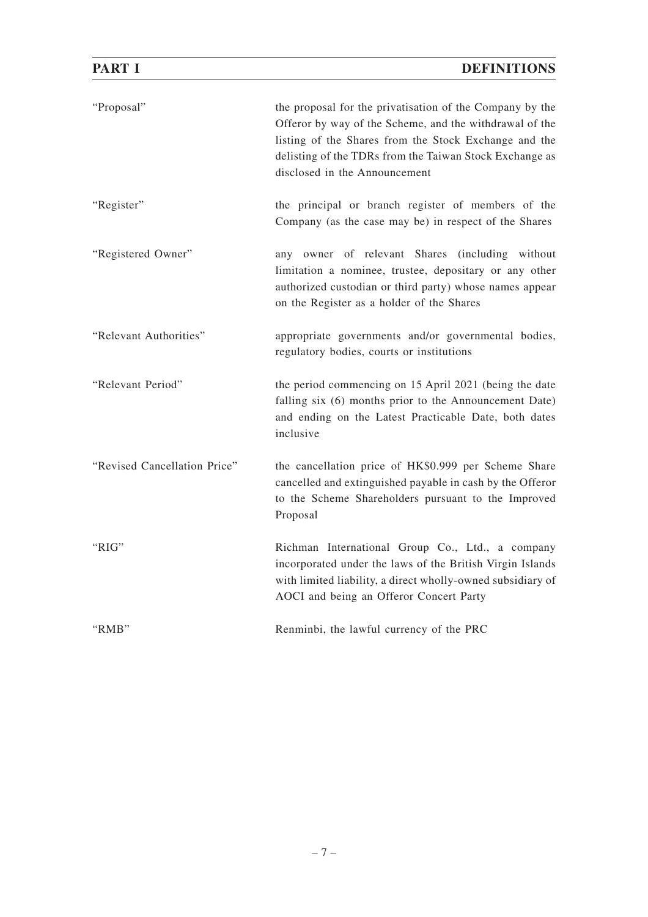| | |
|---|---|
| "Proposal" | the proposal for the privatisation of the Company by the Offeror by way of the Scheme, and the withdrawal of the listing of the Shares from the Stock Exchange and the delisting of the TDRs from the Taiwan Stock Exchange as disclosed in the Announcement |
| "Register" | the principal or branch register of members of the Company (as the case may be) in respect of the Shares |
| "Registered Owner" | any owner of relevant Shares (including without limitation a nominee, trustee, depositary or any other authorized custodian or third party) whose names appear on the Register as a holder of the Shares |
| "Relevant Authorities" | appropriate governments and/or governmental bodies, regulatory bodies, courts or institutions |
| "Relevant Period" | the period commencing on 15 April 2021 (being the date falling six (6) months prior to the Announcement Date) and ending on the Latest Practicable Date, both dates inclusive |
| "Revised Cancellation Price" | the cancellation price of HK$0.999 per Scheme Share cancelled and extinguished payable in cash by the Offeror to the Scheme Shareholders pursuant to the Improved Proposal |
| "RIG" | Richman International Group Co., Ltd., a company incorporated under the laws of the British Virgin Islands with limited liability, a direct wholly-owned subsidiary of AOCI and being an Offeror Concert Party |
| "RMB" | Renminbi, the lawful currency of the PRC |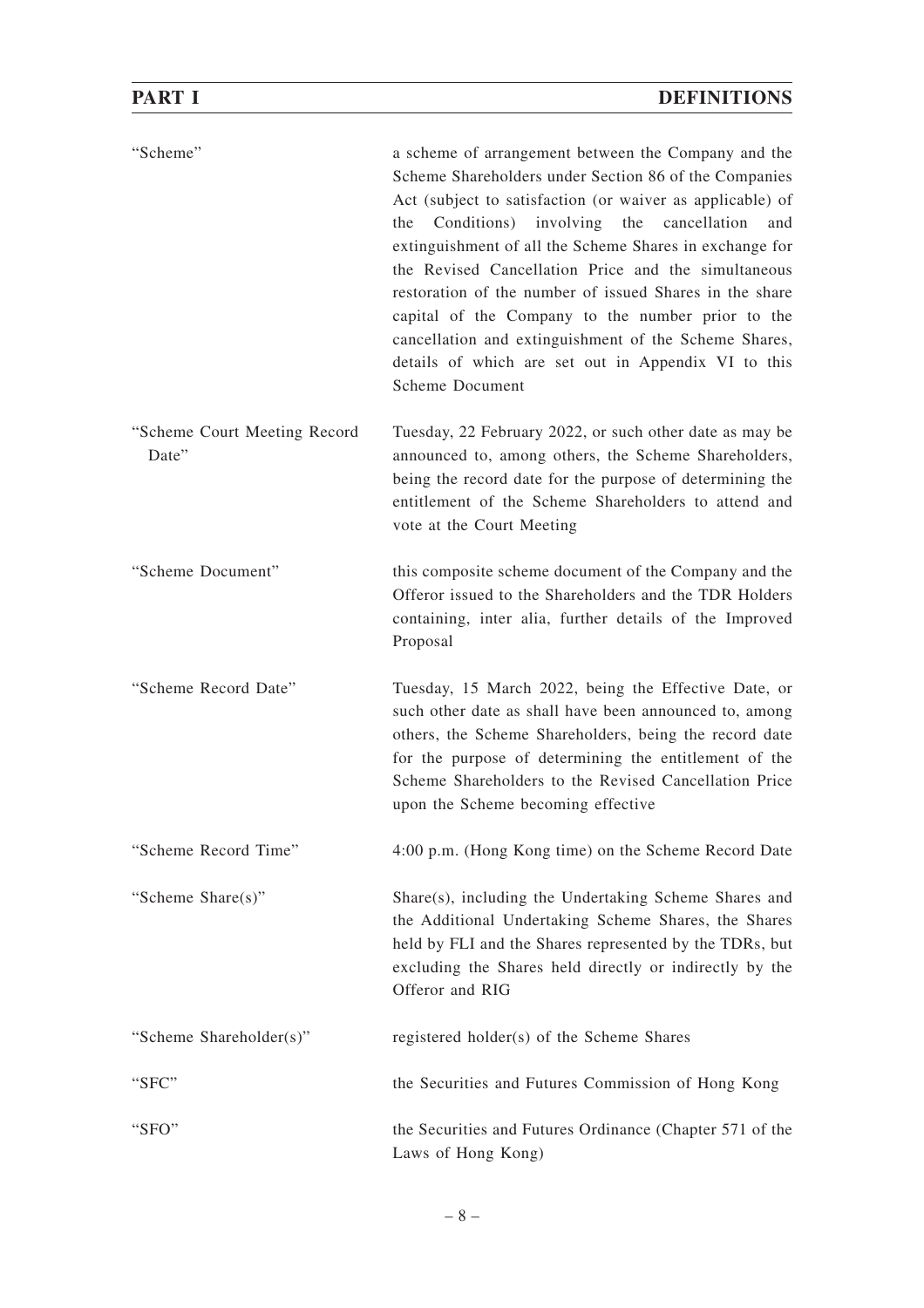| | |
|---|---|
| "Scheme" | a scheme of arrangement between the Company and the Scheme Shareholders under Section 86 of the Companies Act (subject to satisfaction (or waiver as applicable) of the Conditions) involving the cancellation and extinguishment of all the Scheme Shares in exchange for the Revised Cancellation Price and the simultaneous restoration of the number of issued Shares in the share capital of the Company to the number prior to the cancellation and extinguishment of the Scheme Shares, details of which are set out in Appendix VI to this Scheme Document |
| "Scheme Court Meeting Record Date" | Tuesday, 22 February 2022, or such other date as may be announced to, among others, the Scheme Shareholders, being the record date for the purpose of determining the entitlement of the Scheme Shareholders to attend and vote at the Court Meeting |
| "Scheme Document" | this composite scheme document of the Company and the Offeror issued to the Shareholders and the TDR Holders containing, inter alia, further details of the Improved Proposal |
| "Scheme Record Date" | Tuesday, 15 March 2022, being the Effective Date, or such other date as shall have been announced to, among others, the Scheme Shareholders, being the record date for the purpose of determining the entitlement of the Scheme Shareholders to the Revised Cancellation Price upon the Scheme becoming effective |
| "Scheme Record Time" | 4:00 p.m. (Hong Kong time) on the Scheme Record Date |
| "Scheme Share(s)" | Share(s), including the Undertaking Scheme Shares and the Additional Undertaking Scheme Shares, the Shares held by FLI and the Shares represented by the TDRs, but excluding the Shares held directly or indirectly by the Offeror and RIG |
| "Scheme Shareholder(s)" | registered holder(s) of the Scheme Shares |
| "SFC" | the Securities and Futures Commission of Hong Kong |
| "SFO" | the Securities and Futures Ordinance (Chapter 571 of the Laws of Hong Kong) |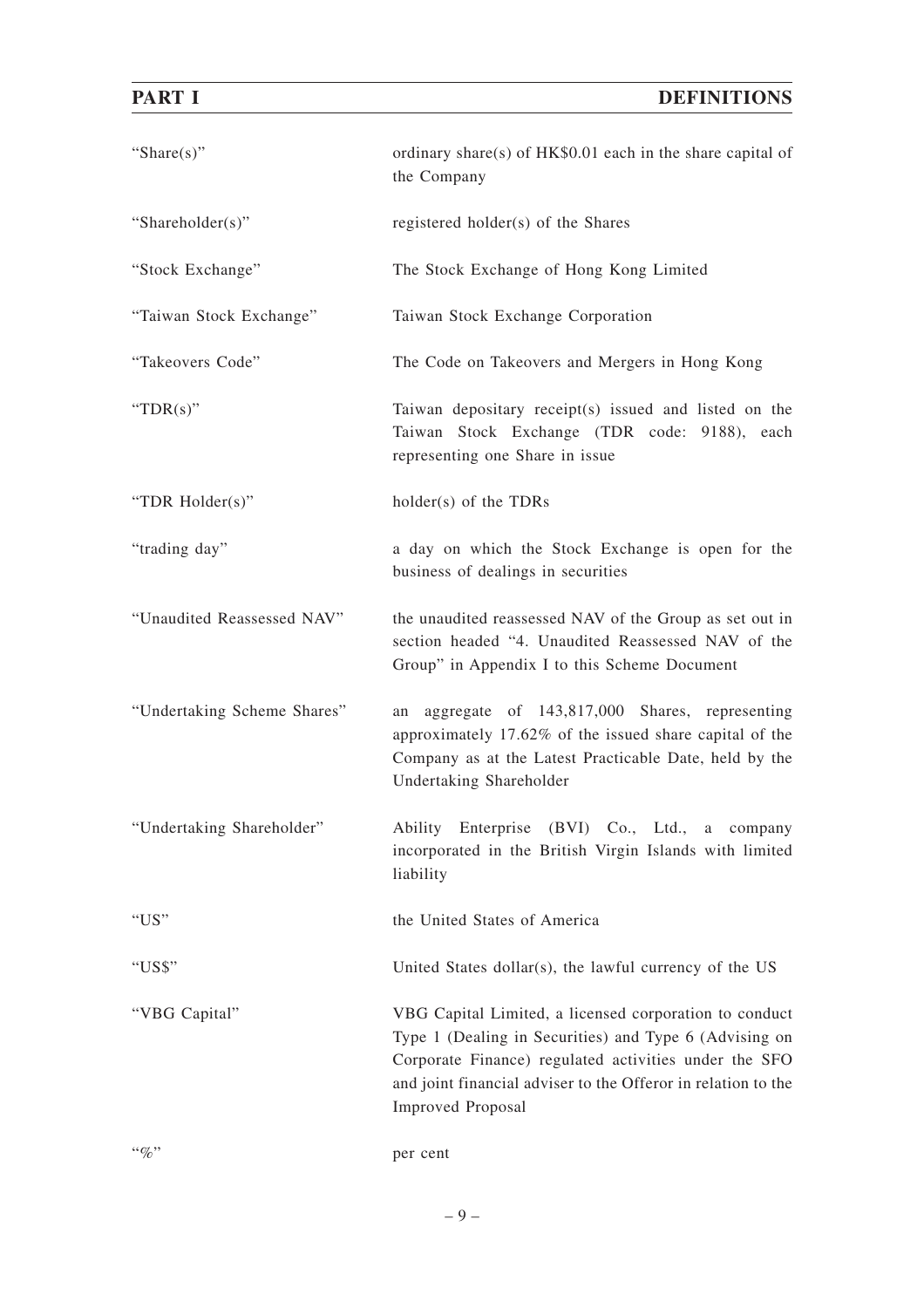| | |
|---|---|
| "Share(s)" | ordinary share(s) of HK$0.01 each in the share capital of the Company |
| "Shareholder(s)" | registered holder(s) of the Shares |
| "Stock Exchange" | The Stock Exchange of Hong Kong Limited |
| "Taiwan Stock Exchange" | Taiwan Stock Exchange Corporation |
| "Takeovers Code" | The Code on Takeovers and Mergers in Hong Kong |
| "TDR(s)" | Taiwan depositary receipt(s) issued and listed on the Taiwan Stock Exchange (TDR code: 9188), each representing one Share in issue |
| "TDR Holder(s)" | holder(s) of the TDRs |
| "trading day" | a day on which the Stock Exchange is open for the business of dealings in securities |
| "Unaudited Reassessed NAV" | the unaudited reassessed NAV of the Group as set out in section headed "4. Unaudited Reassessed NAV of the Group" in Appendix I to this Scheme Document |
| "Undertaking Scheme Shares" | an aggregate of 143,817,000 Shares, representing approximately 17.62% of the issued share capital of the Company as at the Latest Practicable Date, held by the Undertaking Shareholder |
| "Undertaking Shareholder" | Ability Enterprise (BVI) Co., Ltd., a company incorporated in the British Virgin Islands with limited liability |
| "US" | the United States of America |
| "US$" | United States dollar(s), the lawful currency of the US |
| "VBG Capital" | VBG Capital Limited, a licensed corporation to conduct Type 1 (Dealing in Securities) and Type 6 (Advising on Corporate Finance) regulated activities under the SFO and joint financial adviser to the Offeror in relation to the Improved Proposal |
| "%" | per cent |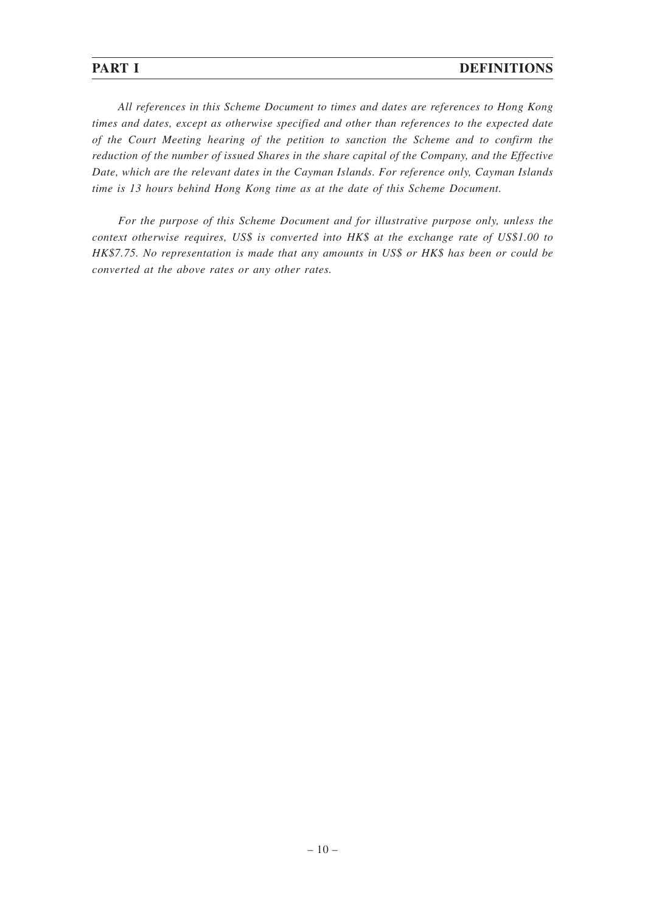*All references in this Scheme Document to times and dates are references to Hong Kong times and dates, except as otherwise specified and other than references to the expected date of the Court Meeting hearing of the petition to sanction the Scheme and to confirm the reduction of the number of issued Shares in the share capital of the Company, and the Effective Date, which are the relevant dates in the Cayman Islands. For reference only, Cayman Islands time is 13 hours behind Hong Kong time as at the date of this Scheme Document.*

*For the purpose of this Scheme Document and for illustrative purpose only, unless the context otherwise requires, US$ is converted into HK$ at the exchange rate of US$1.00 to HK$7.75. No representation is made that any amounts in US$ or HK$ has been or could be converted at the above rates or any other rates.*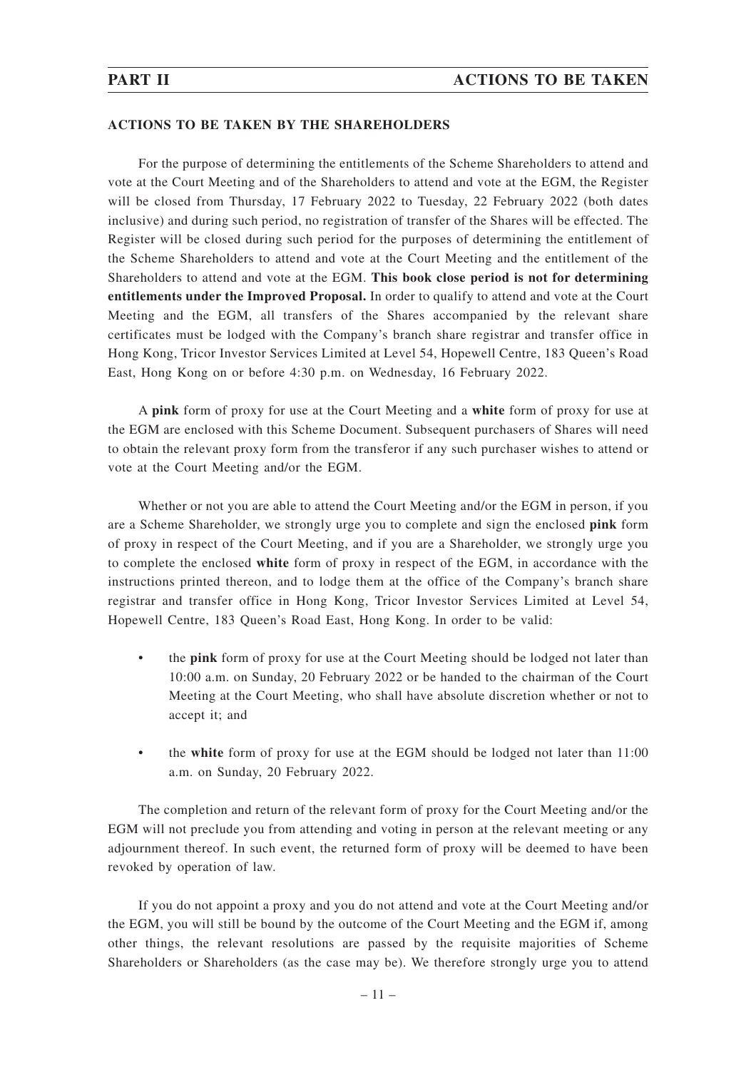## PART II ACTIONS TO BE TAKEN

### ACTIONS TO BE TAKEN BY THE SHAREHOLDERS

For the purpose of determining the entitlements of the Scheme Shareholders to attend and vote at the Court Meeting and of the Shareholders to attend and vote at the EGM, the Register will be closed from Thursday, 17 February 2022 to Tuesday, 22 February 2022 (both dates inclusive) and during such period, no registration of transfer of the Shares will be effected. The Register will be closed during such period for the purposes of determining the entitlement of the Scheme Shareholders to attend and vote at the Court Meeting and the entitlement of the Shareholders to attend and vote at the EGM. **This book close period is not for determining entitlements under the Improved Proposal.** In order to qualify to attend and vote at the Court Meeting and the EGM, all transfers of the Shares accompanied by the relevant share certificates must be lodged with the Company's branch share registrar and transfer office in Hong Kong, Tricor Investor Services Limited at Level 54, Hopewell Centre, 183 Queen's Road East, Hong Kong on or before 4:30 p.m. on Wednesday, 16 February 2022.

A **pink** form of proxy for use at the Court Meeting and a **white** form of proxy for use at the EGM are enclosed with this Scheme Document. Subsequent purchasers of Shares will need to obtain the relevant proxy form from the transferor if any such purchaser wishes to attend or vote at the Court Meeting and/or the EGM.

Whether or not you are able to attend the Court Meeting and/or the EGM in person, if you are a Scheme Shareholder, we strongly urge you to complete and sign the enclosed **pink** form of proxy in respect of the Court Meeting, and if you are a Shareholder, we strongly urge you to complete the enclosed **white** form of proxy in respect of the EGM, in accordance with the instructions printed thereon, and to lodge them at the office of the Company's branch share registrar and transfer office in Hong Kong, Tricor Investor Services Limited at Level 54, Hopewell Centre, 183 Queen's Road East, Hong Kong. In order to be valid:

- the **pink** form of proxy for use at the Court Meeting should be lodged not later than 10:00 a.m. on Sunday, 20 February 2022 or be handed to the chairman of the Court Meeting at the Court Meeting, who shall have absolute discretion whether or not to accept it; and
- the **white** form of proxy for use at the EGM should be lodged not later than 11:00 a.m. on Sunday, 20 February 2022.

The completion and return of the relevant form of proxy for the Court Meeting and/or the EGM will not preclude you from attending and voting in person at the relevant meeting or any adjournment thereof. In such event, the returned form of proxy will be deemed to have been revoked by operation of law.

If you do not appoint a proxy and you do not attend and vote at the Court Meeting and/or the EGM, you will still be bound by the outcome of the Court Meeting and the EGM if, among other things, the relevant resolutions are passed by the requisite majorities of Scheme Shareholders or Shareholders (as the case may be). We therefore strongly urge you to attend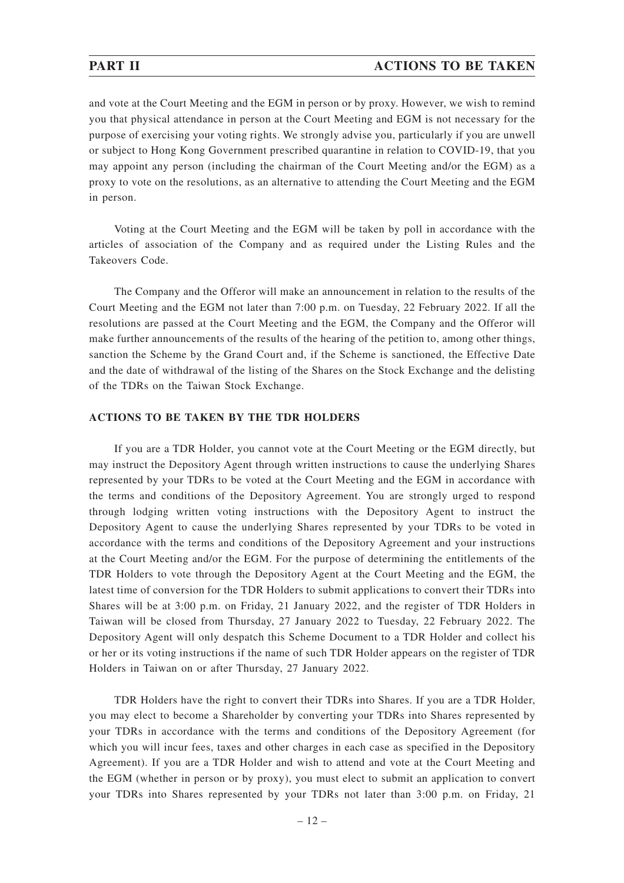and vote at the Court Meeting and the EGM in person or by proxy. However, we wish to remind you that physical attendance in person at the Court Meeting and EGM is not necessary for the purpose of exercising your voting rights. We strongly advise you, particularly if you are unwell or subject to Hong Kong Government prescribed quarantine in relation to COVID-19, that you may appoint any person (including the chairman of the Court Meeting and/or the EGM) as a proxy to vote on the resolutions, as an alternative to attending the Court Meeting and the EGM in person.

Voting at the Court Meeting and the EGM will be taken by poll in accordance with the articles of association of the Company and as required under the Listing Rules and the Takeovers Code.

The Company and the Offeror will make an announcement in relation to the results of the Court Meeting and the EGM not later than 7:00 p.m. on Tuesday, 22 February 2022. If all the resolutions are passed at the Court Meeting and the EGM, the Company and the Offeror will make further announcements of the results of the hearing of the petition to, among other things, sanction the Scheme by the Grand Court and, if the Scheme is sanctioned, the Effective Date and the date of withdrawal of the listing of the Shares on the Stock Exchange and the delisting of the TDRs on the Taiwan Stock Exchange.

**ACTIONS TO BE TAKEN BY THE TDR HOLDERS**

If you are a TDR Holder, you cannot vote at the Court Meeting or the EGM directly, but may instruct the Depository Agent through written instructions to cause the underlying Shares represented by your TDRs to be voted at the Court Meeting and the EGM in accordance with the terms and conditions of the Depository Agreement. You are strongly urged to respond through lodging written voting instructions with the Depository Agent to instruct the Depository Agent to cause the underlying Shares represented by your TDRs to be voted in accordance with the terms and conditions of the Depository Agreement and your instructions at the Court Meeting and/or the EGM. For the purpose of determining the entitlements of the TDR Holders to vote through the Depository Agent at the Court Meeting and the EGM, the latest time of conversion for the TDR Holders to submit applications to convert their TDRs into Shares will be at 3:00 p.m. on Friday, 21 January 2022, and the register of TDR Holders in Taiwan will be closed from Thursday, 27 January 2022 to Tuesday, 22 February 2022. The Depository Agent will only despatch this Scheme Document to a TDR Holder and collect his or her or its voting instructions if the name of such TDR Holder appears on the register of TDR Holders in Taiwan on or after Thursday, 27 January 2022.

TDR Holders have the right to convert their TDRs into Shares. If you are a TDR Holder, you may elect to become a Shareholder by converting your TDRs into Shares represented by your TDRs in accordance with the terms and conditions of the Depository Agreement (for which you will incur fees, taxes and other charges in each case as specified in the Depository Agreement). If you are a TDR Holder and wish to attend and vote at the Court Meeting and the EGM (whether in person or by proxy), you must elect to submit an application to convert your TDRs into Shares represented by your TDRs not later than 3:00 p.m. on Friday, 21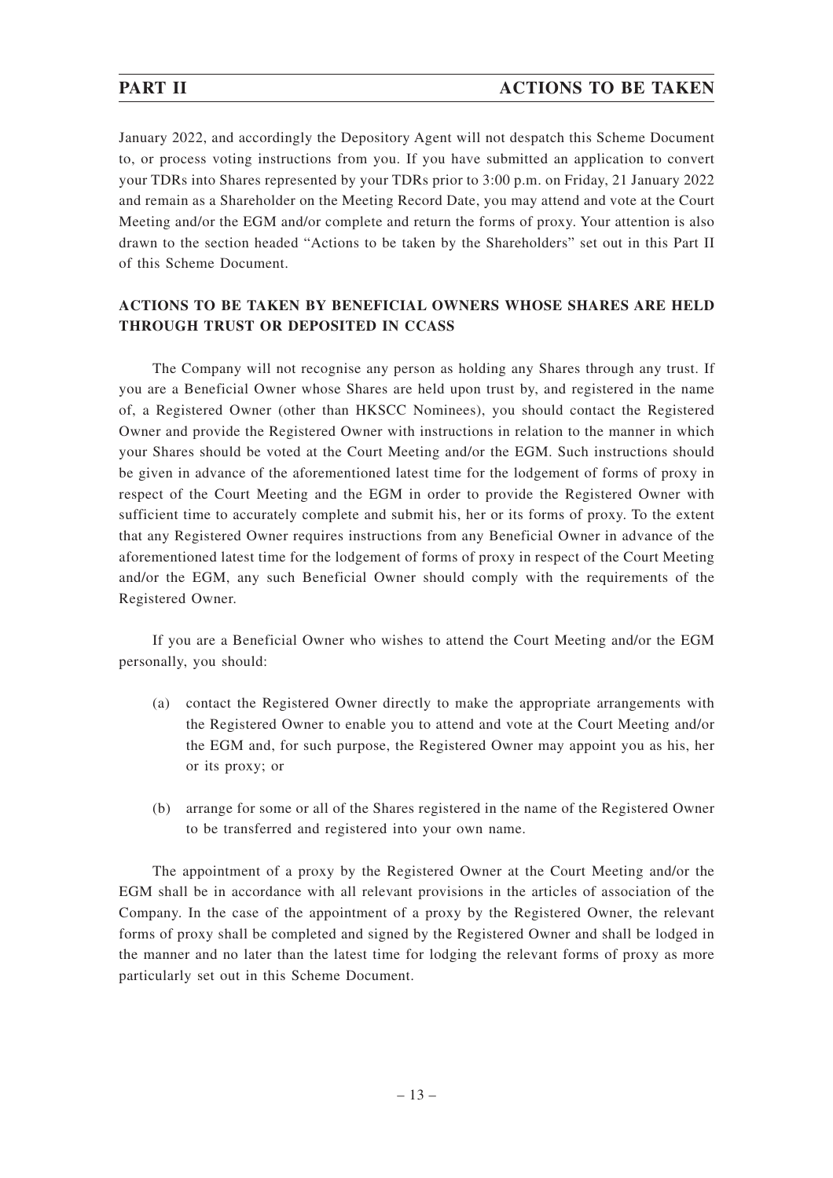January 2022, and accordingly the Depository Agent will not despatch this Scheme Document to, or process voting instructions from you. If you have submitted an application to convert your TDRs into Shares represented by your TDRs prior to 3:00 p.m. on Friday, 21 January 2022 and remain as a Shareholder on the Meeting Record Date, you may attend and vote at the Court Meeting and/or the EGM and/or complete and return the forms of proxy. Your attention is also drawn to the section headed "Actions to be taken by the Shareholders" set out in this Part II of this Scheme Document.

## ACTIONS TO BE TAKEN BY BENEFICIAL OWNERS WHOSE SHARES ARE HELD THROUGH TRUST OR DEPOSITED IN CCASS

The Company will not recognise any person as holding any Shares through any trust. If you are a Beneficial Owner whose Shares are held upon trust by, and registered in the name of, a Registered Owner (other than HKSCC Nominees), you should contact the Registered Owner and provide the Registered Owner with instructions in relation to the manner in which your Shares should be voted at the Court Meeting and/or the EGM. Such instructions should be given in advance of the aforementioned latest time for the lodgement of forms of proxy in respect of the Court Meeting and the EGM in order to provide the Registered Owner with sufficient time to accurately complete and submit his, her or its forms of proxy. To the extent that any Registered Owner requires instructions from any Beneficial Owner in advance of the aforementioned latest time for the lodgement of forms of proxy in respect of the Court Meeting and/or the EGM, any such Beneficial Owner should comply with the requirements of the Registered Owner.

If you are a Beneficial Owner who wishes to attend the Court Meeting and/or the EGM personally, you should:

(a) contact the Registered Owner directly to make the appropriate arrangements with the Registered Owner to enable you to attend and vote at the Court Meeting and/or the EGM and, for such purpose, the Registered Owner may appoint you as his, her or its proxy; or

(b) arrange for some or all of the Shares registered in the name of the Registered Owner to be transferred and registered into your own name.

The appointment of a proxy by the Registered Owner at the Court Meeting and/or the EGM shall be in accordance with all relevant provisions in the articles of association of the Company. In the case of the appointment of a proxy by the Registered Owner, the relevant forms of proxy shall be completed and signed by the Registered Owner and shall be lodged in the manner and no later than the latest time for lodging the relevant forms of proxy as more particularly set out in this Scheme Document.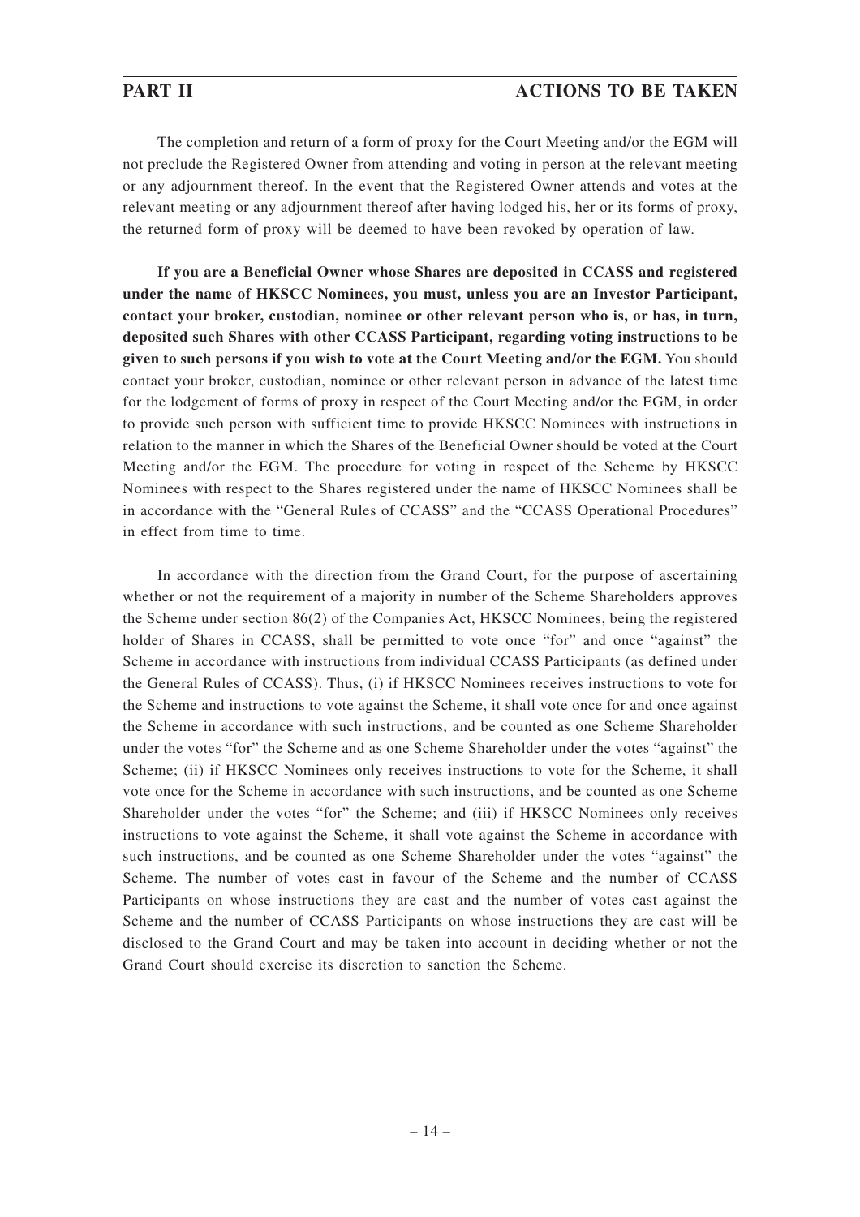The completion and return of a form of proxy for the Court Meeting and/or the EGM will not preclude the Registered Owner from attending and voting in person at the relevant meeting or any adjournment thereof. In the event that the Registered Owner attends and votes at the relevant meeting or any adjournment thereof after having lodged his, her or its forms of proxy, the returned form of proxy will be deemed to have been revoked by operation of law.

**If you are a Beneficial Owner whose Shares are deposited in CCASS and registered under the name of HKSCC Nominees, you must, unless you are an Investor Participant, contact your broker, custodian, nominee or other relevant person who is, or has, in turn, deposited such Shares with other CCASS Participant, regarding voting instructions to be given to such persons if you wish to vote at the Court Meeting and/or the EGM.** You should contact your broker, custodian, nominee or other relevant person in advance of the latest time for the lodgement of forms of proxy in respect of the Court Meeting and/or the EGM, in order to provide such person with sufficient time to provide HKSCC Nominees with instructions in relation to the manner in which the Shares of the Beneficial Owner should be voted at the Court Meeting and/or the EGM. The procedure for voting in respect of the Scheme by HKSCC Nominees with respect to the Shares registered under the name of HKSCC Nominees shall be in accordance with the "General Rules of CCASS" and the "CCASS Operational Procedures" in effect from time to time.

In accordance with the direction from the Grand Court, for the purpose of ascertaining whether or not the requirement of a majority in number of the Scheme Shareholders approves the Scheme under section 86(2) of the Companies Act, HKSCC Nominees, being the registered holder of Shares in CCASS, shall be permitted to vote once "for" and once "against" the Scheme in accordance with instructions from individual CCASS Participants (as defined under the General Rules of CCASS). Thus, (i) if HKSCC Nominees receives instructions to vote for the Scheme and instructions to vote against the Scheme, it shall vote once for and once against the Scheme in accordance with such instructions, and be counted as one Scheme Shareholder under the votes "for" the Scheme and as one Scheme Shareholder under the votes "against" the Scheme; (ii) if HKSCC Nominees only receives instructions to vote for the Scheme, it shall vote once for the Scheme in accordance with such instructions, and be counted as one Scheme Shareholder under the votes "for" the Scheme; and (iii) if HKSCC Nominees only receives instructions to vote against the Scheme, it shall vote against the Scheme in accordance with such instructions, and be counted as one Scheme Shareholder under the votes "against" the Scheme. The number of votes cast in favour of the Scheme and the number of CCASS Participants on whose instructions they are cast and the number of votes cast against the Scheme and the number of CCASS Participants on whose instructions they are cast will be disclosed to the Grand Court and may be taken into account in deciding whether or not the Grand Court should exercise its discretion to sanction the Scheme.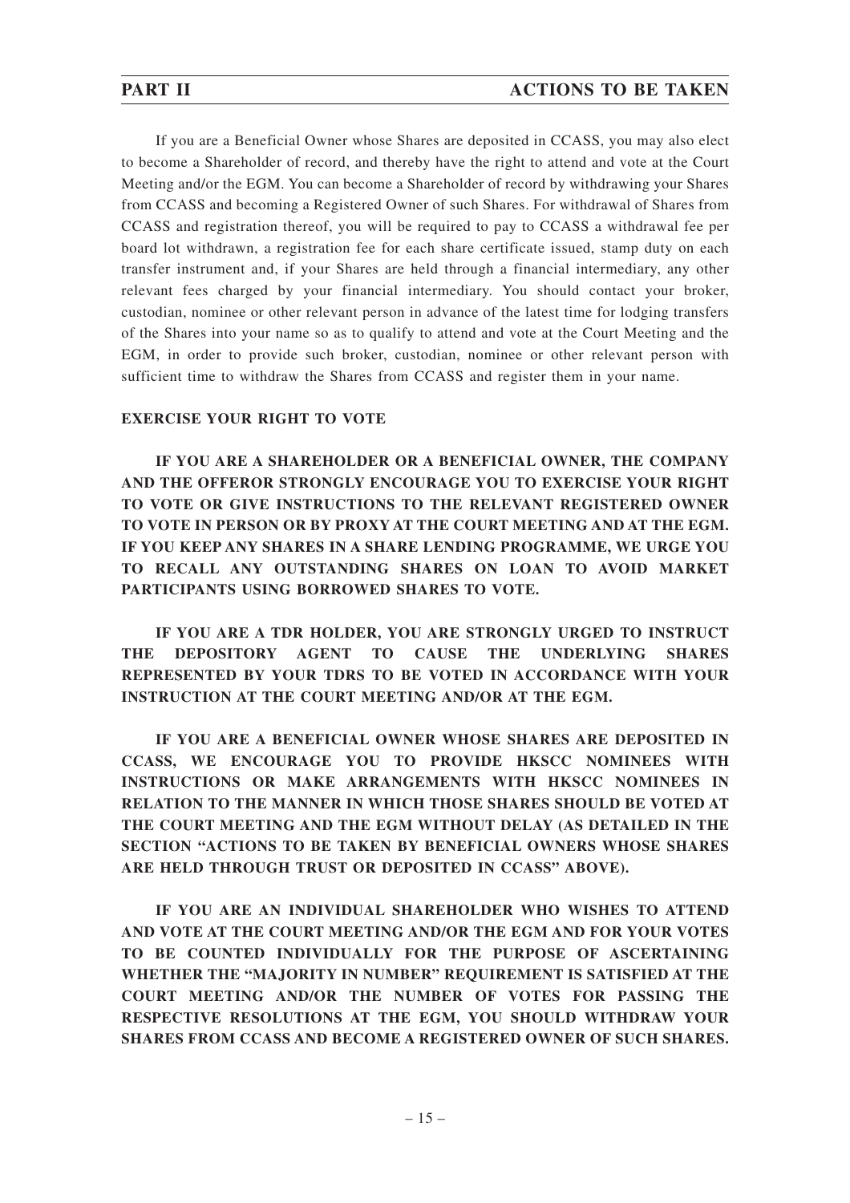If you are a Beneficial Owner whose Shares are deposited in CCASS, you may also elect to become a Shareholder of record, and thereby have the right to attend and vote at the Court Meeting and/or the EGM. You can become a Shareholder of record by withdrawing your Shares from CCASS and becoming a Registered Owner of such Shares. For withdrawal of Shares from CCASS and registration thereof, you will be required to pay to CCASS a withdrawal fee per board lot withdrawn, a registration fee for each share certificate issued, stamp duty on each transfer instrument and, if your Shares are held through a financial intermediary, any other relevant fees charged by your financial intermediary. You should contact your broker, custodian, nominee or other relevant person in advance of the latest time for lodging transfers of the Shares into your name so as to qualify to attend and vote at the Court Meeting and the EGM, in order to provide such broker, custodian, nominee or other relevant person with sufficient time to withdraw the Shares from CCASS and register them in your name.

## EXERCISE YOUR RIGHT TO VOTE

**IF YOU ARE A SHAREHOLDER OR A BENEFICIAL OWNER, THE COMPANY AND THE OFFEROR STRONGLY ENCOURAGE YOU TO EXERCISE YOUR RIGHT TO VOTE OR GIVE INSTRUCTIONS TO THE RELEVANT REGISTERED OWNER TO VOTE IN PERSON OR BY PROXY AT THE COURT MEETING AND AT THE EGM. IF YOU KEEP ANY SHARES IN A SHARE LENDING PROGRAMME, WE URGE YOU TO RECALL ANY OUTSTANDING SHARES ON LOAN TO AVOID MARKET PARTICIPANTS USING BORROWED SHARES TO VOTE.**

**IF YOU ARE A TDR HOLDER, YOU ARE STRONGLY URGED TO INSTRUCT THE DEPOSITORY AGENT TO CAUSE THE UNDERLYING SHARES REPRESENTED BY YOUR TDRS TO BE VOTED IN ACCORDANCE WITH YOUR INSTRUCTION AT THE COURT MEETING AND/OR AT THE EGM.**

**IF YOU ARE A BENEFICIAL OWNER WHOSE SHARES ARE DEPOSITED IN CCASS, WE ENCOURAGE YOU TO PROVIDE HKSCC NOMINEES WITH INSTRUCTIONS OR MAKE ARRANGEMENTS WITH HKSCC NOMINEES IN RELATION TO THE MANNER IN WHICH THOSE SHARES SHOULD BE VOTED AT THE COURT MEETING AND THE EGM WITHOUT DELAY (AS DETAILED IN THE SECTION "ACTIONS TO BE TAKEN BY BENEFICIAL OWNERS WHOSE SHARES ARE HELD THROUGH TRUST OR DEPOSITED IN CCASS" ABOVE).**

**IF YOU ARE AN INDIVIDUAL SHAREHOLDER WHO WISHES TO ATTEND AND VOTE AT THE COURT MEETING AND/OR THE EGM AND FOR YOUR VOTES TO BE COUNTED INDIVIDUALLY FOR THE PURPOSE OF ASCERTAINING WHETHER THE "MAJORITY IN NUMBER" REQUIREMENT IS SATISFIED AT THE COURT MEETING AND/OR THE NUMBER OF VOTES FOR PASSING THE RESPECTIVE RESOLUTIONS AT THE EGM, YOU SHOULD WITHDRAW YOUR SHARES FROM CCASS AND BECOME A REGISTERED OWNER OF SUCH SHARES.**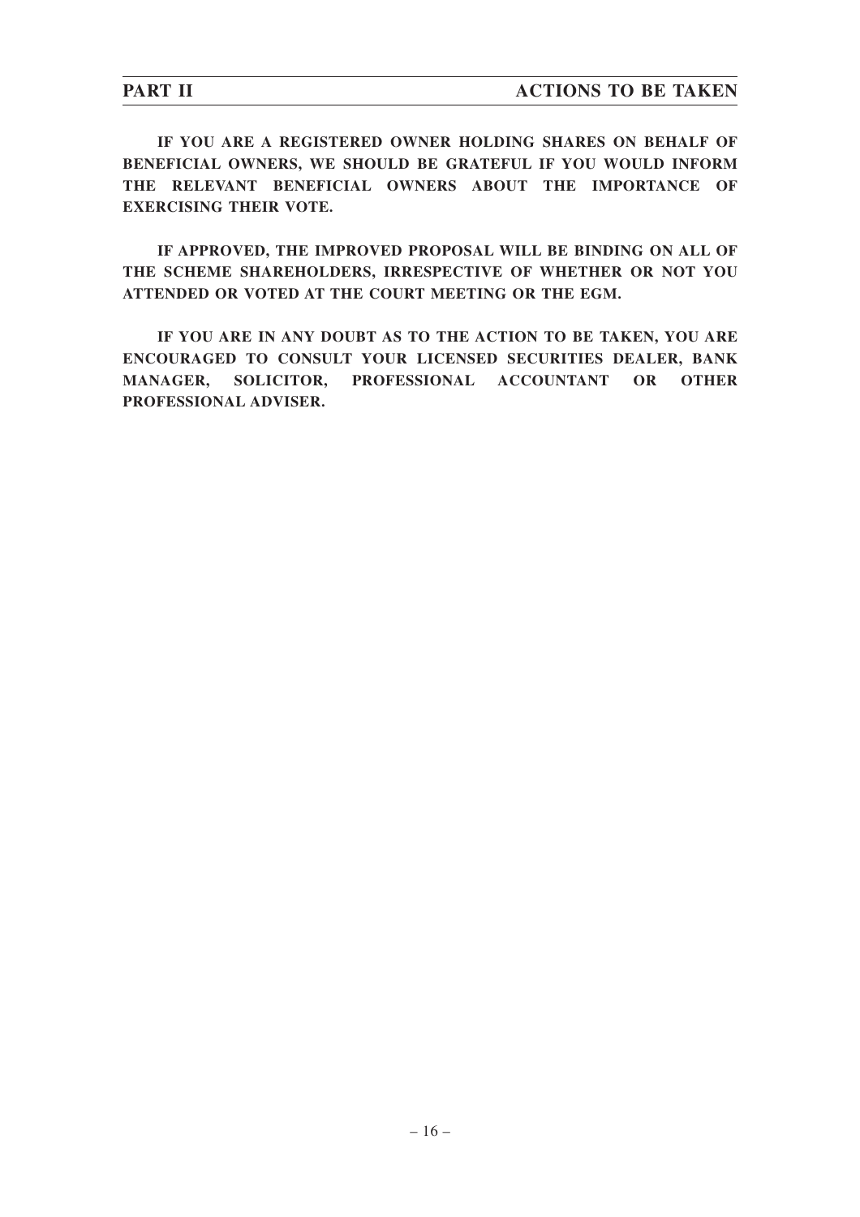**IF YOU ARE A REGISTERED OWNER HOLDING SHARES ON BEHALF OF BENEFICIAL OWNERS, WE SHOULD BE GRATEFUL IF YOU WOULD INFORM THE RELEVANT BENEFICIAL OWNERS ABOUT THE IMPORTANCE OF EXERCISING THEIR VOTE.**

**IF APPROVED, THE IMPROVED PROPOSAL WILL BE BINDING ON ALL OF THE SCHEME SHAREHOLDERS, IRRESPECTIVE OF WHETHER OR NOT YOU ATTENDED OR VOTED AT THE COURT MEETING OR THE EGM.**

**IF YOU ARE IN ANY DOUBT AS TO THE ACTION TO BE TAKEN, YOU ARE ENCOURAGED TO CONSULT YOUR LICENSED SECURITIES DEALER, BANK MANAGER, SOLICITOR, PROFESSIONAL ACCOUNTANT OR OTHER PROFESSIONAL ADVISER.**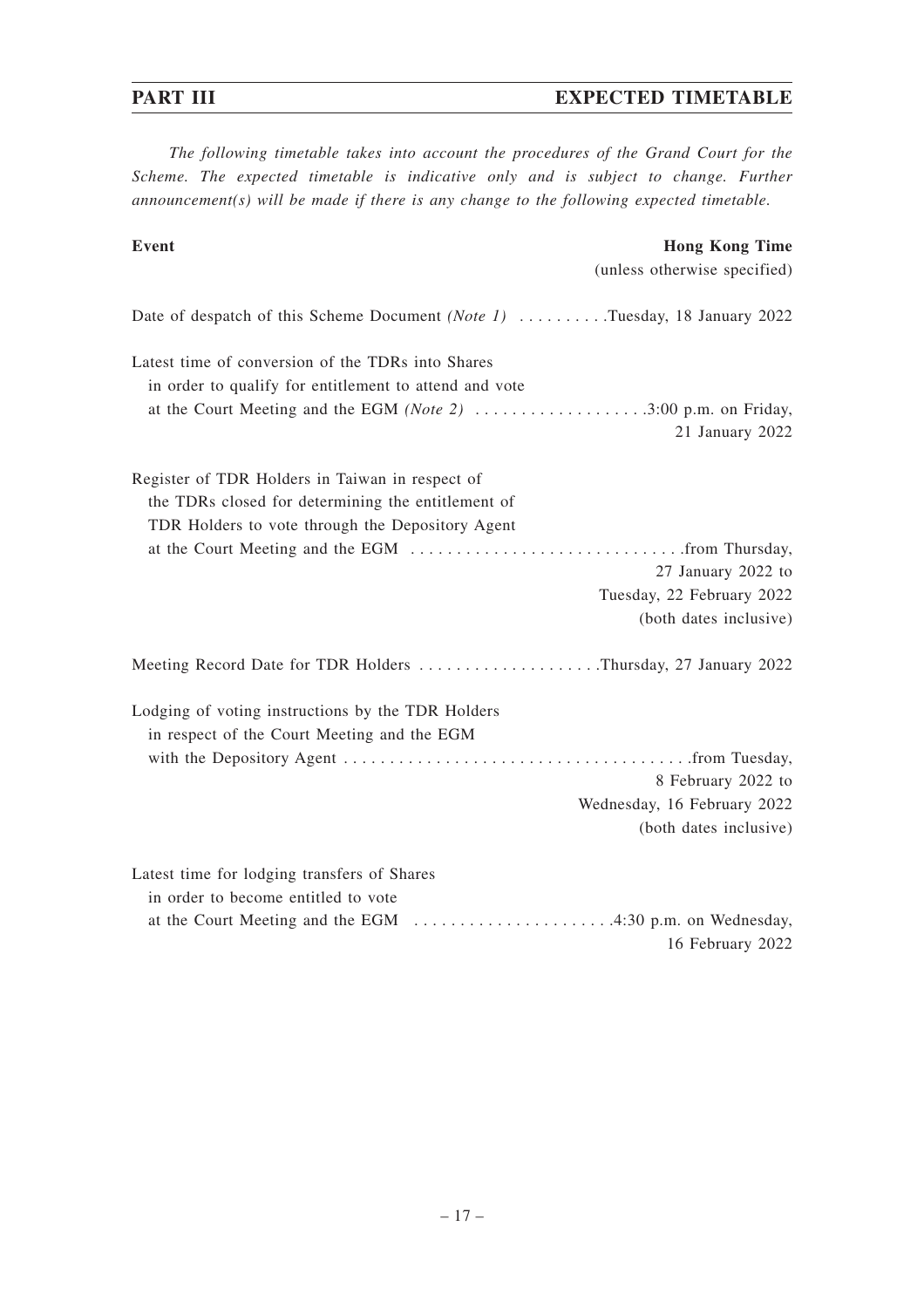# PART III EXPECTED TIMETABLE

*The following timetable takes into account the procedures of the Grand Court for the Scheme. The expected timetable is indicative only and is subject to change. Further announcement(s) will be made if there is any change to the following expected timetable.*

| **Event** | **Hong Kong Time** (unless otherwise specified) |
|---|---|
| Date of despatch of this Scheme Document *(Note 1)* | Tuesday, 18 January 2022 |
| Latest time of conversion of the TDRs into Shares in order to qualify for entitlement to attend and vote at the Court Meeting and the EGM *(Note 2)* | 3:00 p.m. on Friday, 21 January 2022 |
| Register of TDR Holders in Taiwan in respect of the TDRs closed for determining the entitlement of TDR Holders to vote through the Depository Agent at the Court Meeting and the EGM | from Thursday, 27 January 2022 to Tuesday, 22 February 2022 (both dates inclusive) |
| Meeting Record Date for TDR Holders | Thursday, 27 January 2022 |
| Lodging of voting instructions by the TDR Holders in respect of the Court Meeting and the EGM with the Depository Agent | from Tuesday, 8 February 2022 to Wednesday, 16 February 2022 (both dates inclusive) |
| Latest time for lodging transfers of Shares in order to become entitled to vote at the Court Meeting and the EGM | 4:30 p.m. on Wednesday, 16 February 2022 |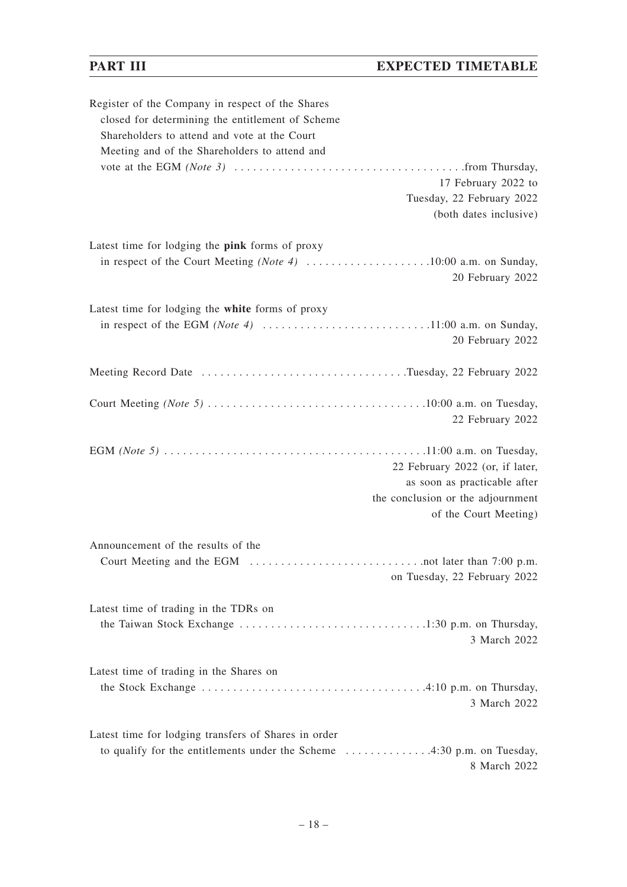## PART III EXPECTED TIMETABLE

| | |
|---|---|
| Register of the Company in respect of the Shares closed for determining the entitlement of Scheme Shareholders to attend and vote at the Court Meeting and of the Shareholders to attend and vote at the EGM *(Note 3)* | from Thursday, 17 February 2022 to Tuesday, 22 February 2022 (both dates inclusive) |
| Latest time for lodging the **pink** forms of proxy in respect of the Court Meeting *(Note 4)* | 10:00 a.m. on Sunday, 20 February 2022 |
| Latest time for lodging the **white** forms of proxy in respect of the EGM *(Note 4)* | 11:00 a.m. on Sunday, 20 February 2022 |
| Meeting Record Date | Tuesday, 22 February 2022 |
| Court Meeting *(Note 5)* | 10:00 a.m. on Tuesday, 22 February 2022 |
| EGM *(Note 5)* | 11:00 a.m. on Tuesday, 22 February 2022 (or, if later, as soon as practicable after the conclusion or the adjournment of the Court Meeting) |
| Announcement of the results of the Court Meeting and the EGM | not later than 7:00 p.m. on Tuesday, 22 February 2022 |
| Latest time of trading in the TDRs on the Taiwan Stock Exchange | 1:30 p.m. on Thursday, 3 March 2022 |
| Latest time of trading in the Shares on the Stock Exchange | 4:10 p.m. on Thursday, 3 March 2022 |
| Latest time for lodging transfers of Shares in order to qualify for the entitlements under the Scheme | 4:30 p.m. on Tuesday, 8 March 2022 |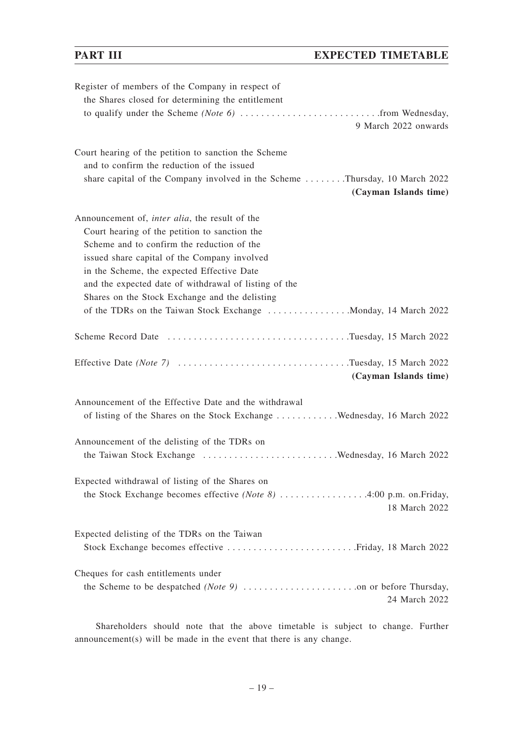Register of members of the Company in respect of the Shares closed for determining the entitlement to qualify under the Scheme *(Note 6)* .......................... from Wednesday, 9 March 2022 onwards

Court hearing of the petition to sanction the Scheme and to confirm the reduction of the issued share capital of the Company involved in the Scheme ........ Thursday, 10 March 2022 **(Cayman Islands time)**

Announcement of, *inter alia*, the result of the Court hearing of the petition to sanction the Scheme and to confirm the reduction of the issued share capital of the Company involved in the Scheme, the expected Effective Date and the expected date of withdrawal of listing of the Shares on the Stock Exchange and the delisting of the TDRs on the Taiwan Stock Exchange ................ Monday, 14 March 2022

Scheme Record Date .................................. Tuesday, 15 March 2022

Effective Date *(Note 7)* ................................ Tuesday, 15 March 2022 **(Cayman Islands time)**

Announcement of the Effective Date and the withdrawal of listing of the Shares on the Stock Exchange ........... Wednesday, 16 March 2022

Announcement of the delisting of the TDRs on the Taiwan Stock Exchange .......................... Wednesday, 16 March 2022

Expected withdrawal of listing of the Shares on the Stock Exchange becomes effective *(Note 8)* ................. 4:00 p.m. on Friday, 18 March 2022

Expected delisting of the TDRs on the Taiwan Stock Exchange becomes effective ......................... Friday, 18 March 2022

Cheques for cash entitlements under the Scheme to be despatched *(Note 9)* ...................... on or before Thursday, 24 March 2022

Shareholders should note that the above timetable is subject to change. Further announcement(s) will be made in the event that there is any change.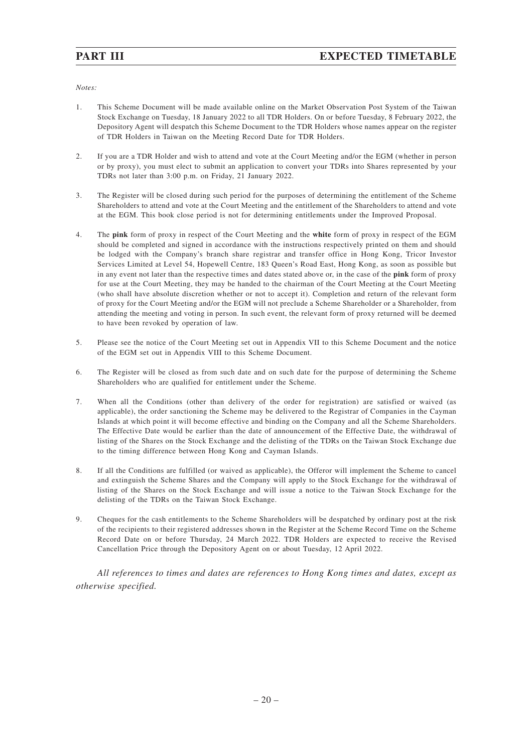*Notes:*

1. This Scheme Document will be made available online on the Market Observation Post System of the Taiwan Stock Exchange on Tuesday, 18 January 2022 to all TDR Holders. On or before Tuesday, 8 February 2022, the Depository Agent will despatch this Scheme Document to the TDR Holders whose names appear on the register of TDR Holders in Taiwan on the Meeting Record Date for TDR Holders.

2. If you are a TDR Holder and wish to attend and vote at the Court Meeting and/or the EGM (whether in person or by proxy), you must elect to submit an application to convert your TDRs into Shares represented by your TDRs not later than 3:00 p.m. on Friday, 21 January 2022.

3. The Register will be closed during such period for the purposes of determining the entitlement of the Scheme Shareholders to attend and vote at the Court Meeting and the entitlement of the Shareholders to attend and vote at the EGM. This book close period is not for determining entitlements under the Improved Proposal.

4. The **pink** form of proxy in respect of the Court Meeting and the **white** form of proxy in respect of the EGM should be completed and signed in accordance with the instructions respectively printed on them and should be lodged with the Company's branch share registrar and transfer office in Hong Kong, Tricor Investor Services Limited at Level 54, Hopewell Centre, 183 Queen's Road East, Hong Kong, as soon as possible but in any event not later than the respective times and dates stated above or, in the case of the **pink** form of proxy for use at the Court Meeting, they may be handed to the chairman of the Court Meeting at the Court Meeting (who shall have absolute discretion whether or not to accept it). Completion and return of the relevant form of proxy for the Court Meeting and/or the EGM will not preclude a Scheme Shareholder or a Shareholder, from attending the meeting and voting in person. In such event, the relevant form of proxy returned will be deemed to have been revoked by operation of law.

5. Please see the notice of the Court Meeting set out in Appendix VII to this Scheme Document and the notice of the EGM set out in Appendix VIII to this Scheme Document.

6. The Register will be closed as from such date and on such date for the purpose of determining the Scheme Shareholders who are qualified for entitlement under the Scheme.

7. When all the Conditions (other than delivery of the order for registration) are satisfied or waived (as applicable), the order sanctioning the Scheme may be delivered to the Registrar of Companies in the Cayman Islands at which point it will become effective and binding on the Company and all the Scheme Shareholders. The Effective Date would be earlier than the date of announcement of the Effective Date, the withdrawal of listing of the Shares on the Stock Exchange and the delisting of the TDRs on the Taiwan Stock Exchange due to the timing difference between Hong Kong and Cayman Islands.

8. If all the Conditions are fulfilled (or waived as applicable), the Offeror will implement the Scheme to cancel and extinguish the Scheme Shares and the Company will apply to the Stock Exchange for the withdrawal of listing of the Shares on the Stock Exchange and will issue a notice to the Taiwan Stock Exchange for the delisting of the TDRs on the Taiwan Stock Exchange.

9. Cheques for the cash entitlements to the Scheme Shareholders will be despatched by ordinary post at the risk of the recipients to their registered addresses shown in the Register at the Scheme Record Time on the Scheme Record Date on or before Thursday, 24 March 2022. TDR Holders are expected to receive the Revised Cancellation Price through the Depository Agent on or about Tuesday, 12 April 2022.

*All references to times and dates are references to Hong Kong times and dates, except as otherwise specified.*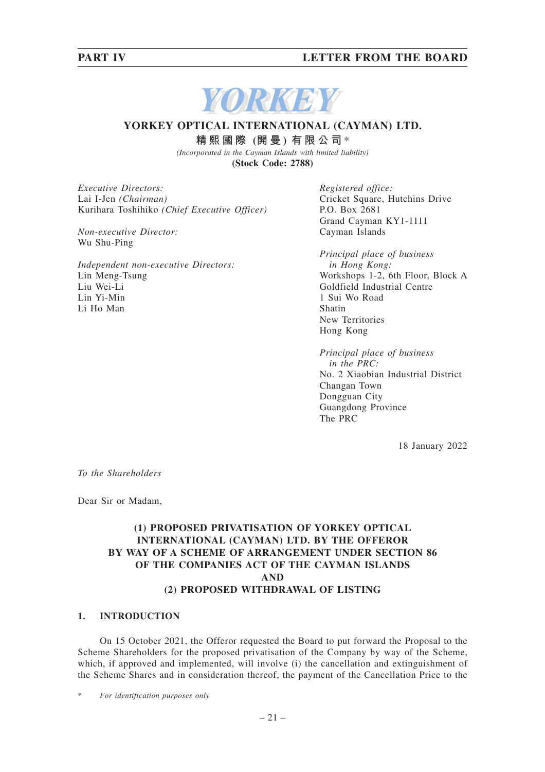**YORKEY**

**YORKEY OPTICAL INTERNATIONAL (CAYMAN) LTD.**

**精熙國際(開曼)有限公司** *

*(Incorporated in the Cayman Islands with limited liability)*

**(Stock Code: 2788)**

*Executive Directors:*
Lai I-Jen *(Chairman)*
Kurihara Toshihiko *(Chief Executive Officer)*

*Non-executive Director:*
Wu Shu-Ping

*Independent non-executive Directors:*
Lin Meng-Tsung
Liu Wei-Li
Lin Yi-Min
Li Ho Man

*Registered office:*
Cricket Square, Hutchins Drive
P.O. Box 2681
Grand Cayman KY1-1111
Cayman Islands

*Principal place of business in Hong Kong:*
Workshops 1-2, 6th Floor, Block A
Goldfield Industrial Centre
1 Sui Wo Road
Shatin
New Territories
Hong Kong

*Principal place of business in the PRC:*
No. 2 Xiaobian Industrial District
Changan Town
Dongguan City
Guangdong Province
The PRC

18 January 2022

*To the Shareholders*

Dear Sir or Madam,

**(1) PROPOSED PRIVATISATION OF YORKEY OPTICAL INTERNATIONAL (CAYMAN) LTD. BY THE OFFEROR BY WAY OF A SCHEME OF ARRANGEMENT UNDER SECTION 86 OF THE COMPANIES ACT OF THE CAYMAN ISLANDS AND (2) PROPOSED WITHDRAWAL OF LISTING**

## 1. INTRODUCTION

On 15 October 2021, the Offeror requested the Board to put forward the Proposal to the Scheme Shareholders for the proposed privatisation of the Company by way of the Scheme, which, if approved and implemented, will involve (i) the cancellation and extinguishment of the Scheme Shares and in consideration thereof, the payment of the Cancellation Price to the

\* *For identification purposes only*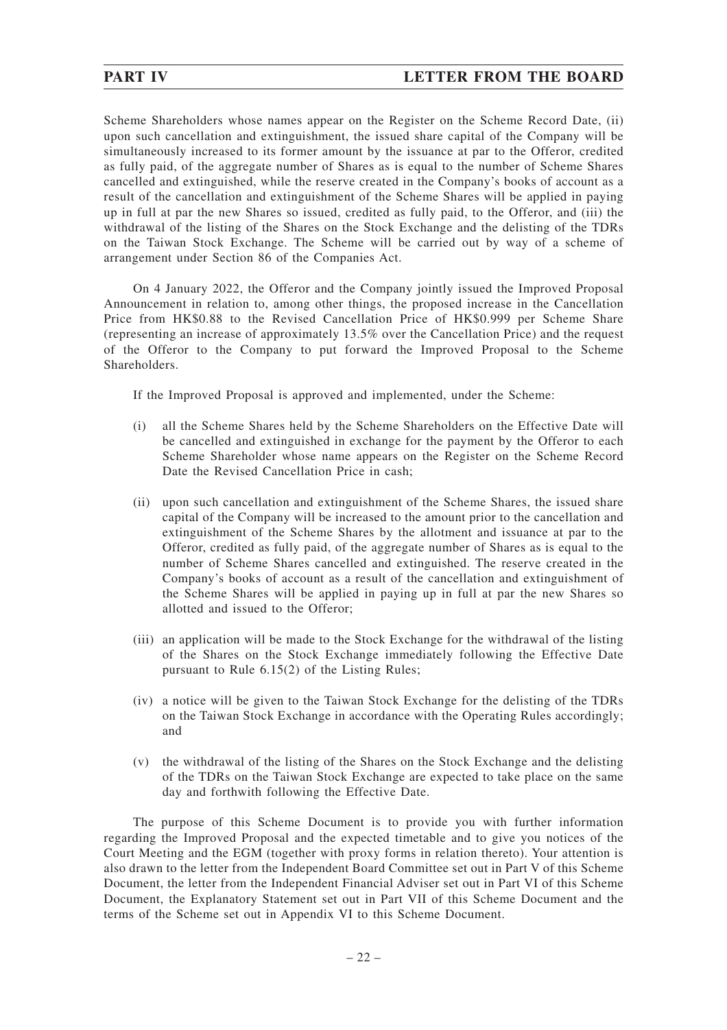Scheme Shareholders whose names appear on the Register on the Scheme Record Date, (ii) upon such cancellation and extinguishment, the issued share capital of the Company will be simultaneously increased to its former amount by the issuance at par to the Offeror, credited as fully paid, of the aggregate number of Shares as is equal to the number of Scheme Shares cancelled and extinguished, while the reserve created in the Company's books of account as a result of the cancellation and extinguishment of the Scheme Shares will be applied in paying up in full at par the new Shares so issued, credited as fully paid, to the Offeror, and (iii) the withdrawal of the listing of the Shares on the Stock Exchange and the delisting of the TDRs on the Taiwan Stock Exchange. The Scheme will be carried out by way of a scheme of arrangement under Section 86 of the Companies Act.

On 4 January 2022, the Offeror and the Company jointly issued the Improved Proposal Announcement in relation to, among other things, the proposed increase in the Cancellation Price from HK$0.88 to the Revised Cancellation Price of HK$0.999 per Scheme Share (representing an increase of approximately 13.5% over the Cancellation Price) and the request of the Offeror to the Company to put forward the Improved Proposal to the Scheme Shareholders.

If the Improved Proposal is approved and implemented, under the Scheme:

(i) all the Scheme Shares held by the Scheme Shareholders on the Effective Date will be cancelled and extinguished in exchange for the payment by the Offeror to each Scheme Shareholder whose name appears on the Register on the Scheme Record Date the Revised Cancellation Price in cash;

(ii) upon such cancellation and extinguishment of the Scheme Shares, the issued share capital of the Company will be increased to the amount prior to the cancellation and extinguishment of the Scheme Shares by the allotment and issuance at par to the Offeror, credited as fully paid, of the aggregate number of Shares as is equal to the number of Scheme Shares cancelled and extinguished. The reserve created in the Company's books of account as a result of the cancellation and extinguishment of the Scheme Shares will be applied in paying up in full at par the new Shares so allotted and issued to the Offeror;

(iii) an application will be made to the Stock Exchange for the withdrawal of the listing of the Shares on the Stock Exchange immediately following the Effective Date pursuant to Rule 6.15(2) of the Listing Rules;

(iv) a notice will be given to the Taiwan Stock Exchange for the delisting of the TDRs on the Taiwan Stock Exchange in accordance with the Operating Rules accordingly; and

(v) the withdrawal of the listing of the Shares on the Stock Exchange and the delisting of the TDRs on the Taiwan Stock Exchange are expected to take place on the same day and forthwith following the Effective Date.

The purpose of this Scheme Document is to provide you with further information regarding the Improved Proposal and the expected timetable and to give you notices of the Court Meeting and the EGM (together with proxy forms in relation thereto). Your attention is also drawn to the letter from the Independent Board Committee set out in Part V of this Scheme Document, the letter from the Independent Financial Adviser set out in Part VI of this Scheme Document, the Explanatory Statement set out in Part VII of this Scheme Document and the terms of the Scheme set out in Appendix VI to this Scheme Document.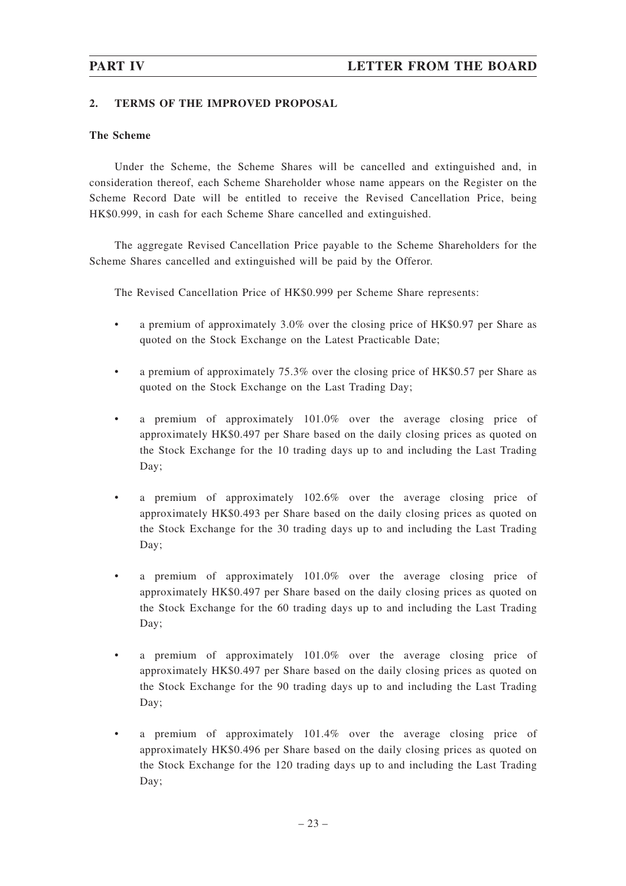## 2. TERMS OF THE IMPROVED PROPOSAL

### The Scheme

Under the Scheme, the Scheme Shares will be cancelled and extinguished and, in consideration thereof, each Scheme Shareholder whose name appears on the Register on the Scheme Record Date will be entitled to receive the Revised Cancellation Price, being HK$0.999, in cash for each Scheme Share cancelled and extinguished.

The aggregate Revised Cancellation Price payable to the Scheme Shareholders for the Scheme Shares cancelled and extinguished will be paid by the Offeror.

The Revised Cancellation Price of HK$0.999 per Scheme Share represents:

- a premium of approximately 3.0% over the closing price of HK$0.97 per Share as quoted on the Stock Exchange on the Latest Practicable Date;
- a premium of approximately 75.3% over the closing price of HK$0.57 per Share as quoted on the Stock Exchange on the Last Trading Day;
- a premium of approximately 101.0% over the average closing price of approximately HK$0.497 per Share based on the daily closing prices as quoted on the Stock Exchange for the 10 trading days up to and including the Last Trading Day;
- a premium of approximately 102.6% over the average closing price of approximately HK$0.493 per Share based on the daily closing prices as quoted on the Stock Exchange for the 30 trading days up to and including the Last Trading Day;
- a premium of approximately 101.0% over the average closing price of approximately HK$0.497 per Share based on the daily closing prices as quoted on the Stock Exchange for the 60 trading days up to and including the Last Trading Day;
- a premium of approximately 101.0% over the average closing price of approximately HK$0.497 per Share based on the daily closing prices as quoted on the Stock Exchange for the 90 trading days up to and including the Last Trading Day;
- a premium of approximately 101.4% over the average closing price of approximately HK$0.496 per Share based on the daily closing prices as quoted on the Stock Exchange for the 120 trading days up to and including the Last Trading Day;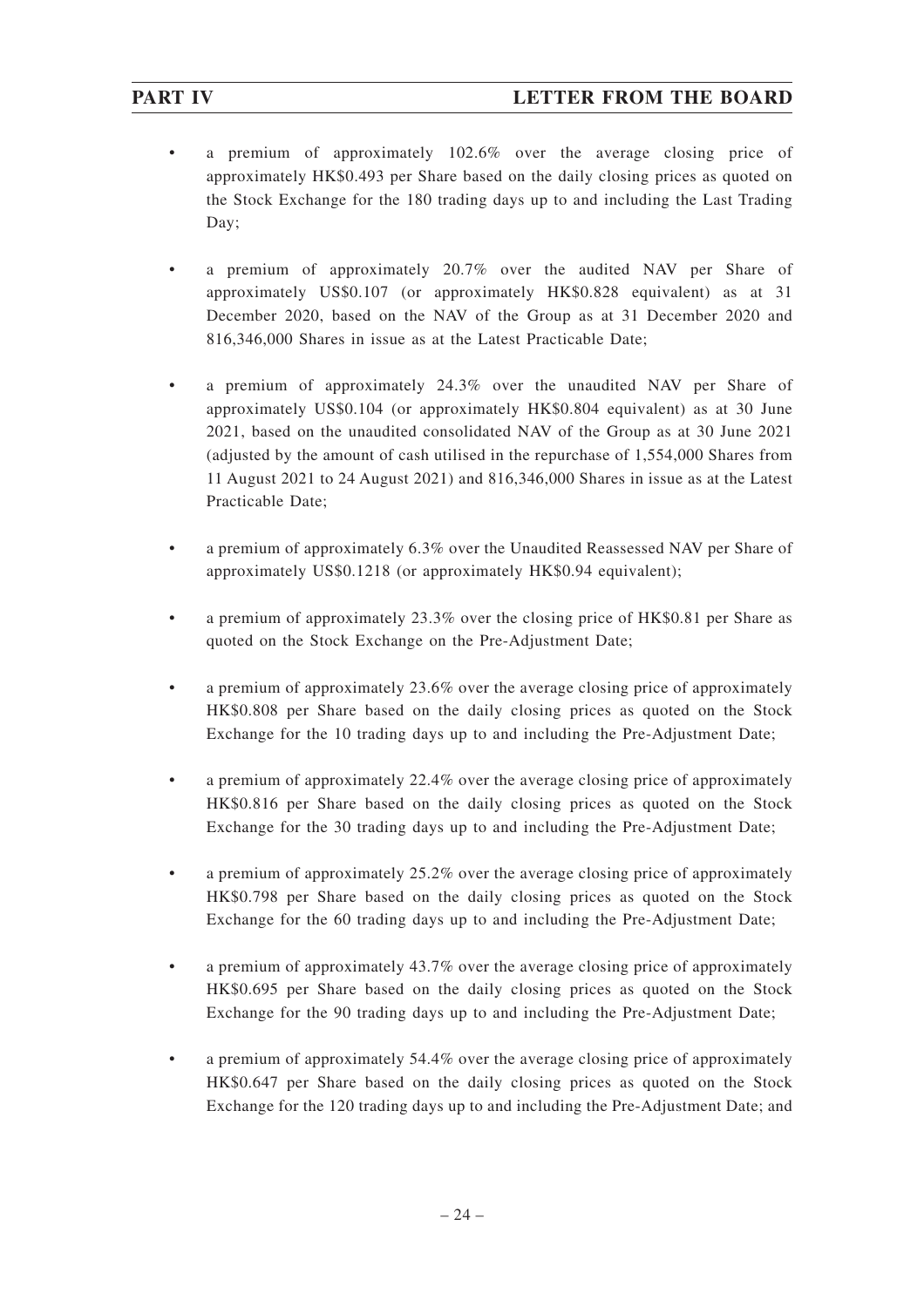- a premium of approximately 102.6% over the average closing price of approximately HK$0.493 per Share based on the daily closing prices as quoted on the Stock Exchange for the 180 trading days up to and including the Last Trading Day;
- a premium of approximately 20.7% over the audited NAV per Share of approximately US$0.107 (or approximately HK$0.828 equivalent) as at 31 December 2020, based on the NAV of the Group as at 31 December 2020 and 816,346,000 Shares in issue as at the Latest Practicable Date;
- a premium of approximately 24.3% over the unaudited NAV per Share of approximately US$0.104 (or approximately HK$0.804 equivalent) as at 30 June 2021, based on the unaudited consolidated NAV of the Group as at 30 June 2021 (adjusted by the amount of cash utilised in the repurchase of 1,554,000 Shares from 11 August 2021 to 24 August 2021) and 816,346,000 Shares in issue as at the Latest Practicable Date;
- a premium of approximately 6.3% over the Unaudited Reassessed NAV per Share of approximately US$0.1218 (or approximately HK$0.94 equivalent);
- a premium of approximately 23.3% over the closing price of HK$0.81 per Share as quoted on the Stock Exchange on the Pre-Adjustment Date;
- a premium of approximately 23.6% over the average closing price of approximately HK$0.808 per Share based on the daily closing prices as quoted on the Stock Exchange for the 10 trading days up to and including the Pre-Adjustment Date;
- a premium of approximately 22.4% over the average closing price of approximately HK$0.816 per Share based on the daily closing prices as quoted on the Stock Exchange for the 30 trading days up to and including the Pre-Adjustment Date;
- a premium of approximately 25.2% over the average closing price of approximately HK$0.798 per Share based on the daily closing prices as quoted on the Stock Exchange for the 60 trading days up to and including the Pre-Adjustment Date;
- a premium of approximately 43.7% over the average closing price of approximately HK$0.695 per Share based on the daily closing prices as quoted on the Stock Exchange for the 90 trading days up to and including the Pre-Adjustment Date;
- a premium of approximately 54.4% over the average closing price of approximately HK$0.647 per Share based on the daily closing prices as quoted on the Stock Exchange for the 120 trading days up to and including the Pre-Adjustment Date; and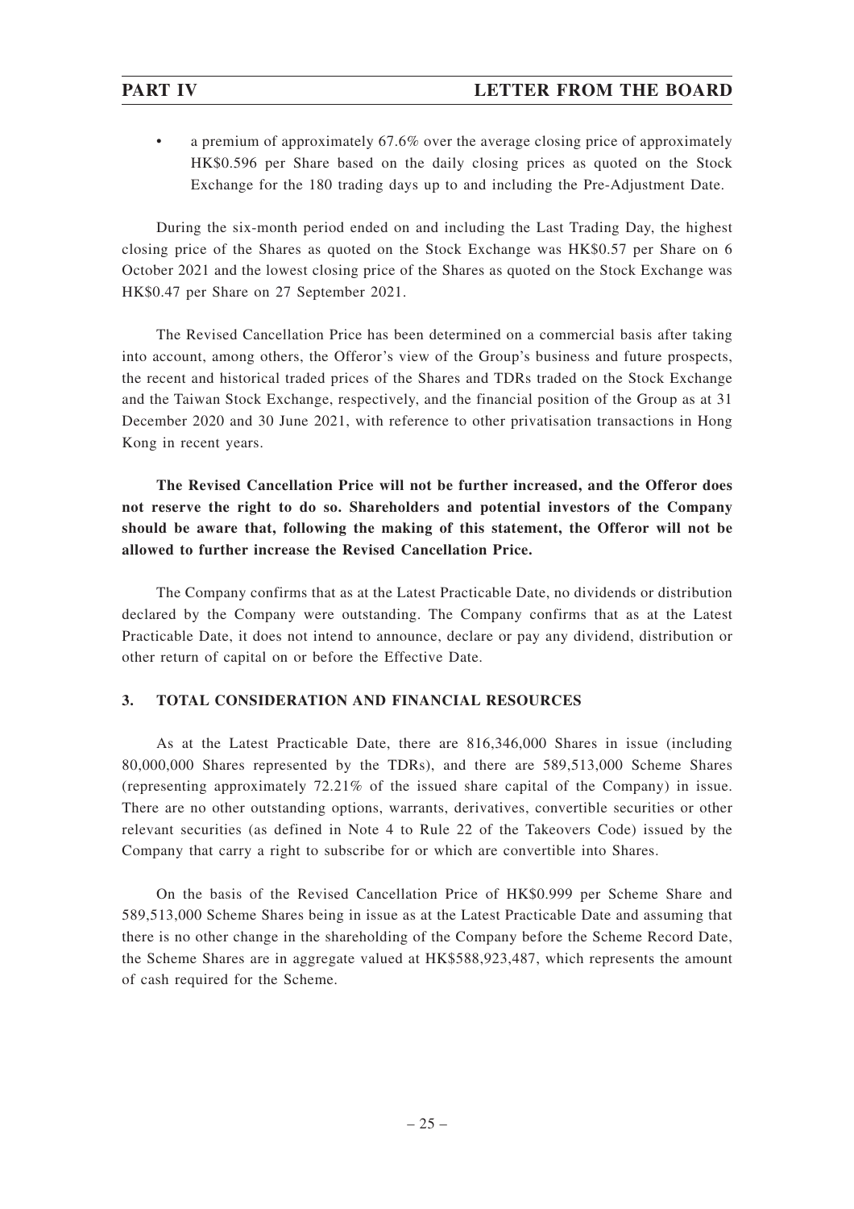- a premium of approximately 67.6% over the average closing price of approximately HK$0.596 per Share based on the daily closing prices as quoted on the Stock Exchange for the 180 trading days up to and including the Pre-Adjustment Date.

During the six-month period ended on and including the Last Trading Day, the highest closing price of the Shares as quoted on the Stock Exchange was HK$0.57 per Share on 6 October 2021 and the lowest closing price of the Shares as quoted on the Stock Exchange was HK$0.47 per Share on 27 September 2021.

The Revised Cancellation Price has been determined on a commercial basis after taking into account, among others, the Offeror's view of the Group's business and future prospects, the recent and historical traded prices of the Shares and TDRs traded on the Stock Exchange and the Taiwan Stock Exchange, respectively, and the financial position of the Group as at 31 December 2020 and 30 June 2021, with reference to other privatisation transactions in Hong Kong in recent years.

**The Revised Cancellation Price will not be further increased, and the Offeror does not reserve the right to do so. Shareholders and potential investors of the Company should be aware that, following the making of this statement, the Offeror will not be allowed to further increase the Revised Cancellation Price.**

The Company confirms that as at the Latest Practicable Date, no dividends or distribution declared by the Company were outstanding. The Company confirms that as at the Latest Practicable Date, it does not intend to announce, declare or pay any dividend, distribution or other return of capital on or before the Effective Date.

### 3. TOTAL CONSIDERATION AND FINANCIAL RESOURCES

As at the Latest Practicable Date, there are 816,346,000 Shares in issue (including 80,000,000 Shares represented by the TDRs), and there are 589,513,000 Scheme Shares (representing approximately 72.21% of the issued share capital of the Company) in issue. There are no other outstanding options, warrants, derivatives, convertible securities or other relevant securities (as defined in Note 4 to Rule 22 of the Takeovers Code) issued by the Company that carry a right to subscribe for or which are convertible into Shares.

On the basis of the Revised Cancellation Price of HK$0.999 per Scheme Share and 589,513,000 Scheme Shares being in issue as at the Latest Practicable Date and assuming that there is no other change in the shareholding of the Company before the Scheme Record Date, the Scheme Shares are in aggregate valued at HK$588,923,487, which represents the amount of cash required for the Scheme.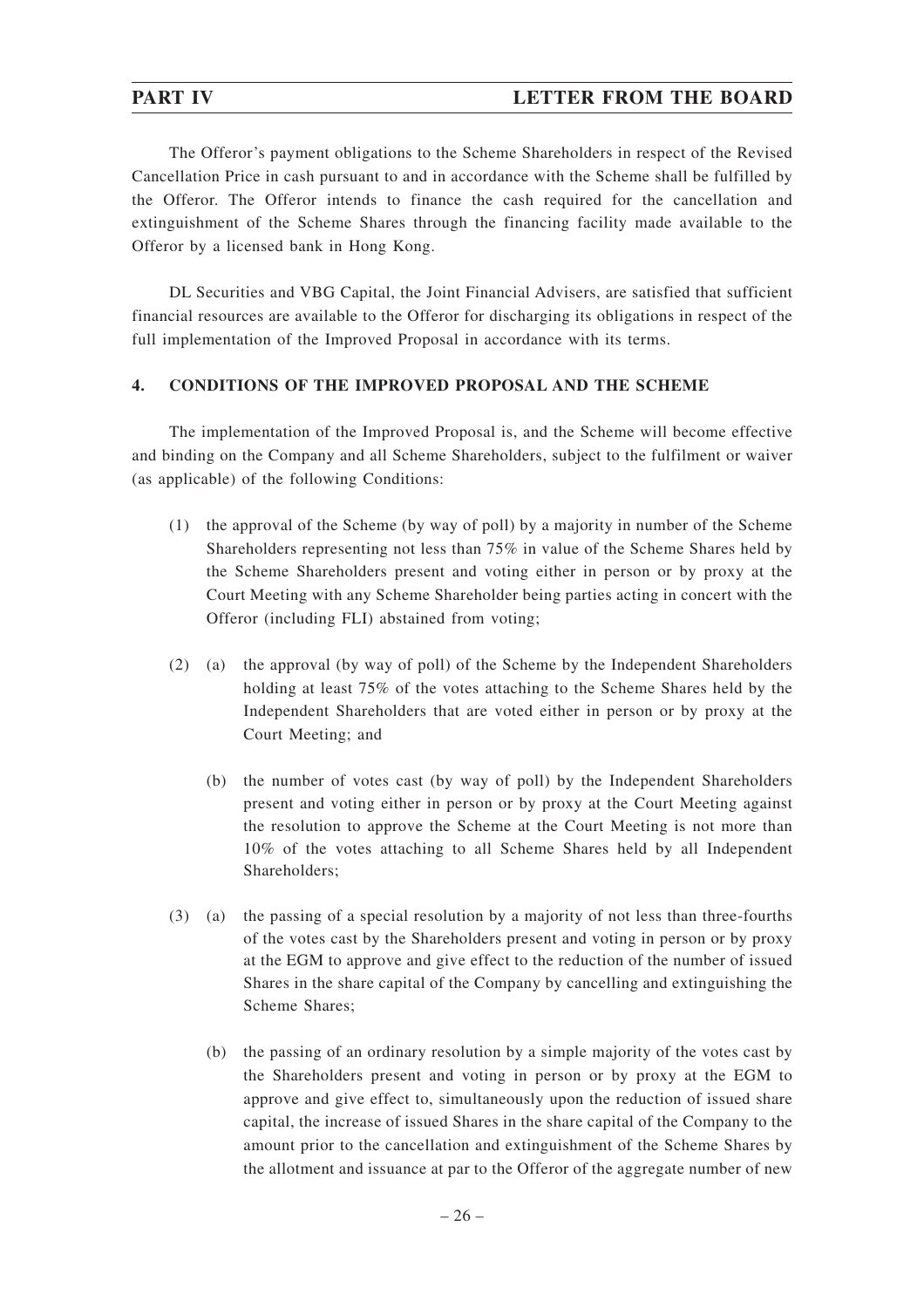The Offeror's payment obligations to the Scheme Shareholders in respect of the Revised Cancellation Price in cash pursuant to and in accordance with the Scheme shall be fulfilled by the Offeror. The Offeror intends to finance the cash required for the cancellation and extinguishment of the Scheme Shares through the financing facility made available to the Offeror by a licensed bank in Hong Kong.

DL Securities and VBG Capital, the Joint Financial Advisers, are satisfied that sufficient financial resources are available to the Offeror for discharging its obligations in respect of the full implementation of the Improved Proposal in accordance with its terms.

## 4. CONDITIONS OF THE IMPROVED PROPOSAL AND THE SCHEME

The implementation of the Improved Proposal is, and the Scheme will become effective and binding on the Company and all Scheme Shareholders, subject to the fulfilment or waiver (as applicable) of the following Conditions:

(1) the approval of the Scheme (by way of poll) by a majority in number of the Scheme Shareholders representing not less than 75% in value of the Scheme Shares held by the Scheme Shareholders present and voting either in person or by proxy at the Court Meeting with any Scheme Shareholder being parties acting in concert with the Offeror (including FLI) abstained from voting;

(2) (a) the approval (by way of poll) of the Scheme by the Independent Shareholders holding at least 75% of the votes attaching to the Scheme Shares held by the Independent Shareholders that are voted either in person or by proxy at the Court Meeting; and

(b) the number of votes cast (by way of poll) by the Independent Shareholders present and voting either in person or by proxy at the Court Meeting against the resolution to approve the Scheme at the Court Meeting is not more than 10% of the votes attaching to all Scheme Shares held by all Independent Shareholders;

(3) (a) the passing of a special resolution by a majority of not less than three-fourths of the votes cast by the Shareholders present and voting in person or by proxy at the EGM to approve and give effect to the reduction of the number of issued Shares in the share capital of the Company by cancelling and extinguishing the Scheme Shares;

(b) the passing of an ordinary resolution by a simple majority of the votes cast by the Shareholders present and voting in person or by proxy at the EGM to approve and give effect to, simultaneously upon the reduction of issued share capital, the increase of issued Shares in the share capital of the Company to the amount prior to the cancellation and extinguishment of the Scheme Shares by the allotment and issuance at par to the Offeror of the aggregate number of new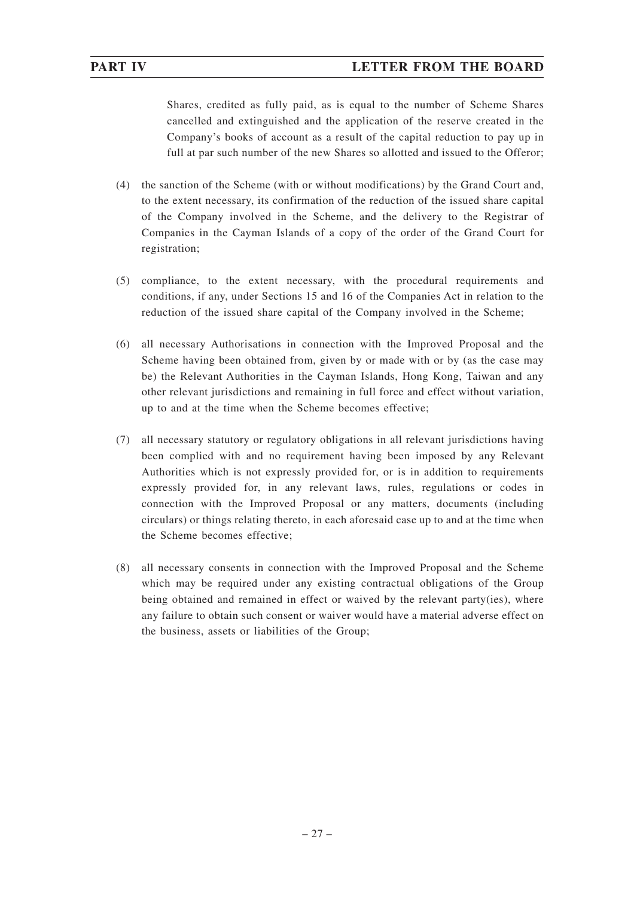Shares, credited as fully paid, as is equal to the number of Scheme Shares cancelled and extinguished and the application of the reserve created in the Company's books of account as a result of the capital reduction to pay up in full at par such number of the new Shares so allotted and issued to the Offeror;

(4) the sanction of the Scheme (with or without modifications) by the Grand Court and, to the extent necessary, its confirmation of the reduction of the issued share capital of the Company involved in the Scheme, and the delivery to the Registrar of Companies in the Cayman Islands of a copy of the order of the Grand Court for registration;

(5) compliance, to the extent necessary, with the procedural requirements and conditions, if any, under Sections 15 and 16 of the Companies Act in relation to the reduction of the issued share capital of the Company involved in the Scheme;

(6) all necessary Authorisations in connection with the Improved Proposal and the Scheme having been obtained from, given by or made with or by (as the case may be) the Relevant Authorities in the Cayman Islands, Hong Kong, Taiwan and any other relevant jurisdictions and remaining in full force and effect without variation, up to and at the time when the Scheme becomes effective;

(7) all necessary statutory or regulatory obligations in all relevant jurisdictions having been complied with and no requirement having been imposed by any Relevant Authorities which is not expressly provided for, or is in addition to requirements expressly provided for, in any relevant laws, rules, regulations or codes in connection with the Improved Proposal or any matters, documents (including circulars) or things relating thereto, in each aforesaid case up to and at the time when the Scheme becomes effective;

(8) all necessary consents in connection with the Improved Proposal and the Scheme which may be required under any existing contractual obligations of the Group being obtained and remained in effect or waived by the relevant party(ies), where any failure to obtain such consent or waiver would have a material adverse effect on the business, assets or liabilities of the Group;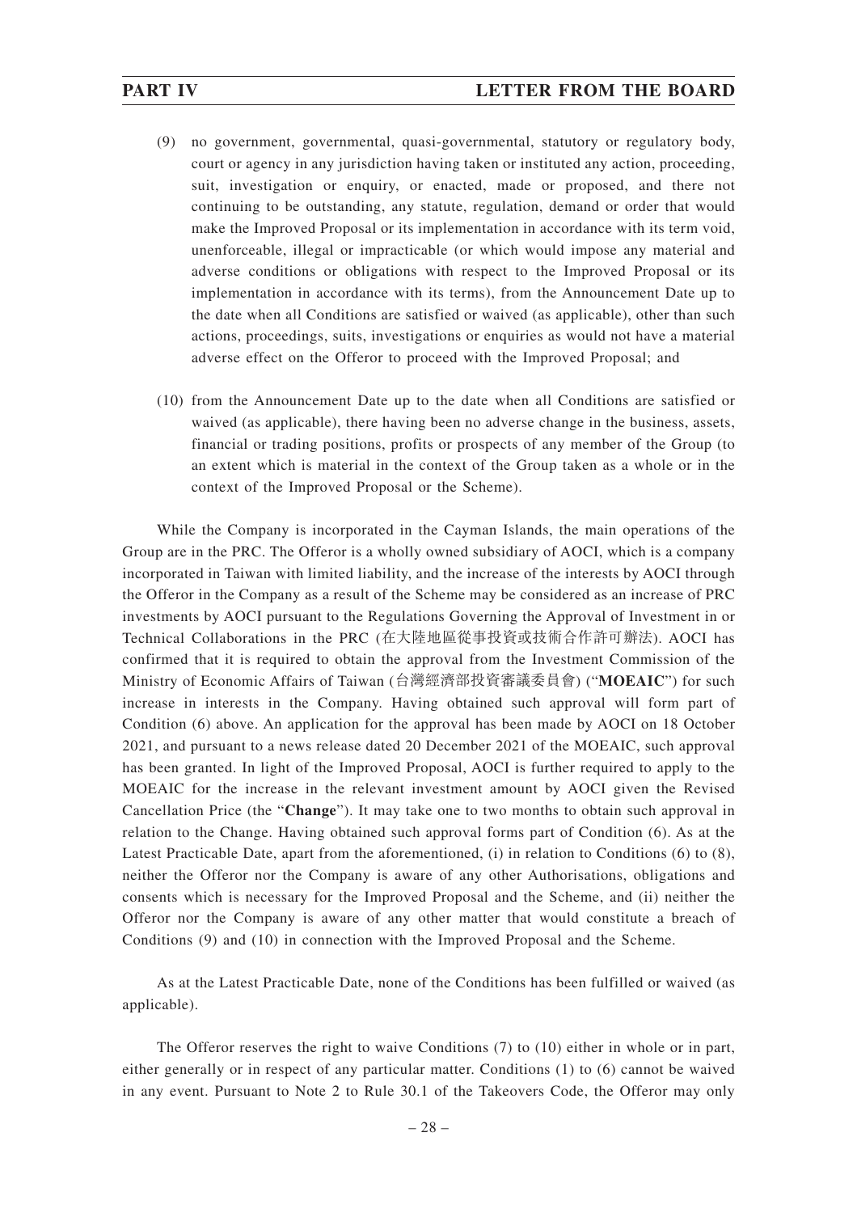(9) no government, governmental, quasi-governmental, statutory or regulatory body, court or agency in any jurisdiction having taken or instituted any action, proceeding, suit, investigation or enquiry, or enacted, made or proposed, and there not continuing to be outstanding, any statute, regulation, demand or order that would make the Improved Proposal or its implementation in accordance with its term void, unenforceable, illegal or impracticable (or which would impose any material and adverse conditions or obligations with respect to the Improved Proposal or its implementation in accordance with its terms), from the Announcement Date up to the date when all Conditions are satisfied or waived (as applicable), other than such actions, proceedings, suits, investigations or enquiries as would not have a material adverse effect on the Offeror to proceed with the Improved Proposal; and

(10) from the Announcement Date up to the date when all Conditions are satisfied or waived (as applicable), there having been no adverse change in the business, assets, financial or trading positions, profits or prospects of any member of the Group (to an extent which is material in the context of the Group taken as a whole or in the context of the Improved Proposal or the Scheme).

While the Company is incorporated in the Cayman Islands, the main operations of the Group are in the PRC. The Offeror is a wholly owned subsidiary of AOCI, which is a company incorporated in Taiwan with limited liability, and the increase of the interests by AOCI through the Offeror in the Company as a result of the Scheme may be considered as an increase of PRC investments by AOCI pursuant to the Regulations Governing the Approval of Investment in or Technical Collaborations in the PRC (在大陸地區從事投資或技術合作許可辦法). AOCI has confirmed that it is required to obtain the approval from the Investment Commission of the Ministry of Economic Affairs of Taiwan (台灣經濟部投資審議委員會) ("**MOEAIC**") for such increase in interests in the Company. Having obtained such approval will form part of Condition (6) above. An application for the approval has been made by AOCI on 18 October 2021, and pursuant to a news release dated 20 December 2021 of the MOEAIC, such approval has been granted. In light of the Improved Proposal, AOCI is further required to apply to the MOEAIC for the increase in the relevant investment amount by AOCI given the Revised Cancellation Price (the "**Change**"). It may take one to two months to obtain such approval in relation to the Change. Having obtained such approval forms part of Condition (6). As at the Latest Practicable Date, apart from the aforementioned, (i) in relation to Conditions (6) to (8), neither the Offeror nor the Company is aware of any other Authorisations, obligations and consents which is necessary for the Improved Proposal and the Scheme, and (ii) neither the Offeror nor the Company is aware of any other matter that would constitute a breach of Conditions (9) and (10) in connection with the Improved Proposal and the Scheme.

As at the Latest Practicable Date, none of the Conditions has been fulfilled or waived (as applicable).

The Offeror reserves the right to waive Conditions (7) to (10) either in whole or in part, either generally or in respect of any particular matter. Conditions (1) to (6) cannot be waived in any event. Pursuant to Note 2 to Rule 30.1 of the Takeovers Code, the Offeror may only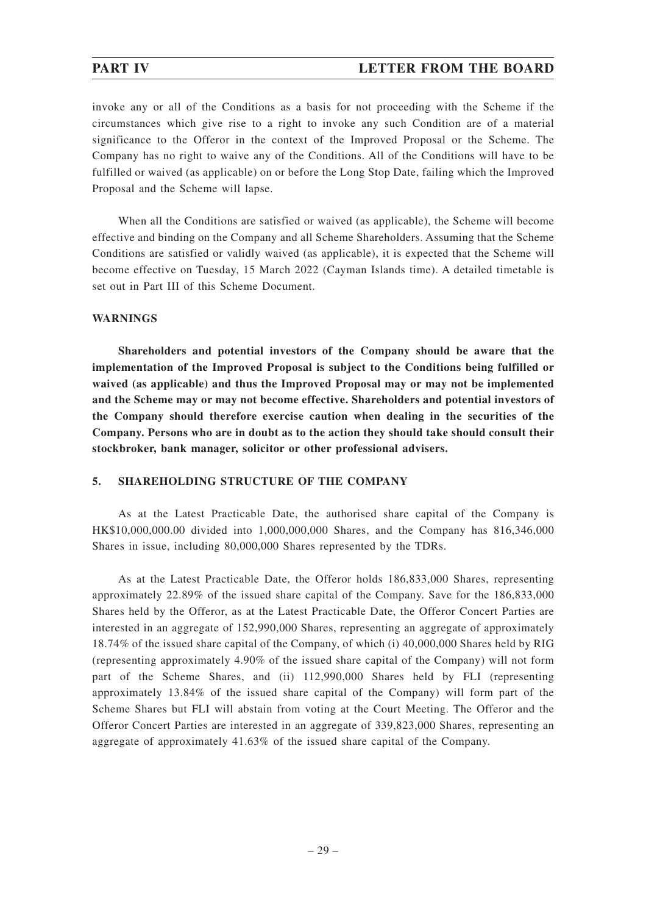invoke any or all of the Conditions as a basis for not proceeding with the Scheme if the circumstances which give rise to a right to invoke any such Condition are of a material significance to the Offeror in the context of the Improved Proposal or the Scheme. The Company has no right to waive any of the Conditions. All of the Conditions will have to be fulfilled or waived (as applicable) on or before the Long Stop Date, failing which the Improved Proposal and the Scheme will lapse.

When all the Conditions are satisfied or waived (as applicable), the Scheme will become effective and binding on the Company and all Scheme Shareholders. Assuming that the Scheme Conditions are satisfied or validly waived (as applicable), it is expected that the Scheme will become effective on Tuesday, 15 March 2022 (Cayman Islands time). A detailed timetable is set out in Part III of this Scheme Document.

**WARNINGS**

**Shareholders and potential investors of the Company should be aware that the implementation of the Improved Proposal is subject to the Conditions being fulfilled or waived (as applicable) and thus the Improved Proposal may or may not be implemented and the Scheme may or may not become effective. Shareholders and potential investors of the Company should therefore exercise caution when dealing in the securities of the Company. Persons who are in doubt as to the action they should take should consult their stockbroker, bank manager, solicitor or other professional advisers.**

## 5. SHAREHOLDING STRUCTURE OF THE COMPANY

As at the Latest Practicable Date, the authorised share capital of the Company is HK$10,000,000.00 divided into 1,000,000,000 Shares, and the Company has 816,346,000 Shares in issue, including 80,000,000 Shares represented by the TDRs.

As at the Latest Practicable Date, the Offeror holds 186,833,000 Shares, representing approximately 22.89% of the issued share capital of the Company. Save for the 186,833,000 Shares held by the Offeror, as at the Latest Practicable Date, the Offeror Concert Parties are interested in an aggregate of 152,990,000 Shares, representing an aggregate of approximately 18.74% of the issued share capital of the Company, of which (i) 40,000,000 Shares held by RIG (representing approximately 4.90% of the issued share capital of the Company) will not form part of the Scheme Shares, and (ii) 112,990,000 Shares held by FLI (representing approximately 13.84% of the issued share capital of the Company) will form part of the Scheme Shares but FLI will abstain from voting at the Court Meeting. The Offeror and the Offeror Concert Parties are interested in an aggregate of 339,823,000 Shares, representing an aggregate of approximately 41.63% of the issued share capital of the Company.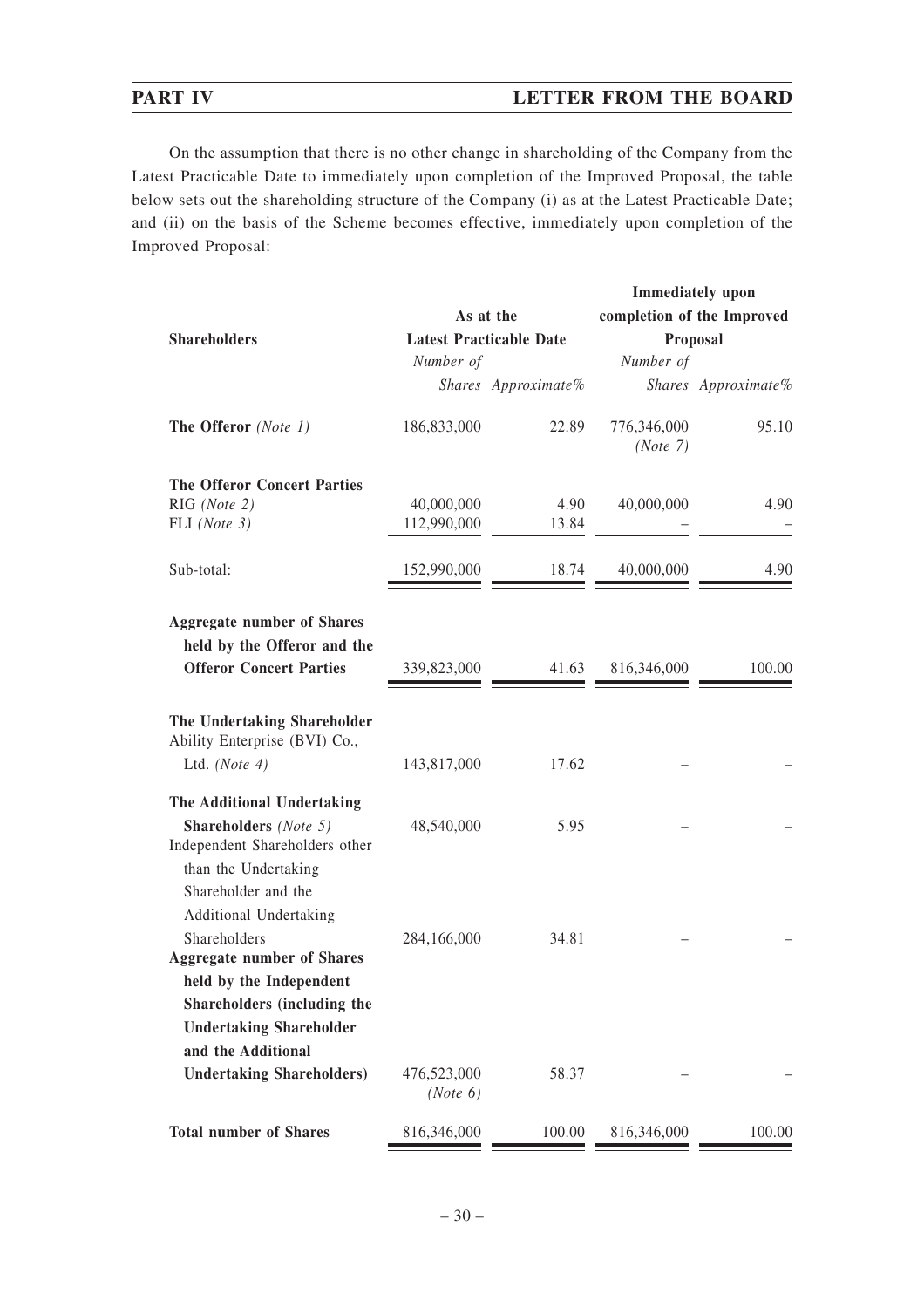On the assumption that there is no other change in shareholding of the Company from the Latest Practicable Date to immediately upon completion of the Improved Proposal, the table below sets out the shareholding structure of the Company (i) as at the Latest Practicable Date; and (ii) on the basis of the Scheme becomes effective, immediately upon completion of the Improved Proposal:

| Shareholders | As at the Latest Practicable Date | | Immediately upon completion of the Improved Proposal | |
|---|---|---|---|---|
| | *Number of Shares* | *Approximate%* | *Number of Shares* | *Approximate%* |
| **The Offeror** *(Note 1)* | 186,833,000 | 22.89 | 776,346,000 *(Note 7)* | 95.10 |
| **The Offeror Concert Parties** | | | | |
| RIG *(Note 2)* | 40,000,000 | 4.90 | 40,000,000 | 4.90 |
| FLI *(Note 3)* | 112,990,000 | 13.84 | – | – |
| Sub-total: | 152,990,000 | 18.74 | 40,000,000 | 4.90 |
| **Aggregate number of Shares held by the Offeror and the Offeror Concert Parties** | 339,823,000 | 41.63 | 816,346,000 | 100.00 |
| **The Undertaking Shareholder** Ability Enterprise (BVI) Co., Ltd. *(Note 4)* | 143,817,000 | 17.62 | – | – |
| **The Additional Undertaking Shareholders** *(Note 5)* | 48,540,000 | 5.95 | – | – |
| Independent Shareholders other than the Undertaking Shareholder and the Additional Undertaking Shareholders | 284,166,000 | 34.81 | – | – |
| **Aggregate number of Shares held by the Independent Shareholders (including the Undertaking Shareholder and the Additional Undertaking Shareholders)** | 476,523,000 *(Note 6)* | 58.37 | – | – |
| **Total number of Shares** | 816,346,000 | 100.00 | 816,346,000 | 100.00 |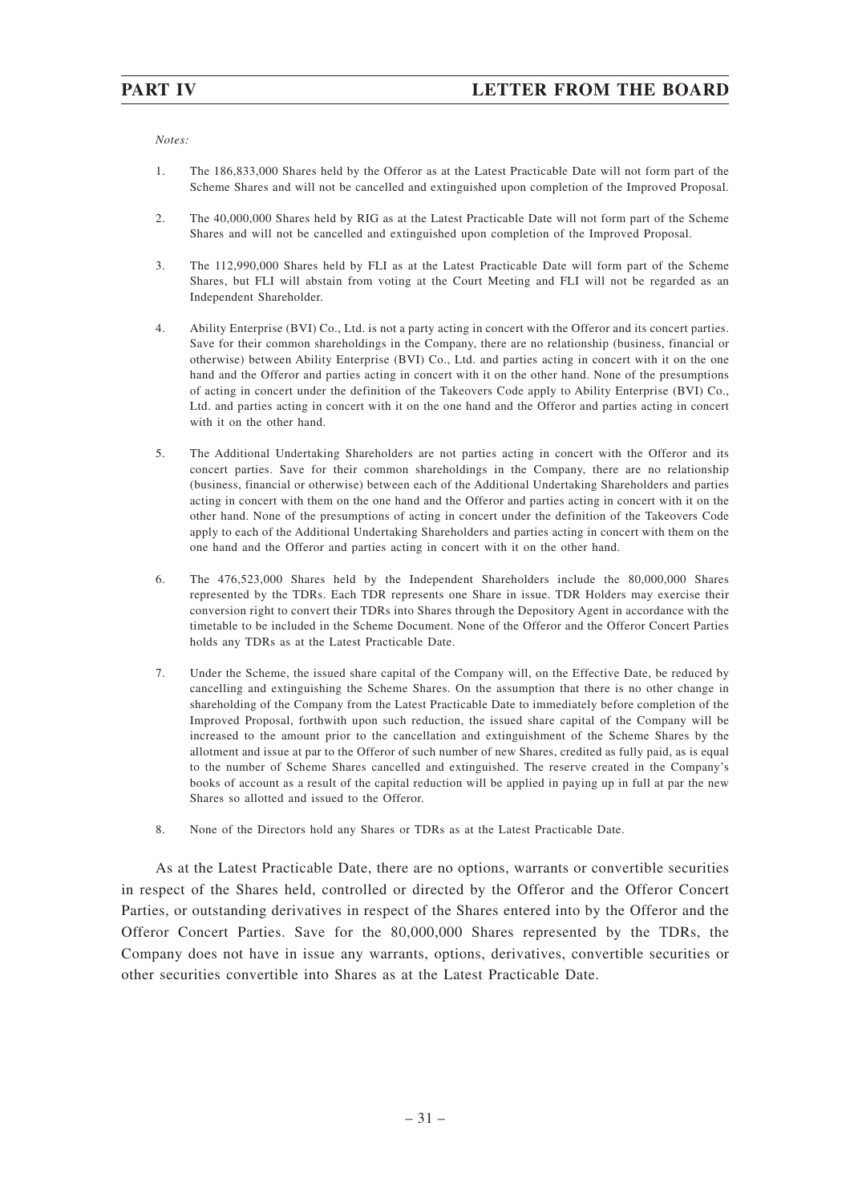*Notes:*

1. The 186,833,000 Shares held by the Offeror as at the Latest Practicable Date will not form part of the Scheme Shares and will not be cancelled and extinguished upon completion of the Improved Proposal.

2. The 40,000,000 Shares held by RIG as at the Latest Practicable Date will not form part of the Scheme Shares and will not be cancelled and extinguished upon completion of the Improved Proposal.

3. The 112,990,000 Shares held by FLI as at the Latest Practicable Date will form part of the Scheme Shares, but FLI will abstain from voting at the Court Meeting and FLI will not be regarded as an Independent Shareholder.

4. Ability Enterprise (BVI) Co., Ltd. is not a party acting in concert with the Offeror and its concert parties. Save for their common shareholdings in the Company, there are no relationship (business, financial or otherwise) between Ability Enterprise (BVI) Co., Ltd. and parties acting in concert with it on the one hand and the Offeror and parties acting in concert with it on the other hand. None of the presumptions of acting in concert under the definition of the Takeovers Code apply to Ability Enterprise (BVI) Co., Ltd. and parties acting in concert with it on the one hand and the Offeror and parties acting in concert with it on the other hand.

5. The Additional Undertaking Shareholders are not parties acting in concert with the Offeror and its concert parties. Save for their common shareholdings in the Company, there are no relationship (business, financial or otherwise) between each of the Additional Undertaking Shareholders and parties acting in concert with them on the one hand and the Offeror and parties acting in concert with it on the other hand. None of the presumptions of acting in concert under the definition of the Takeovers Code apply to each of the Additional Undertaking Shareholders and parties acting in concert with them on the one hand and the Offeror and parties acting in concert with it on the other hand.

6. The 476,523,000 Shares held by the Independent Shareholders include the 80,000,000 Shares represented by the TDRs. Each TDR represents one Share in issue. TDR Holders may exercise their conversion right to convert their TDRs into Shares through the Depository Agent in accordance with the timetable to be included in the Scheme Document. None of the Offeror and the Offeror Concert Parties holds any TDRs as at the Latest Practicable Date.

7. Under the Scheme, the issued share capital of the Company will, on the Effective Date, be reduced by cancelling and extinguishing the Scheme Shares. On the assumption that there is no other change in shareholding of the Company from the Latest Practicable Date to immediately before completion of the Improved Proposal, forthwith upon such reduction, the issued share capital of the Company will be increased to the amount prior to the cancellation and extinguishment of the Scheme Shares by the allotment and issue at par to the Offeror of such number of new Shares, credited as fully paid, as is equal to the number of Scheme Shares cancelled and extinguished. The reserve created in the Company's books of account as a result of the capital reduction will be applied in paying up in full at par the new Shares so allotted and issued to the Offeror.

8. None of the Directors hold any Shares or TDRs as at the Latest Practicable Date.

As at the Latest Practicable Date, there are no options, warrants or convertible securities in respect of the Shares held, controlled or directed by the Offeror and the Offeror Concert Parties, or outstanding derivatives in respect of the Shares entered into by the Offeror and the Offeror Concert Parties. Save for the 80,000,000 Shares represented by the TDRs, the Company does not have in issue any warrants, options, derivatives, convertible securities or other securities convertible into Shares as at the Latest Practicable Date.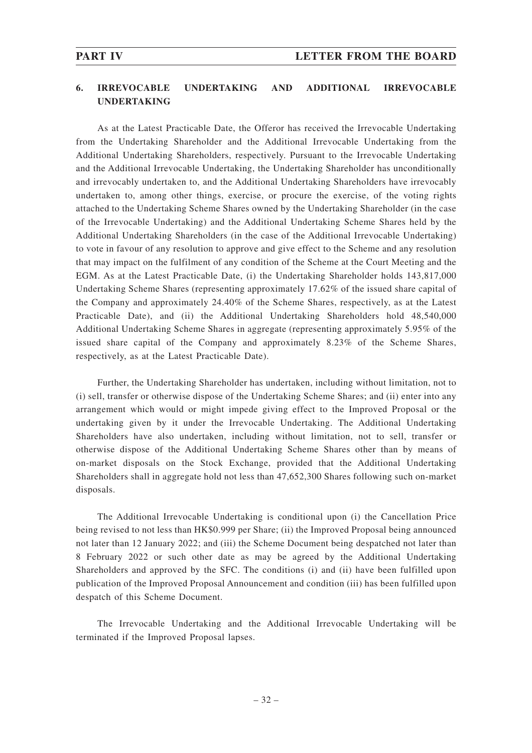## 6. IRREVOCABLE UNDERTAKING AND ADDITIONAL IRREVOCABLE UNDERTAKING

As at the Latest Practicable Date, the Offeror has received the Irrevocable Undertaking from the Undertaking Shareholder and the Additional Irrevocable Undertaking from the Additional Undertaking Shareholders, respectively. Pursuant to the Irrevocable Undertaking and the Additional Irrevocable Undertaking, the Undertaking Shareholder has unconditionally and irrevocably undertaken to, and the Additional Undertaking Shareholders have irrevocably undertaken to, among other things, exercise, or procure the exercise, of the voting rights attached to the Undertaking Scheme Shares owned by the Undertaking Shareholder (in the case of the Irrevocable Undertaking) and the Additional Undertaking Scheme Shares held by the Additional Undertaking Shareholders (in the case of the Additional Irrevocable Undertaking) to vote in favour of any resolution to approve and give effect to the Scheme and any resolution that may impact on the fulfilment of any condition of the Scheme at the Court Meeting and the EGM. As at the Latest Practicable Date, (i) the Undertaking Shareholder holds 143,817,000 Undertaking Scheme Shares (representing approximately 17.62% of the issued share capital of the Company and approximately 24.40% of the Scheme Shares, respectively, as at the Latest Practicable Date), and (ii) the Additional Undertaking Shareholders hold 48,540,000 Additional Undertaking Scheme Shares in aggregate (representing approximately 5.95% of the issued share capital of the Company and approximately 8.23% of the Scheme Shares, respectively, as at the Latest Practicable Date).

Further, the Undertaking Shareholder has undertaken, including without limitation, not to (i) sell, transfer or otherwise dispose of the Undertaking Scheme Shares; and (ii) enter into any arrangement which would or might impede giving effect to the Improved Proposal or the undertaking given by it under the Irrevocable Undertaking. The Additional Undertaking Shareholders have also undertaken, including without limitation, not to sell, transfer or otherwise dispose of the Additional Undertaking Scheme Shares other than by means of on-market disposals on the Stock Exchange, provided that the Additional Undertaking Shareholders shall in aggregate hold not less than 47,652,300 Shares following such on-market disposals.

The Additional Irrevocable Undertaking is conditional upon (i) the Cancellation Price being revised to not less than HK$0.999 per Share; (ii) the Improved Proposal being announced not later than 12 January 2022; and (iii) the Scheme Document being despatched not later than 8 February 2022 or such other date as may be agreed by the Additional Undertaking Shareholders and approved by the SFC. The conditions (i) and (ii) have been fulfilled upon publication of the Improved Proposal Announcement and condition (iii) has been fulfilled upon despatch of this Scheme Document.

The Irrevocable Undertaking and the Additional Irrevocable Undertaking will be terminated if the Improved Proposal lapses.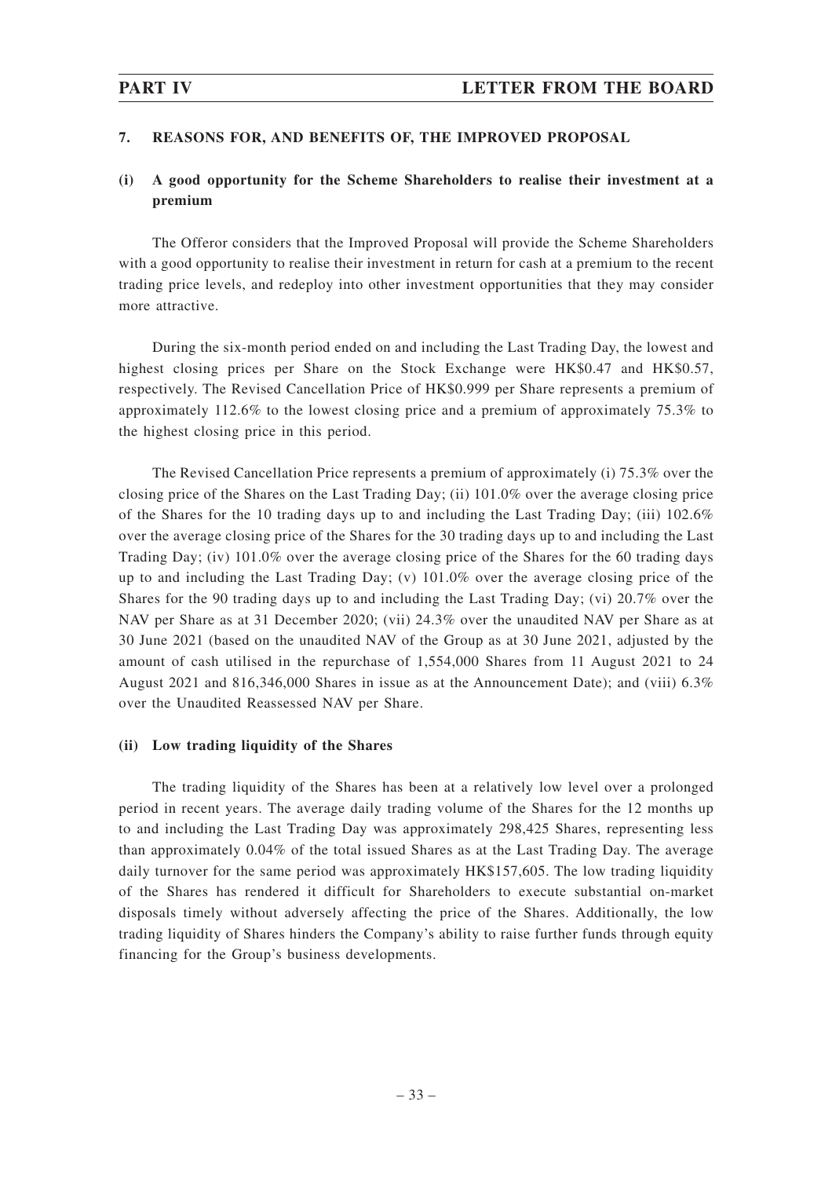## 7. REASONS FOR, AND BENEFITS OF, THE IMPROVED PROPOSAL

### (i) A good opportunity for the Scheme Shareholders to realise their investment at a premium

The Offeror considers that the Improved Proposal will provide the Scheme Shareholders with a good opportunity to realise their investment in return for cash at a premium to the recent trading price levels, and redeploy into other investment opportunities that they may consider more attractive.

During the six-month period ended on and including the Last Trading Day, the lowest and highest closing prices per Share on the Stock Exchange were HK$0.47 and HK$0.57, respectively. The Revised Cancellation Price of HK$0.999 per Share represents a premium of approximately 112.6% to the lowest closing price and a premium of approximately 75.3% to the highest closing price in this period.

The Revised Cancellation Price represents a premium of approximately (i) 75.3% over the closing price of the Shares on the Last Trading Day; (ii) 101.0% over the average closing price of the Shares for the 10 trading days up to and including the Last Trading Day; (iii) 102.6% over the average closing price of the Shares for the 30 trading days up to and including the Last Trading Day; (iv) 101.0% over the average closing price of the Shares for the 60 trading days up to and including the Last Trading Day; (v) 101.0% over the average closing price of the Shares for the 90 trading days up to and including the Last Trading Day; (vi) 20.7% over the NAV per Share as at 31 December 2020; (vii) 24.3% over the unaudited NAV per Share as at 30 June 2021 (based on the unaudited NAV of the Group as at 30 June 2021, adjusted by the amount of cash utilised in the repurchase of 1,554,000 Shares from 11 August 2021 to 24 August 2021 and 816,346,000 Shares in issue as at the Announcement Date); and (viii) 6.3% over the Unaudited Reassessed NAV per Share.

### (ii) Low trading liquidity of the Shares

The trading liquidity of the Shares has been at a relatively low level over a prolonged period in recent years. The average daily trading volume of the Shares for the 12 months up to and including the Last Trading Day was approximately 298,425 Shares, representing less than approximately 0.04% of the total issued Shares as at the Last Trading Day. The average daily turnover for the same period was approximately HK$157,605. The low trading liquidity of the Shares has rendered it difficult for Shareholders to execute substantial on-market disposals timely without adversely affecting the price of the Shares. Additionally, the low trading liquidity of Shares hinders the Company's ability to raise further funds through equity financing for the Group's business developments.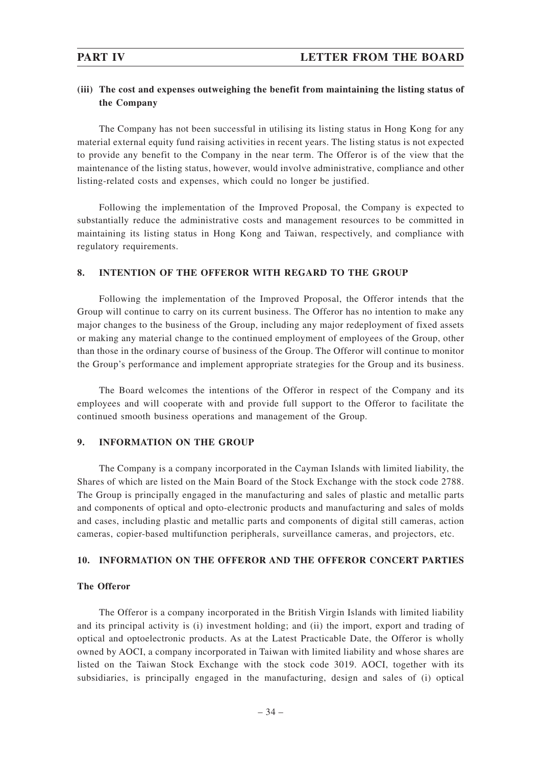### (iii) The cost and expenses outweighing the benefit from maintaining the listing status of the Company

The Company has not been successful in utilising its listing status in Hong Kong for any material external equity fund raising activities in recent years. The listing status is not expected to provide any benefit to the Company in the near term. The Offeror is of the view that the maintenance of the listing status, however, would involve administrative, compliance and other listing-related costs and expenses, which could no longer be justified.

Following the implementation of the Improved Proposal, the Company is expected to substantially reduce the administrative costs and management resources to be committed in maintaining its listing status in Hong Kong and Taiwan, respectively, and compliance with regulatory requirements.

## 8. INTENTION OF THE OFFEROR WITH REGARD TO THE GROUP

Following the implementation of the Improved Proposal, the Offeror intends that the Group will continue to carry on its current business. The Offeror has no intention to make any major changes to the business of the Group, including any major redeployment of fixed assets or making any material change to the continued employment of employees of the Group, other than those in the ordinary course of business of the Group. The Offeror will continue to monitor the Group's performance and implement appropriate strategies for the Group and its business.

The Board welcomes the intentions of the Offeror in respect of the Company and its employees and will cooperate with and provide full support to the Offeror to facilitate the continued smooth business operations and management of the Group.

## 9. INFORMATION ON THE GROUP

The Company is a company incorporated in the Cayman Islands with limited liability, the Shares of which are listed on the Main Board of the Stock Exchange with the stock code 2788. The Group is principally engaged in the manufacturing and sales of plastic and metallic parts and components of optical and opto-electronic products and manufacturing and sales of molds and cases, including plastic and metallic parts and components of digital still cameras, action cameras, copier-based multifunction peripherals, surveillance cameras, and projectors, etc.

## 10. INFORMATION ON THE OFFEROR AND THE OFFEROR CONCERT PARTIES

**The Offeror**

The Offeror is a company incorporated in the British Virgin Islands with limited liability and its principal activity is (i) investment holding; and (ii) the import, export and trading of optical and optoelectronic products. As at the Latest Practicable Date, the Offeror is wholly owned by AOCI, a company incorporated in Taiwan with limited liability and whose shares are listed on the Taiwan Stock Exchange with the stock code 3019. AOCI, together with its subsidiaries, is principally engaged in the manufacturing, design and sales of (i) optical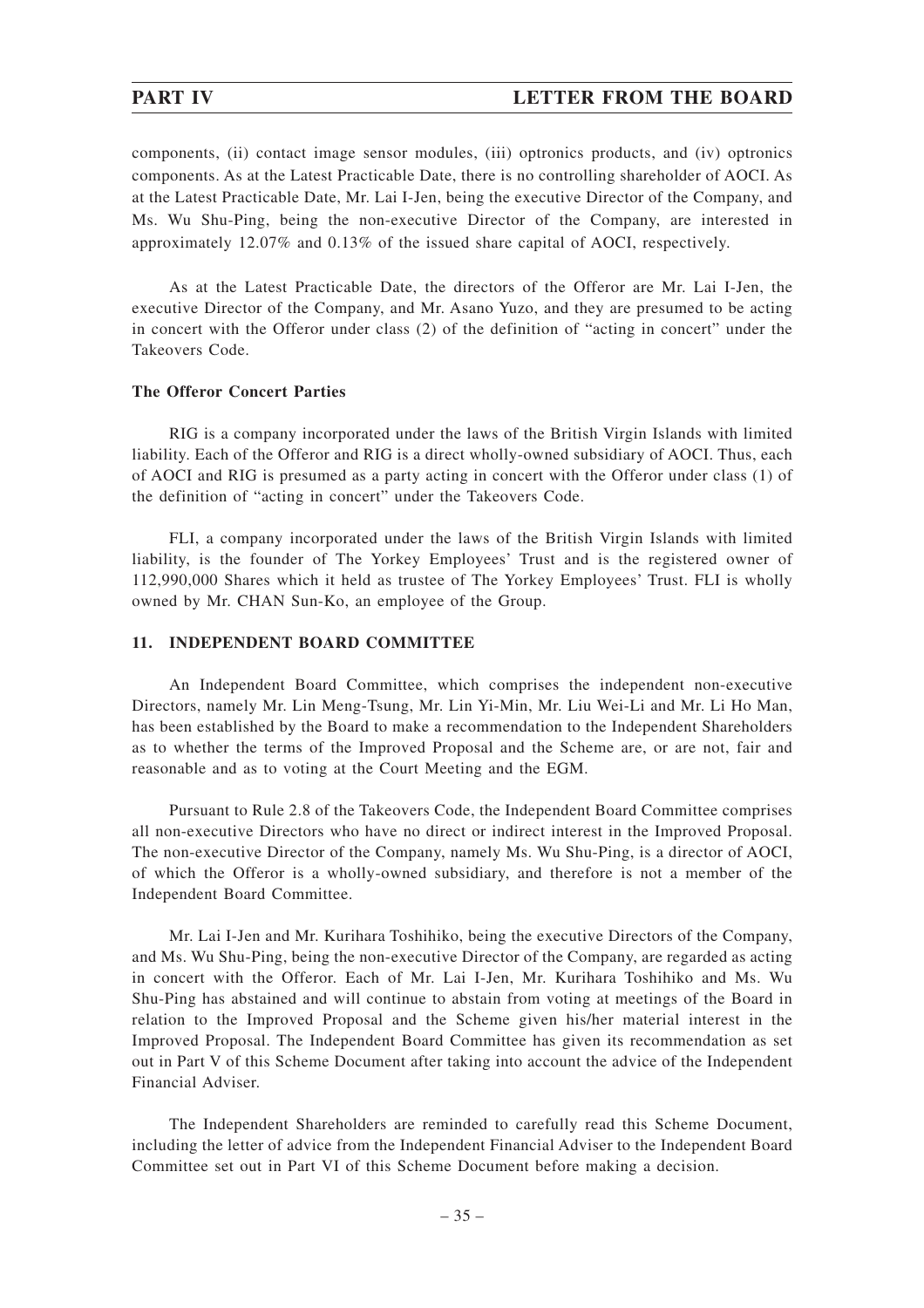components, (ii) contact image sensor modules, (iii) optronics products, and (iv) optronics components. As at the Latest Practicable Date, there is no controlling shareholder of AOCI. As at the Latest Practicable Date, Mr. Lai I-Jen, being the executive Director of the Company, and Ms. Wu Shu-Ping, being the non-executive Director of the Company, are interested in approximately 12.07% and 0.13% of the issued share capital of AOCI, respectively.

As at the Latest Practicable Date, the directors of the Offeror are Mr. Lai I-Jen, the executive Director of the Company, and Mr. Asano Yuzo, and they are presumed to be acting in concert with the Offeror under class (2) of the definition of "acting in concert" under the Takeovers Code.

**The Offeror Concert Parties**

RIG is a company incorporated under the laws of the British Virgin Islands with limited liability. Each of the Offeror and RIG is a direct wholly-owned subsidiary of AOCI. Thus, each of AOCI and RIG is presumed as a party acting in concert with the Offeror under class (1) of the definition of "acting in concert" under the Takeovers Code.

FLI, a company incorporated under the laws of the British Virgin Islands with limited liability, is the founder of The Yorkey Employees' Trust and is the registered owner of 112,990,000 Shares which it held as trustee of The Yorkey Employees' Trust. FLI is wholly owned by Mr. CHAN Sun-Ko, an employee of the Group.

## 11. INDEPENDENT BOARD COMMITTEE

An Independent Board Committee, which comprises the independent non-executive Directors, namely Mr. Lin Meng-Tsung, Mr. Lin Yi-Min, Mr. Liu Wei-Li and Mr. Li Ho Man, has been established by the Board to make a recommendation to the Independent Shareholders as to whether the terms of the Improved Proposal and the Scheme are, or are not, fair and reasonable and as to voting at the Court Meeting and the EGM.

Pursuant to Rule 2.8 of the Takeovers Code, the Independent Board Committee comprises all non-executive Directors who have no direct or indirect interest in the Improved Proposal. The non-executive Director of the Company, namely Ms. Wu Shu-Ping, is a director of AOCI, of which the Offeror is a wholly-owned subsidiary, and therefore is not a member of the Independent Board Committee.

Mr. Lai I-Jen and Mr. Kurihara Toshihiko, being the executive Directors of the Company, and Ms. Wu Shu-Ping, being the non-executive Director of the Company, are regarded as acting in concert with the Offeror. Each of Mr. Lai I-Jen, Mr. Kurihara Toshihiko and Ms. Wu Shu-Ping has abstained and will continue to abstain from voting at meetings of the Board in relation to the Improved Proposal and the Scheme given his/her material interest in the Improved Proposal. The Independent Board Committee has given its recommendation as set out in Part V of this Scheme Document after taking into account the advice of the Independent Financial Adviser.

The Independent Shareholders are reminded to carefully read this Scheme Document, including the letter of advice from the Independent Financial Adviser to the Independent Board Committee set out in Part VI of this Scheme Document before making a decision.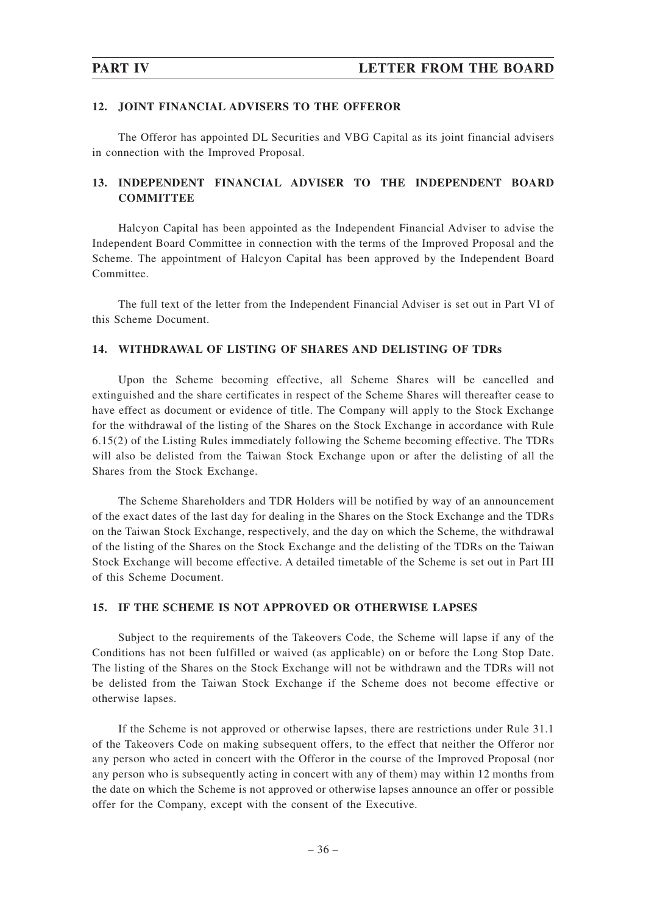## 12. JOINT FINANCIAL ADVISERS TO THE OFFEROR

The Offeror has appointed DL Securities and VBG Capital as its joint financial advisers in connection with the Improved Proposal.

## 13. INDEPENDENT FINANCIAL ADVISER TO THE INDEPENDENT BOARD COMMITTEE

Halcyon Capital has been appointed as the Independent Financial Adviser to advise the Independent Board Committee in connection with the terms of the Improved Proposal and the Scheme. The appointment of Halcyon Capital has been approved by the Independent Board Committee.

The full text of the letter from the Independent Financial Adviser is set out in Part VI of this Scheme Document.

## 14. WITHDRAWAL OF LISTING OF SHARES AND DELISTING OF TDRs

Upon the Scheme becoming effective, all Scheme Shares will be cancelled and extinguished and the share certificates in respect of the Scheme Shares will thereafter cease to have effect as document or evidence of title. The Company will apply to the Stock Exchange for the withdrawal of the listing of the Shares on the Stock Exchange in accordance with Rule 6.15(2) of the Listing Rules immediately following the Scheme becoming effective. The TDRs will also be delisted from the Taiwan Stock Exchange upon or after the delisting of all the Shares from the Stock Exchange.

The Scheme Shareholders and TDR Holders will be notified by way of an announcement of the exact dates of the last day for dealing in the Shares on the Stock Exchange and the TDRs on the Taiwan Stock Exchange, respectively, and the day on which the Scheme, the withdrawal of the listing of the Shares on the Stock Exchange and the delisting of the TDRs on the Taiwan Stock Exchange will become effective. A detailed timetable of the Scheme is set out in Part III of this Scheme Document.

## 15. IF THE SCHEME IS NOT APPROVED OR OTHERWISE LAPSES

Subject to the requirements of the Takeovers Code, the Scheme will lapse if any of the Conditions has not been fulfilled or waived (as applicable) on or before the Long Stop Date. The listing of the Shares on the Stock Exchange will not be withdrawn and the TDRs will not be delisted from the Taiwan Stock Exchange if the Scheme does not become effective or otherwise lapses.

If the Scheme is not approved or otherwise lapses, there are restrictions under Rule 31.1 of the Takeovers Code on making subsequent offers, to the effect that neither the Offeror nor any person who acted in concert with the Offeror in the course of the Improved Proposal (nor any person who is subsequently acting in concert with any of them) may within 12 months from the date on which the Scheme is not approved or otherwise lapses announce an offer or possible offer for the Company, except with the consent of the Executive.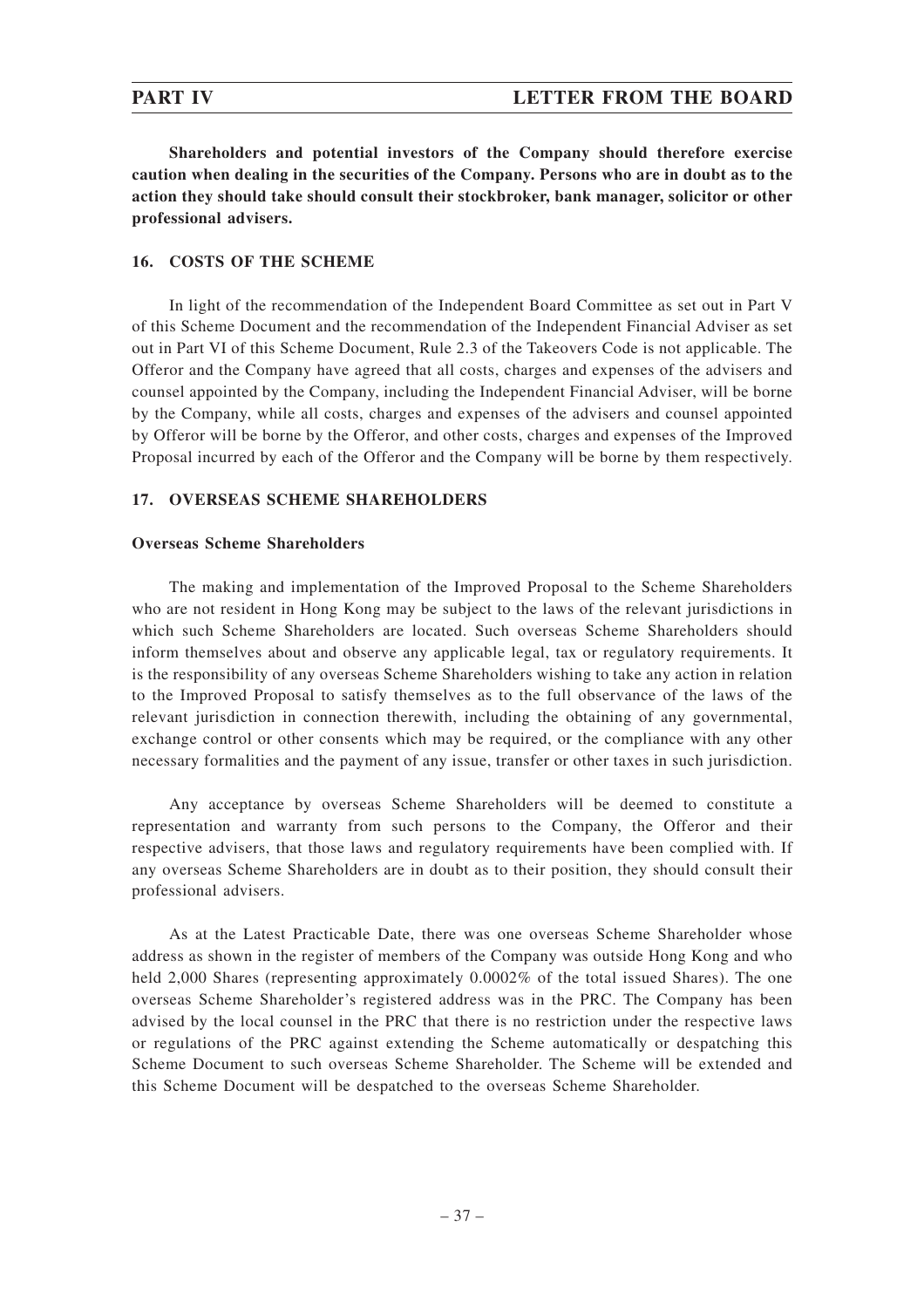**Shareholders and potential investors of the Company should therefore exercise caution when dealing in the securities of the Company. Persons who are in doubt as to the action they should take should consult their stockbroker, bank manager, solicitor or other professional advisers.**

## 16. COSTS OF THE SCHEME

In light of the recommendation of the Independent Board Committee as set out in Part V of this Scheme Document and the recommendation of the Independent Financial Adviser as set out in Part VI of this Scheme Document, Rule 2.3 of the Takeovers Code is not applicable. The Offeror and the Company have agreed that all costs, charges and expenses of the advisers and counsel appointed by the Company, including the Independent Financial Adviser, will be borne by the Company, while all costs, charges and expenses of the advisers and counsel appointed by Offeror will be borne by the Offeror, and other costs, charges and expenses of the Improved Proposal incurred by each of the Offeror and the Company will be borne by them respectively.

## 17. OVERSEAS SCHEME SHAREHOLDERS

**Overseas Scheme Shareholders**

The making and implementation of the Improved Proposal to the Scheme Shareholders who are not resident in Hong Kong may be subject to the laws of the relevant jurisdictions in which such Scheme Shareholders are located. Such overseas Scheme Shareholders should inform themselves about and observe any applicable legal, tax or regulatory requirements. It is the responsibility of any overseas Scheme Shareholders wishing to take any action in relation to the Improved Proposal to satisfy themselves as to the full observance of the laws of the relevant jurisdiction in connection therewith, including the obtaining of any governmental, exchange control or other consents which may be required, or the compliance with any other necessary formalities and the payment of any issue, transfer or other taxes in such jurisdiction.

Any acceptance by overseas Scheme Shareholders will be deemed to constitute a representation and warranty from such persons to the Company, the Offeror and their respective advisers, that those laws and regulatory requirements have been complied with. If any overseas Scheme Shareholders are in doubt as to their position, they should consult their professional advisers.

As at the Latest Practicable Date, there was one overseas Scheme Shareholder whose address as shown in the register of members of the Company was outside Hong Kong and who held 2,000 Shares (representing approximately 0.0002% of the total issued Shares). The one overseas Scheme Shareholder's registered address was in the PRC. The Company has been advised by the local counsel in the PRC that there is no restriction under the respective laws or regulations of the PRC against extending the Scheme automatically or despatching this Scheme Document to such overseas Scheme Shareholder. The Scheme will be extended and this Scheme Document will be despatched to the overseas Scheme Shareholder.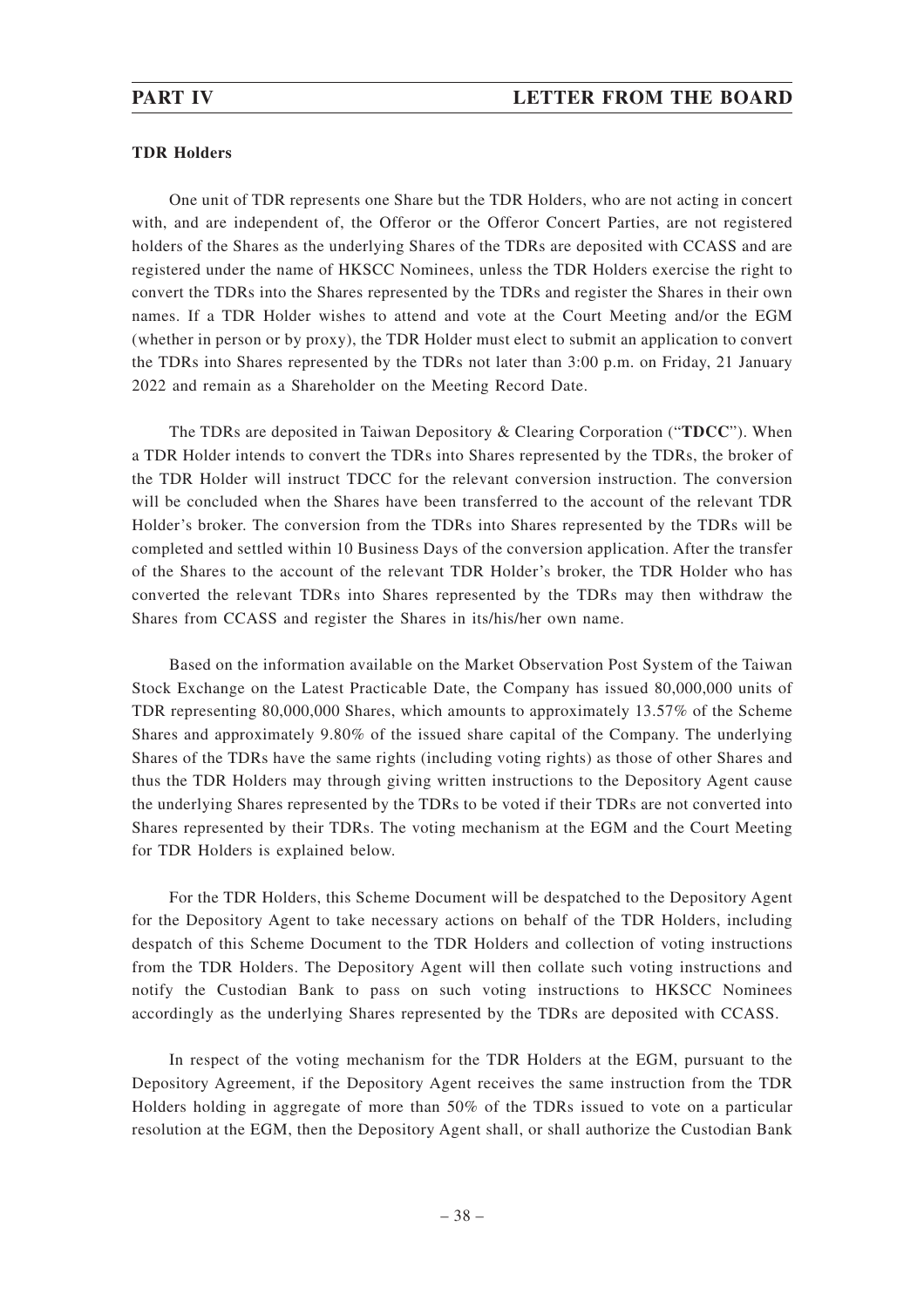**TDR Holders**

One unit of TDR represents one Share but the TDR Holders, who are not acting in concert with, and are independent of, the Offeror or the Offeror Concert Parties, are not registered holders of the Shares as the underlying Shares of the TDRs are deposited with CCASS and are registered under the name of HKSCC Nominees, unless the TDR Holders exercise the right to convert the TDRs into the Shares represented by the TDRs and register the Shares in their own names. If a TDR Holder wishes to attend and vote at the Court Meeting and/or the EGM (whether in person or by proxy), the TDR Holder must elect to submit an application to convert the TDRs into Shares represented by the TDRs not later than 3:00 p.m. on Friday, 21 January 2022 and remain as a Shareholder on the Meeting Record Date.

The TDRs are deposited in Taiwan Depository & Clearing Corporation ("**TDCC**"). When a TDR Holder intends to convert the TDRs into Shares represented by the TDRs, the broker of the TDR Holder will instruct TDCC for the relevant conversion instruction. The conversion will be concluded when the Shares have been transferred to the account of the relevant TDR Holder's broker. The conversion from the TDRs into Shares represented by the TDRs will be completed and settled within 10 Business Days of the conversion application. After the transfer of the Shares to the account of the relevant TDR Holder's broker, the TDR Holder who has converted the relevant TDRs into Shares represented by the TDRs may then withdraw the Shares from CCASS and register the Shares in its/his/her own name.

Based on the information available on the Market Observation Post System of the Taiwan Stock Exchange on the Latest Practicable Date, the Company has issued 80,000,000 units of TDR representing 80,000,000 Shares, which amounts to approximately 13.57% of the Scheme Shares and approximately 9.80% of the issued share capital of the Company. The underlying Shares of the TDRs have the same rights (including voting rights) as those of other Shares and thus the TDR Holders may through giving written instructions to the Depository Agent cause the underlying Shares represented by the TDRs to be voted if their TDRs are not converted into Shares represented by their TDRs. The voting mechanism at the EGM and the Court Meeting for TDR Holders is explained below.

For the TDR Holders, this Scheme Document will be despatched to the Depository Agent for the Depository Agent to take necessary actions on behalf of the TDR Holders, including despatch of this Scheme Document to the TDR Holders and collection of voting instructions from the TDR Holders. The Depository Agent will then collate such voting instructions and notify the Custodian Bank to pass on such voting instructions to HKSCC Nominees accordingly as the underlying Shares represented by the TDRs are deposited with CCASS.

In respect of the voting mechanism for the TDR Holders at the EGM, pursuant to the Depository Agreement, if the Depository Agent receives the same instruction from the TDR Holders holding in aggregate of more than 50% of the TDRs issued to vote on a particular resolution at the EGM, then the Depository Agent shall, or shall authorize the Custodian Bank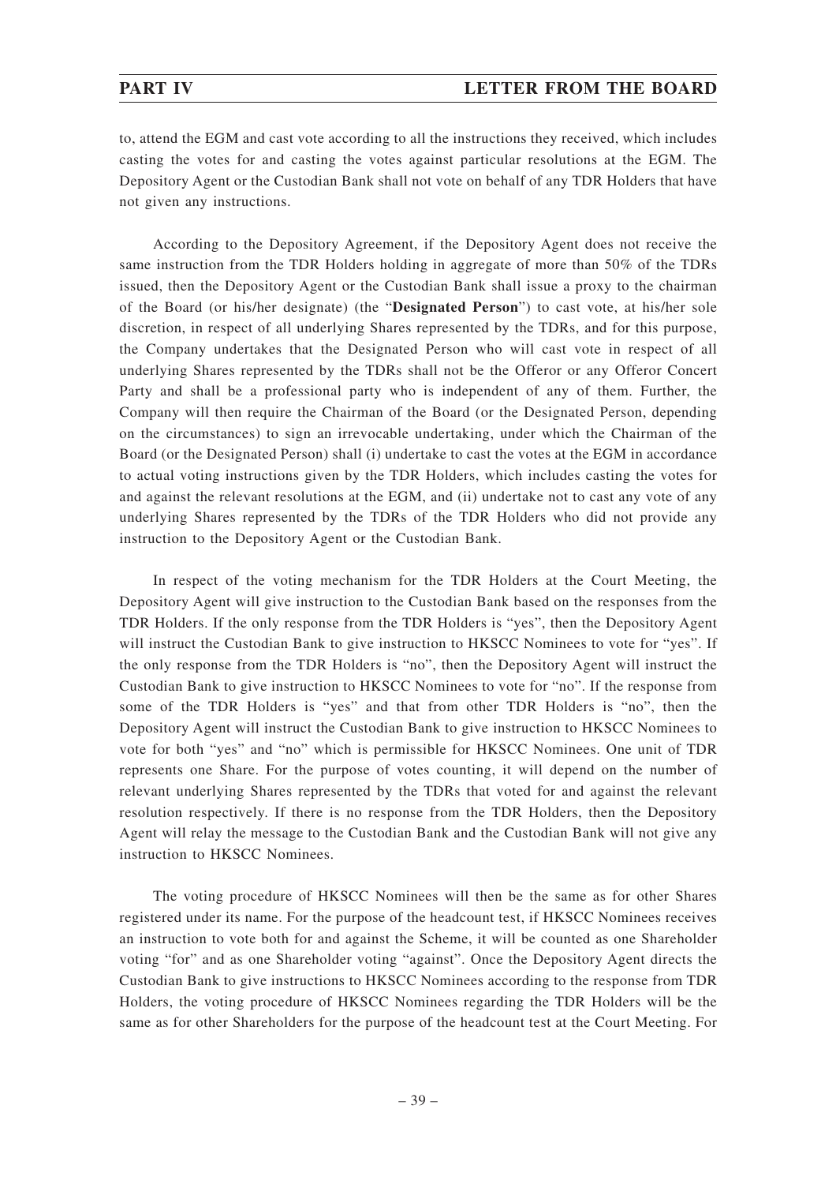to, attend the EGM and cast vote according to all the instructions they received, which includes casting the votes for and casting the votes against particular resolutions at the EGM. The Depository Agent or the Custodian Bank shall not vote on behalf of any TDR Holders that have not given any instructions.

According to the Depository Agreement, if the Depository Agent does not receive the same instruction from the TDR Holders holding in aggregate of more than 50% of the TDRs issued, then the Depository Agent or the Custodian Bank shall issue a proxy to the chairman of the Board (or his/her designate) (the "**Designated Person**") to cast vote, at his/her sole discretion, in respect of all underlying Shares represented by the TDRs, and for this purpose, the Company undertakes that the Designated Person who will cast vote in respect of all underlying Shares represented by the TDRs shall not be the Offeror or any Offeror Concert Party and shall be a professional party who is independent of any of them. Further, the Company will then require the Chairman of the Board (or the Designated Person, depending on the circumstances) to sign an irrevocable undertaking, under which the Chairman of the Board (or the Designated Person) shall (i) undertake to cast the votes at the EGM in accordance to actual voting instructions given by the TDR Holders, which includes casting the votes for and against the relevant resolutions at the EGM, and (ii) undertake not to cast any vote of any underlying Shares represented by the TDRs of the TDR Holders who did not provide any instruction to the Depository Agent or the Custodian Bank.

In respect of the voting mechanism for the TDR Holders at the Court Meeting, the Depository Agent will give instruction to the Custodian Bank based on the responses from the TDR Holders. If the only response from the TDR Holders is "yes", then the Depository Agent will instruct the Custodian Bank to give instruction to HKSCC Nominees to vote for "yes". If the only response from the TDR Holders is "no", then the Depository Agent will instruct the Custodian Bank to give instruction to HKSCC Nominees to vote for "no". If the response from some of the TDR Holders is "yes" and that from other TDR Holders is "no", then the Depository Agent will instruct the Custodian Bank to give instruction to HKSCC Nominees to vote for both "yes" and "no" which is permissible for HKSCC Nominees. One unit of TDR represents one Share. For the purpose of votes counting, it will depend on the number of relevant underlying Shares represented by the TDRs that voted for and against the relevant resolution respectively. If there is no response from the TDR Holders, then the Depository Agent will relay the message to the Custodian Bank and the Custodian Bank will not give any instruction to HKSCC Nominees.

The voting procedure of HKSCC Nominees will then be the same as for other Shares registered under its name. For the purpose of the headcount test, if HKSCC Nominees receives an instruction to vote both for and against the Scheme, it will be counted as one Shareholder voting "for" and as one Shareholder voting "against". Once the Depository Agent directs the Custodian Bank to give instructions to HKSCC Nominees according to the response from TDR Holders, the voting procedure of HKSCC Nominees regarding the TDR Holders will be the same as for other Shareholders for the purpose of the headcount test at the Court Meeting. For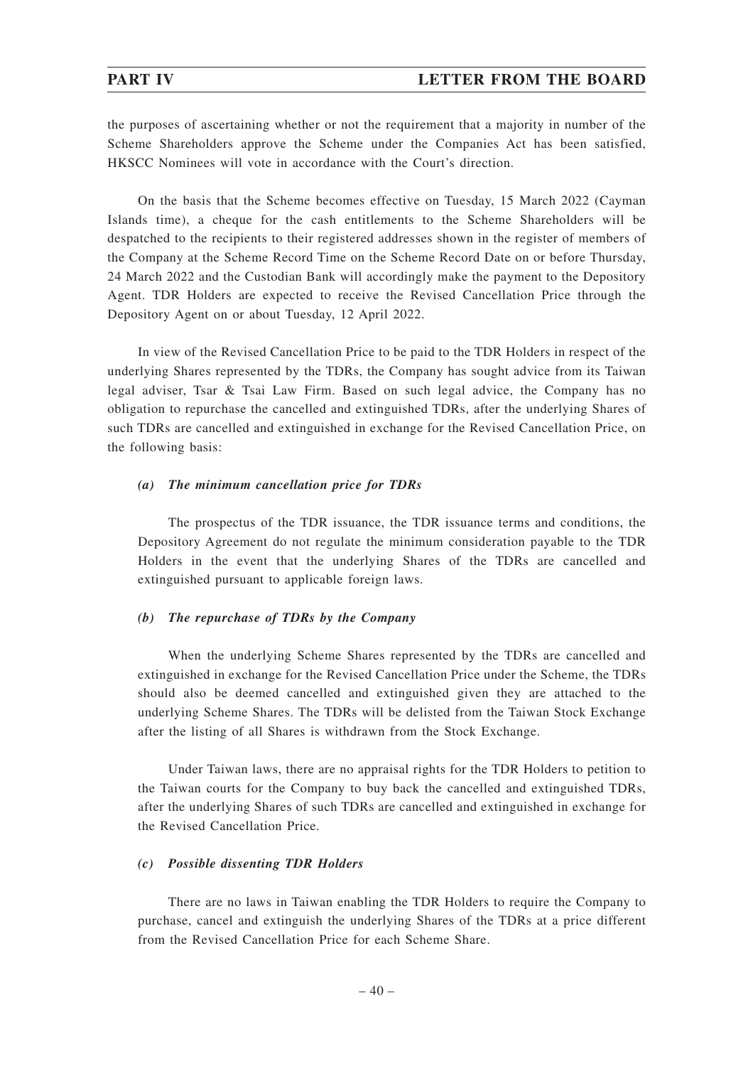the purposes of ascertaining whether or not the requirement that a majority in number of the Scheme Shareholders approve the Scheme under the Companies Act has been satisfied, HKSCC Nominees will vote in accordance with the Court's direction.

On the basis that the Scheme becomes effective on Tuesday, 15 March 2022 (Cayman Islands time), a cheque for the cash entitlements to the Scheme Shareholders will be despatched to the recipients to their registered addresses shown in the register of members of the Company at the Scheme Record Time on the Scheme Record Date on or before Thursday, 24 March 2022 and the Custodian Bank will accordingly make the payment to the Depository Agent. TDR Holders are expected to receive the Revised Cancellation Price through the Depository Agent on or about Tuesday, 12 April 2022.

In view of the Revised Cancellation Price to be paid to the TDR Holders in respect of the underlying Shares represented by the TDRs, the Company has sought advice from its Taiwan legal adviser, Tsar & Tsai Law Firm. Based on such legal advice, the Company has no obligation to repurchase the cancelled and extinguished TDRs, after the underlying Shares of such TDRs are cancelled and extinguished in exchange for the Revised Cancellation Price, on the following basis:

***(a) The minimum cancellation price for TDRs***

The prospectus of the TDR issuance, the TDR issuance terms and conditions, the Depository Agreement do not regulate the minimum consideration payable to the TDR Holders in the event that the underlying Shares of the TDRs are cancelled and extinguished pursuant to applicable foreign laws.

***(b) The repurchase of TDRs by the Company***

When the underlying Scheme Shares represented by the TDRs are cancelled and extinguished in exchange for the Revised Cancellation Price under the Scheme, the TDRs should also be deemed cancelled and extinguished given they are attached to the underlying Scheme Shares. The TDRs will be delisted from the Taiwan Stock Exchange after the listing of all Shares is withdrawn from the Stock Exchange.

Under Taiwan laws, there are no appraisal rights for the TDR Holders to petition to the Taiwan courts for the Company to buy back the cancelled and extinguished TDRs, after the underlying Shares of such TDRs are cancelled and extinguished in exchange for the Revised Cancellation Price.

***(c) Possible dissenting TDR Holders***

There are no laws in Taiwan enabling the TDR Holders to require the Company to purchase, cancel and extinguish the underlying Shares of the TDRs at a price different from the Revised Cancellation Price for each Scheme Share.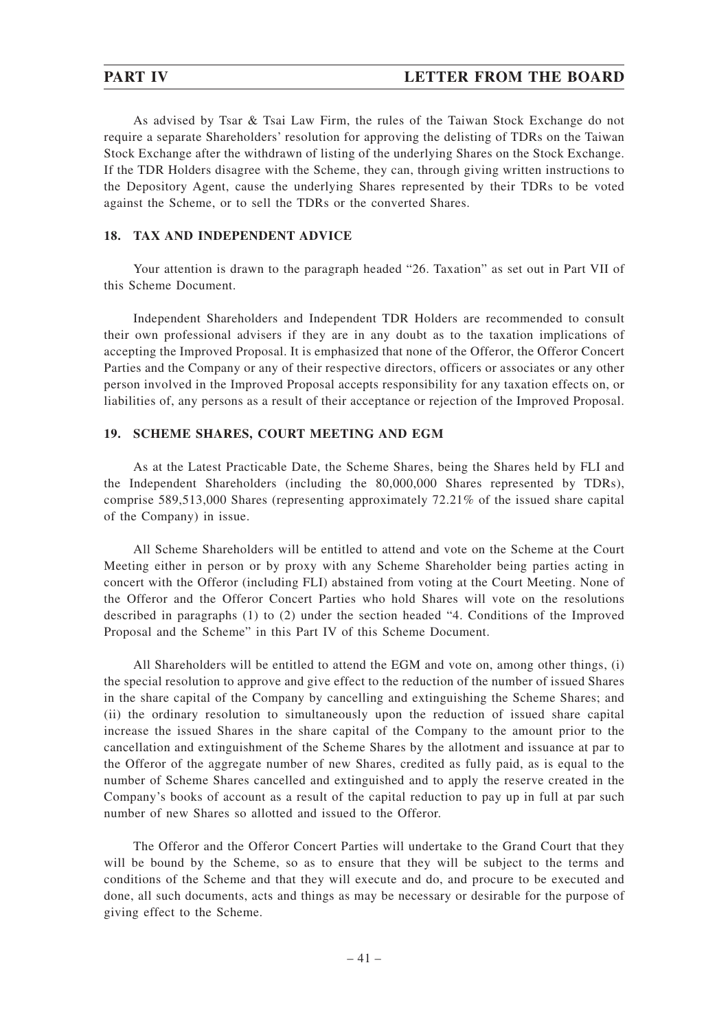As advised by Tsar & Tsai Law Firm, the rules of the Taiwan Stock Exchange do not require a separate Shareholders' resolution for approving the delisting of TDRs on the Taiwan Stock Exchange after the withdrawn of listing of the underlying Shares on the Stock Exchange. If the TDR Holders disagree with the Scheme, they can, through giving written instructions to the Depository Agent, cause the underlying Shares represented by their TDRs to be voted against the Scheme, or to sell the TDRs or the converted Shares.

## 18. TAX AND INDEPENDENT ADVICE

Your attention is drawn to the paragraph headed "26. Taxation" as set out in Part VII of this Scheme Document.

Independent Shareholders and Independent TDR Holders are recommended to consult their own professional advisers if they are in any doubt as to the taxation implications of accepting the Improved Proposal. It is emphasized that none of the Offeror, the Offeror Concert Parties and the Company or any of their respective directors, officers or associates or any other person involved in the Improved Proposal accepts responsibility for any taxation effects on, or liabilities of, any persons as a result of their acceptance or rejection of the Improved Proposal.

## 19. SCHEME SHARES, COURT MEETING AND EGM

As at the Latest Practicable Date, the Scheme Shares, being the Shares held by FLI and the Independent Shareholders (including the 80,000,000 Shares represented by TDRs), comprise 589,513,000 Shares (representing approximately 72.21% of the issued share capital of the Company) in issue.

All Scheme Shareholders will be entitled to attend and vote on the Scheme at the Court Meeting either in person or by proxy with any Scheme Shareholder being parties acting in concert with the Offeror (including FLI) abstained from voting at the Court Meeting. None of the Offeror and the Offeror Concert Parties who hold Shares will vote on the resolutions described in paragraphs (1) to (2) under the section headed "4. Conditions of the Improved Proposal and the Scheme" in this Part IV of this Scheme Document.

All Shareholders will be entitled to attend the EGM and vote on, among other things, (i) the special resolution to approve and give effect to the reduction of the number of issued Shares in the share capital of the Company by cancelling and extinguishing the Scheme Shares; and (ii) the ordinary resolution to simultaneously upon the reduction of issued share capital increase the issued Shares in the share capital of the Company to the amount prior to the cancellation and extinguishment of the Scheme Shares by the allotment and issuance at par to the Offeror of the aggregate number of new Shares, credited as fully paid, as is equal to the number of Scheme Shares cancelled and extinguished and to apply the reserve created in the Company's books of account as a result of the capital reduction to pay up in full at par such number of new Shares so allotted and issued to the Offeror.

The Offeror and the Offeror Concert Parties will undertake to the Grand Court that they will be bound by the Scheme, so as to ensure that they will be subject to the terms and conditions of the Scheme and that they will execute and do, and procure to be executed and done, all such documents, acts and things as may be necessary or desirable for the purpose of giving effect to the Scheme.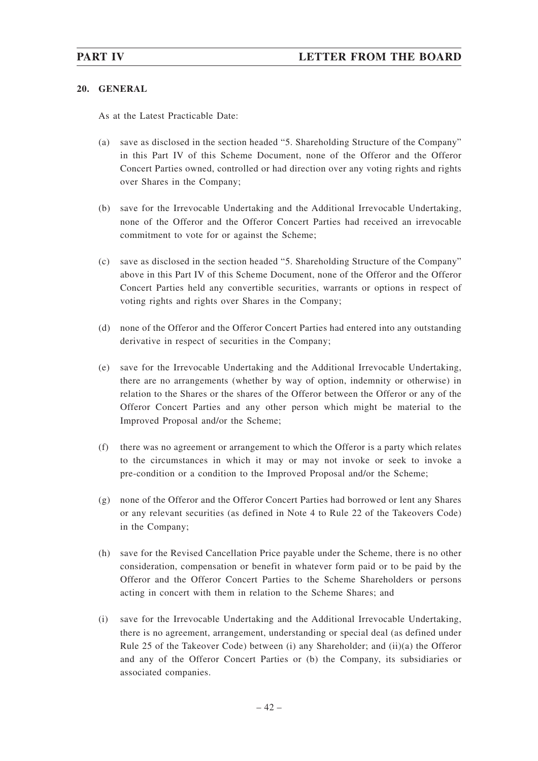## 20. GENERAL

As at the Latest Practicable Date:

(a) save as disclosed in the section headed "5. Shareholding Structure of the Company" in this Part IV of this Scheme Document, none of the Offeror and the Offeror Concert Parties owned, controlled or had direction over any voting rights and rights over Shares in the Company;

(b) save for the Irrevocable Undertaking and the Additional Irrevocable Undertaking, none of the Offeror and the Offeror Concert Parties had received an irrevocable commitment to vote for or against the Scheme;

(c) save as disclosed in the section headed "5. Shareholding Structure of the Company" above in this Part IV of this Scheme Document, none of the Offeror and the Offeror Concert Parties held any convertible securities, warrants or options in respect of voting rights and rights over Shares in the Company;

(d) none of the Offeror and the Offeror Concert Parties had entered into any outstanding derivative in respect of securities in the Company;

(e) save for the Irrevocable Undertaking and the Additional Irrevocable Undertaking, there are no arrangements (whether by way of option, indemnity or otherwise) in relation to the Shares or the shares of the Offeror between the Offeror or any of the Offeror Concert Parties and any other person which might be material to the Improved Proposal and/or the Scheme;

(f) there was no agreement or arrangement to which the Offeror is a party which relates to the circumstances in which it may or may not invoke or seek to invoke a pre-condition or a condition to the Improved Proposal and/or the Scheme;

(g) none of the Offeror and the Offeror Concert Parties had borrowed or lent any Shares or any relevant securities (as defined in Note 4 to Rule 22 of the Takeovers Code) in the Company;

(h) save for the Revised Cancellation Price payable under the Scheme, there is no other consideration, compensation or benefit in whatever form paid or to be paid by the Offeror and the Offeror Concert Parties to the Scheme Shareholders or persons acting in concert with them in relation to the Scheme Shares; and

(i) save for the Irrevocable Undertaking and the Additional Irrevocable Undertaking, there is no agreement, arrangement, understanding or special deal (as defined under Rule 25 of the Takeover Code) between (i) any Shareholder; and (ii)(a) the Offeror and any of the Offeror Concert Parties or (b) the Company, its subsidiaries or associated companies.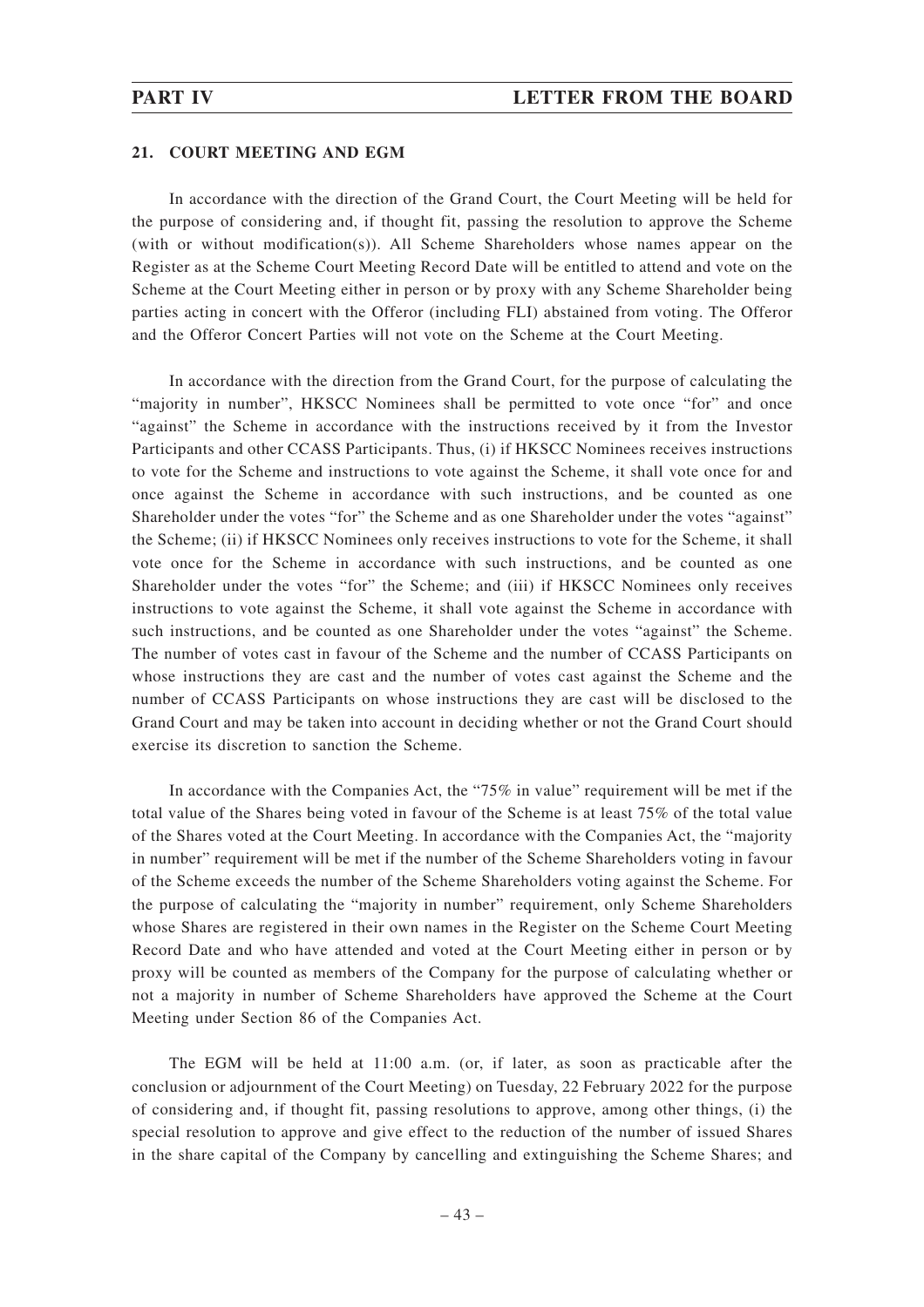## 21. COURT MEETING AND EGM

In accordance with the direction of the Grand Court, the Court Meeting will be held for the purpose of considering and, if thought fit, passing the resolution to approve the Scheme (with or without modification(s)). All Scheme Shareholders whose names appear on the Register as at the Scheme Court Meeting Record Date will be entitled to attend and vote on the Scheme at the Court Meeting either in person or by proxy with any Scheme Shareholder being parties acting in concert with the Offeror (including FLI) abstained from voting. The Offeror and the Offeror Concert Parties will not vote on the Scheme at the Court Meeting.

In accordance with the direction from the Grand Court, for the purpose of calculating the "majority in number", HKSCC Nominees shall be permitted to vote once "for" and once "against" the Scheme in accordance with the instructions received by it from the Investor Participants and other CCASS Participants. Thus, (i) if HKSCC Nominees receives instructions to vote for the Scheme and instructions to vote against the Scheme, it shall vote once for and once against the Scheme in accordance with such instructions, and be counted as one Shareholder under the votes "for" the Scheme and as one Shareholder under the votes "against" the Scheme; (ii) if HKSCC Nominees only receives instructions to vote for the Scheme, it shall vote once for the Scheme in accordance with such instructions, and be counted as one Shareholder under the votes "for" the Scheme; and (iii) if HKSCC Nominees only receives instructions to vote against the Scheme, it shall vote against the Scheme in accordance with such instructions, and be counted as one Shareholder under the votes "against" the Scheme. The number of votes cast in favour of the Scheme and the number of CCASS Participants on whose instructions they are cast and the number of votes cast against the Scheme and the number of CCASS Participants on whose instructions they are cast will be disclosed to the Grand Court and may be taken into account in deciding whether or not the Grand Court should exercise its discretion to sanction the Scheme.

In accordance with the Companies Act, the "75% in value" requirement will be met if the total value of the Shares being voted in favour of the Scheme is at least 75% of the total value of the Shares voted at the Court Meeting. In accordance with the Companies Act, the "majority in number" requirement will be met if the number of the Scheme Shareholders voting in favour of the Scheme exceeds the number of the Scheme Shareholders voting against the Scheme. For the purpose of calculating the "majority in number" requirement, only Scheme Shareholders whose Shares are registered in their own names in the Register on the Scheme Court Meeting Record Date and who have attended and voted at the Court Meeting either in person or by proxy will be counted as members of the Company for the purpose of calculating whether or not a majority in number of Scheme Shareholders have approved the Scheme at the Court Meeting under Section 86 of the Companies Act.

The EGM will be held at 11:00 a.m. (or, if later, as soon as practicable after the conclusion or adjournment of the Court Meeting) on Tuesday, 22 February 2022 for the purpose of considering and, if thought fit, passing resolutions to approve, among other things, (i) the special resolution to approve and give effect to the reduction of the number of issued Shares in the share capital of the Company by cancelling and extinguishing the Scheme Shares; and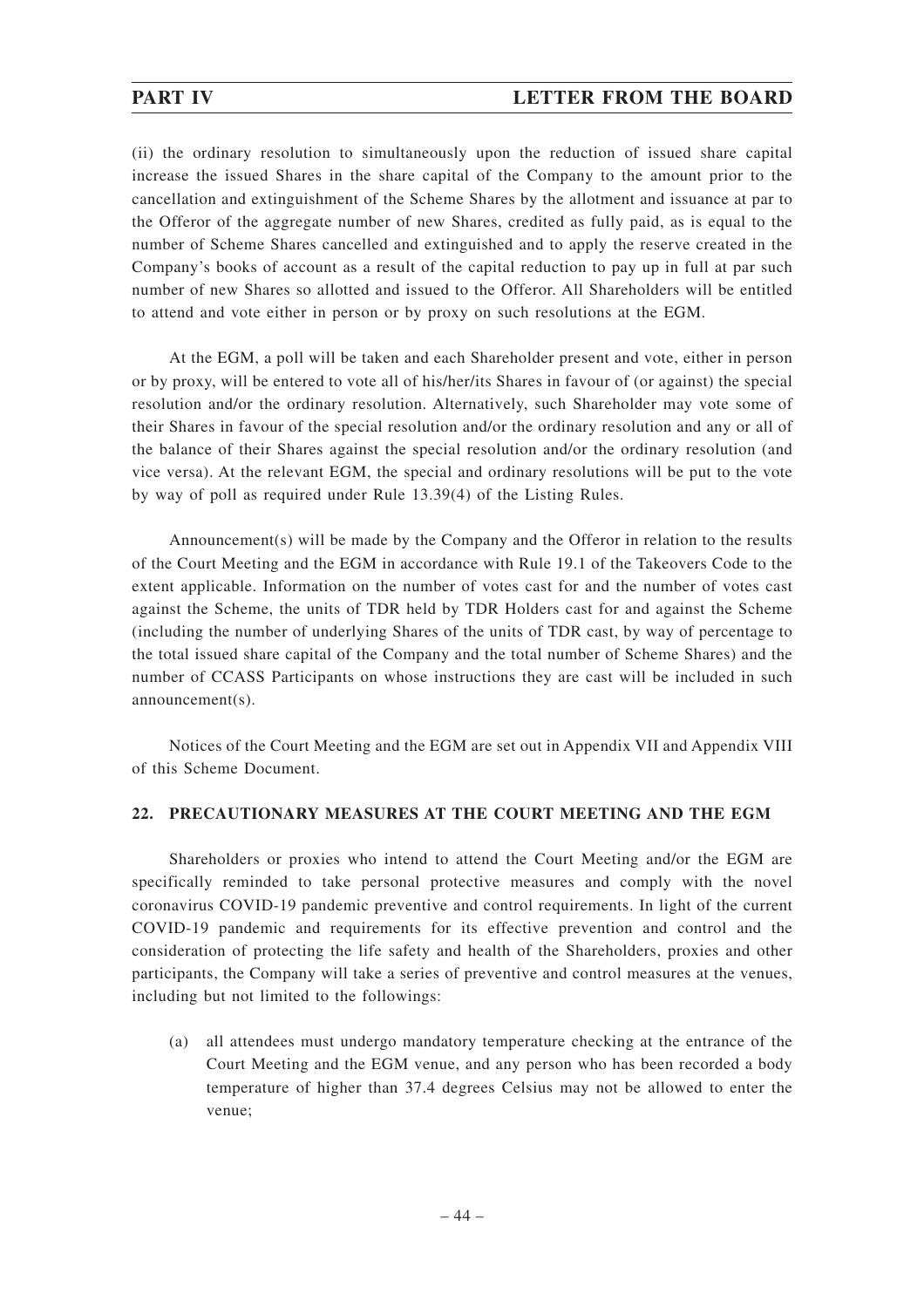(ii) the ordinary resolution to simultaneously upon the reduction of issued share capital increase the issued Shares in the share capital of the Company to the amount prior to the cancellation and extinguishment of the Scheme Shares by the allotment and issuance at par to the Offeror of the aggregate number of new Shares, credited as fully paid, as is equal to the number of Scheme Shares cancelled and extinguished and to apply the reserve created in the Company's books of account as a result of the capital reduction to pay up in full at par such number of new Shares so allotted and issued to the Offeror. All Shareholders will be entitled to attend and vote either in person or by proxy on such resolutions at the EGM.

At the EGM, a poll will be taken and each Shareholder present and vote, either in person or by proxy, will be entered to vote all of his/her/its Shares in favour of (or against) the special resolution and/or the ordinary resolution. Alternatively, such Shareholder may vote some of their Shares in favour of the special resolution and/or the ordinary resolution and any or all of the balance of their Shares against the special resolution and/or the ordinary resolution (and vice versa). At the relevant EGM, the special and ordinary resolutions will be put to the vote by way of poll as required under Rule 13.39(4) of the Listing Rules.

Announcement(s) will be made by the Company and the Offeror in relation to the results of the Court Meeting and the EGM in accordance with Rule 19.1 of the Takeovers Code to the extent applicable. Information on the number of votes cast for and the number of votes cast against the Scheme, the units of TDR held by TDR Holders cast for and against the Scheme (including the number of underlying Shares of the units of TDR cast, by way of percentage to the total issued share capital of the Company and the total number of Scheme Shares) and the number of CCASS Participants on whose instructions they are cast will be included in such announcement(s).

Notices of the Court Meeting and the EGM are set out in Appendix VII and Appendix VIII of this Scheme Document.

## 22. PRECAUTIONARY MEASURES AT THE COURT MEETING AND THE EGM

Shareholders or proxies who intend to attend the Court Meeting and/or the EGM are specifically reminded to take personal protective measures and comply with the novel coronavirus COVID-19 pandemic preventive and control requirements. In light of the current COVID-19 pandemic and requirements for its effective prevention and control and the consideration of protecting the life safety and health of the Shareholders, proxies and other participants, the Company will take a series of preventive and control measures at the venues, including but not limited to the followings:

(a) all attendees must undergo mandatory temperature checking at the entrance of the Court Meeting and the EGM venue, and any person who has been recorded a body temperature of higher than 37.4 degrees Celsius may not be allowed to enter the venue;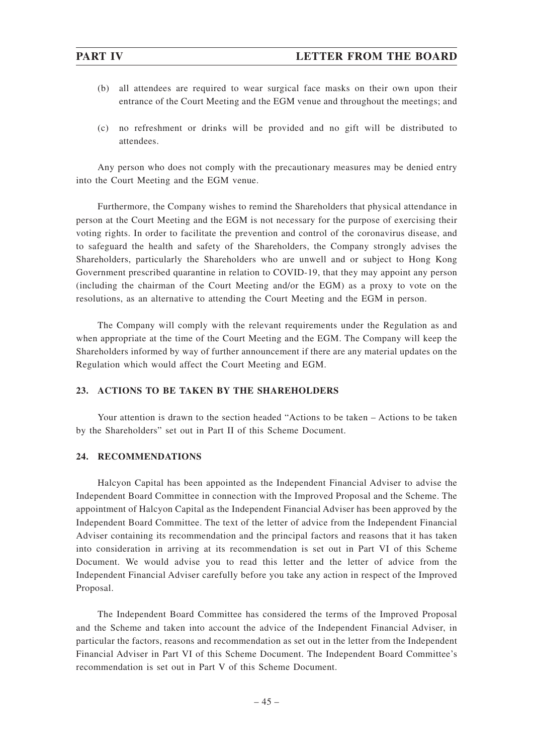(b) all attendees are required to wear surgical face masks on their own upon their entrance of the Court Meeting and the EGM venue and throughout the meetings; and

(c) no refreshment or drinks will be provided and no gift will be distributed to attendees.

Any person who does not comply with the precautionary measures may be denied entry into the Court Meeting and the EGM venue.

Furthermore, the Company wishes to remind the Shareholders that physical attendance in person at the Court Meeting and the EGM is not necessary for the purpose of exercising their voting rights. In order to facilitate the prevention and control of the coronavirus disease, and to safeguard the health and safety of the Shareholders, the Company strongly advises the Shareholders, particularly the Shareholders who are unwell and or subject to Hong Kong Government prescribed quarantine in relation to COVID-19, that they may appoint any person (including the chairman of the Court Meeting and/or the EGM) as a proxy to vote on the resolutions, as an alternative to attending the Court Meeting and the EGM in person.

The Company will comply with the relevant requirements under the Regulation as and when appropriate at the time of the Court Meeting and the EGM. The Company will keep the Shareholders informed by way of further announcement if there are any material updates on the Regulation which would affect the Court Meeting and EGM.

## 23. ACTIONS TO BE TAKEN BY THE SHAREHOLDERS

Your attention is drawn to the section headed "Actions to be taken – Actions to be taken by the Shareholders" set out in Part II of this Scheme Document.

## 24. RECOMMENDATIONS

Halcyon Capital has been appointed as the Independent Financial Adviser to advise the Independent Board Committee in connection with the Improved Proposal and the Scheme. The appointment of Halcyon Capital as the Independent Financial Adviser has been approved by the Independent Board Committee. The text of the letter of advice from the Independent Financial Adviser containing its recommendation and the principal factors and reasons that it has taken into consideration in arriving at its recommendation is set out in Part VI of this Scheme Document. We would advise you to read this letter and the letter of advice from the Independent Financial Adviser carefully before you take any action in respect of the Improved Proposal.

The Independent Board Committee has considered the terms of the Improved Proposal and the Scheme and taken into account the advice of the Independent Financial Adviser, in particular the factors, reasons and recommendation as set out in the letter from the Independent Financial Adviser in Part VI of this Scheme Document. The Independent Board Committee's recommendation is set out in Part V of this Scheme Document.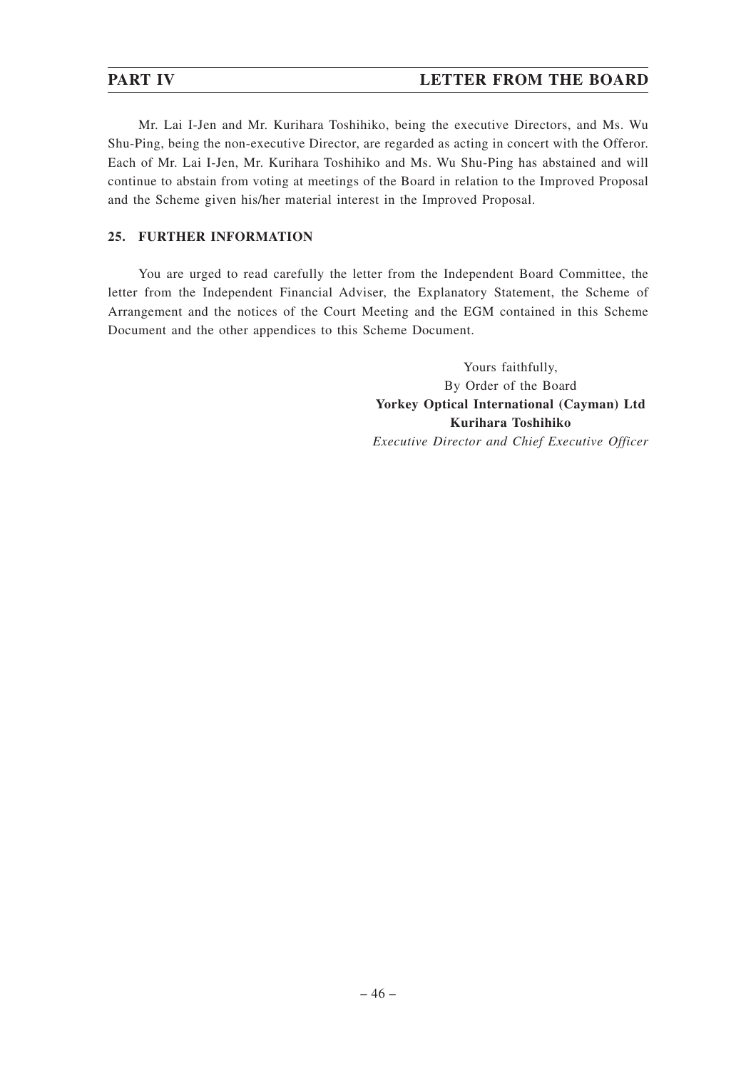Mr. Lai I-Jen and Mr. Kurihara Toshihiko, being the executive Directors, and Ms. Wu Shu-Ping, being the non-executive Director, are regarded as acting in concert with the Offeror. Each of Mr. Lai I-Jen, Mr. Kurihara Toshihiko and Ms. Wu Shu-Ping has abstained and will continue to abstain from voting at meetings of the Board in relation to the Improved Proposal and the Scheme given his/her material interest in the Improved Proposal.

## 25. FURTHER INFORMATION

You are urged to read carefully the letter from the Independent Board Committee, the letter from the Independent Financial Adviser, the Explanatory Statement, the Scheme of Arrangement and the notices of the Court Meeting and the EGM contained in this Scheme Document and the other appendices to this Scheme Document.

Yours faithfully,
By Order of the Board
**Yorkey Optical International (Cayman) Ltd**
**Kurihara Toshihiko**
*Executive Director and Chief Executive Officer*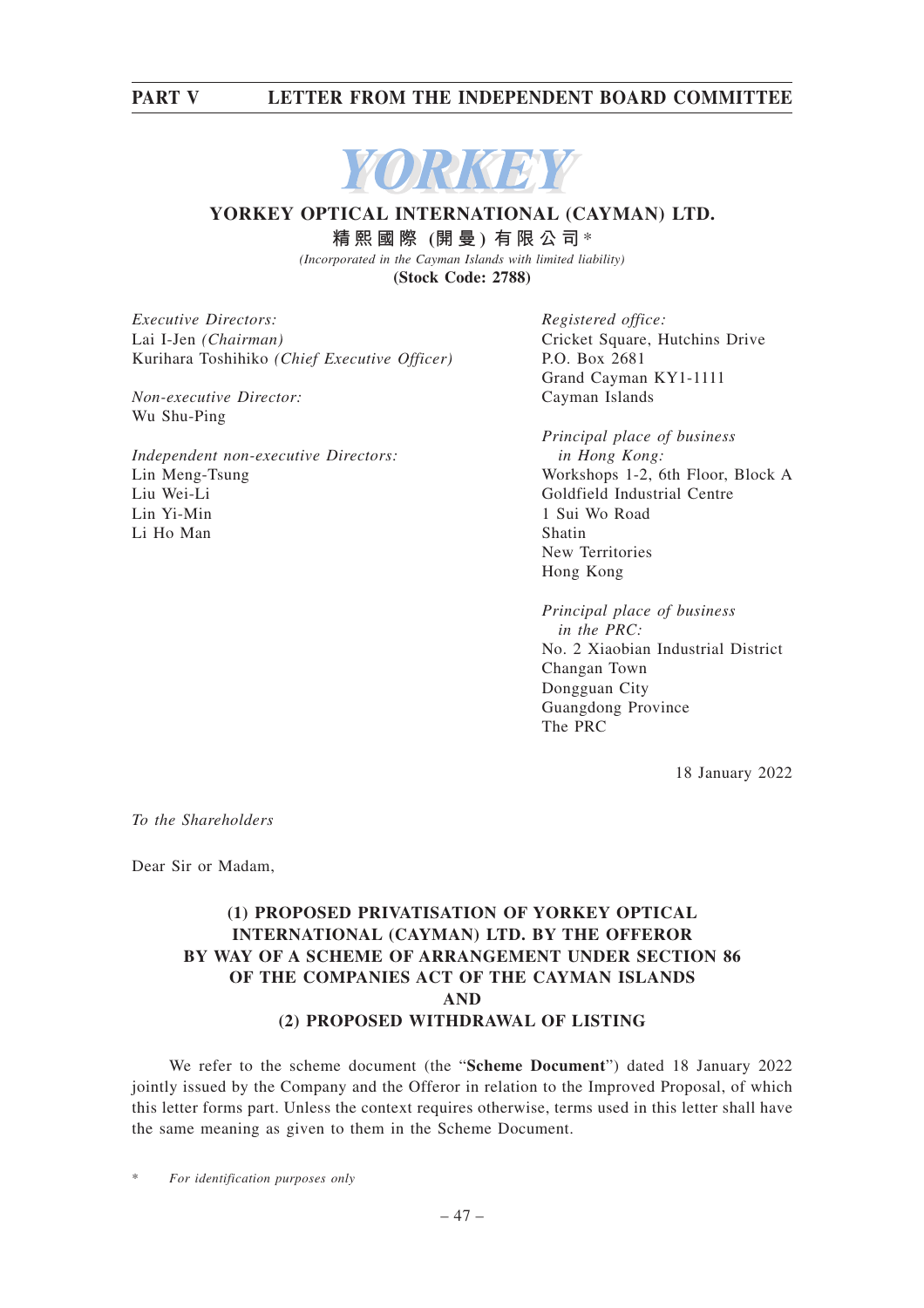YORKEY

**YORKEY OPTICAL INTERNATIONAL (CAYMAN) LTD.**

**精熙國際 (開曼) 有限公司***

*(Incorporated in the Cayman Islands with limited liability)*

**(Stock Code: 2788)**

*Executive Directors:*
Lai I-Jen *(Chairman)*
Kurihara Toshihiko *(Chief Executive Officer)*

*Non-executive Director:*
Wu Shu-Ping

*Independent non-executive Directors:*
Lin Meng-Tsung
Liu Wei-Li
Lin Yi-Min
Li Ho Man

*Registered office:*
Cricket Square, Hutchins Drive
P.O. Box 2681
Grand Cayman KY1-1111
Cayman Islands

*Principal place of business in Hong Kong:*
Workshops 1-2, 6th Floor, Block A
Goldfield Industrial Centre
1 Sui Wo Road
Shatin
New Territories
Hong Kong

*Principal place of business in the PRC:*
No. 2 Xiaobian Industrial District
Changan Town
Dongguan City
Guangdong Province
The PRC

18 January 2022

*To the Shareholders*

Dear Sir or Madam,

**(1) PROPOSED PRIVATISATION OF YORKEY OPTICAL INTERNATIONAL (CAYMAN) LTD. BY THE OFFEROR BY WAY OF A SCHEME OF ARRANGEMENT UNDER SECTION 86 OF THE COMPANIES ACT OF THE CAYMAN ISLANDS AND (2) PROPOSED WITHDRAWAL OF LISTING**

We refer to the scheme document (the "**Scheme Document**") dated 18 January 2022 jointly issued by the Company and the Offeror in relation to the Improved Proposal, of which this letter forms part. Unless the context requires otherwise, terms used in this letter shall have the same meaning as given to them in the Scheme Document.

\* *For identification purposes only*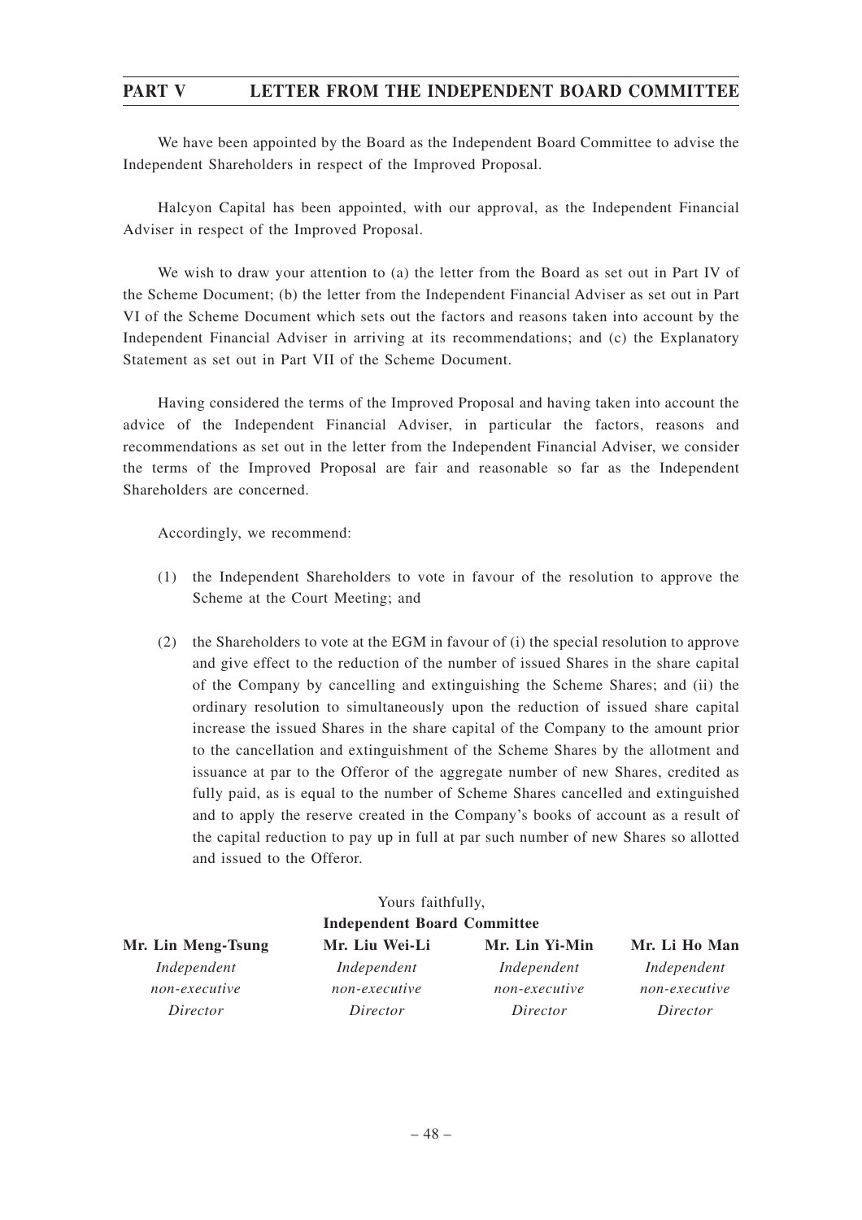# PART V LETTER FROM THE INDEPENDENT BOARD COMMITTEE

We have been appointed by the Board as the Independent Board Committee to advise the Independent Shareholders in respect of the Improved Proposal.

Halcyon Capital has been appointed, with our approval, as the Independent Financial Adviser in respect of the Improved Proposal.

We wish to draw your attention to (a) the letter from the Board as set out in Part IV of the Scheme Document; (b) the letter from the Independent Financial Adviser as set out in Part VI of the Scheme Document which sets out the factors and reasons taken into account by the Independent Financial Adviser in arriving at its recommendations; and (c) the Explanatory Statement as set out in Part VII of the Scheme Document.

Having considered the terms of the Improved Proposal and having taken into account the advice of the Independent Financial Adviser, in particular the factors, reasons and recommendations as set out in the letter from the Independent Financial Adviser, we consider the terms of the Improved Proposal are fair and reasonable so far as the Independent Shareholders are concerned.

Accordingly, we recommend:

(1) the Independent Shareholders to vote in favour of the resolution to approve the Scheme at the Court Meeting; and

(2) the Shareholders to vote at the EGM in favour of (i) the special resolution to approve and give effect to the reduction of the number of issued Shares in the share capital of the Company by cancelling and extinguishing the Scheme Shares; and (ii) the ordinary resolution to simultaneously upon the reduction of issued share capital increase the issued Shares in the share capital of the Company to the amount prior to the cancellation and extinguishment of the Scheme Shares by the allotment and issuance at par to the Offeror of the aggregate number of new Shares, credited as fully paid, as is equal to the number of Scheme Shares cancelled and extinguished and to apply the reserve created in the Company's books of account as a result of the capital reduction to pay up in full at par such number of new Shares so allotted and issued to the Offeror.

Yours faithfully,
**Independent Board Committee**

| **Mr. Lin Meng-Tsung** | **Mr. Liu Wei-Li** | **Mr. Lin Yi-Min** | **Mr. Li Ho Man** |
|---|---|---|---|
| *Independent non-executive Director* | *Independent non-executive Director* | *Independent non-executive Director* | *Independent non-executive Director* |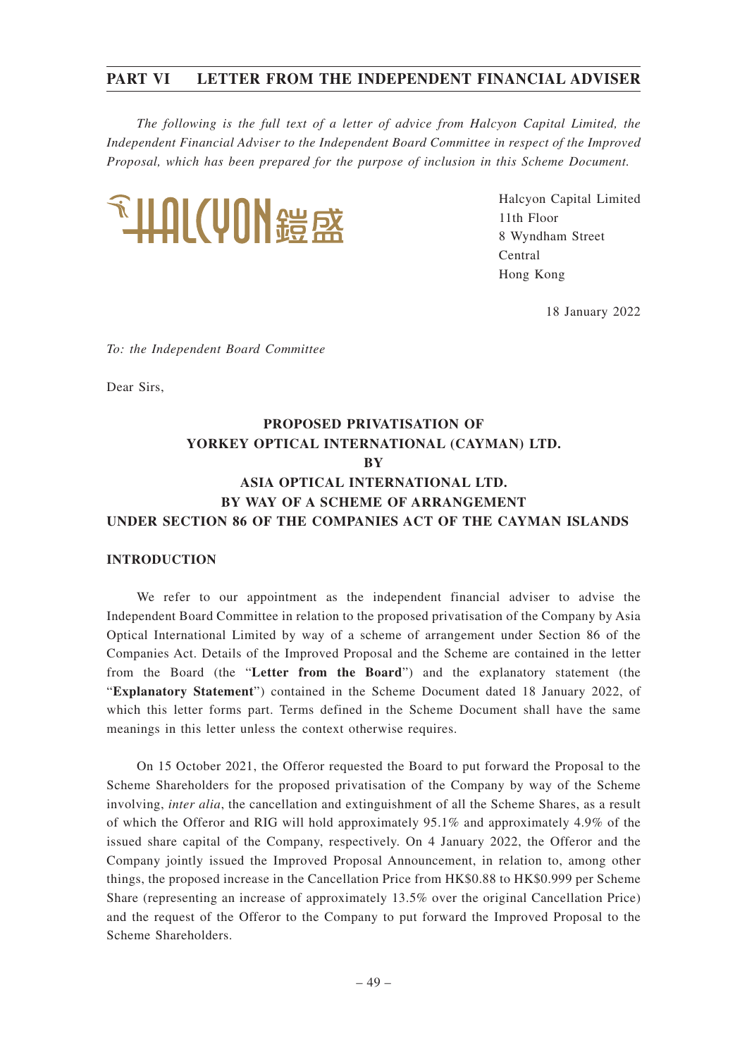## PART VI LETTER FROM THE INDEPENDENT FINANCIAL ADVISER

*The following is the full text of a letter of advice from Halcyon Capital Limited, the Independent Financial Adviser to the Independent Board Committee in respect of the Improved Proposal, which has been prepared for the purpose of inclusion in this Scheme Document.*

Halcyon Capital Limited
11th Floor
8 Wyndham Street
Central
Hong Kong

18 January 2022

*To: the Independent Board Committee*

Dear Sirs,

**PROPOSED PRIVATISATION OF**
**YORKEY OPTICAL INTERNATIONAL (CAYMAN) LTD.**
**BY**
**ASIA OPTICAL INTERNATIONAL LTD.**
**BY WAY OF A SCHEME OF ARRANGEMENT**
**UNDER SECTION 86 OF THE COMPANIES ACT OF THE CAYMAN ISLANDS**

### INTRODUCTION

We refer to our appointment as the independent financial adviser to advise the Independent Board Committee in relation to the proposed privatisation of the Company by Asia Optical International Limited by way of a scheme of arrangement under Section 86 of the Companies Act. Details of the Improved Proposal and the Scheme are contained in the letter from the Board (the "**Letter from the Board**") and the explanatory statement (the "**Explanatory Statement**") contained in the Scheme Document dated 18 January 2022, of which this letter forms part. Terms defined in the Scheme Document shall have the same meanings in this letter unless the context otherwise requires.

On 15 October 2021, the Offeror requested the Board to put forward the Proposal to the Scheme Shareholders for the proposed privatisation of the Company by way of the Scheme involving, *inter alia*, the cancellation and extinguishment of all the Scheme Shares, as a result of which the Offeror and RIG will hold approximately 95.1% and approximately 4.9% of the issued share capital of the Company, respectively. On 4 January 2022, the Offeror and the Company jointly issued the Improved Proposal Announcement, in relation to, among other things, the proposed increase in the Cancellation Price from HK$0.88 to HK$0.999 per Scheme Share (representing an increase of approximately 13.5% over the original Cancellation Price) and the request of the Offeror to the Company to put forward the Improved Proposal to the Scheme Shareholders.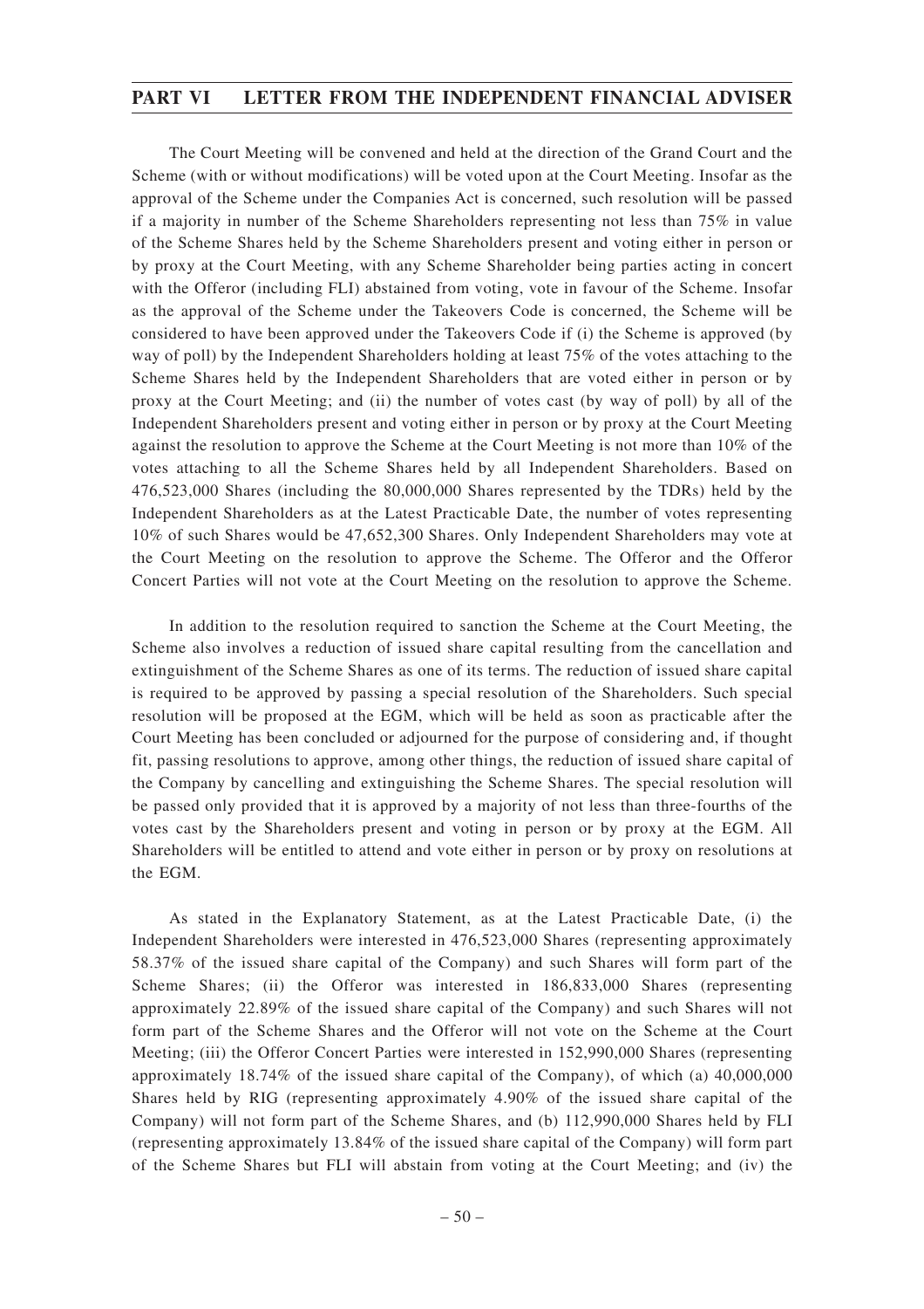The Court Meeting will be convened and held at the direction of the Grand Court and the Scheme (with or without modifications) will be voted upon at the Court Meeting. Insofar as the approval of the Scheme under the Companies Act is concerned, such resolution will be passed if a majority in number of the Scheme Shareholders representing not less than 75% in value of the Scheme Shares held by the Scheme Shareholders present and voting either in person or by proxy at the Court Meeting, with any Scheme Shareholder being parties acting in concert with the Offeror (including FLI) abstained from voting, vote in favour of the Scheme. Insofar as the approval of the Scheme under the Takeovers Code is concerned, the Scheme will be considered to have been approved under the Takeovers Code if (i) the Scheme is approved (by way of poll) by the Independent Shareholders holding at least 75% of the votes attaching to the Scheme Shares held by the Independent Shareholders that are voted either in person or by proxy at the Court Meeting; and (ii) the number of votes cast (by way of poll) by all of the Independent Shareholders present and voting either in person or by proxy at the Court Meeting against the resolution to approve the Scheme at the Court Meeting is not more than 10% of the votes attaching to all the Scheme Shares held by all Independent Shareholders. Based on 476,523,000 Shares (including the 80,000,000 Shares represented by the TDRs) held by the Independent Shareholders as at the Latest Practicable Date, the number of votes representing 10% of such Shares would be 47,652,300 Shares. Only Independent Shareholders may vote at the Court Meeting on the resolution to approve the Scheme. The Offeror and the Offeror Concert Parties will not vote at the Court Meeting on the resolution to approve the Scheme.

In addition to the resolution required to sanction the Scheme at the Court Meeting, the Scheme also involves a reduction of issued share capital resulting from the cancellation and extinguishment of the Scheme Shares as one of its terms. The reduction of issued share capital is required to be approved by passing a special resolution of the Shareholders. Such special resolution will be proposed at the EGM, which will be held as soon as practicable after the Court Meeting has been concluded or adjourned for the purpose of considering and, if thought fit, passing resolutions to approve, among other things, the reduction of issued share capital of the Company by cancelling and extinguishing the Scheme Shares. The special resolution will be passed only provided that it is approved by a majority of not less than three-fourths of the votes cast by the Shareholders present and voting in person or by proxy at the EGM. All Shareholders will be entitled to attend and vote either in person or by proxy on resolutions at the EGM.

As stated in the Explanatory Statement, as at the Latest Practicable Date, (i) the Independent Shareholders were interested in 476,523,000 Shares (representing approximately 58.37% of the issued share capital of the Company) and such Shares will form part of the Scheme Shares; (ii) the Offeror was interested in 186,833,000 Shares (representing approximately 22.89% of the issued share capital of the Company) and such Shares will not form part of the Scheme Shares and the Offeror will not vote on the Scheme at the Court Meeting; (iii) the Offeror Concert Parties were interested in 152,990,000 Shares (representing approximately 18.74% of the issued share capital of the Company), of which (a) 40,000,000 Shares held by RIG (representing approximately 4.90% of the issued share capital of the Company) will not form part of the Scheme Shares, and (b) 112,990,000 Shares held by FLI (representing approximately 13.84% of the issued share capital of the Company) will form part of the Scheme Shares but FLI will abstain from voting at the Court Meeting; and (iv) the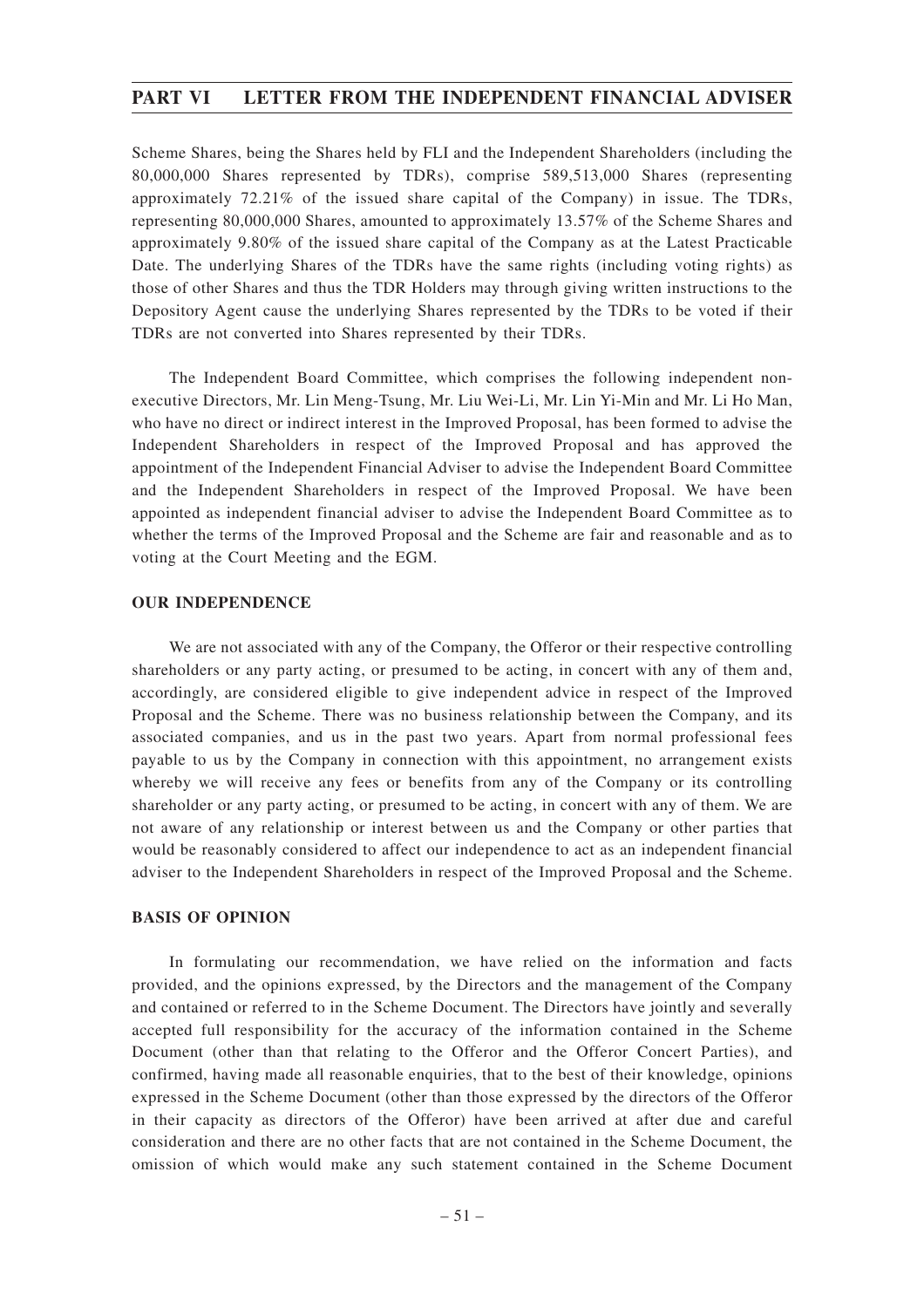Scheme Shares, being the Shares held by FLI and the Independent Shareholders (including the 80,000,000 Shares represented by TDRs), comprise 589,513,000 Shares (representing approximately 72.21% of the issued share capital of the Company) in issue. The TDRs, representing 80,000,000 Shares, amounted to approximately 13.57% of the Scheme Shares and approximately 9.80% of the issued share capital of the Company as at the Latest Practicable Date. The underlying Shares of the TDRs have the same rights (including voting rights) as those of other Shares and thus the TDR Holders may through giving written instructions to the Depository Agent cause the underlying Shares represented by the TDRs to be voted if their TDRs are not converted into Shares represented by their TDRs.

The Independent Board Committee, which comprises the following independent non-executive Directors, Mr. Lin Meng-Tsung, Mr. Liu Wei-Li, Mr. Lin Yi-Min and Mr. Li Ho Man, who have no direct or indirect interest in the Improved Proposal, has been formed to advise the Independent Shareholders in respect of the Improved Proposal and has approved the appointment of the Independent Financial Adviser to advise the Independent Board Committee and the Independent Shareholders in respect of the Improved Proposal. We have been appointed as independent financial adviser to advise the Independent Board Committee as to whether the terms of the Improved Proposal and the Scheme are fair and reasonable and as to voting at the Court Meeting and the EGM.

**OUR INDEPENDENCE**

We are not associated with any of the Company, the Offeror or their respective controlling shareholders or any party acting, or presumed to be acting, in concert with any of them and, accordingly, are considered eligible to give independent advice in respect of the Improved Proposal and the Scheme. There was no business relationship between the Company, and its associated companies, and us in the past two years. Apart from normal professional fees payable to us by the Company in connection with this appointment, no arrangement exists whereby we will receive any fees or benefits from any of the Company or its controlling shareholder or any party acting, or presumed to be acting, in concert with any of them. We are not aware of any relationship or interest between us and the Company or other parties that would be reasonably considered to affect our independence to act as an independent financial adviser to the Independent Shareholders in respect of the Improved Proposal and the Scheme.

**BASIS OF OPINION**

In formulating our recommendation, we have relied on the information and facts provided, and the opinions expressed, by the Directors and the management of the Company and contained or referred to in the Scheme Document. The Directors have jointly and severally accepted full responsibility for the accuracy of the information contained in the Scheme Document (other than that relating to the Offeror and the Offeror Concert Parties), and confirmed, having made all reasonable enquiries, that to the best of their knowledge, opinions expressed in the Scheme Document (other than those expressed by the directors of the Offeror in their capacity as directors of the Offeror) have been arrived at after due and careful consideration and there are no other facts that are not contained in the Scheme Document, the omission of which would make any such statement contained in the Scheme Document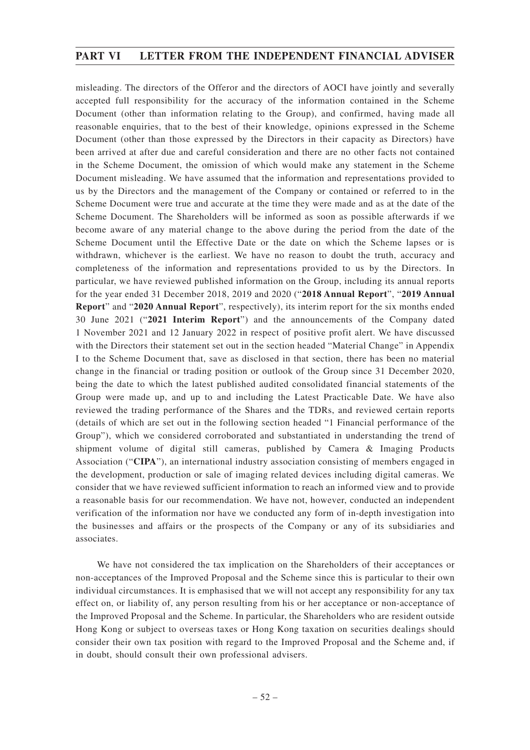misleading. The directors of the Offeror and the directors of AOCI have jointly and severally accepted full responsibility for the accuracy of the information contained in the Scheme Document (other than information relating to the Group), and confirmed, having made all reasonable enquiries, that to the best of their knowledge, opinions expressed in the Scheme Document (other than those expressed by the Directors in their capacity as Directors) have been arrived at after due and careful consideration and there are no other facts not contained in the Scheme Document, the omission of which would make any statement in the Scheme Document misleading. We have assumed that the information and representations provided to us by the Directors and the management of the Company or contained or referred to in the Scheme Document were true and accurate at the time they were made and as at the date of the Scheme Document. The Shareholders will be informed as soon as possible afterwards if we become aware of any material change to the above during the period from the date of the Scheme Document until the Effective Date or the date on which the Scheme lapses or is withdrawn, whichever is the earliest. We have no reason to doubt the truth, accuracy and completeness of the information and representations provided to us by the Directors. In particular, we have reviewed published information on the Group, including its annual reports for the year ended 31 December 2018, 2019 and 2020 ("**2018 Annual Report**", "**2019 Annual Report**" and "**2020 Annual Report**", respectively), its interim report for the six months ended 30 June 2021 ("**2021 Interim Report**") and the announcements of the Company dated 1 November 2021 and 12 January 2022 in respect of positive profit alert. We have discussed with the Directors their statement set out in the section headed "Material Change" in Appendix I to the Scheme Document that, save as disclosed in that section, there has been no material change in the financial or trading position or outlook of the Group since 31 December 2020, being the date to which the latest published audited consolidated financial statements of the Group were made up, and up to and including the Latest Practicable Date. We have also reviewed the trading performance of the Shares and the TDRs, and reviewed certain reports (details of which are set out in the following section headed "1 Financial performance of the Group"), which we considered corroborated and substantiated in understanding the trend of shipment volume of digital still cameras, published by Camera & Imaging Products Association ("**CIPA**"), an international industry association consisting of members engaged in the development, production or sale of imaging related devices including digital cameras. We consider that we have reviewed sufficient information to reach an informed view and to provide a reasonable basis for our recommendation. We have not, however, conducted an independent verification of the information nor have we conducted any form of in-depth investigation into the businesses and affairs or the prospects of the Company or any of its subsidiaries and associates.

We have not considered the tax implication on the Shareholders of their acceptances or non-acceptances of the Improved Proposal and the Scheme since this is particular to their own individual circumstances. It is emphasised that we will not accept any responsibility for any tax effect on, or liability of, any person resulting from his or her acceptance or non-acceptance of the Improved Proposal and the Scheme. In particular, the Shareholders who are resident outside Hong Kong or subject to overseas taxes or Hong Kong taxation on securities dealings should consider their own tax position with regard to the Improved Proposal and the Scheme and, if in doubt, should consult their own professional advisers.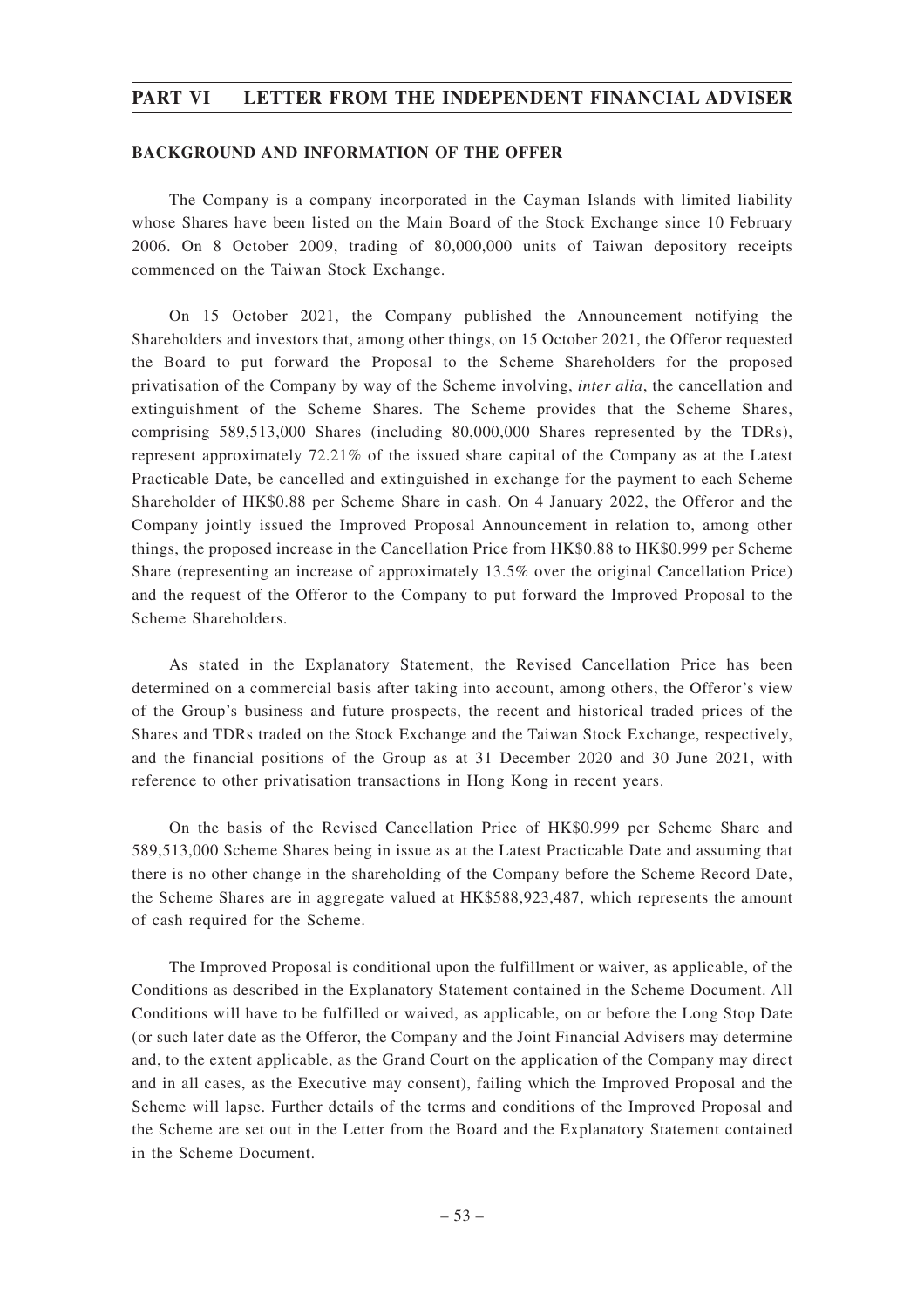## BACKGROUND AND INFORMATION OF THE OFFER

The Company is a company incorporated in the Cayman Islands with limited liability whose Shares have been listed on the Main Board of the Stock Exchange since 10 February 2006. On 8 October 2009, trading of 80,000,000 units of Taiwan depository receipts commenced on the Taiwan Stock Exchange.

On 15 October 2021, the Company published the Announcement notifying the Shareholders and investors that, among other things, on 15 October 2021, the Offeror requested the Board to put forward the Proposal to the Scheme Shareholders for the proposed privatisation of the Company by way of the Scheme involving, *inter alia*, the cancellation and extinguishment of the Scheme Shares. The Scheme provides that the Scheme Shares, comprising 589,513,000 Shares (including 80,000,000 Shares represented by the TDRs), represent approximately 72.21% of the issued share capital of the Company as at the Latest Practicable Date, be cancelled and extinguished in exchange for the payment to each Scheme Shareholder of HK$0.88 per Scheme Share in cash. On 4 January 2022, the Offeror and the Company jointly issued the Improved Proposal Announcement in relation to, among other things, the proposed increase in the Cancellation Price from HK$0.88 to HK$0.999 per Scheme Share (representing an increase of approximately 13.5% over the original Cancellation Price) and the request of the Offeror to the Company to put forward the Improved Proposal to the Scheme Shareholders.

As stated in the Explanatory Statement, the Revised Cancellation Price has been determined on a commercial basis after taking into account, among others, the Offeror's view of the Group's business and future prospects, the recent and historical traded prices of the Shares and TDRs traded on the Stock Exchange and the Taiwan Stock Exchange, respectively, and the financial positions of the Group as at 31 December 2020 and 30 June 2021, with reference to other privatisation transactions in Hong Kong in recent years.

On the basis of the Revised Cancellation Price of HK$0.999 per Scheme Share and 589,513,000 Scheme Shares being in issue as at the Latest Practicable Date and assuming that there is no other change in the shareholding of the Company before the Scheme Record Date, the Scheme Shares are in aggregate valued at HK$588,923,487, which represents the amount of cash required for the Scheme.

The Improved Proposal is conditional upon the fulfillment or waiver, as applicable, of the Conditions as described in the Explanatory Statement contained in the Scheme Document. All Conditions will have to be fulfilled or waived, as applicable, on or before the Long Stop Date (or such later date as the Offeror, the Company and the Joint Financial Advisers may determine and, to the extent applicable, as the Grand Court on the application of the Company may direct and in all cases, as the Executive may consent), failing which the Improved Proposal and the Scheme will lapse. Further details of the terms and conditions of the Improved Proposal and the Scheme are set out in the Letter from the Board and the Explanatory Statement contained in the Scheme Document.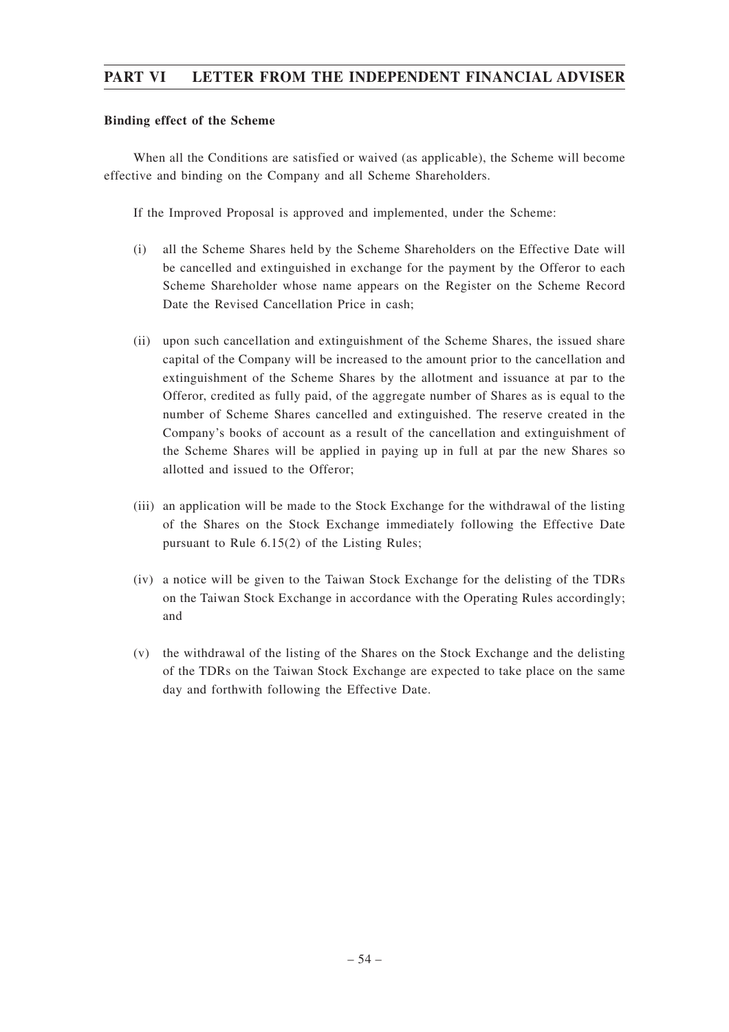**Binding effect of the Scheme**

When all the Conditions are satisfied or waived (as applicable), the Scheme will become effective and binding on the Company and all Scheme Shareholders.

If the Improved Proposal is approved and implemented, under the Scheme:

(i) all the Scheme Shares held by the Scheme Shareholders on the Effective Date will be cancelled and extinguished in exchange for the payment by the Offeror to each Scheme Shareholder whose name appears on the Register on the Scheme Record Date the Revised Cancellation Price in cash;

(ii) upon such cancellation and extinguishment of the Scheme Shares, the issued share capital of the Company will be increased to the amount prior to the cancellation and extinguishment of the Scheme Shares by the allotment and issuance at par to the Offeror, credited as fully paid, of the aggregate number of Shares as is equal to the number of Scheme Shares cancelled and extinguished. The reserve created in the Company's books of account as a result of the cancellation and extinguishment of the Scheme Shares will be applied in paying up in full at par the new Shares so allotted and issued to the Offeror;

(iii) an application will be made to the Stock Exchange for the withdrawal of the listing of the Shares on the Stock Exchange immediately following the Effective Date pursuant to Rule 6.15(2) of the Listing Rules;

(iv) a notice will be given to the Taiwan Stock Exchange for the delisting of the TDRs on the Taiwan Stock Exchange in accordance with the Operating Rules accordingly; and

(v) the withdrawal of the listing of the Shares on the Stock Exchange and the delisting of the TDRs on the Taiwan Stock Exchange are expected to take place on the same day and forthwith following the Effective Date.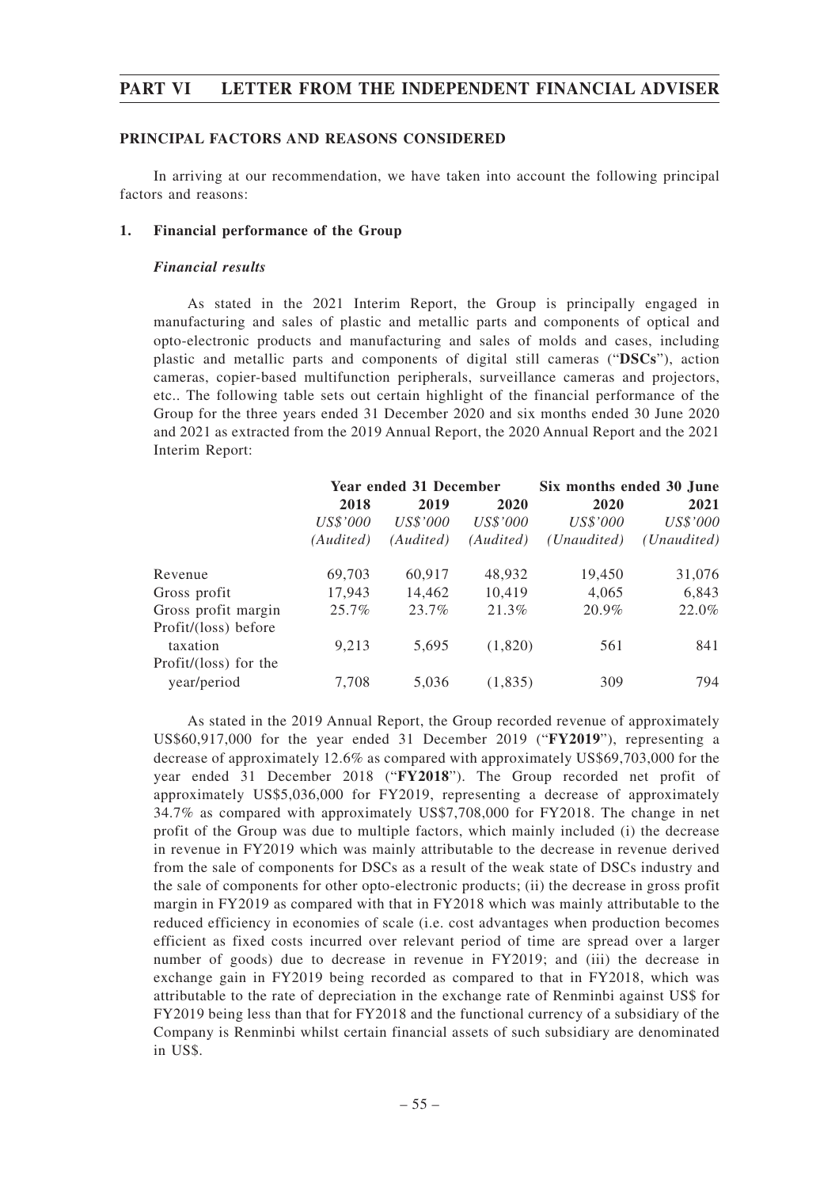## PRINCIPAL FACTORS AND REASONS CONSIDERED

In arriving at our recommendation, we have taken into account the following principal factors and reasons:

### 1. Financial performance of the Group

#### *Financial results*

As stated in the 2021 Interim Report, the Group is principally engaged in manufacturing and sales of plastic and metallic parts and components of optical and opto-electronic products and manufacturing and sales of molds and cases, including plastic and metallic parts and components of digital still cameras ("**DSCs**"), action cameras, copier-based multifunction peripherals, surveillance cameras and projectors, etc.. The following table sets out certain highlight of the financial performance of the Group for the three years ended 31 December 2020 and six months ended 30 June 2020 and 2021 as extracted from the 2019 Annual Report, the 2020 Annual Report and the 2021 Interim Report:

| | Year ended 31 December | | | Six months ended 30 June | |
|---|---|---|---|---|---|
| | **2018** | **2019** | **2020** | **2020** | **2021** |
| | *US$'000* | *US$'000* | *US$'000* | *US$'000* | *US$'000* |
| | *(Audited)* | *(Audited)* | *(Audited)* | *(Unaudited)* | *(Unaudited)* |
| Revenue | 69,703 | 60,917 | 48,932 | 19,450 | 31,076 |
| Gross profit | 17,943 | 14,462 | 10,419 | 4,065 | 6,843 |
| Gross profit margin | 25.7% | 23.7% | 21.3% | 20.9% | 22.0% |
| Profit/(loss) before taxation | 9,213 | 5,695 | (1,820) | 561 | 841 |
| Profit/(loss) for the year/period | 7,708 | 5,036 | (1,835) | 309 | 794 |

As stated in the 2019 Annual Report, the Group recorded revenue of approximately US$60,917,000 for the year ended 31 December 2019 ("**FY2019**"), representing a decrease of approximately 12.6% as compared with approximately US$69,703,000 for the year ended 31 December 2018 ("**FY2018**"). The Group recorded net profit of approximately US$5,036,000 for FY2019, representing a decrease of approximately 34.7% as compared with approximately US$7,708,000 for FY2018. The change in net profit of the Group was due to multiple factors, which mainly included (i) the decrease in revenue in FY2019 which was mainly attributable to the decrease in revenue derived from the sale of components for DSCs as a result of the weak state of DSCs industry and the sale of components for other opto-electronic products; (ii) the decrease in gross profit margin in FY2019 as compared with that in FY2018 which was mainly attributable to the reduced efficiency in economies of scale (i.e. cost advantages when production becomes efficient as fixed costs incurred over relevant period of time are spread over a larger number of goods) due to decrease in revenue in FY2019; and (iii) the decrease in exchange gain in FY2019 being recorded as compared to that in FY2018, which was attributable to the rate of depreciation in the exchange rate of Renminbi against US$ for FY2019 being less than that for FY2018 and the functional currency of a subsidiary of the Company is Renminbi whilst certain financial assets of such subsidiary are denominated in US$.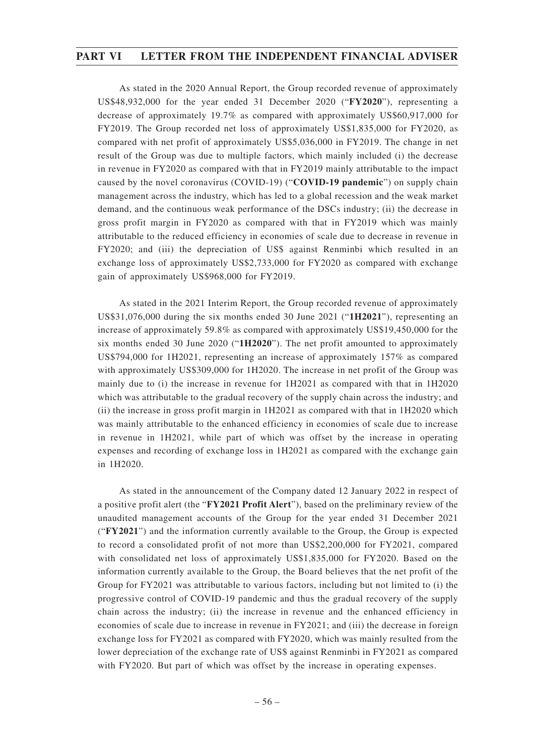As stated in the 2020 Annual Report, the Group recorded revenue of approximately US$48,932,000 for the year ended 31 December 2020 ("**FY2020**"), representing a decrease of approximately 19.7% as compared with approximately US$60,917,000 for FY2019. The Group recorded net loss of approximately US$1,835,000 for FY2020, as compared with net profit of approximately US$5,036,000 in FY2019. The change in net result of the Group was due to multiple factors, which mainly included (i) the decrease in revenue in FY2020 as compared with that in FY2019 mainly attributable to the impact caused by the novel coronavirus (COVID-19) ("**COVID-19 pandemic**") on supply chain management across the industry, which has led to a global recession and the weak market demand, and the continuous weak performance of the DSCs industry; (ii) the decrease in gross profit margin in FY2020 as compared with that in FY2019 which was mainly attributable to the reduced efficiency in economies of scale due to decrease in revenue in FY2020; and (iii) the depreciation of US$ against Renminbi which resulted in an exchange loss of approximately US$2,733,000 for FY2020 as compared with exchange gain of approximately US$968,000 for FY2019.

As stated in the 2021 Interim Report, the Group recorded revenue of approximately US$31,076,000 during the six months ended 30 June 2021 ("**1H2021**"), representing an increase of approximately 59.8% as compared with approximately US$19,450,000 for the six months ended 30 June 2020 ("**1H2020**"). The net profit amounted to approximately US$794,000 for 1H2021, representing an increase of approximately 157% as compared with approximately US$309,000 for 1H2020. The increase in net profit of the Group was mainly due to (i) the increase in revenue for 1H2021 as compared with that in 1H2020 which was attributable to the gradual recovery of the supply chain across the industry; and (ii) the increase in gross profit margin in 1H2021 as compared with that in 1H2020 which was mainly attributable to the enhanced efficiency in economies of scale due to increase in revenue in 1H2021, while part of which was offset by the increase in operating expenses and recording of exchange loss in 1H2021 as compared with the exchange gain in 1H2020.

As stated in the announcement of the Company dated 12 January 2022 in respect of a positive profit alert (the "**FY2021 Profit Alert**"), based on the preliminary review of the unaudited management accounts of the Group for the year ended 31 December 2021 ("**FY2021**") and the information currently available to the Group, the Group is expected to record a consolidated profit of not more than US$2,200,000 for FY2021, compared with consolidated net loss of approximately US$1,835,000 for FY2020. Based on the information currently available to the Group, the Board believes that the net profit of the Group for FY2021 was attributable to various factors, including but not limited to (i) the progressive control of COVID-19 pandemic and thus the gradual recovery of the supply chain across the industry; (ii) the increase in revenue and the enhanced efficiency in economies of scale due to increase in revenue in FY2021; and (iii) the decrease in foreign exchange loss for FY2021 as compared with FY2020, which was mainly resulted from the lower depreciation of the exchange rate of US$ against Renminbi in FY2021 as compared with FY2020. But part of which was offset by the increase in operating expenses.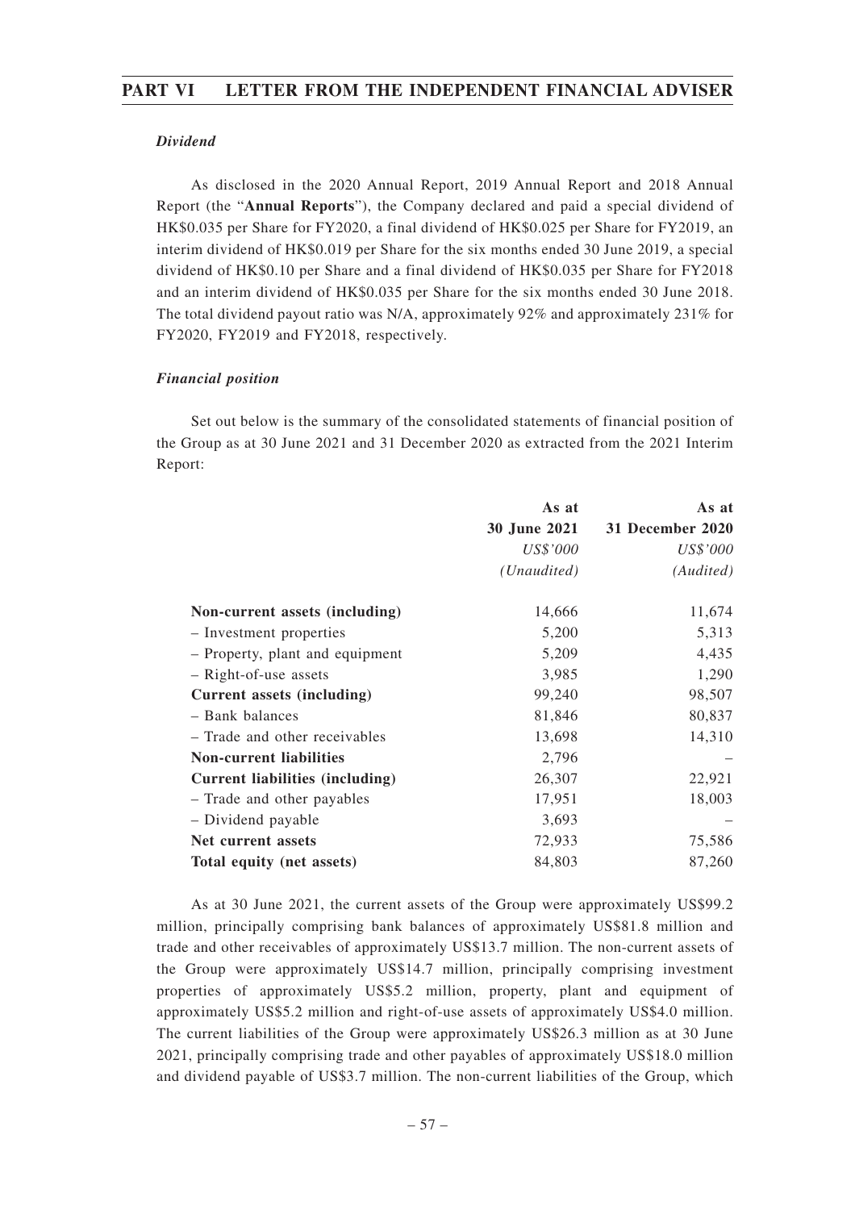***Dividend***

As disclosed in the 2020 Annual Report, 2019 Annual Report and 2018 Annual Report (the "**Annual Reports**"), the Company declared and paid a special dividend of HK$0.035 per Share for FY2020, a final dividend of HK$0.025 per Share for FY2019, an interim dividend of HK$0.019 per Share for the six months ended 30 June 2019, a special dividend of HK$0.10 per Share and a final dividend of HK$0.035 per Share for FY2018 and an interim dividend of HK$0.035 per Share for the six months ended 30 June 2018. The total dividend payout ratio was N/A, approximately 92% and approximately 231% for FY2020, FY2019 and FY2018, respectively.

***Financial position***

Set out below is the summary of the consolidated statements of financial position of the Group as at 30 June 2021 and 31 December 2020 as extracted from the 2021 Interim Report:

| | **As at 30 June 2021** | **As at 31 December 2020** |
|---|---|---|
| | *US$'000* | *US$'000* |
| | *(Unaudited)* | *(Audited)* |
| **Non-current assets (including)** | 14,666 | 11,674 |
| – Investment properties | 5,200 | 5,313 |
| – Property, plant and equipment | 5,209 | 4,435 |
| – Right-of-use assets | 3,985 | 1,290 |
| **Current assets (including)** | 99,240 | 98,507 |
| – Bank balances | 81,846 | 80,837 |
| – Trade and other receivables | 13,698 | 14,310 |
| **Non-current liabilities** | 2,796 | – |
| **Current liabilities (including)** | 26,307 | 22,921 |
| – Trade and other payables | 17,951 | 18,003 |
| – Dividend payable | 3,693 | – |
| **Net current assets** | 72,933 | 75,586 |
| **Total equity (net assets)** | 84,803 | 87,260 |

As at 30 June 2021, the current assets of the Group were approximately US$99.2 million, principally comprising bank balances of approximately US$81.8 million and trade and other receivables of approximately US$13.7 million. The non-current assets of the Group were approximately US$14.7 million, principally comprising investment properties of approximately US$5.2 million, property, plant and equipment of approximately US$5.2 million and right-of-use assets of approximately US$4.0 million. The current liabilities of the Group were approximately US$26.3 million as at 30 June 2021, principally comprising trade and other payables of approximately US$18.0 million and dividend payable of US$3.7 million. The non-current liabilities of the Group, which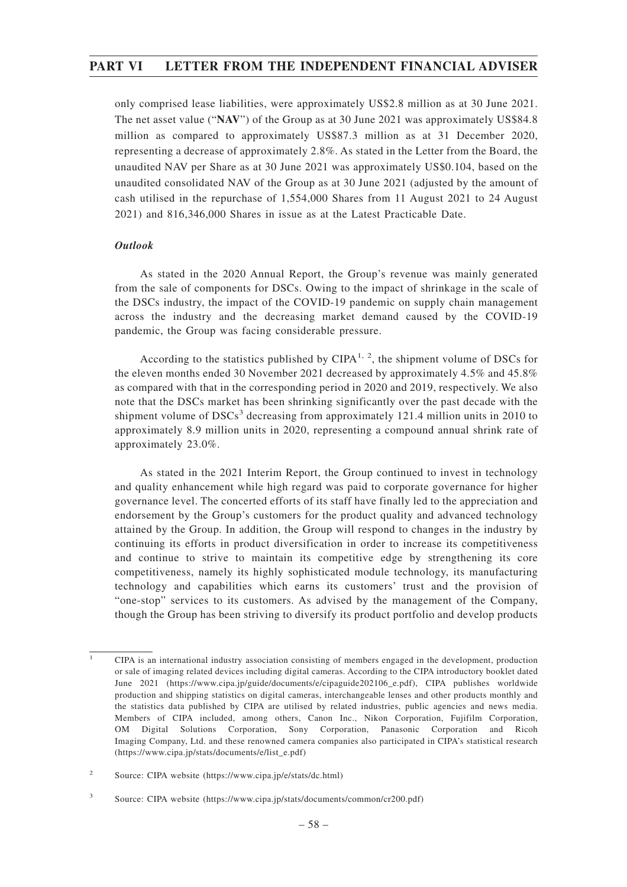only comprised lease liabilities, were approximately US$2.8 million as at 30 June 2021. The net asset value ("**NAV**") of the Group as at 30 June 2021 was approximately US$84.8 million as compared to approximately US$87.3 million as at 31 December 2020, representing a decrease of approximately 2.8%. As stated in the Letter from the Board, the unaudited NAV per Share as at 30 June 2021 was approximately US$0.104, based on the unaudited consolidated NAV of the Group as at 30 June 2021 (adjusted by the amount of cash utilised in the repurchase of 1,554,000 Shares from 11 August 2021 to 24 August 2021) and 816,346,000 Shares in issue as at the Latest Practicable Date.

***Outlook***

As stated in the 2020 Annual Report, the Group's revenue was mainly generated from the sale of components for DSCs. Owing to the impact of shrinkage in the scale of the DSCs industry, the impact of the COVID-19 pandemic on supply chain management across the industry and the decreasing market demand caused by the COVID-19 pandemic, the Group was facing considerable pressure.

According to the statistics published by CIPA[1, 2], the shipment volume of DSCs for the eleven months ended 30 November 2021 decreased by approximately 4.5% and 45.8% as compared with that in the corresponding period in 2020 and 2019, respectively. We also note that the DSCs market has been shrinking significantly over the past decade with the shipment volume of DSCs[3] decreasing from approximately 121.4 million units in 2010 to approximately 8.9 million units in 2020, representing a compound annual shrink rate of approximately 23.0%.

As stated in the 2021 Interim Report, the Group continued to invest in technology and quality enhancement while high regard was paid to corporate governance for higher governance level. The concerted efforts of its staff have finally led to the appreciation and endorsement by the Group's customers for the product quality and advanced technology attained by the Group. In addition, the Group will respond to changes in the industry by continuing its efforts in product diversification in order to increase its competitiveness and continue to strive to maintain its competitive edge by strengthening its core competitiveness, namely its highly sophisticated module technology, its manufacturing technology and capabilities which earns its customers' trust and the provision of "one-stop" services to its customers. As advised by the management of the Company, though the Group has been striving to diversify its product portfolio and develop products

---

1 CIPA is an international industry association consisting of members engaged in the development, production or sale of imaging related devices including digital cameras. According to the CIPA introductory booklet dated June 2021 (https://www.cipa.jp/guide/documents/e/cipaguide202106_e.pdf), CIPA publishes worldwide production and shipping statistics on digital cameras, interchangeable lenses and other products monthly and the statistics data published by CIPA are utilised by related industries, public agencies and news media. Members of CIPA included, among others, Canon Inc., Nikon Corporation, Fujifilm Corporation, OM Digital Solutions Corporation, Sony Corporation, Panasonic Corporation and Ricoh Imaging Company, Ltd. and these renowned camera companies also participated in CIPA's statistical research (https://www.cipa.jp/stats/documents/e/list_e.pdf)

2 Source: CIPA website (https://www.cipa.jp/e/stats/dc.html)

3 Source: CIPA website (https://www.cipa.jp/stats/documents/common/cr200.pdf)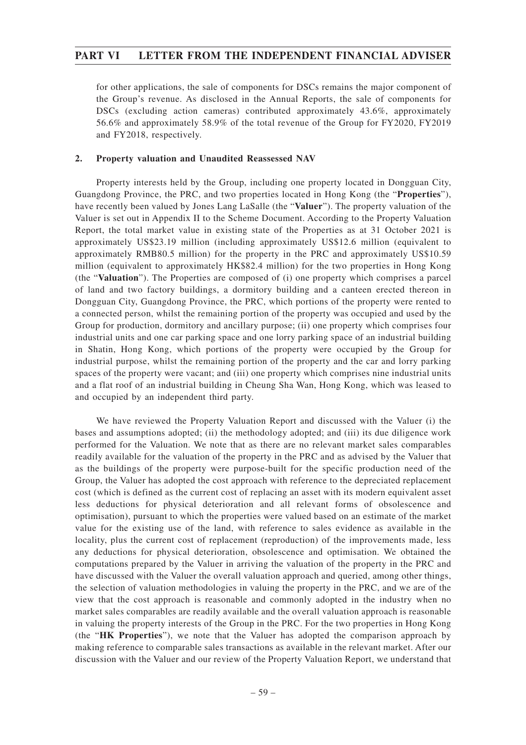for other applications, the sale of components for DSCs remains the major component of the Group's revenue. As disclosed in the Annual Reports, the sale of components for DSCs (excluding action cameras) contributed approximately 43.6%, approximately 56.6% and approximately 58.9% of the total revenue of the Group for FY2020, FY2019 and FY2018, respectively.

**2. Property valuation and Unaudited Reassessed NAV**

Property interests held by the Group, including one property located in Dongguan City, Guangdong Province, the PRC, and two properties located in Hong Kong (the "**Properties**"), have recently been valued by Jones Lang LaSalle (the "**Valuer**"). The property valuation of the Valuer is set out in Appendix II to the Scheme Document. According to the Property Valuation Report, the total market value in existing state of the Properties as at 31 October 2021 is approximately US$23.19 million (including approximately US$12.6 million (equivalent to approximately RMB80.5 million) for the property in the PRC and approximately US$10.59 million (equivalent to approximately HK$82.4 million) for the two properties in Hong Kong (the "**Valuation**"). The Properties are composed of (i) one property which comprises a parcel of land and two factory buildings, a dormitory building and a canteen erected thereon in Dongguan City, Guangdong Province, the PRC, which portions of the property were rented to a connected person, whilst the remaining portion of the property was occupied and used by the Group for production, dormitory and ancillary purpose; (ii) one property which comprises four industrial units and one car parking space and one lorry parking space of an industrial building in Shatin, Hong Kong, which portions of the property were occupied by the Group for industrial purpose, whilst the remaining portion of the property and the car and lorry parking spaces of the property were vacant; and (iii) one property which comprises nine industrial units and a flat roof of an industrial building in Cheung Sha Wan, Hong Kong, which was leased to and occupied by an independent third party.

We have reviewed the Property Valuation Report and discussed with the Valuer (i) the bases and assumptions adopted; (ii) the methodology adopted; and (iii) its due diligence work performed for the Valuation. We note that as there are no relevant market sales comparables readily available for the valuation of the property in the PRC and as advised by the Valuer that as the buildings of the property were purpose-built for the specific production need of the Group, the Valuer has adopted the cost approach with reference to the depreciated replacement cost (which is defined as the current cost of replacing an asset with its modern equivalent asset less deductions for physical deterioration and all relevant forms of obsolescence and optimisation), pursuant to which the properties were valued based on an estimate of the market value for the existing use of the land, with reference to sales evidence as available in the locality, plus the current cost of replacement (reproduction) of the improvements made, less any deductions for physical deterioration, obsolescence and optimisation. We obtained the computations prepared by the Valuer in arriving the valuation of the property in the PRC and have discussed with the Valuer the overall valuation approach and queried, among other things, the selection of valuation methodologies in valuing the property in the PRC, and we are of the view that the cost approach is reasonable and commonly adopted in the industry when no market sales comparables are readily available and the overall valuation approach is reasonable in valuing the property interests of the Group in the PRC. For the two properties in Hong Kong (the "**HK Properties**"), we note that the Valuer has adopted the comparison approach by making reference to comparable sales transactions as available in the relevant market. After our discussion with the Valuer and our review of the Property Valuation Report, we understand that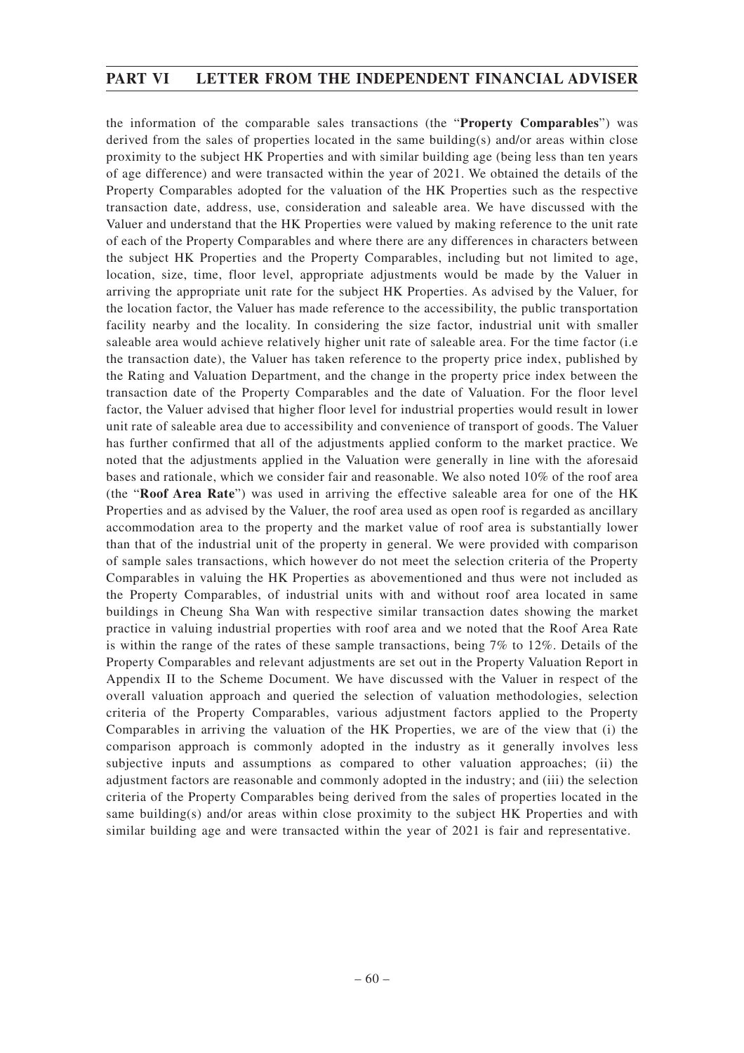the information of the comparable sales transactions (the "**Property Comparables**") was derived from the sales of properties located in the same building(s) and/or areas within close proximity to the subject HK Properties and with similar building age (being less than ten years of age difference) and were transacted within the year of 2021. We obtained the details of the Property Comparables adopted for the valuation of the HK Properties such as the respective transaction date, address, use, consideration and saleable area. We have discussed with the Valuer and understand that the HK Properties were valued by making reference to the unit rate of each of the Property Comparables and where there are any differences in characters between the subject HK Properties and the Property Comparables, including but not limited to age, location, size, time, floor level, appropriate adjustments would be made by the Valuer in arriving the appropriate unit rate for the subject HK Properties. As advised by the Valuer, for the location factor, the Valuer has made reference to the accessibility, the public transportation facility nearby and the locality. In considering the size factor, industrial unit with smaller saleable area would achieve relatively higher unit rate of saleable area. For the time factor (i.e the transaction date), the Valuer has taken reference to the property price index, published by the Rating and Valuation Department, and the change in the property price index between the transaction date of the Property Comparables and the date of Valuation. For the floor level factor, the Valuer advised that higher floor level for industrial properties would result in lower unit rate of saleable area due to accessibility and convenience of transport of goods. The Valuer has further confirmed that all of the adjustments applied conform to the market practice. We noted that the adjustments applied in the Valuation were generally in line with the aforesaid bases and rationale, which we consider fair and reasonable. We also noted 10% of the roof area (the "**Roof Area Rate**") was used in arriving the effective saleable area for one of the HK Properties and as advised by the Valuer, the roof area used as open roof is regarded as ancillary accommodation area to the property and the market value of roof area is substantially lower than that of the industrial unit of the property in general. We were provided with comparison of sample sales transactions, which however do not meet the selection criteria of the Property Comparables in valuing the HK Properties as abovementioned and thus were not included as the Property Comparables, of industrial units with and without roof area located in same buildings in Cheung Sha Wan with respective similar transaction dates showing the market practice in valuing industrial properties with roof area and we noted that the Roof Area Rate is within the range of the rates of these sample transactions, being 7% to 12%. Details of the Property Comparables and relevant adjustments are set out in the Property Valuation Report in Appendix II to the Scheme Document. We have discussed with the Valuer in respect of the overall valuation approach and queried the selection of valuation methodologies, selection criteria of the Property Comparables, various adjustment factors applied to the Property Comparables in arriving the valuation of the HK Properties, we are of the view that (i) the comparison approach is commonly adopted in the industry as it generally involves less subjective inputs and assumptions as compared to other valuation approaches; (ii) the adjustment factors are reasonable and commonly adopted in the industry; and (iii) the selection criteria of the Property Comparables being derived from the sales of properties located in the same building(s) and/or areas within close proximity to the subject HK Properties and with similar building age and were transacted within the year of 2021 is fair and representative.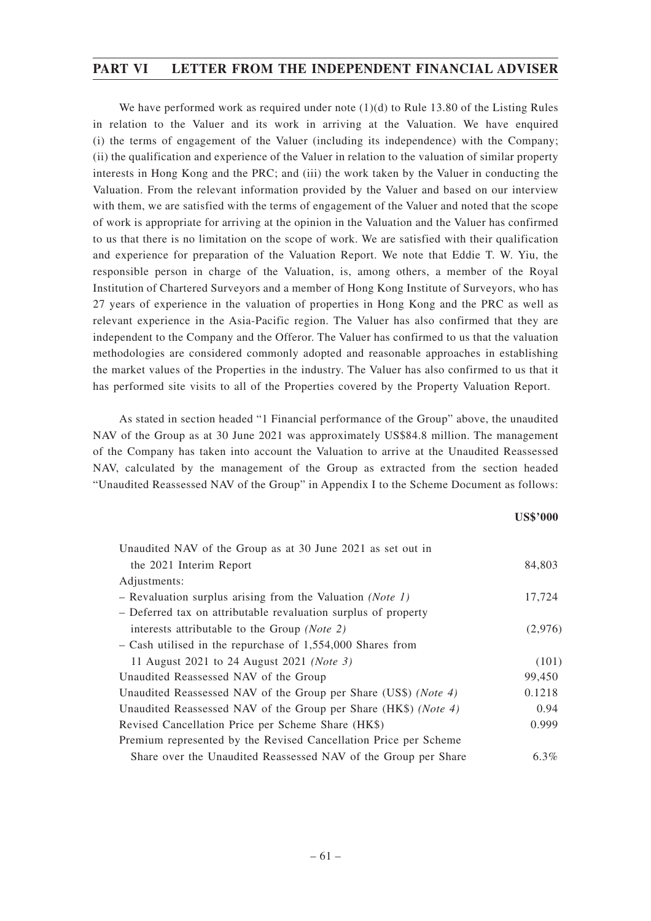We have performed work as required under note (1)(d) to Rule 13.80 of the Listing Rules in relation to the Valuer and its work in arriving at the Valuation. We have enquired (i) the terms of engagement of the Valuer (including its independence) with the Company; (ii) the qualification and experience of the Valuer in relation to the valuation of similar property interests in Hong Kong and the PRC; and (iii) the work taken by the Valuer in conducting the Valuation. From the relevant information provided by the Valuer and based on our interview with them, we are satisfied with the terms of engagement of the Valuer and noted that the scope of work is appropriate for arriving at the opinion in the Valuation and the Valuer has confirmed to us that there is no limitation on the scope of work. We are satisfied with their qualification and experience for preparation of the Valuation Report. We note that Eddie T. W. Yiu, the responsible person in charge of the Valuation, is, among others, a member of the Royal Institution of Chartered Surveyors and a member of Hong Kong Institute of Surveyors, who has 27 years of experience in the valuation of properties in Hong Kong and the PRC as well as relevant experience in the Asia-Pacific region. The Valuer has also confirmed that they are independent to the Company and the Offeror. The Valuer has confirmed to us that the valuation methodologies are considered commonly adopted and reasonable approaches in establishing the market values of the Properties in the industry. The Valuer has also confirmed to us that it has performed site visits to all of the Properties covered by the Property Valuation Report.

As stated in section headed "1 Financial performance of the Group" above, the unaudited NAV of the Group as at 30 June 2021 was approximately US$84.8 million. The management of the Company has taken into account the Valuation to arrive at the Unaudited Reassessed NAV, calculated by the management of the Group as extracted from the section headed "Unaudited Reassessed NAV of the Group" in Appendix I to the Scheme Document as follows:

| | **US$'000** |
|---|---|
| Unaudited NAV of the Group as at 30 June 2021 as set out in the 2021 Interim Report | 84,803 |
| Adjustments: | |
| – Revaluation surplus arising from the Valuation *(Note 1)* | 17,724 |
| – Deferred tax on attributable revaluation surplus of property interests attributable to the Group *(Note 2)* | (2,976) |
| – Cash utilised in the repurchase of 1,554,000 Shares from 11 August 2021 to 24 August 2021 *(Note 3)* | (101) |
| Unaudited Reassessed NAV of the Group | 99,450 |
| Unaudited Reassessed NAV of the Group per Share (US$) *(Note 4)* | 0.1218 |
| Unaudited Reassessed NAV of the Group per Share (HK$) *(Note 4)* | 0.94 |
| Revised Cancellation Price per Scheme Share (HK$) | 0.999 |
| Premium represented by the Revised Cancellation Price per Scheme Share over the Unaudited Reassessed NAV of the Group per Share | 6.3% |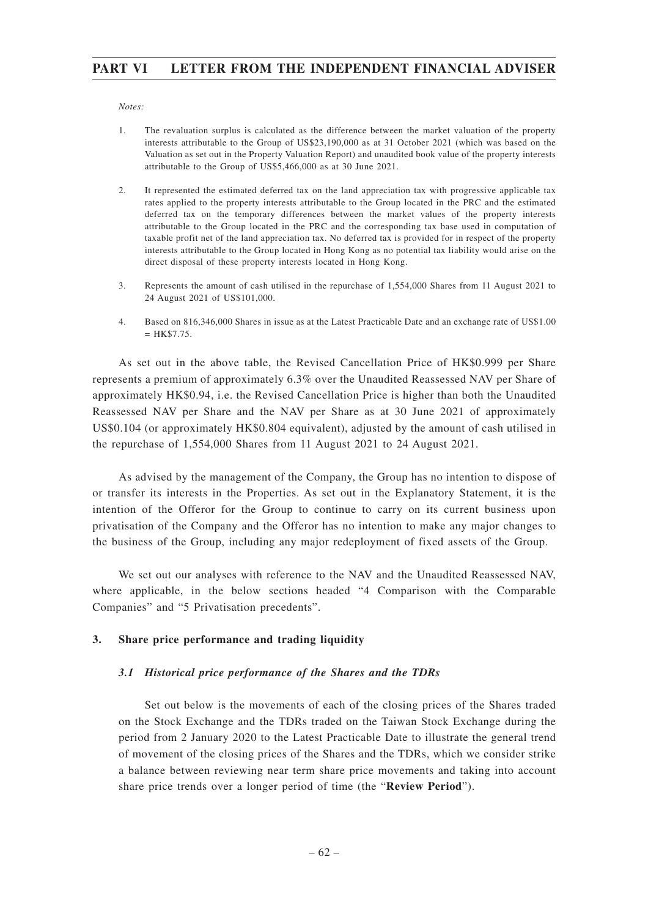*Notes:*

1. The revaluation surplus is calculated as the difference between the market valuation of the property interests attributable to the Group of US$23,190,000 as at 31 October 2021 (which was based on the Valuation as set out in the Property Valuation Report) and unaudited book value of the property interests attributable to the Group of US$5,466,000 as at 30 June 2021.

2. It represented the estimated deferred tax on the land appreciation tax with progressive applicable tax rates applied to the property interests attributable to the Group located in the PRC and the estimated deferred tax on the temporary differences between the market values of the property interests attributable to the Group located in the PRC and the corresponding tax base used in computation of taxable profit net of the land appreciation tax. No deferred tax is provided for in respect of the property interests attributable to the Group located in Hong Kong as no potential tax liability would arise on the direct disposal of these property interests located in Hong Kong.

3. Represents the amount of cash utilised in the repurchase of 1,554,000 Shares from 11 August 2021 to 24 August 2021 of US$101,000.

4. Based on 816,346,000 Shares in issue as at the Latest Practicable Date and an exchange rate of US$1.00 = HK$7.75.

As set out in the above table, the Revised Cancellation Price of HK$0.999 per Share represents a premium of approximately 6.3% over the Unaudited Reassessed NAV per Share of approximately HK$0.94, i.e. the Revised Cancellation Price is higher than both the Unaudited Reassessed NAV per Share and the NAV per Share as at 30 June 2021 of approximately US$0.104 (or approximately HK$0.804 equivalent), adjusted by the amount of cash utilised in the repurchase of 1,554,000 Shares from 11 August 2021 to 24 August 2021.

As advised by the management of the Company, the Group has no intention to dispose of or transfer its interests in the Properties. As set out in the Explanatory Statement, it is the intention of the Offeror for the Group to continue to carry on its current business upon privatisation of the Company and the Offeror has no intention to make any major changes to the business of the Group, including any major redeployment of fixed assets of the Group.

We set out our analyses with reference to the NAV and the Unaudited Reassessed NAV, where applicable, in the below sections headed "4 Comparison with the Comparable Companies" and "5 Privatisation precedents".

## 3. Share price performance and trading liquidity

### *3.1 Historical price performance of the Shares and the TDRs*

Set out below is the movements of each of the closing prices of the Shares traded on the Stock Exchange and the TDRs traded on the Taiwan Stock Exchange during the period from 2 January 2020 to the Latest Practicable Date to illustrate the general trend of movement of the closing prices of the Shares and the TDRs, which we consider strike a balance between reviewing near term share price movements and taking into account share price trends over a longer period of time (the "**Review Period**").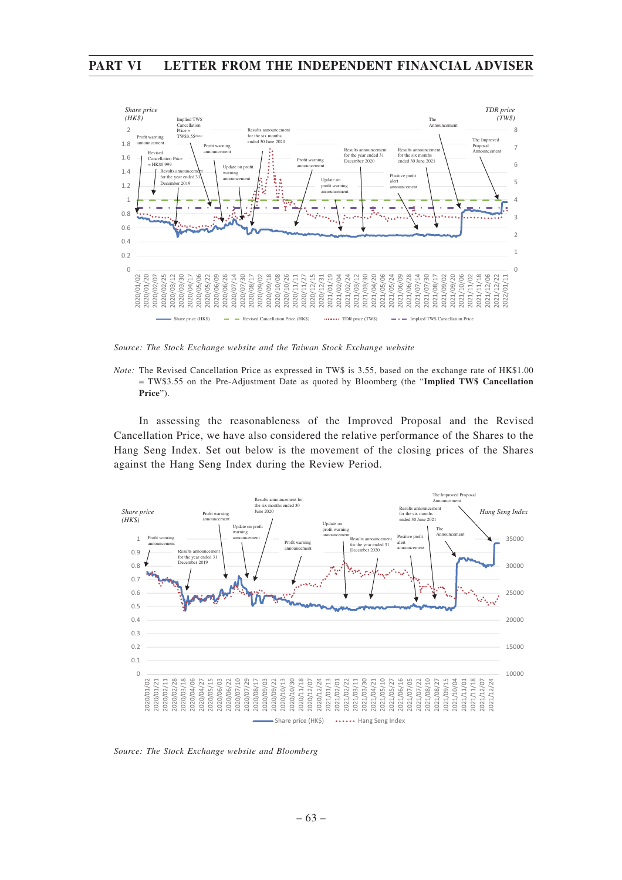*Source: The Stock Exchange website and the Taiwan Stock Exchange website*

*Note:* The Revised Cancellation Price as expressed in TW$ is 3.55, based on the exchange rate of HK$1.00 = TW$3.55 on the Pre-Adjustment Date as quoted by Bloomberg (the "**Implied TW$ Cancellation Price**").

In assessing the reasonableness of the Improved Proposal and the Revised Cancellation Price, we have also considered the relative performance of the Shares to the Hang Seng Index. Set out below is the movement of the closing prices of the Shares against the Hang Seng Index during the Review Period.

*Source: The Stock Exchange website and Bloomberg*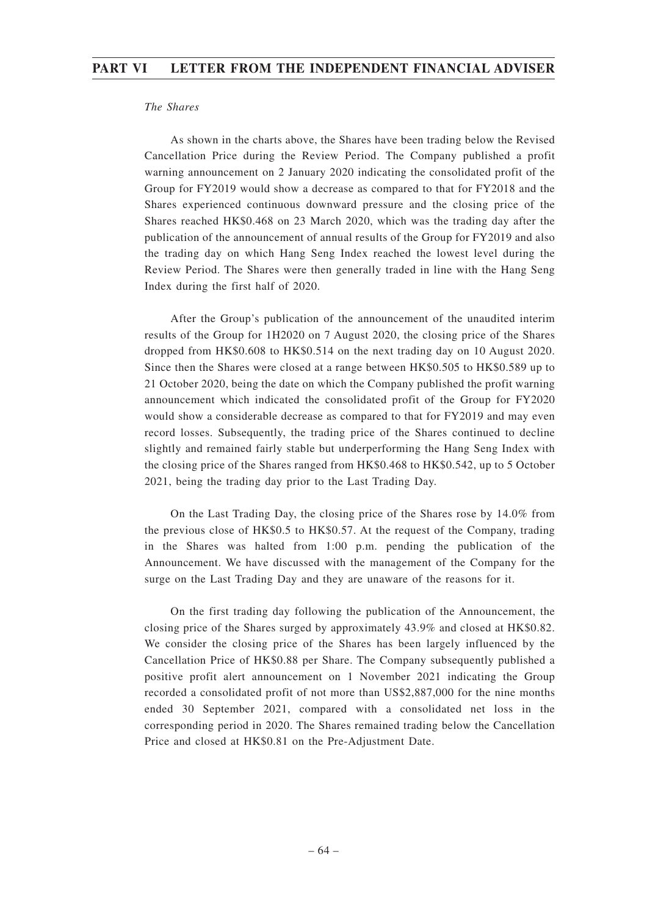*The Shares*

As shown in the charts above, the Shares have been trading below the Revised Cancellation Price during the Review Period. The Company published a profit warning announcement on 2 January 2020 indicating the consolidated profit of the Group for FY2019 would show a decrease as compared to that for FY2018 and the Shares experienced continuous downward pressure and the closing price of the Shares reached HK$0.468 on 23 March 2020, which was the trading day after the publication of the announcement of annual results of the Group for FY2019 and also the trading day on which Hang Seng Index reached the lowest level during the Review Period. The Shares were then generally traded in line with the Hang Seng Index during the first half of 2020.

After the Group's publication of the announcement of the unaudited interim results of the Group for 1H2020 on 7 August 2020, the closing price of the Shares dropped from HK$0.608 to HK$0.514 on the next trading day on 10 August 2020. Since then the Shares were closed at a range between HK$0.505 to HK$0.589 up to 21 October 2020, being the date on which the Company published the profit warning announcement which indicated the consolidated profit of the Group for FY2020 would show a considerable decrease as compared to that for FY2019 and may even record losses. Subsequently, the trading price of the Shares continued to decline slightly and remained fairly stable but underperforming the Hang Seng Index with the closing price of the Shares ranged from HK$0.468 to HK$0.542, up to 5 October 2021, being the trading day prior to the Last Trading Day.

On the Last Trading Day, the closing price of the Shares rose by 14.0% from the previous close of HK$0.5 to HK$0.57. At the request of the Company, trading in the Shares was halted from 1:00 p.m. pending the publication of the Announcement. We have discussed with the management of the Company for the surge on the Last Trading Day and they are unaware of the reasons for it.

On the first trading day following the publication of the Announcement, the closing price of the Shares surged by approximately 43.9% and closed at HK$0.82. We consider the closing price of the Shares has been largely influenced by the Cancellation Price of HK$0.88 per Share. The Company subsequently published a positive profit alert announcement on 1 November 2021 indicating the Group recorded a consolidated profit of not more than US$2,887,000 for the nine months ended 30 September 2021, compared with a consolidated net loss in the corresponding period in 2020. The Shares remained trading below the Cancellation Price and closed at HK$0.81 on the Pre-Adjustment Date.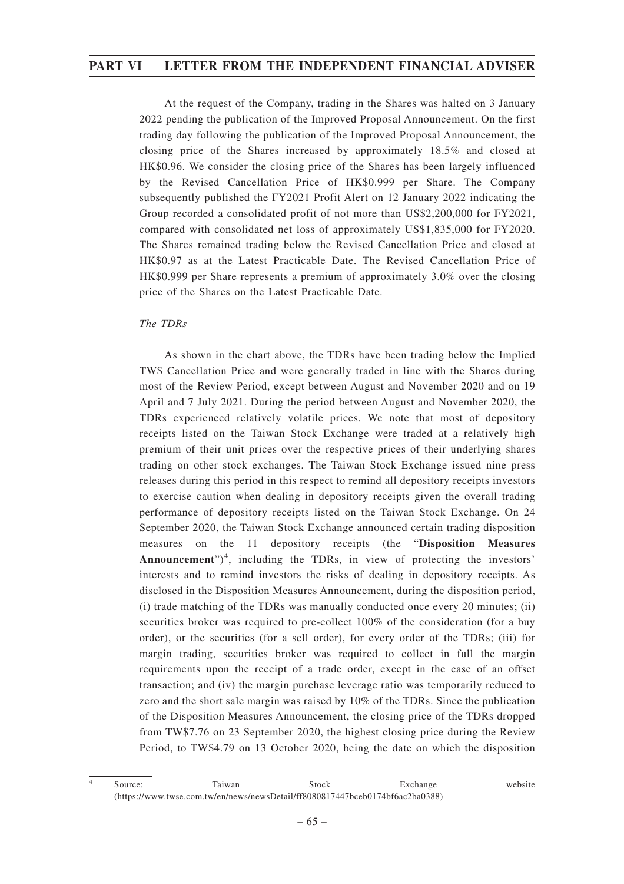At the request of the Company, trading in the Shares was halted on 3 January 2022 pending the publication of the Improved Proposal Announcement. On the first trading day following the publication of the Improved Proposal Announcement, the closing price of the Shares increased by approximately 18.5% and closed at HK$0.96. We consider the closing price of the Shares has been largely influenced by the Revised Cancellation Price of HK$0.999 per Share. The Company subsequently published the FY2021 Profit Alert on 12 January 2022 indicating the Group recorded a consolidated profit of not more than US$2,200,000 for FY2021, compared with consolidated net loss of approximately US$1,835,000 for FY2020. The Shares remained trading below the Revised Cancellation Price and closed at HK$0.97 as at the Latest Practicable Date. The Revised Cancellation Price of HK$0.999 per Share represents a premium of approximately 3.0% over the closing price of the Shares on the Latest Practicable Date.

*The TDRs*

As shown in the chart above, the TDRs have been trading below the Implied TW$ Cancellation Price and were generally traded in line with the Shares during most of the Review Period, except between August and November 2020 and on 19 April and 7 July 2021. During the period between August and November 2020, the TDRs experienced relatively volatile prices. We note that most of depository receipts listed on the Taiwan Stock Exchange were traded at a relatively high premium of their unit prices over the respective prices of their underlying shares trading on other stock exchanges. The Taiwan Stock Exchange issued nine press releases during this period in this respect to remind all depository receipts investors to exercise caution when dealing in depository receipts given the overall trading performance of depository receipts listed on the Taiwan Stock Exchange. On 24 September 2020, the Taiwan Stock Exchange announced certain trading disposition measures on the 11 depository receipts (the "**Disposition Measures Announcement**")[4], including the TDRs, in view of protecting the investors' interests and to remind investors the risks of dealing in depository receipts. As disclosed in the Disposition Measures Announcement, during the disposition period, (i) trade matching of the TDRs was manually conducted once every 20 minutes; (ii) securities broker was required to pre-collect 100% of the consideration (for a buy order), or the securities (for a sell order), for every order of the TDRs; (iii) for margin trading, securities broker was required to collect in full the margin requirements upon the receipt of a trade order, except in the case of an offset transaction; and (iv) the margin purchase leverage ratio was temporarily reduced to zero and the short sale margin was raised by 10% of the TDRs. Since the publication of the Disposition Measures Announcement, the closing price of the TDRs dropped from TW$7.76 on 23 September 2020, the highest closing price during the Review Period, to TW$4.79 on 13 October 2020, being the date on which the disposition

[4] Source: Taiwan Stock Exchange website (https://www.twse.com.tw/en/news/newsDetail/ff8080817447bceb0174bf6ac2ba0388)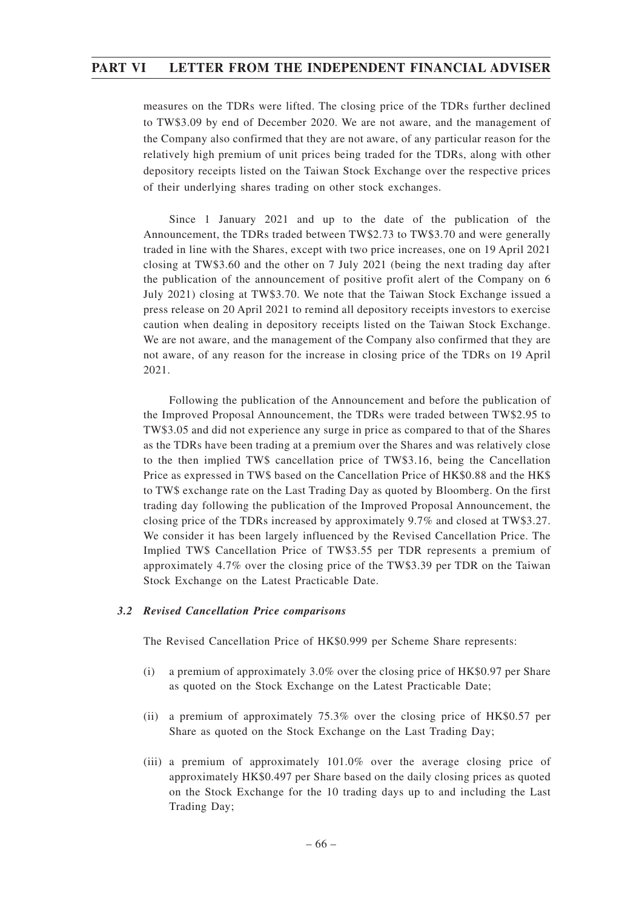measures on the TDRs were lifted. The closing price of the TDRs further declined to TW$3.09 by end of December 2020. We are not aware, and the management of the Company also confirmed that they are not aware, of any particular reason for the relatively high premium of unit prices being traded for the TDRs, along with other depository receipts listed on the Taiwan Stock Exchange over the respective prices of their underlying shares trading on other stock exchanges.

Since 1 January 2021 and up to the date of the publication of the Announcement, the TDRs traded between TW$2.73 to TW$3.70 and were generally traded in line with the Shares, except with two price increases, one on 19 April 2021 closing at TW$3.60 and the other on 7 July 2021 (being the next trading day after the publication of the announcement of positive profit alert of the Company on 6 July 2021) closing at TW$3.70. We note that the Taiwan Stock Exchange issued a press release on 20 April 2021 to remind all depository receipts investors to exercise caution when dealing in depository receipts listed on the Taiwan Stock Exchange. We are not aware, and the management of the Company also confirmed that they are not aware, of any reason for the increase in closing price of the TDRs on 19 April 2021.

Following the publication of the Announcement and before the publication of the Improved Proposal Announcement, the TDRs were traded between TW$2.95 to TW$3.05 and did not experience any surge in price as compared to that of the Shares as the TDRs have been trading at a premium over the Shares and was relatively close to the then implied TW$ cancellation price of TW$3.16, being the Cancellation Price as expressed in TW$ based on the Cancellation Price of HK$0.88 and the HK$ to TW$ exchange rate on the Last Trading Day as quoted by Bloomberg. On the first trading day following the publication of the Improved Proposal Announcement, the closing price of the TDRs increased by approximately 9.7% and closed at TW$3.27. We consider it has been largely influenced by the Revised Cancellation Price. The Implied TW$ Cancellation Price of TW$3.55 per TDR represents a premium of approximately 4.7% over the closing price of the TW$3.39 per TDR on the Taiwan Stock Exchange on the Latest Practicable Date.

### *3.2 Revised Cancellation Price comparisons*

The Revised Cancellation Price of HK$0.999 per Scheme Share represents:

(i) a premium of approximately 3.0% over the closing price of HK$0.97 per Share as quoted on the Stock Exchange on the Latest Practicable Date;

(ii) a premium of approximately 75.3% over the closing price of HK$0.57 per Share as quoted on the Stock Exchange on the Last Trading Day;

(iii) a premium of approximately 101.0% over the average closing price of approximately HK$0.497 per Share based on the daily closing prices as quoted on the Stock Exchange for the 10 trading days up to and including the Last Trading Day;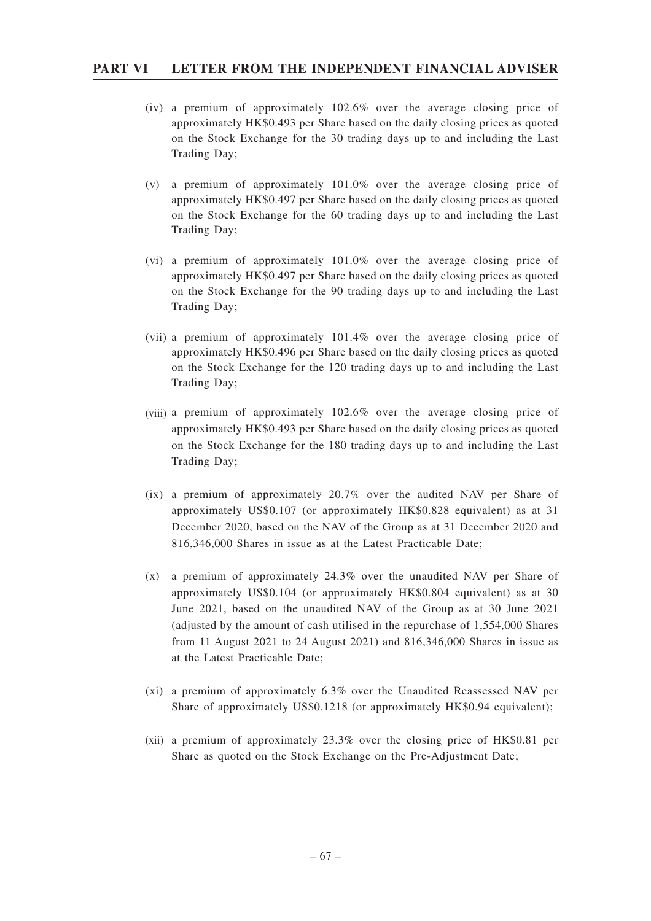(iv) a premium of approximately 102.6% over the average closing price of approximately HK$0.493 per Share based on the daily closing prices as quoted on the Stock Exchange for the 30 trading days up to and including the Last Trading Day;

(v) a premium of approximately 101.0% over the average closing price of approximately HK$0.497 per Share based on the daily closing prices as quoted on the Stock Exchange for the 60 trading days up to and including the Last Trading Day;

(vi) a premium of approximately 101.0% over the average closing price of approximately HK$0.497 per Share based on the daily closing prices as quoted on the Stock Exchange for the 90 trading days up to and including the Last Trading Day;

(vii) a premium of approximately 101.4% over the average closing price of approximately HK$0.496 per Share based on the daily closing prices as quoted on the Stock Exchange for the 120 trading days up to and including the Last Trading Day;

(viii) a premium of approximately 102.6% over the average closing price of approximately HK$0.493 per Share based on the daily closing prices as quoted on the Stock Exchange for the 180 trading days up to and including the Last Trading Day;

(ix) a premium of approximately 20.7% over the audited NAV per Share of approximately US$0.107 (or approximately HK$0.828 equivalent) as at 31 December 2020, based on the NAV of the Group as at 31 December 2020 and 816,346,000 Shares in issue as at the Latest Practicable Date;

(x) a premium of approximately 24.3% over the unaudited NAV per Share of approximately US$0.104 (or approximately HK$0.804 equivalent) as at 30 June 2021, based on the unaudited NAV of the Group as at 30 June 2021 (adjusted by the amount of cash utilised in the repurchase of 1,554,000 Shares from 11 August 2021 to 24 August 2021) and 816,346,000 Shares in issue as at the Latest Practicable Date;

(xi) a premium of approximately 6.3% over the Unaudited Reassessed NAV per Share of approximately US$0.1218 (or approximately HK$0.94 equivalent);

(xii) a premium of approximately 23.3% over the closing price of HK$0.81 per Share as quoted on the Stock Exchange on the Pre-Adjustment Date;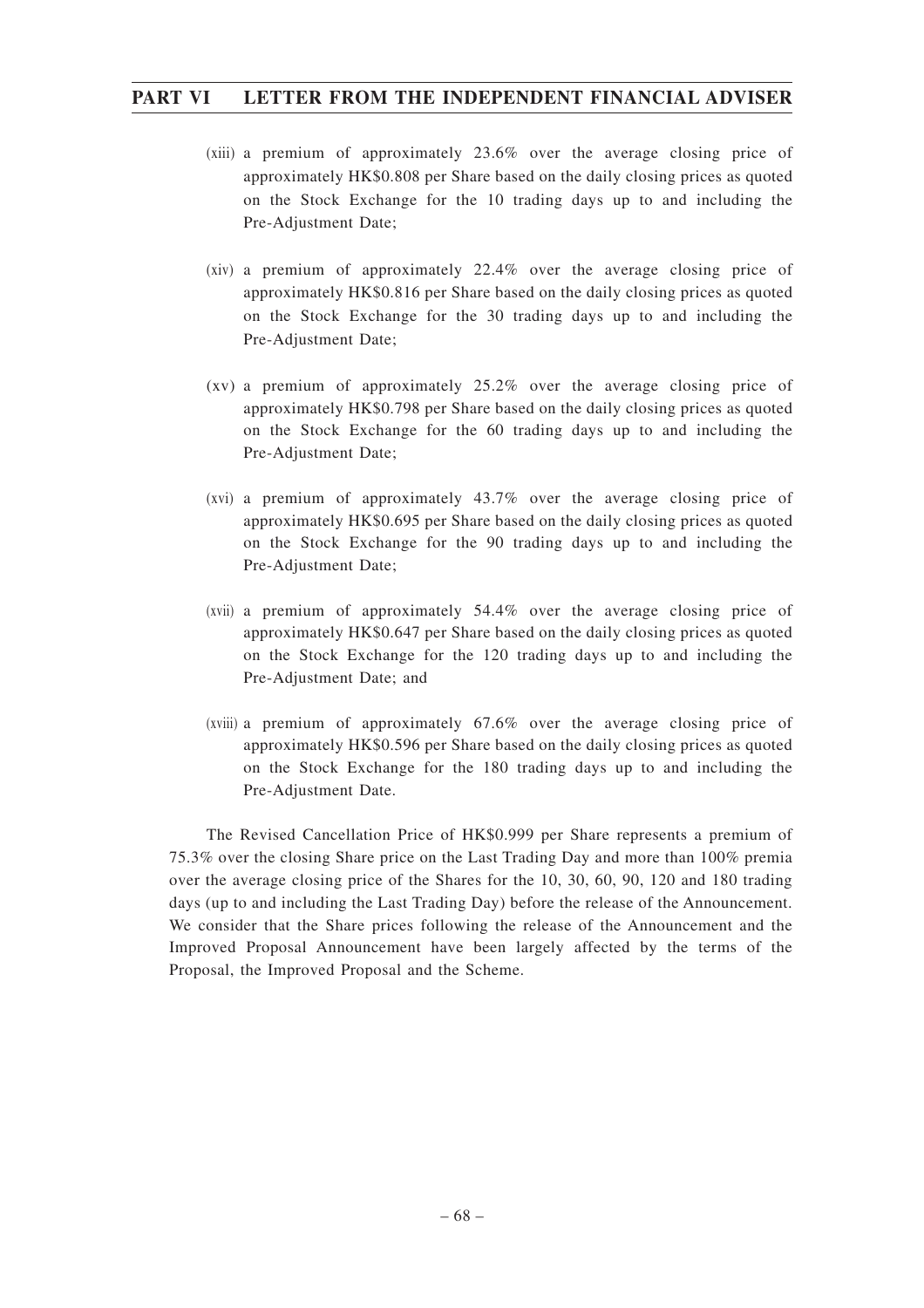(xiii) a premium of approximately 23.6% over the average closing price of approximately HK$0.808 per Share based on the daily closing prices as quoted on the Stock Exchange for the 10 trading days up to and including the Pre-Adjustment Date;

(xiv) a premium of approximately 22.4% over the average closing price of approximately HK$0.816 per Share based on the daily closing prices as quoted on the Stock Exchange for the 30 trading days up to and including the Pre-Adjustment Date;

(xv) a premium of approximately 25.2% over the average closing price of approximately HK$0.798 per Share based on the daily closing prices as quoted on the Stock Exchange for the 60 trading days up to and including the Pre-Adjustment Date;

(xvi) a premium of approximately 43.7% over the average closing price of approximately HK$0.695 per Share based on the daily closing prices as quoted on the Stock Exchange for the 90 trading days up to and including the Pre-Adjustment Date;

(xvii) a premium of approximately 54.4% over the average closing price of approximately HK$0.647 per Share based on the daily closing prices as quoted on the Stock Exchange for the 120 trading days up to and including the Pre-Adjustment Date; and

(xviii) a premium of approximately 67.6% over the average closing price of approximately HK$0.596 per Share based on the daily closing prices as quoted on the Stock Exchange for the 180 trading days up to and including the Pre-Adjustment Date.

The Revised Cancellation Price of HK$0.999 per Share represents a premium of 75.3% over the closing Share price on the Last Trading Day and more than 100% premia over the average closing price of the Shares for the 10, 30, 60, 90, 120 and 180 trading days (up to and including the Last Trading Day) before the release of the Announcement. We consider that the Share prices following the release of the Announcement and the Improved Proposal Announcement have been largely affected by the terms of the Proposal, the Improved Proposal and the Scheme.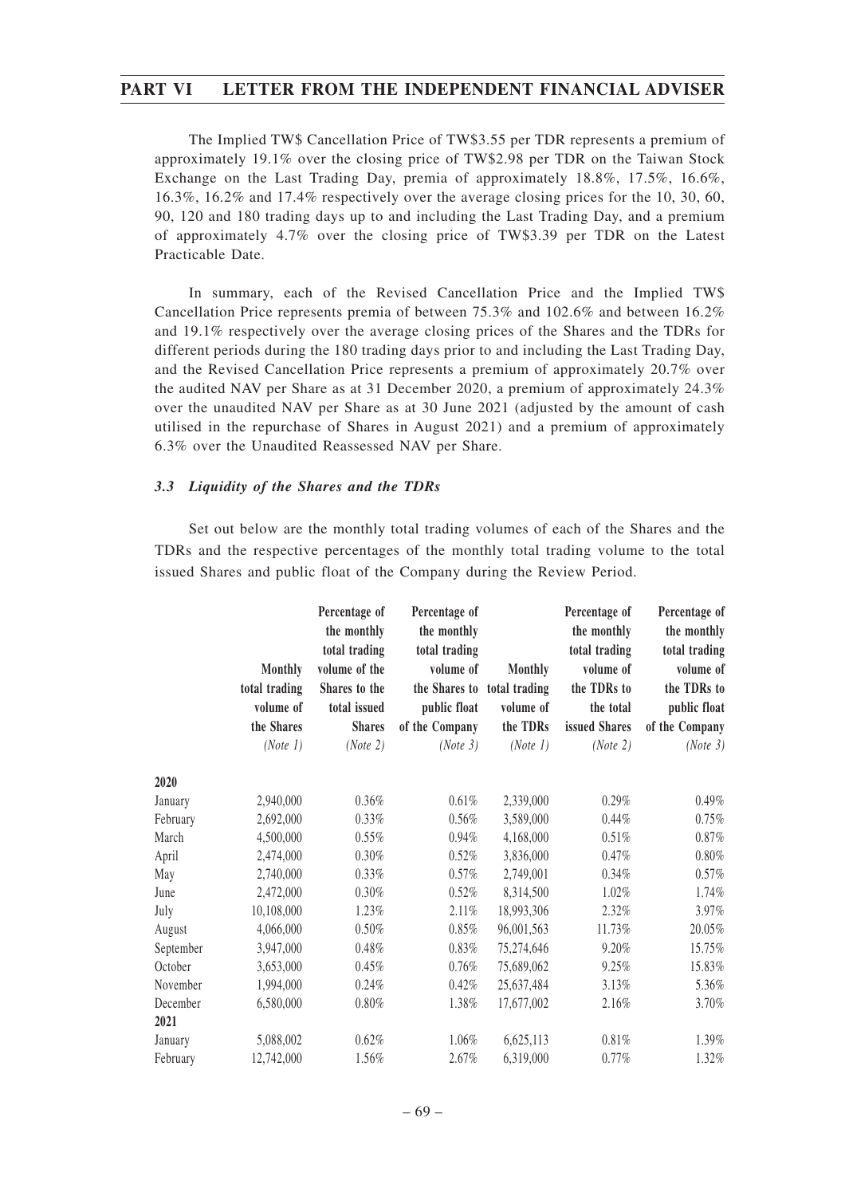The Implied TW$ Cancellation Price of TW$3.55 per TDR represents a premium of approximately 19.1% over the closing price of TW$2.98 per TDR on the Taiwan Stock Exchange on the Last Trading Day, premia of approximately 18.8%, 17.5%, 16.6%, 16.3%, 16.2% and 17.4% respectively over the average closing prices for the 10, 30, 60, 90, 120 and 180 trading days up to and including the Last Trading Day, and a premium of approximately 4.7% over the closing price of TW$3.39 per TDR on the Latest Practicable Date.

In summary, each of the Revised Cancellation Price and the Implied TW$ Cancellation Price represents premia of between 75.3% and 102.6% and between 16.2% and 19.1% respectively over the average closing prices of the Shares and the TDRs for different periods during the 180 trading days prior to and including the Last Trading Day, and the Revised Cancellation Price represents a premium of approximately 20.7% over the audited NAV per Share as at 31 December 2020, a premium of approximately 24.3% over the unaudited NAV per Share as at 30 June 2021 (adjusted by the amount of cash utilised in the repurchase of Shares in August 2021) and a premium of approximately 6.3% over the Unaudited Reassessed NAV per Share.

### *3.3 Liquidity of the Shares and the TDRs*

Set out below are the monthly total trading volumes of each of the Shares and the TDRs and the respective percentages of the monthly total trading volume to the total issued Shares and public float of the Company during the Review Period.

| | Monthly total trading volume of the Shares *(Note 1)* | Percentage of the monthly total trading volume of the Shares to the total issued Shares *(Note 2)* | Percentage of the monthly total trading volume of the Shares to public float of the Company *(Note 3)* | Monthly total trading volume of the TDRs *(Note 1)* | Percentage of the monthly total trading volume of the TDRs to the total issued Shares *(Note 2)* | Percentage of the monthly total trading volume of the TDRs to public float of the Company *(Note 3)* |
|---|---|---|---|---|---|---|
| **2020** | | | | | | |
| January | 2,940,000 | 0.36% | 0.61% | 2,339,000 | 0.29% | 0.49% |
| February | 2,692,000 | 0.33% | 0.56% | 3,589,000 | 0.44% | 0.75% |
| March | 4,500,000 | 0.55% | 0.94% | 4,168,000 | 0.51% | 0.87% |
| April | 2,474,000 | 0.30% | 0.52% | 3,836,000 | 0.47% | 0.80% |
| May | 2,740,000 | 0.33% | 0.57% | 2,749,001 | 0.34% | 0.57% |
| June | 2,472,000 | 0.30% | 0.52% | 8,314,500 | 1.02% | 1.74% |
| July | 10,108,000 | 1.23% | 2.11% | 18,993,306 | 2.32% | 3.97% |
| August | 4,066,000 | 0.50% | 0.85% | 96,001,563 | 11.73% | 20.05% |
| September | 3,947,000 | 0.48% | 0.83% | 75,274,646 | 9.20% | 15.75% |
| October | 3,653,000 | 0.45% | 0.76% | 75,689,062 | 9.25% | 15.83% |
| November | 1,994,000 | 0.24% | 0.42% | 25,637,484 | 3.13% | 5.36% |
| December | 6,580,000 | 0.80% | 1.38% | 17,677,002 | 2.16% | 3.70% |
| **2021** | | | | | | |
| January | 5,088,002 | 0.62% | 1.06% | 6,625,113 | 0.81% | 1.39% |
| February | 12,742,000 | 1.56% | 2.67% | 6,319,000 | 0.77% | 1.32% |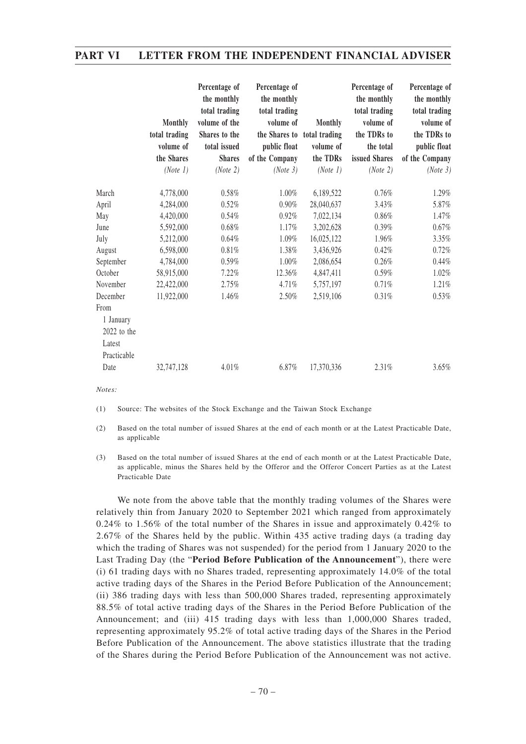| | Monthly total trading volume of the Shares *(Note 1)* | Percentage of the monthly total trading volume of the Shares to the total issued Shares *(Note 2)* | Percentage of the monthly total trading volume of the Shares to public float of the Company *(Note 3)* | Monthly total trading volume of the TDRs *(Note 1)* | Percentage of the monthly total trading volume of the TDRs to the total issued Shares *(Note 2)* | Percentage of the monthly total trading volume of the TDRs to public float of the Company *(Note 3)* |
|---|---|---|---|---|---|---|
| March | 4,778,000 | 0.58% | 1.00% | 6,189,522 | 0.76% | 1.29% |
| April | 4,284,000 | 0.52% | 0.90% | 28,040,637 | 3.43% | 5.87% |
| May | 4,420,000 | 0.54% | 0.92% | 7,022,134 | 0.86% | 1.47% |
| June | 5,592,000 | 0.68% | 1.17% | 3,202,628 | 0.39% | 0.67% |
| July | 5,212,000 | 0.64% | 1.09% | 16,025,122 | 1.96% | 3.35% |
| August | 6,598,000 | 0.81% | 1.38% | 3,436,926 | 0.42% | 0.72% |
| September | 4,784,000 | 0.59% | 1.00% | 2,086,654 | 0.26% | 0.44% |
| October | 58,915,000 | 7.22% | 12.36% | 4,847,411 | 0.59% | 1.02% |
| November | 22,422,000 | 2.75% | 4.71% | 5,757,197 | 0.71% | 1.21% |
| December | 11,922,000 | 1.46% | 2.50% | 2,519,106 | 0.31% | 0.53% |
| From 1 January 2022 to the Latest Practicable Date | 32,747,128 | 4.01% | 6.87% | 17,370,336 | 2.31% | 3.65% |

*Notes:*

(1) Source: The websites of the Stock Exchange and the Taiwan Stock Exchange

(2) Based on the total number of issued Shares at the end of each month or at the Latest Practicable Date, as applicable

(3) Based on the total number of issued Shares at the end of each month or at the Latest Practicable Date, as applicable, minus the Shares held by the Offeror and the Offeror Concert Parties as at the Latest Practicable Date

We note from the above table that the monthly trading volumes of the Shares were relatively thin from January 2020 to September 2021 which ranged from approximately 0.24% to 1.56% of the total number of the Shares in issue and approximately 0.42% to 2.67% of the Shares held by the public. Within 435 active trading days (a trading day which the trading of Shares was not suspended) for the period from 1 January 2020 to the Last Trading Day (the "**Period Before Publication of the Announcement**"), there were (i) 61 trading days with no Shares traded, representing approximately 14.0% of the total active trading days of the Shares in the Period Before Publication of the Announcement; (ii) 386 trading days with less than 500,000 Shares traded, representing approximately 88.5% of total active trading days of the Shares in the Period Before Publication of the Announcement; and (iii) 415 trading days with less than 1,000,000 Shares traded, representing approximately 95.2% of total active trading days of the Shares in the Period Before Publication of the Announcement. The above statistics illustrate that the trading of the Shares during the Period Before Publication of the Announcement was not active.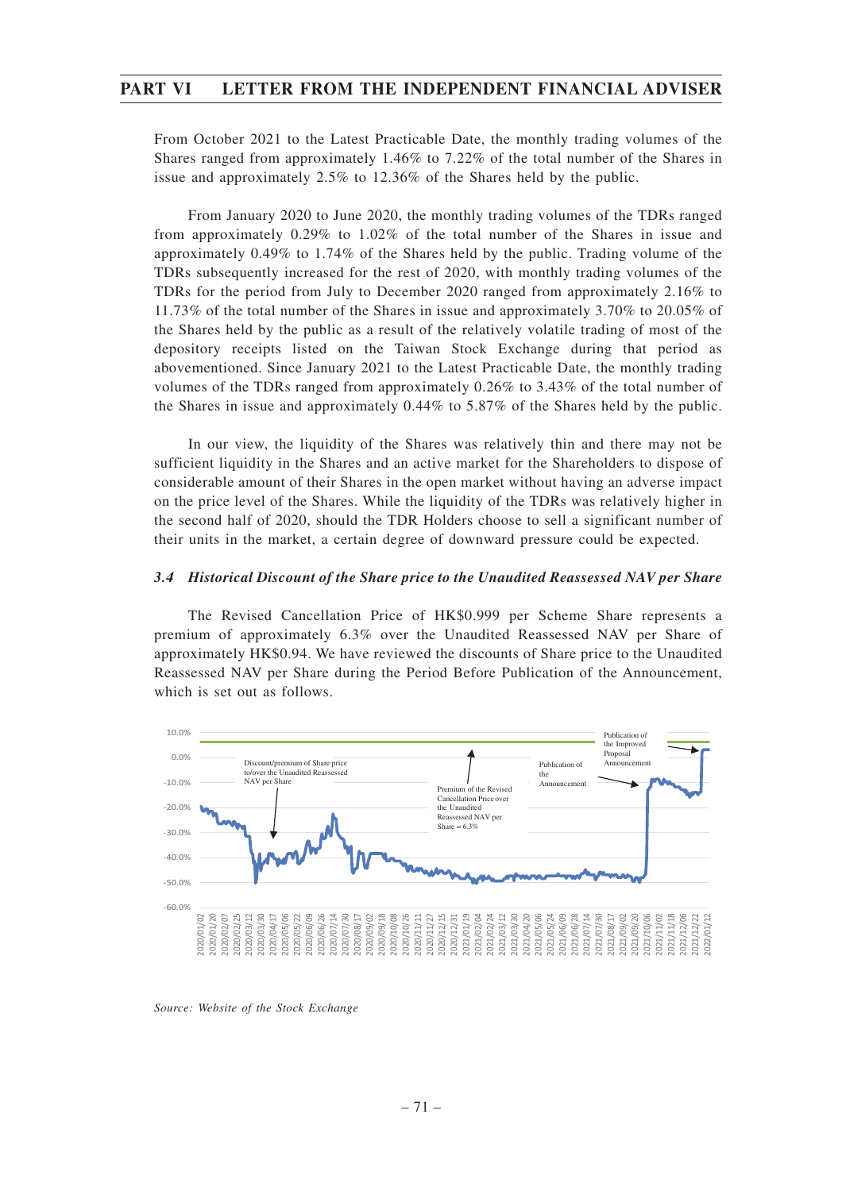From October 2021 to the Latest Practicable Date, the monthly trading volumes of the Shares ranged from approximately 1.46% to 7.22% of the total number of the Shares in issue and approximately 2.5% to 12.36% of the Shares held by the public.

From January 2020 to June 2020, the monthly trading volumes of the TDRs ranged from approximately 0.29% to 1.02% of the total number of the Shares in issue and approximately 0.49% to 1.74% of the Shares held by the public. Trading volume of the TDRs subsequently increased for the rest of 2020, with monthly trading volumes of the TDRs for the period from July to December 2020 ranged from approximately 2.16% to 11.73% of the total number of the Shares in issue and approximately 3.70% to 20.05% of the Shares held by the public as a result of the relatively volatile trading of most of the depository receipts listed on the Taiwan Stock Exchange during that period as abovementioned. Since January 2021 to the Latest Practicable Date, the monthly trading volumes of the TDRs ranged from approximately 0.26% to 3.43% of the total number of the Shares in issue and approximately 0.44% to 5.87% of the Shares held by the public.

In our view, the liquidity of the Shares was relatively thin and there may not be sufficient liquidity in the Shares and an active market for the Shareholders to dispose of considerable amount of their Shares in the open market without having an adverse impact on the price level of the Shares. While the liquidity of the TDRs was relatively higher in the second half of 2020, should the TDR Holders choose to sell a significant number of their units in the market, a certain degree of downward pressure could be expected.

### *3.4 Historical Discount of the Share price to the Unaudited Reassessed NAV per Share*

The Revised Cancellation Price of HK$0.999 per Scheme Share represents a premium of approximately 6.3% over the Unaudited Reassessed NAV per Share of approximately HK$0.94. We have reviewed the discounts of Share price to the Unaudited Reassessed NAV per Share during the Period Before Publication of the Announcement, which is set out as follows.

*Source: Website of the Stock Exchange*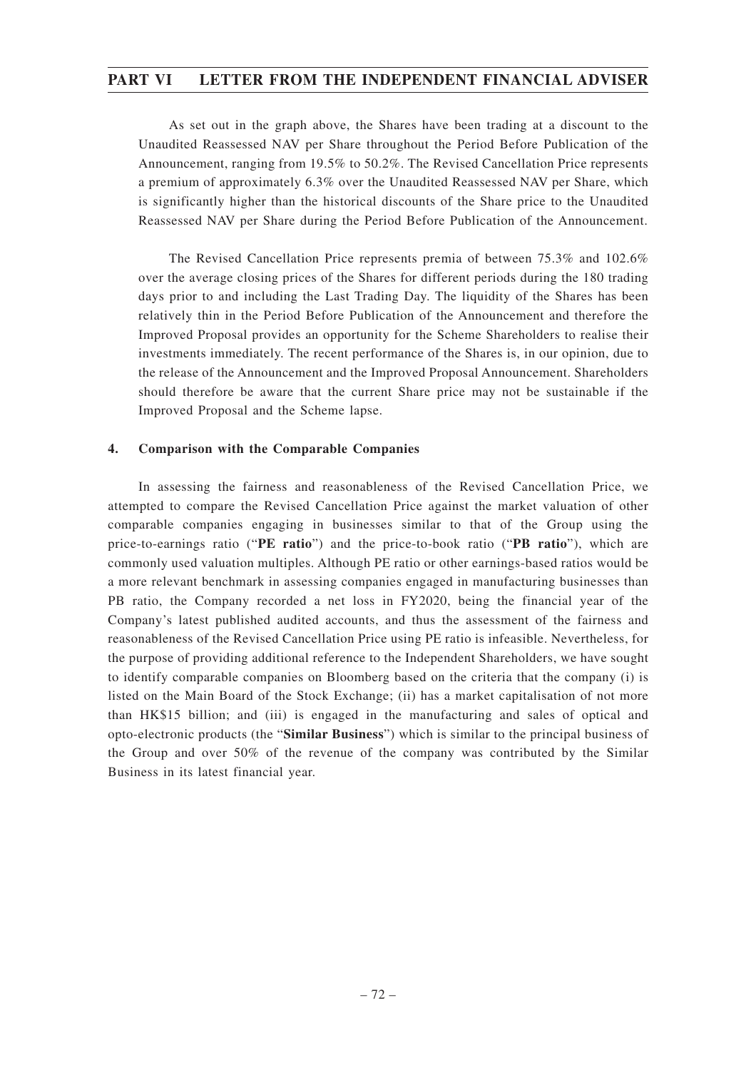As set out in the graph above, the Shares have been trading at a discount to the Unaudited Reassessed NAV per Share throughout the Period Before Publication of the Announcement, ranging from 19.5% to 50.2%. The Revised Cancellation Price represents a premium of approximately 6.3% over the Unaudited Reassessed NAV per Share, which is significantly higher than the historical discounts of the Share price to the Unaudited Reassessed NAV per Share during the Period Before Publication of the Announcement.

The Revised Cancellation Price represents premia of between 75.3% and 102.6% over the average closing prices of the Shares for different periods during the 180 trading days prior to and including the Last Trading Day. The liquidity of the Shares has been relatively thin in the Period Before Publication of the Announcement and therefore the Improved Proposal provides an opportunity for the Scheme Shareholders to realise their investments immediately. The recent performance of the Shares is, in our opinion, due to the release of the Announcement and the Improved Proposal Announcement. Shareholders should therefore be aware that the current Share price may not be sustainable if the Improved Proposal and the Scheme lapse.

#### 4. Comparison with the Comparable Companies

In assessing the fairness and reasonableness of the Revised Cancellation Price, we attempted to compare the Revised Cancellation Price against the market valuation of other comparable companies engaging in businesses similar to that of the Group using the price-to-earnings ratio ("**PE ratio**") and the price-to-book ratio ("**PB ratio**"), which are commonly used valuation multiples. Although PE ratio or other earnings-based ratios would be a more relevant benchmark in assessing companies engaged in manufacturing businesses than PB ratio, the Company recorded a net loss in FY2020, being the financial year of the Company's latest published audited accounts, and thus the assessment of the fairness and reasonableness of the Revised Cancellation Price using PE ratio is infeasible. Nevertheless, for the purpose of providing additional reference to the Independent Shareholders, we have sought to identify comparable companies on Bloomberg based on the criteria that the company (i) is listed on the Main Board of the Stock Exchange; (ii) has a market capitalisation of not more than HK$15 billion; and (iii) is engaged in the manufacturing and sales of optical and opto-electronic products (the "**Similar Business**") which is similar to the principal business of the Group and over 50% of the revenue of the company was contributed by the Similar Business in its latest financial year.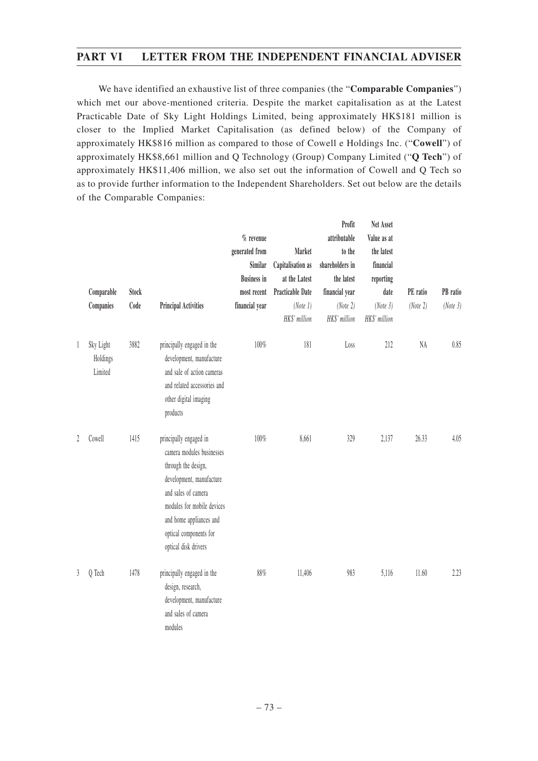## PART VI LETTER FROM THE INDEPENDENT FINANCIAL ADVISER

We have identified an exhaustive list of three companies (the "**Comparable Companies**") which met our above-mentioned criteria. Despite the market capitalisation as at the Latest Practicable Date of Sky Light Holdings Limited, being approximately HK$181 million is closer to the Implied Market Capitalisation (as defined below) of the Company of approximately HK$816 million as compared to those of Cowell e Holdings Inc. ("**Cowell**") of approximately HK$8,661 million and Q Technology (Group) Company Limited ("**Q Tech**") of approximately HK$11,406 million, we also set out the information of Cowell and Q Tech so as to provide further information to the Independent Shareholders. Set out below are the details of the Comparable Companies:

| | Comparable Companies | Stock Code | Principal Activities | % revenue generated from Similar Business in most recent financial year | Market Capitalisation as at the Latest Practicable Date (Note 1) HK$' million | Profit attributable to the shareholders in the latest financial year (Note 2) HK$' million | Net Asset Value as at the latest financial reporting date (Note 3) HK$' million | PE ratio (Note 2) | PB ratio (Note 3) |
|---|---|---|---|---|---|---|---|---|---|
| 1 | Sky Light Holdings Limited | 3882 | principally engaged in the development, manufacture and sale of action cameras and related accessories and other digital imaging products | 100% | 181 | Loss | 212 | NA | 0.85 |
| 2 | Cowell | 1415 | principally engaged in camera modules businesses through the design, development, manufacture and sales of camera modules for mobile devices and home appliances and optical components for optical disk drivers | 100% | 8,661 | 329 | 2,137 | 26.33 | 4.05 |
| 3 | Q Tech | 1478 | principally engaged in the design, research, development, manufacture and sales of camera modules | 88% | 11,406 | 983 | 5,116 | 11.60 | 2.23 |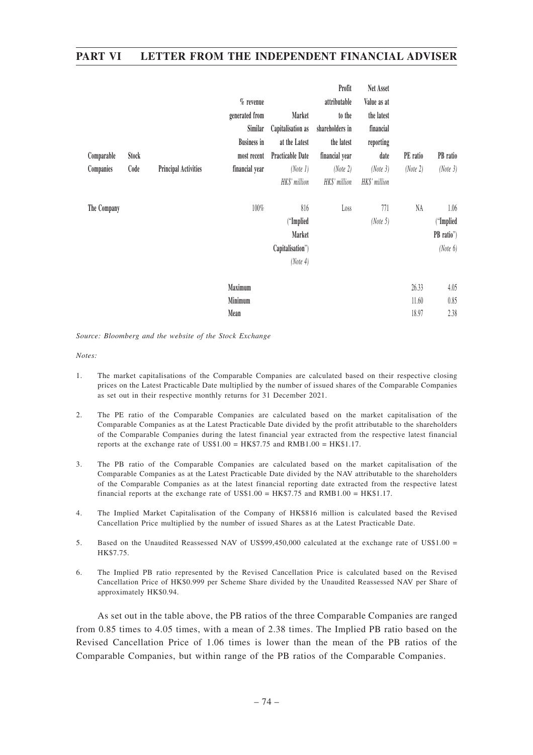| Comparable Companies | Stock Code | Principal Activities | % revenue generated from Similar Business in most recent financial year | Market Capitalisation as at the Latest Practicable Date *(Note 1)* *HK$' million* | Profit attributable to the shareholders in the latest financial year *(Note 2)* *HK$' million* | Net Asset Value as at the latest financial reporting date *(Note 3)* *HK$' million* | PE ratio *(Note 2)* | PB ratio *(Note 3)* |
|---|---|---|---|---|---|---|---|---|
| **The Company** | | | 100% | 816 ("Implied Market Capitalisation") *(Note 4)* | Loss | 771 *(Note 5)* | NA | 1.06 ("Implied PB ratio") *(Note 6)* |
| | | | **Maximum** | | | | 26.33 | 4.05 |
| | | | **Minimum** | | | | 11.60 | 0.85 |
| | | | **Mean** | | | | 18.97 | 2.38 |

*Source: Bloomberg and the website of the Stock Exchange*

*Notes:*

1. The market capitalisations of the Comparable Companies are calculated based on their respective closing prices on the Latest Practicable Date multiplied by the number of issued shares of the Comparable Companies as set out in their respective monthly returns for 31 December 2021.

2. The PE ratio of the Comparable Companies are calculated based on the market capitalisation of the Comparable Companies as at the Latest Practicable Date divided by the profit attributable to the shareholders of the Comparable Companies during the latest financial year extracted from the respective latest financial reports at the exchange rate of US$1.00 = HK$7.75 and RMB1.00 = HK$1.17.

3. The PB ratio of the Comparable Companies are calculated based on the market capitalisation of the Comparable Companies as at the Latest Practicable Date divided by the NAV attributable to the shareholders of the Comparable Companies as at the latest financial reporting date extracted from the respective latest financial reports at the exchange rate of US$1.00 = HK$7.75 and RMB1.00 = HK$1.17.

4. The Implied Market Capitalisation of the Company of HK$816 million is calculated based the Revised Cancellation Price multiplied by the number of issued Shares as at the Latest Practicable Date.

5. Based on the Unaudited Reassessed NAV of US$99,450,000 calculated at the exchange rate of US$1.00 = HK$7.75.

6. The Implied PB ratio represented by the Revised Cancellation Price is calculated based on the Revised Cancellation Price of HK$0.999 per Scheme Share divided by the Unaudited Reassessed NAV per Share of approximately HK$0.94.

As set out in the table above, the PB ratios of the three Comparable Companies are ranged from 0.85 times to 4.05 times, with a mean of 2.38 times. The Implied PB ratio based on the Revised Cancellation Price of 1.06 times is lower than the mean of the PB ratios of the Comparable Companies, but within range of the PB ratios of the Comparable Companies.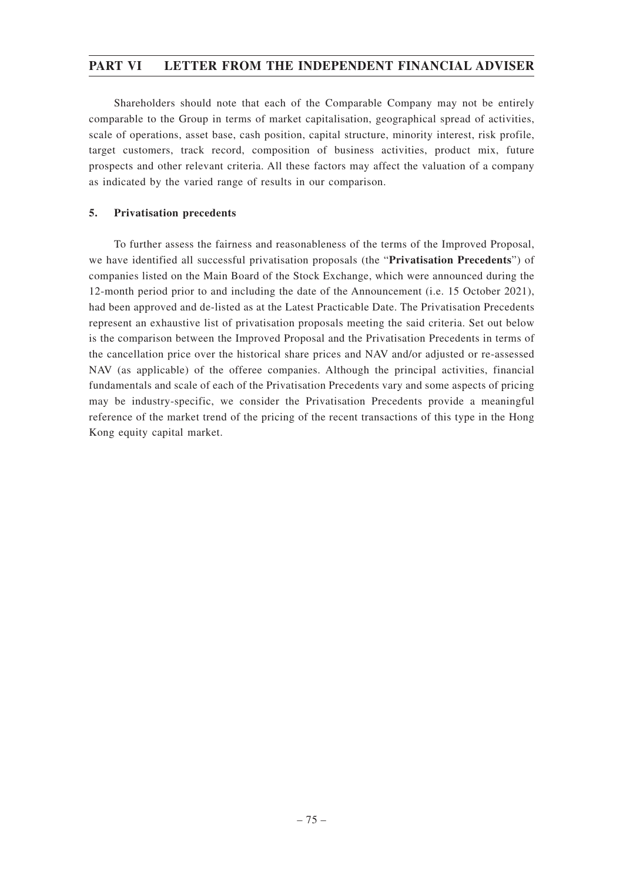Shareholders should note that each of the Comparable Company may not be entirely comparable to the Group in terms of market capitalisation, geographical spread of activities, scale of operations, asset base, cash position, capital structure, minority interest, risk profile, target customers, track record, composition of business activities, product mix, future prospects and other relevant criteria. All these factors may affect the valuation of a company as indicated by the varied range of results in our comparison.

### 5. Privatisation precedents

To further assess the fairness and reasonableness of the terms of the Improved Proposal, we have identified all successful privatisation proposals (the "**Privatisation Precedents**") of companies listed on the Main Board of the Stock Exchange, which were announced during the 12-month period prior to and including the date of the Announcement (i.e. 15 October 2021), had been approved and de-listed as at the Latest Practicable Date. The Privatisation Precedents represent an exhaustive list of privatisation proposals meeting the said criteria. Set out below is the comparison between the Improved Proposal and the Privatisation Precedents in terms of the cancellation price over the historical share prices and NAV and/or adjusted or re-assessed NAV (as applicable) of the offeree companies. Although the principal activities, financial fundamentals and scale of each of the Privatisation Precedents vary and some aspects of pricing may be industry-specific, we consider the Privatisation Precedents provide a meaningful reference of the market trend of the pricing of the recent transactions of this type in the Hong Kong equity capital market.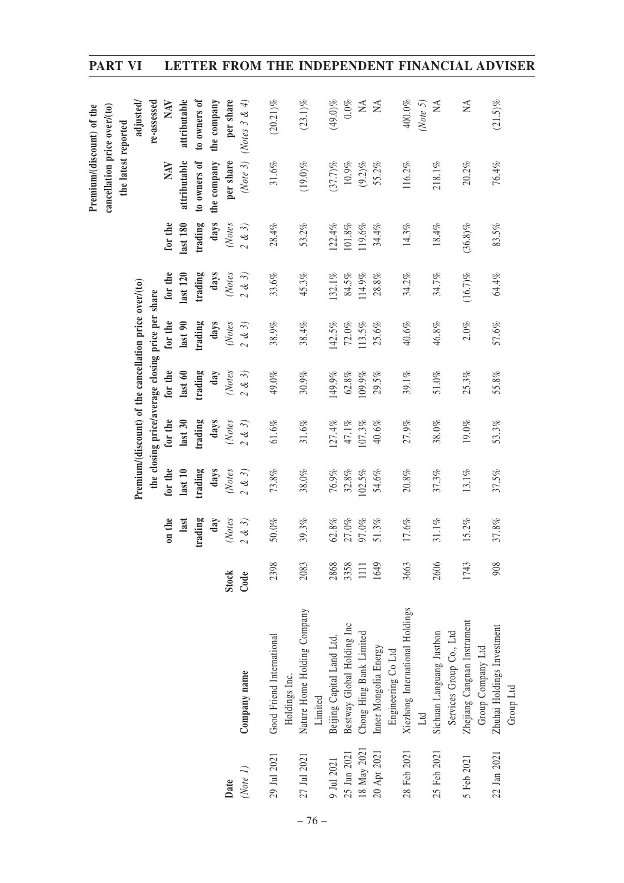| Date *(Note 1)* | Company name | Stock Code | Premium/(discount) of the cancellation price over/(to) the closing price/average closing price per share | | | | | | | Premium/(discount) of the cancellation price over/(to) the latest reported | |
|---|---|---|---|---|---|---|---|---|---|---|---|
| | | | on the last trading day *(Notes 2 & 3)* | for the last 10 trading days *(Notes 2 & 3)* | for the last 30 trading days *(Notes 2 & 3)* | for the last 60 trading day *(Notes 2 & 3)* | for the last 90 trading days *(Notes 2 & 3)* | for the last 120 trading days *(Notes 2 & 3)* | for the last 180 trading days *(Notes 2 & 3)* | NAV attributable to owners of the company per share *(Note 3)* | adjusted/ re-assessed NAV attributable to owners of the company per share *(Notes 3 & 4)* |
| 29 Jul 2021 | Good Friend International Holdings Inc. | 2398 | 50.0% | 73.8% | 61.6% | 49.0% | 38.9% | 33.6% | 28.4% | 31.6% | (20.21)% |
| 27 Jul 2021 | Nature Home Holding Company Limited | 2083 | 39.3% | 38.0% | 31.6% | 30.9% | 38.4% | 45.3% | 53.2% | (19.0)% | (23.1)% |
| 9 Jul 2021 | Beijing Capital Land Ltd. | 2868 | 62.8% | 76.9% | 127.4% | 149.9% | 142.5% | 132.1% | 122.4% | (37.7)% | (49.0)% |
| 25 Jun 2021 | Bestway Global Holding Inc | 3358 | 27.0% | 32.8% | 47.1% | 62.8% | 72.0% | 84.5% | 101.8% | 10.9% | 0.0% |
| 18 May 2021 | Chong Hing Bank Limited | 1111 | 97.0% | 102.5% | 107.3% | 109.9% | 113.5% | 114.9% | 119.6% | (9.2)% | NA |
| 20 Apr 2021 | Inner Mongolia Energy Engineering Co Ltd | 1649 | 51.3% | 54.6% | 40.6% | 29.5% | 25.6% | 28.8% | 34.4% | 55.2% | NA |
| 28 Feb 2021 | Xiezhong International Holdings Ltd | 3663 | 17.6% | 20.8% | 27.9% | 39.1% | 40.6% | 34.2% | 14.3% | 116.2% | 400.0% *(Note 5)* |
| 25 Feb 2021 | Sichuan Languang Justbon Services Group Co., Ltd | 2606 | 31.1% | 37.3% | 38.0% | 51.0% | 46.8% | 34.7% | 18.4% | 218.1% | NA |
| 5 Feb 2021 | Zhejiang Cangnan Instrument Group Company Ltd | 1743 | 15.2% | 13.1% | 19.0% | 25.3% | 2.0% | (16.7)% | (36.8)% | 20.2% | NA |
| 22 Jan 2021 | Zhuhai Holdings Investment Group Ltd | 908 | 37.8% | 37.5% | 53.3% | 55.8% | 57.6% | 64.4% | 83.5% | 76.4% | (21.5)% |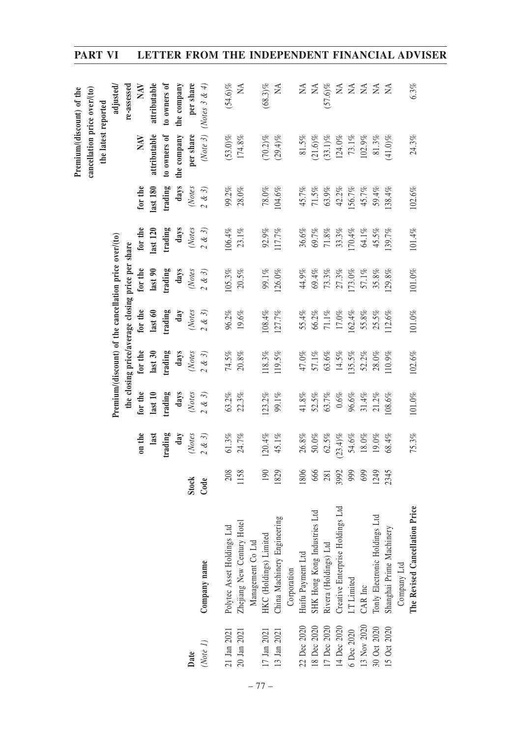| Date (Note 1) | Company name | Stock Code | Premium/(discount) of the cancellation price over/(to) the closing price/average closing price per share on the last trading day (Notes 2 & 3) | for the last 10 trading days (Notes 2 & 3) | for the last 30 trading days (Notes 2 & 3) | for the last 60 trading day (Notes 2 & 3) | for the last 90 trading days (Notes 2 & 3) | for the last 120 trading days (Notes 2 & 3) | for the last 180 trading days (Notes 2 & 3) | Premium/(discount) of the cancellation price over/(to) the latest reported NAV attributable to owners of the company per share (Note 3) | adjusted/ re-assessed NAV attributable to owners of the company per share (Notes 3 & 4) |
|---|---|---|---|---|---|---|---|---|---|---|---|
| 21 Jan 2021 | Polytec Asset Holdings Ltd | 208 | 61.3% | 63.2% | 74.5% | 96.2% | 105.3% | 106.4% | 99.2% | (53.0)% | (54.6)% |
| 20 Jan 2021 | Zhejiang New Century Hotel Management Co Ltd | 1158 | 24.7% | 22.3% | 20.8% | 19.6% | 20.5% | 23.1% | 28.0% | 174.8% | NA |
| 17 Jan 2021 | HKC (Holdings) Limited | 190 | 120.4% | 123.2% | 118.3% | 108.4% | 99.1% | 92.9% | 78.0% | (70.2)% | (68.3)% |
| 13 Jan 2021 | China Machinery Engineering Corporation | 1829 | 45.1% | 99.1% | 119.5% | 127.7% | 126.0% | 117.7% | 104.6% | (29.4)% | NA |
| 22 Dec 2020 | Huifu Payment Ltd | 1806 | 26.8% | 41.8% | 47.0% | 55.4% | 44.9% | 36.6% | 45.7% | 81.5% | NA |
| 18 Dec 2020 | SHK Hong Kong Industries Ltd | 666 | 50.0% | 52.5% | 57.1% | 66.2% | 69.4% | 69.7% | 71.5% | (21.6)% | NA |
| 17 Dec 2020 | Rivera (Holdings) Ltd | 281 | 62.5% | 63.7% | 63.6% | 71.1% | 73.3% | 71.8% | 63.9% | (33.1)% | (57.6)% |
| 14 Dec 2020 | Creative Enterprise Holdings Ltd | 3992 | (23.4)% | 0.6% | 14.5% | 17.0% | 27.3% | 33.3% | 42.2% | 124.0% | NA |
| 6 Dec 2020 | IT Limited | 999 | 54.6% | 96.6% | 135.5% | 162.4% | 173.0% | 170.4% | 156.7% | 73.1% | NA |
| 13 Nov 2020 | CAR Inc | 699 | 18.0% | 31.4% | 52.2% | 55.8% | 57.1% | 64.1% | 45.7% | 102.9% | NA |
| 30 Oct 2020 | Tonly Electronic Holdings Ltd | 1249 | 19.0% | 21.2% | 28.0% | 25.5% | 35.8% | 45.5% | 59.4% | 81.3% | NA |
| 15 Oct 2020 | Shanghai Prime Machinery Company Ltd | 2345 | 68.4% | 108.6% | 110.9% | 112.6% | 129.8% | 139.7% | 138.4% | (41.0)% | NA |
| | **The Revised Cancellation Price** | | 75.3% | 101.0% | 102.6% | 101.0% | 101.0% | 101.4% | 102.6% | 24.3% | 6.3% |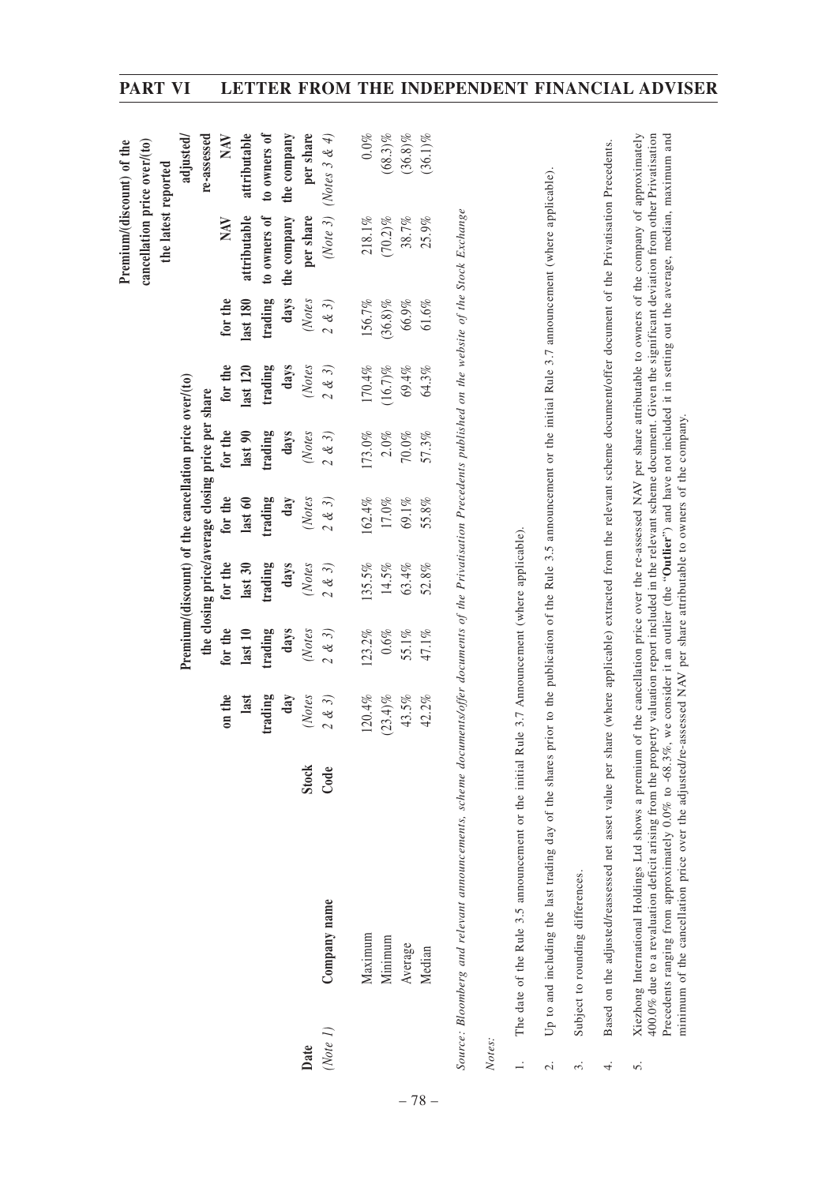| Date (Note 1) | Company name | Stock Code | Premium/(discount) of the cancellation price over/(to) the closing price/average closing price per share | | | | | | | Premium/(discount) of the cancellation price over/(to) the latest reported | |
|---|---|---|---|---|---|---|---|---|---|---|---|
| | | | on the last trading day (Notes 2 & 3) | for the last 10 trading days (Notes 2 & 3) | for the last 30 trading days (Notes 2 & 3) | for the last 60 trading day (Notes 2 & 3) | for the last 90 trading days (Notes 2 & 3) | for the last 120 trading days (Notes 2 & 3) | for the last 180 trading days (Notes 2 & 3) | NAV attributable to owners of the company per share (Note 3) | adjusted/re-assessed NAV attributable to owners of the company per share (Notes 3 & 4) |
| | Maximum | | 120.4% | 123.2% | 135.5% | 162.4% | 173.0% | 170.4% | 156.7% | 218.1% | 0.0% |
| | Minimum | | (23.4)% | 0.6% | 14.5% | 17.0% | 2.0% | (16.7)% | (36.8)% | (70.2)% | (68.3)% |
| | Average | | 43.5% | 55.1% | 63.4% | 69.1% | 70.0% | 69.4% | 66.9% | 38.7% | (36.8)% |
| | Median | | 42.2% | 47.1% | 52.8% | 55.8% | 57.3% | 64.3% | 61.6% | 25.9% | (36.1)% |

*Source: Bloomberg and relevant announcements, scheme documents/offer documents of the Privatisation Precedents published on the website of the Stock Exchange*

*Notes:*

1. The date of the Rule 3.5 announcement or the initial Rule 3.7 Announcement (where applicable).

2. Up to and including the last trading day of the shares prior to the publication of the Rule 3.5 announcement or the initial Rule 3.7 announcement (where applicable).

3. Subject to rounding differences.

4. Based on the adjusted/reassessed net asset value per share (where applicable) extracted from the relevant scheme document/offer document of the Privatisation Precedents.

5. Xiezhong International Holdings Ltd shows a premium of the cancellation price over the re-assessed NAV per share attributable to owners of the company of approximately 400.0% due to a revaluation deficit arising from the property valuation report included in the relevant scheme document. Given the significant deviation from other Privatisation Precedents ranging from approximately 0.0% to -68.3%, we consider it an outlier (the "**Outlier**") and have not included it in setting out the average, median, maximum and minimum of the cancellation price over the adjusted/re-assessed NAV per share attributable to owners of the company.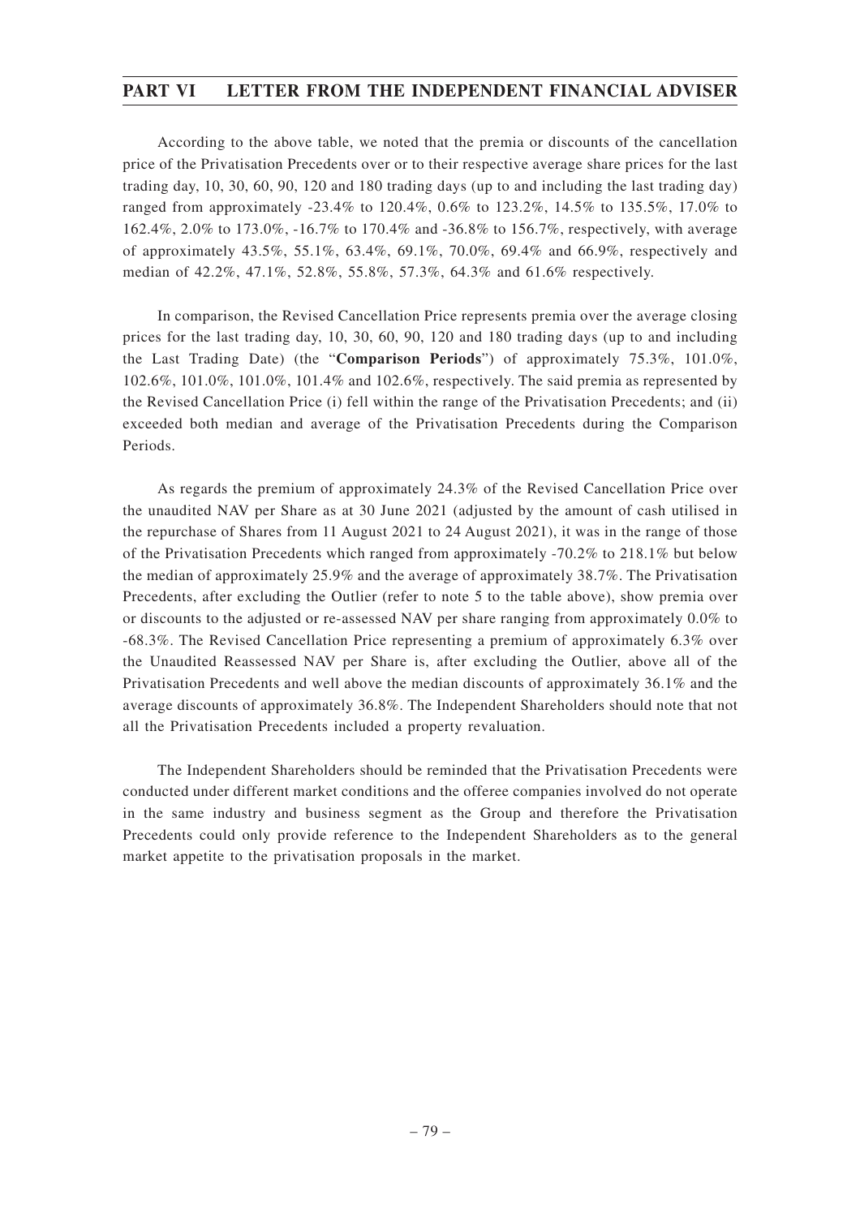According to the above table, we noted that the premia or discounts of the cancellation price of the Privatisation Precedents over or to their respective average share prices for the last trading day, 10, 30, 60, 90, 120 and 180 trading days (up to and including the last trading day) ranged from approximately -23.4% to 120.4%, 0.6% to 123.2%, 14.5% to 135.5%, 17.0% to 162.4%, 2.0% to 173.0%, -16.7% to 170.4% and -36.8% to 156.7%, respectively, with average of approximately 43.5%, 55.1%, 63.4%, 69.1%, 70.0%, 69.4% and 66.9%, respectively and median of 42.2%, 47.1%, 52.8%, 55.8%, 57.3%, 64.3% and 61.6% respectively.

In comparison, the Revised Cancellation Price represents premia over the average closing prices for the last trading day, 10, 30, 60, 90, 120 and 180 trading days (up to and including the Last Trading Date) (the "**Comparison Periods**") of approximately 75.3%, 101.0%, 102.6%, 101.0%, 101.0%, 101.4% and 102.6%, respectively. The said premia as represented by the Revised Cancellation Price (i) fell within the range of the Privatisation Precedents; and (ii) exceeded both median and average of the Privatisation Precedents during the Comparison Periods.

As regards the premium of approximately 24.3% of the Revised Cancellation Price over the unaudited NAV per Share as at 30 June 2021 (adjusted by the amount of cash utilised in the repurchase of Shares from 11 August 2021 to 24 August 2021), it was in the range of those of the Privatisation Precedents which ranged from approximately -70.2% to 218.1% but below the median of approximately 25.9% and the average of approximately 38.7%. The Privatisation Precedents, after excluding the Outlier (refer to note 5 to the table above), show premia over or discounts to the adjusted or re-assessed NAV per share ranging from approximately 0.0% to -68.3%. The Revised Cancellation Price representing a premium of approximately 6.3% over the Unaudited Reassessed NAV per Share is, after excluding the Outlier, above all of the Privatisation Precedents and well above the median discounts of approximately 36.1% and the average discounts of approximately 36.8%. The Independent Shareholders should note that not all the Privatisation Precedents included a property revaluation.

The Independent Shareholders should be reminded that the Privatisation Precedents were conducted under different market conditions and the offeree companies involved do not operate in the same industry and business segment as the Group and therefore the Privatisation Precedents could only provide reference to the Independent Shareholders as to the general market appetite to the privatisation proposals in the market.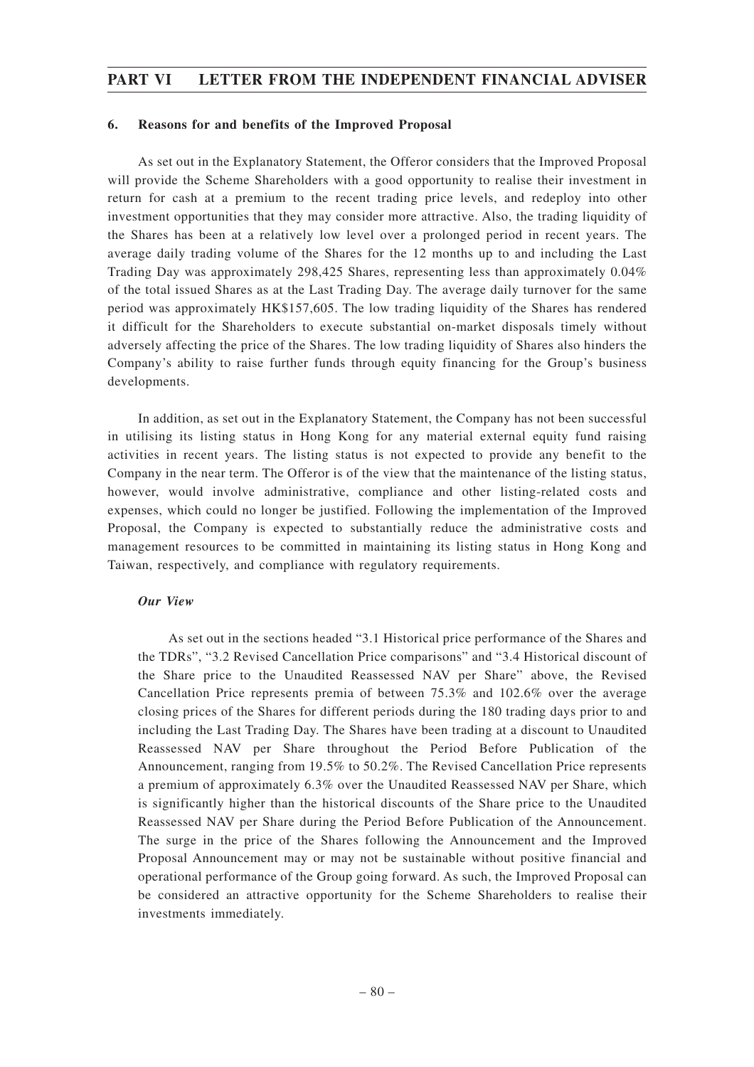#### 6. Reasons for and benefits of the Improved Proposal

As set out in the Explanatory Statement, the Offeror considers that the Improved Proposal will provide the Scheme Shareholders with a good opportunity to realise their investment in return for cash at a premium to the recent trading price levels, and redeploy into other investment opportunities that they may consider more attractive. Also, the trading liquidity of the Shares has been at a relatively low level over a prolonged period in recent years. The average daily trading volume of the Shares for the 12 months up to and including the Last Trading Day was approximately 298,425 Shares, representing less than approximately 0.04% of the total issued Shares as at the Last Trading Day. The average daily turnover for the same period was approximately HK$157,605. The low trading liquidity of the Shares has rendered it difficult for the Shareholders to execute substantial on-market disposals timely without adversely affecting the price of the Shares. The low trading liquidity of Shares also hinders the Company's ability to raise further funds through equity financing for the Group's business developments.

In addition, as set out in the Explanatory Statement, the Company has not been successful in utilising its listing status in Hong Kong for any material external equity fund raising activities in recent years. The listing status is not expected to provide any benefit to the Company in the near term. The Offeror is of the view that the maintenance of the listing status, however, would involve administrative, compliance and other listing-related costs and expenses, which could no longer be justified. Following the implementation of the Improved Proposal, the Company is expected to substantially reduce the administrative costs and management resources to be committed in maintaining its listing status in Hong Kong and Taiwan, respectively, and compliance with regulatory requirements.

***Our View***

As set out in the sections headed "3.1 Historical price performance of the Shares and the TDRs", "3.2 Revised Cancellation Price comparisons" and "3.4 Historical discount of the Share price to the Unaudited Reassessed NAV per Share" above, the Revised Cancellation Price represents premia of between 75.3% and 102.6% over the average closing prices of the Shares for different periods during the 180 trading days prior to and including the Last Trading Day. The Shares have been trading at a discount to Unaudited Reassessed NAV per Share throughout the Period Before Publication of the Announcement, ranging from 19.5% to 50.2%. The Revised Cancellation Price represents a premium of approximately 6.3% over the Unaudited Reassessed NAV per Share, which is significantly higher than the historical discounts of the Share price to the Unaudited Reassessed NAV per Share during the Period Before Publication of the Announcement. The surge in the price of the Shares following the Announcement and the Improved Proposal Announcement may or may not be sustainable without positive financial and operational performance of the Group going forward. As such, the Improved Proposal can be considered an attractive opportunity for the Scheme Shareholders to realise their investments immediately.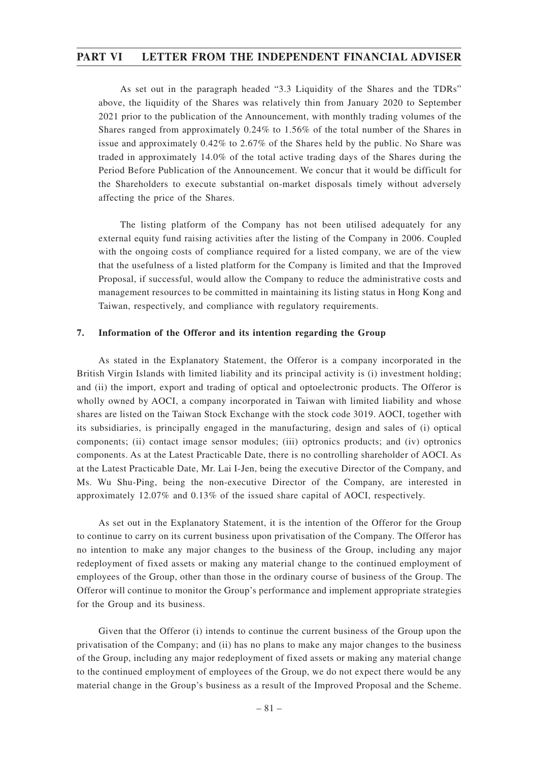As set out in the paragraph headed "3.3 Liquidity of the Shares and the TDRs" above, the liquidity of the Shares was relatively thin from January 2020 to September 2021 prior to the publication of the Announcement, with monthly trading volumes of the Shares ranged from approximately 0.24% to 1.56% of the total number of the Shares in issue and approximately 0.42% to 2.67% of the Shares held by the public. No Share was traded in approximately 14.0% of the total active trading days of the Shares during the Period Before Publication of the Announcement. We concur that it would be difficult for the Shareholders to execute substantial on-market disposals timely without adversely affecting the price of the Shares.

The listing platform of the Company has not been utilised adequately for any external equity fund raising activities after the listing of the Company in 2006. Coupled with the ongoing costs of compliance required for a listed company, we are of the view that the usefulness of a listed platform for the Company is limited and that the Improved Proposal, if successful, would allow the Company to reduce the administrative costs and management resources to be committed in maintaining its listing status in Hong Kong and Taiwan, respectively, and compliance with regulatory requirements.

## 7. Information of the Offeror and its intention regarding the Group

As stated in the Explanatory Statement, the Offeror is a company incorporated in the British Virgin Islands with limited liability and its principal activity is (i) investment holding; and (ii) the import, export and trading of optical and optoelectronic products. The Offeror is wholly owned by AOCI, a company incorporated in Taiwan with limited liability and whose shares are listed on the Taiwan Stock Exchange with the stock code 3019. AOCI, together with its subsidiaries, is principally engaged in the manufacturing, design and sales of (i) optical components; (ii) contact image sensor modules; (iii) optronics products; and (iv) optronics components. As at the Latest Practicable Date, there is no controlling shareholder of AOCI. As at the Latest Practicable Date, Mr. Lai I-Jen, being the executive Director of the Company, and Ms. Wu Shu-Ping, being the non-executive Director of the Company, are interested in approximately 12.07% and 0.13% of the issued share capital of AOCI, respectively.

As set out in the Explanatory Statement, it is the intention of the Offeror for the Group to continue to carry on its current business upon privatisation of the Company. The Offeror has no intention to make any major changes to the business of the Group, including any major redeployment of fixed assets or making any material change to the continued employment of employees of the Group, other than those in the ordinary course of business of the Group. The Offeror will continue to monitor the Group's performance and implement appropriate strategies for the Group and its business.

Given that the Offeror (i) intends to continue the current business of the Group upon the privatisation of the Company; and (ii) has no plans to make any major changes to the business of the Group, including any major redeployment of fixed assets or making any material change to the continued employment of employees of the Group, we do not expect there would be any material change in the Group's business as a result of the Improved Proposal and the Scheme.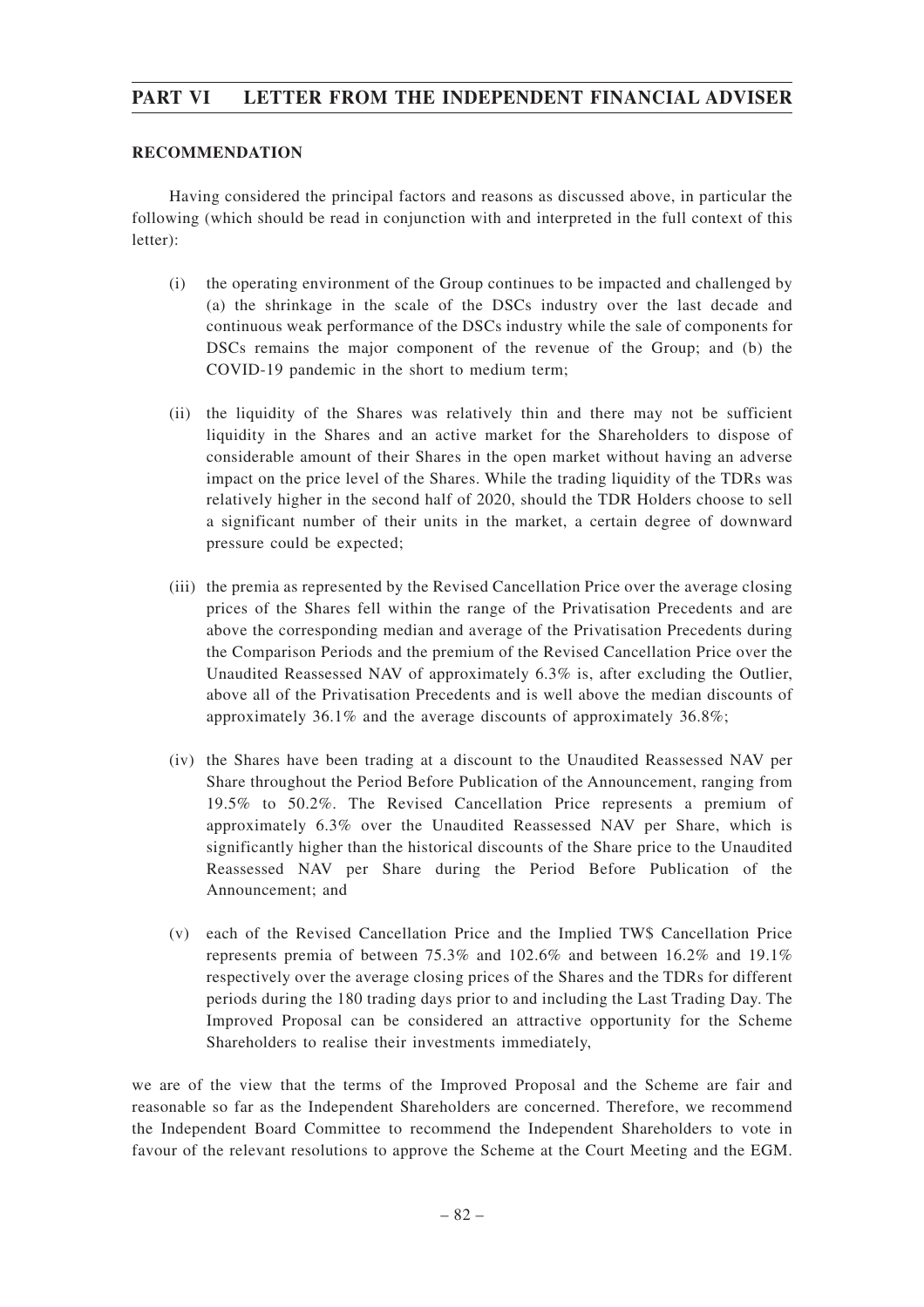**RECOMMENDATION**

Having considered the principal factors and reasons as discussed above, in particular the following (which should be read in conjunction with and interpreted in the full context of this letter):

(i) the operating environment of the Group continues to be impacted and challenged by (a) the shrinkage in the scale of the DSCs industry over the last decade and continuous weak performance of the DSCs industry while the sale of components for DSCs remains the major component of the revenue of the Group; and (b) the COVID-19 pandemic in the short to medium term;

(ii) the liquidity of the Shares was relatively thin and there may not be sufficient liquidity in the Shares and an active market for the Shareholders to dispose of considerable amount of their Shares in the open market without having an adverse impact on the price level of the Shares. While the trading liquidity of the TDRs was relatively higher in the second half of 2020, should the TDR Holders choose to sell a significant number of their units in the market, a certain degree of downward pressure could be expected;

(iii) the premia as represented by the Revised Cancellation Price over the average closing prices of the Shares fell within the range of the Privatisation Precedents and are above the corresponding median and average of the Privatisation Precedents during the Comparison Periods and the premium of the Revised Cancellation Price over the Unaudited Reassessed NAV of approximately 6.3% is, after excluding the Outlier, above all of the Privatisation Precedents and is well above the median discounts of approximately 36.1% and the average discounts of approximately 36.8%;

(iv) the Shares have been trading at a discount to the Unaudited Reassessed NAV per Share throughout the Period Before Publication of the Announcement, ranging from 19.5% to 50.2%. The Revised Cancellation Price represents a premium of approximately 6.3% over the Unaudited Reassessed NAV per Share, which is significantly higher than the historical discounts of the Share price to the Unaudited Reassessed NAV per Share during the Period Before Publication of the Announcement; and

(v) each of the Revised Cancellation Price and the Implied TW$ Cancellation Price represents premia of between 75.3% and 102.6% and between 16.2% and 19.1% respectively over the average closing prices of the Shares and the TDRs for different periods during the 180 trading days prior to and including the Last Trading Day. The Improved Proposal can be considered an attractive opportunity for the Scheme Shareholders to realise their investments immediately,

we are of the view that the terms of the Improved Proposal and the Scheme are fair and reasonable so far as the Independent Shareholders are concerned. Therefore, we recommend the Independent Board Committee to recommend the Independent Shareholders to vote in favour of the relevant resolutions to approve the Scheme at the Court Meeting and the EGM.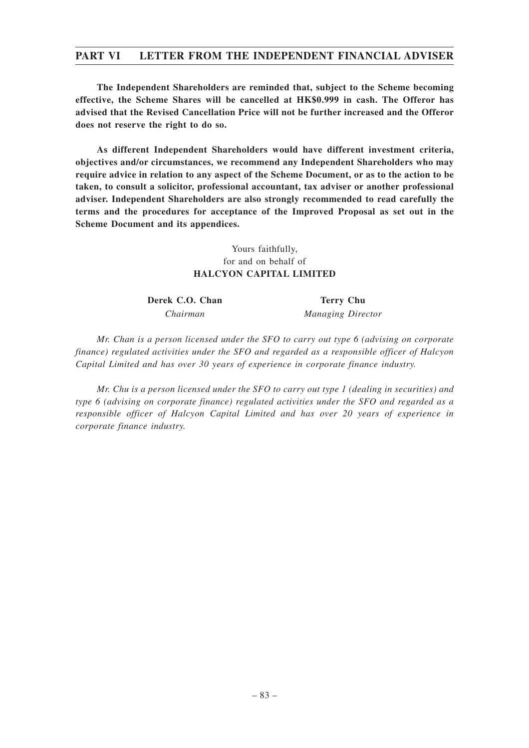**The Independent Shareholders are reminded that, subject to the Scheme becoming effective, the Scheme Shares will be cancelled at HK$0.999 in cash. The Offeror has advised that the Revised Cancellation Price will not be further increased and the Offeror does not reserve the right to do so.**

**As different Independent Shareholders would have different investment criteria, objectives and/or circumstances, we recommend any Independent Shareholders who may require advice in relation to any aspect of the Scheme Document, or as to the action to be taken, to consult a solicitor, professional accountant, tax adviser or another professional adviser. Independent Shareholders are also strongly recommended to read carefully the terms and the procedures for acceptance of the Improved Proposal as set out in the Scheme Document and its appendices.**

Yours faithfully,
for and on behalf of
**HALCYON CAPITAL LIMITED**

| **Derek C.O. Chan** | **Terry Chu** |
|---|---|
| *Chairman* | *Managing Director* |

*Mr. Chan is a person licensed under the SFO to carry out type 6 (advising on corporate finance) regulated activities under the SFO and regarded as a responsible officer of Halcyon Capital Limited and has over 30 years of experience in corporate finance industry.*

*Mr. Chu is a person licensed under the SFO to carry out type 1 (dealing in securities) and type 6 (advising on corporate finance) regulated activities under the SFO and regarded as a responsible officer of Halcyon Capital Limited and has over 20 years of experience in corporate finance industry.*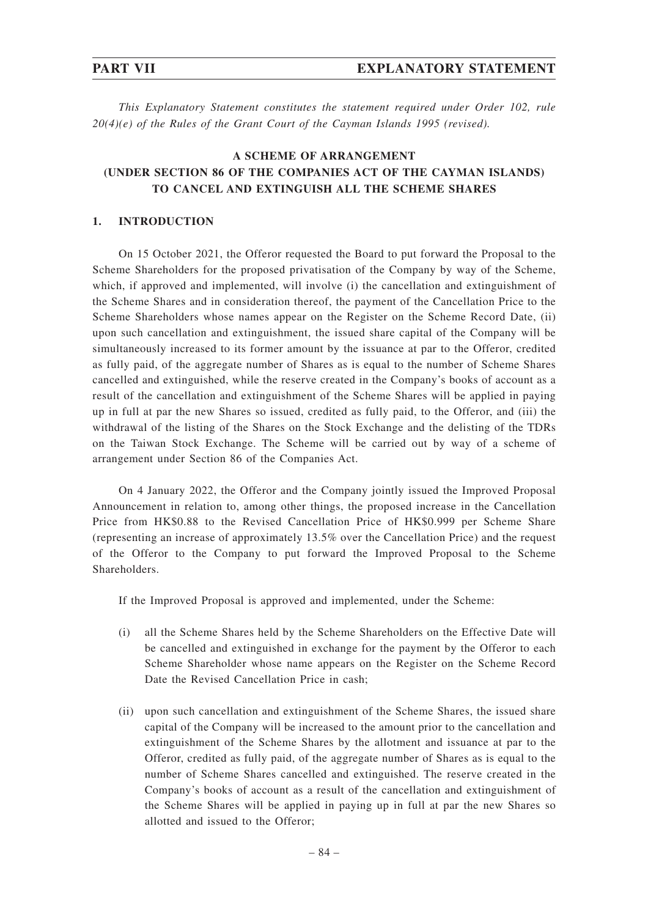*This Explanatory Statement constitutes the statement required under Order 102, rule 20(4)(e) of the Rules of the Grant Court of the Cayman Islands 1995 (revised).*

## A SCHEME OF ARRANGEMENT (UNDER SECTION 86 OF THE COMPANIES ACT OF THE CAYMAN ISLANDS) TO CANCEL AND EXTINGUISH ALL THE SCHEME SHARES

### 1. INTRODUCTION

On 15 October 2021, the Offeror requested the Board to put forward the Proposal to the Scheme Shareholders for the proposed privatisation of the Company by way of the Scheme, which, if approved and implemented, will involve (i) the cancellation and extinguishment of the Scheme Shares and in consideration thereof, the payment of the Cancellation Price to the Scheme Shareholders whose names appear on the Register on the Scheme Record Date, (ii) upon such cancellation and extinguishment, the issued share capital of the Company will be simultaneously increased to its former amount by the issuance at par to the Offeror, credited as fully paid, of the aggregate number of Shares as is equal to the number of Scheme Shares cancelled and extinguished, while the reserve created in the Company's books of account as a result of the cancellation and extinguishment of the Scheme Shares will be applied in paying up in full at par the new Shares so issued, credited as fully paid, to the Offeror, and (iii) the withdrawal of the listing of the Shares on the Stock Exchange and the delisting of the TDRs on the Taiwan Stock Exchange. The Scheme will be carried out by way of a scheme of arrangement under Section 86 of the Companies Act.

On 4 January 2022, the Offeror and the Company jointly issued the Improved Proposal Announcement in relation to, among other things, the proposed increase in the Cancellation Price from HK$0.88 to the Revised Cancellation Price of HK$0.999 per Scheme Share (representing an increase of approximately 13.5% over the Cancellation Price) and the request of the Offeror to the Company to put forward the Improved Proposal to the Scheme Shareholders.

If the Improved Proposal is approved and implemented, under the Scheme:

(i) all the Scheme Shares held by the Scheme Shareholders on the Effective Date will be cancelled and extinguished in exchange for the payment by the Offeror to each Scheme Shareholder whose name appears on the Register on the Scheme Record Date the Revised Cancellation Price in cash;

(ii) upon such cancellation and extinguishment of the Scheme Shares, the issued share capital of the Company will be increased to the amount prior to the cancellation and extinguishment of the Scheme Shares by the allotment and issuance at par to the Offeror, credited as fully paid, of the aggregate number of Shares as is equal to the number of Scheme Shares cancelled and extinguished. The reserve created in the Company's books of account as a result of the cancellation and extinguishment of the Scheme Shares will be applied in paying up in full at par the new Shares so allotted and issued to the Offeror;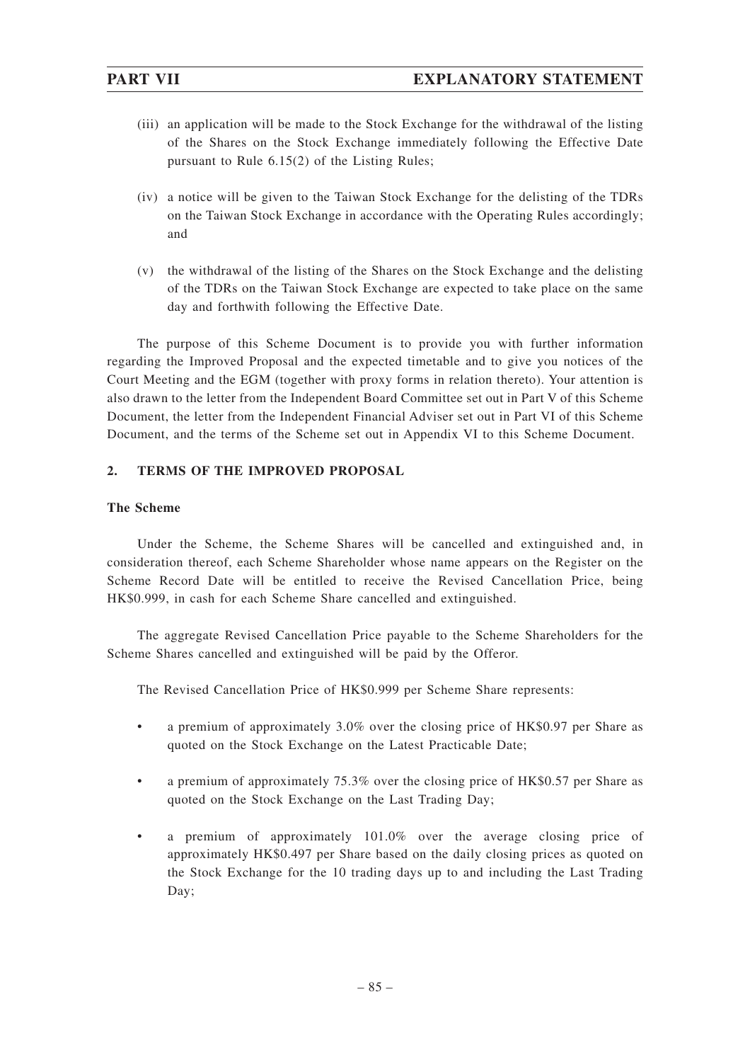(iii) an application will be made to the Stock Exchange for the withdrawal of the listing of the Shares on the Stock Exchange immediately following the Effective Date pursuant to Rule 6.15(2) of the Listing Rules;

(iv) a notice will be given to the Taiwan Stock Exchange for the delisting of the TDRs on the Taiwan Stock Exchange in accordance with the Operating Rules accordingly; and

(v) the withdrawal of the listing of the Shares on the Stock Exchange and the delisting of the TDRs on the Taiwan Stock Exchange are expected to take place on the same day and forthwith following the Effective Date.

The purpose of this Scheme Document is to provide you with further information regarding the Improved Proposal and the expected timetable and to give you notices of the Court Meeting and the EGM (together with proxy forms in relation thereto). Your attention is also drawn to the letter from the Independent Board Committee set out in Part V of this Scheme Document, the letter from the Independent Financial Adviser set out in Part VI of this Scheme Document, and the terms of the Scheme set out in Appendix VI to this Scheme Document.

## 2. TERMS OF THE IMPROVED PROPOSAL

### The Scheme

Under the Scheme, the Scheme Shares will be cancelled and extinguished and, in consideration thereof, each Scheme Shareholder whose name appears on the Register on the Scheme Record Date will be entitled to receive the Revised Cancellation Price, being HK$0.999, in cash for each Scheme Share cancelled and extinguished.

The aggregate Revised Cancellation Price payable to the Scheme Shareholders for the Scheme Shares cancelled and extinguished will be paid by the Offeror.

The Revised Cancellation Price of HK$0.999 per Scheme Share represents:

- a premium of approximately 3.0% over the closing price of HK$0.97 per Share as quoted on the Stock Exchange on the Latest Practicable Date;
- a premium of approximately 75.3% over the closing price of HK$0.57 per Share as quoted on the Stock Exchange on the Last Trading Day;
- a premium of approximately 101.0% over the average closing price of approximately HK$0.497 per Share based on the daily closing prices as quoted on the Stock Exchange for the 10 trading days up to and including the Last Trading Day;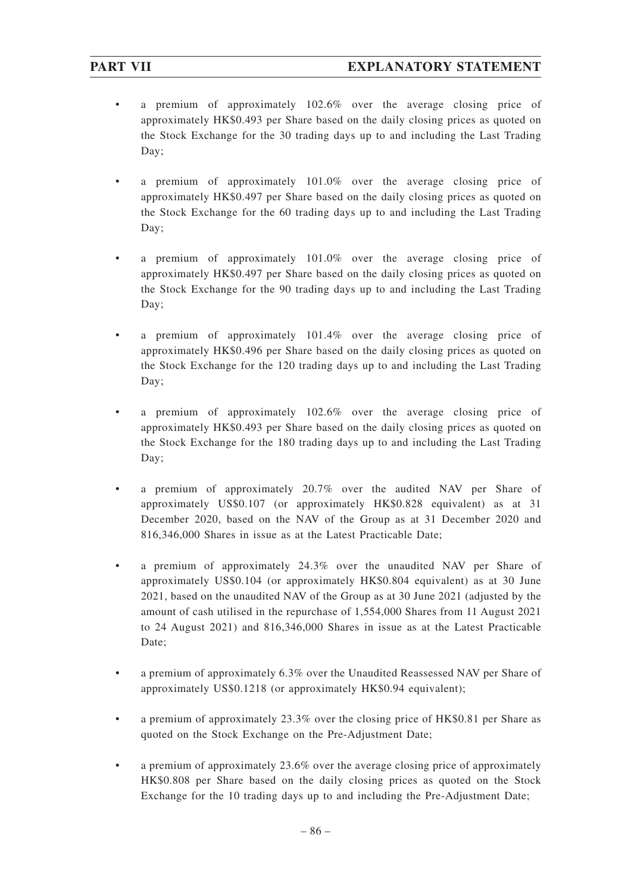- a premium of approximately 102.6% over the average closing price of approximately HK$0.493 per Share based on the daily closing prices as quoted on the Stock Exchange for the 30 trading days up to and including the Last Trading Day;

- a premium of approximately 101.0% over the average closing price of approximately HK$0.497 per Share based on the daily closing prices as quoted on the Stock Exchange for the 60 trading days up to and including the Last Trading Day;

- a premium of approximately 101.0% over the average closing price of approximately HK$0.497 per Share based on the daily closing prices as quoted on the Stock Exchange for the 90 trading days up to and including the Last Trading Day;

- a premium of approximately 101.4% over the average closing price of approximately HK$0.496 per Share based on the daily closing prices as quoted on the Stock Exchange for the 120 trading days up to and including the Last Trading Day;

- a premium of approximately 102.6% over the average closing price of approximately HK$0.493 per Share based on the daily closing prices as quoted on the Stock Exchange for the 180 trading days up to and including the Last Trading Day;

- a premium of approximately 20.7% over the audited NAV per Share of approximately US$0.107 (or approximately HK$0.828 equivalent) as at 31 December 2020, based on the NAV of the Group as at 31 December 2020 and 816,346,000 Shares in issue as at the Latest Practicable Date;

- a premium of approximately 24.3% over the unaudited NAV per Share of approximately US$0.104 (or approximately HK$0.804 equivalent) as at 30 June 2021, based on the unaudited NAV of the Group as at 30 June 2021 (adjusted by the amount of cash utilised in the repurchase of 1,554,000 Shares from 11 August 2021 to 24 August 2021) and 816,346,000 Shares in issue as at the Latest Practicable Date;

- a premium of approximately 6.3% over the Unaudited Reassessed NAV per Share of approximately US$0.1218 (or approximately HK$0.94 equivalent);

- a premium of approximately 23.3% over the closing price of HK$0.81 per Share as quoted on the Stock Exchange on the Pre-Adjustment Date;

- a premium of approximately 23.6% over the average closing price of approximately HK$0.808 per Share based on the daily closing prices as quoted on the Stock Exchange for the 10 trading days up to and including the Pre-Adjustment Date;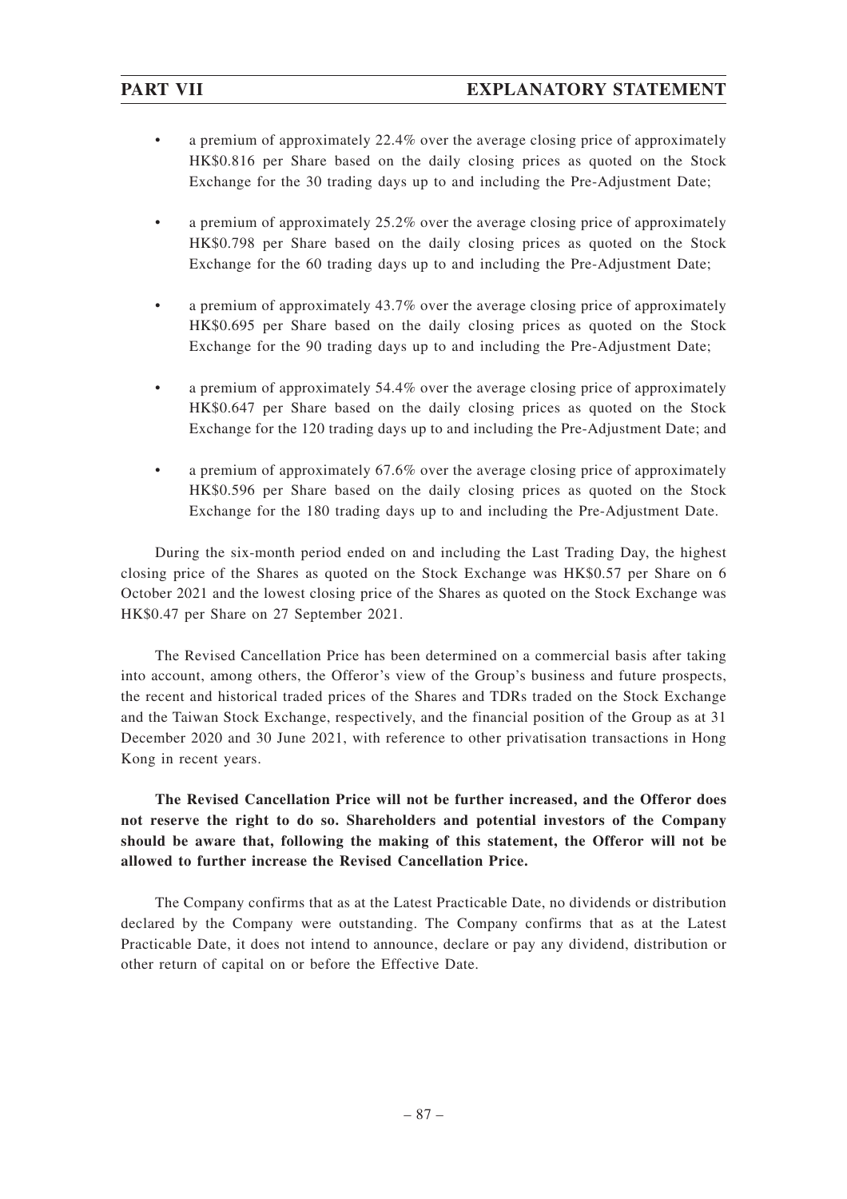- a premium of approximately 22.4% over the average closing price of approximately HK$0.816 per Share based on the daily closing prices as quoted on the Stock Exchange for the 30 trading days up to and including the Pre-Adjustment Date;

- a premium of approximately 25.2% over the average closing price of approximately HK$0.798 per Share based on the daily closing prices as quoted on the Stock Exchange for the 60 trading days up to and including the Pre-Adjustment Date;

- a premium of approximately 43.7% over the average closing price of approximately HK$0.695 per Share based on the daily closing prices as quoted on the Stock Exchange for the 90 trading days up to and including the Pre-Adjustment Date;

- a premium of approximately 54.4% over the average closing price of approximately HK$0.647 per Share based on the daily closing prices as quoted on the Stock Exchange for the 120 trading days up to and including the Pre-Adjustment Date; and

- a premium of approximately 67.6% over the average closing price of approximately HK$0.596 per Share based on the daily closing prices as quoted on the Stock Exchange for the 180 trading days up to and including the Pre-Adjustment Date.

During the six-month period ended on and including the Last Trading Day, the highest closing price of the Shares as quoted on the Stock Exchange was HK$0.57 per Share on 6 October 2021 and the lowest closing price of the Shares as quoted on the Stock Exchange was HK$0.47 per Share on 27 September 2021.

The Revised Cancellation Price has been determined on a commercial basis after taking into account, among others, the Offeror's view of the Group's business and future prospects, the recent and historical traded prices of the Shares and TDRs traded on the Stock Exchange and the Taiwan Stock Exchange, respectively, and the financial position of the Group as at 31 December 2020 and 30 June 2021, with reference to other privatisation transactions in Hong Kong in recent years.

**The Revised Cancellation Price will not be further increased, and the Offeror does not reserve the right to do so. Shareholders and potential investors of the Company should be aware that, following the making of this statement, the Offeror will not be allowed to further increase the Revised Cancellation Price.**

The Company confirms that as at the Latest Practicable Date, no dividends or distribution declared by the Company were outstanding. The Company confirms that as at the Latest Practicable Date, it does not intend to announce, declare or pay any dividend, distribution or other return of capital on or before the Effective Date.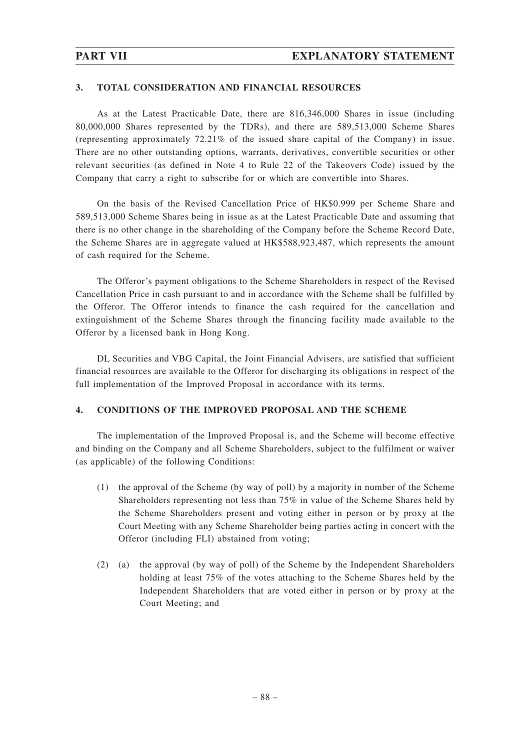### 3. TOTAL CONSIDERATION AND FINANCIAL RESOURCES

As at the Latest Practicable Date, there are 816,346,000 Shares in issue (including 80,000,000 Shares represented by the TDRs), and there are 589,513,000 Scheme Shares (representing approximately 72.21% of the issued share capital of the Company) in issue. There are no other outstanding options, warrants, derivatives, convertible securities or other relevant securities (as defined in Note 4 to Rule 22 of the Takeovers Code) issued by the Company that carry a right to subscribe for or which are convertible into Shares.

On the basis of the Revised Cancellation Price of HK$0.999 per Scheme Share and 589,513,000 Scheme Shares being in issue as at the Latest Practicable Date and assuming that there is no other change in the shareholding of the Company before the Scheme Record Date, the Scheme Shares are in aggregate valued at HK$588,923,487, which represents the amount of cash required for the Scheme.

The Offeror's payment obligations to the Scheme Shareholders in respect of the Revised Cancellation Price in cash pursuant to and in accordance with the Scheme shall be fulfilled by the Offeror. The Offeror intends to finance the cash required for the cancellation and extinguishment of the Scheme Shares through the financing facility made available to the Offeror by a licensed bank in Hong Kong.

DL Securities and VBG Capital, the Joint Financial Advisers, are satisfied that sufficient financial resources are available to the Offeror for discharging its obligations in respect of the full implementation of the Improved Proposal in accordance with its terms.

### 4. CONDITIONS OF THE IMPROVED PROPOSAL AND THE SCHEME

The implementation of the Improved Proposal is, and the Scheme will become effective and binding on the Company and all Scheme Shareholders, subject to the fulfilment or waiver (as applicable) of the following Conditions:

(1) the approval of the Scheme (by way of poll) by a majority in number of the Scheme Shareholders representing not less than 75% in value of the Scheme Shares held by the Scheme Shareholders present and voting either in person or by proxy at the Court Meeting with any Scheme Shareholder being parties acting in concert with the Offeror (including FLI) abstained from voting;

(2) (a) the approval (by way of poll) of the Scheme by the Independent Shareholders holding at least 75% of the votes attaching to the Scheme Shares held by the Independent Shareholders that are voted either in person or by proxy at the Court Meeting; and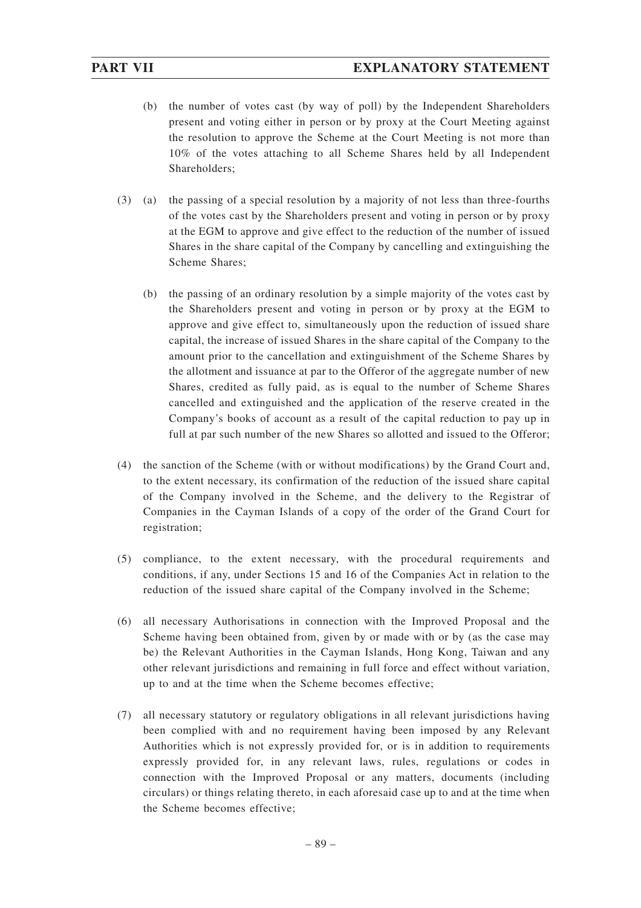(b) the number of votes cast (by way of poll) by the Independent Shareholders present and voting either in person or by proxy at the Court Meeting against the resolution to approve the Scheme at the Court Meeting is not more than 10% of the votes attaching to all Scheme Shares held by all Independent Shareholders;

(3) (a) the passing of a special resolution by a majority of not less than three-fourths of the votes cast by the Shareholders present and voting in person or by proxy at the EGM to approve and give effect to the reduction of the number of issued Shares in the share capital of the Company by cancelling and extinguishing the Scheme Shares;

(b) the passing of an ordinary resolution by a simple majority of the votes cast by the Shareholders present and voting in person or by proxy at the EGM to approve and give effect to, simultaneously upon the reduction of issued share capital, the increase of issued Shares in the share capital of the Company to the amount prior to the cancellation and extinguishment of the Scheme Shares by the allotment and issuance at par to the Offeror of the aggregate number of new Shares, credited as fully paid, as is equal to the number of Scheme Shares cancelled and extinguished and the application of the reserve created in the Company's books of account as a result of the capital reduction to pay up in full at par such number of the new Shares so allotted and issued to the Offeror;

(4) the sanction of the Scheme (with or without modifications) by the Grand Court and, to the extent necessary, its confirmation of the reduction of the issued share capital of the Company involved in the Scheme, and the delivery to the Registrar of Companies in the Cayman Islands of a copy of the order of the Grand Court for registration;

(5) compliance, to the extent necessary, with the procedural requirements and conditions, if any, under Sections 15 and 16 of the Companies Act in relation to the reduction of the issued share capital of the Company involved in the Scheme;

(6) all necessary Authorisations in connection with the Improved Proposal and the Scheme having been obtained from, given by or made with or by (as the case may be) the Relevant Authorities in the Cayman Islands, Hong Kong, Taiwan and any other relevant jurisdictions and remaining in full force and effect without variation, up to and at the time when the Scheme becomes effective;

(7) all necessary statutory or regulatory obligations in all relevant jurisdictions having been complied with and no requirement having been imposed by any Relevant Authorities which is not expressly provided for, or is in addition to requirements expressly provided for, in any relevant laws, rules, regulations or codes in connection with the Improved Proposal or any matters, documents (including circulars) or things relating thereto, in each aforesaid case up to and at the time when the Scheme becomes effective;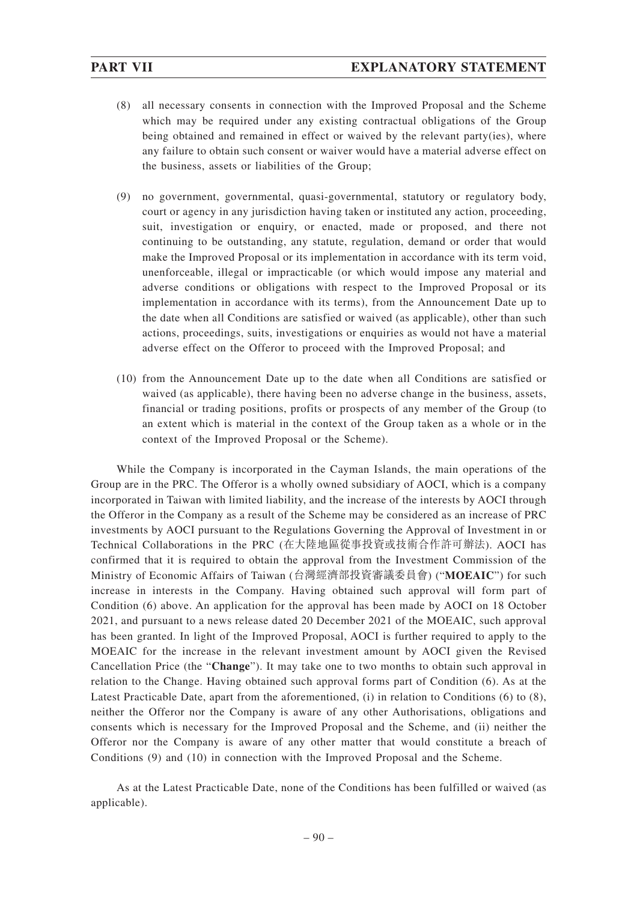(8) all necessary consents in connection with the Improved Proposal and the Scheme which may be required under any existing contractual obligations of the Group being obtained and remained in effect or waived by the relevant party(ies), where any failure to obtain such consent or waiver would have a material adverse effect on the business, assets or liabilities of the Group;

(9) no government, governmental, quasi-governmental, statutory or regulatory body, court or agency in any jurisdiction having taken or instituted any action, proceeding, suit, investigation or enquiry, or enacted, made or proposed, and there not continuing to be outstanding, any statute, regulation, demand or order that would make the Improved Proposal or its implementation in accordance with its term void, unenforceable, illegal or impracticable (or which would impose any material and adverse conditions or obligations with respect to the Improved Proposal or its implementation in accordance with its terms), from the Announcement Date up to the date when all Conditions are satisfied or waived (as applicable), other than such actions, proceedings, suits, investigations or enquiries as would not have a material adverse effect on the Offeror to proceed with the Improved Proposal; and

(10) from the Announcement Date up to the date when all Conditions are satisfied or waived (as applicable), there having been no adverse change in the business, assets, financial or trading positions, profits or prospects of any member of the Group (to an extent which is material in the context of the Group taken as a whole or in the context of the Improved Proposal or the Scheme).

While the Company is incorporated in the Cayman Islands, the main operations of the Group are in the PRC. The Offeror is a wholly owned subsidiary of AOCI, which is a company incorporated in Taiwan with limited liability, and the increase of the interests by AOCI through the Offeror in the Company as a result of the Scheme may be considered as an increase of PRC investments by AOCI pursuant to the Regulations Governing the Approval of Investment in or Technical Collaborations in the PRC (在大陸地區從事投資或技術合作許可辦法). AOCI has confirmed that it is required to obtain the approval from the Investment Commission of the Ministry of Economic Affairs of Taiwan (台灣經濟部投資審議委員會) ("**MOEAIC**") for such increase in interests in the Company. Having obtained such approval will form part of Condition (6) above. An application for the approval has been made by AOCI on 18 October 2021, and pursuant to a news release dated 20 December 2021 of the MOEAIC, such approval has been granted. In light of the Improved Proposal, AOCI is further required to apply to the MOEAIC for the increase in the relevant investment amount by AOCI given the Revised Cancellation Price (the "**Change**"). It may take one to two months to obtain such approval in relation to the Change. Having obtained such approval forms part of Condition (6). As at the Latest Practicable Date, apart from the aforementioned, (i) in relation to Conditions (6) to (8), neither the Offeror nor the Company is aware of any other Authorisations, obligations and consents which is necessary for the Improved Proposal and the Scheme, and (ii) neither the Offeror nor the Company is aware of any other matter that would constitute a breach of Conditions (9) and (10) in connection with the Improved Proposal and the Scheme.

As at the Latest Practicable Date, none of the Conditions has been fulfilled or waived (as applicable).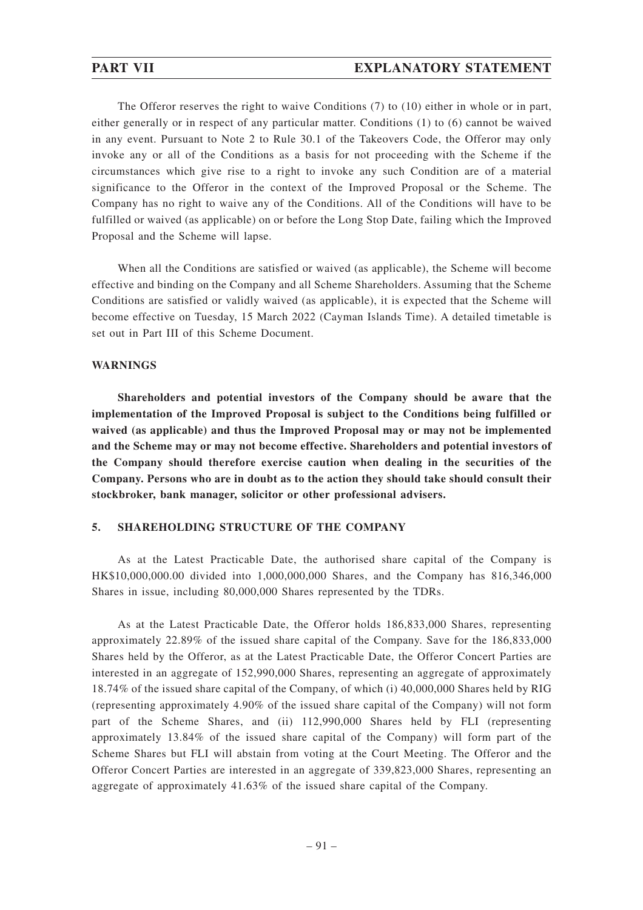The Offeror reserves the right to waive Conditions (7) to (10) either in whole or in part, either generally or in respect of any particular matter. Conditions (1) to (6) cannot be waived in any event. Pursuant to Note 2 to Rule 30.1 of the Takeovers Code, the Offeror may only invoke any or all of the Conditions as a basis for not proceeding with the Scheme if the circumstances which give rise to a right to invoke any such Condition are of a material significance to the Offeror in the context of the Improved Proposal or the Scheme. The Company has no right to waive any of the Conditions. All of the Conditions will have to be fulfilled or waived (as applicable) on or before the Long Stop Date, failing which the Improved Proposal and the Scheme will lapse.

When all the Conditions are satisfied or waived (as applicable), the Scheme will become effective and binding on the Company and all Scheme Shareholders. Assuming that the Scheme Conditions are satisfied or validly waived (as applicable), it is expected that the Scheme will become effective on Tuesday, 15 March 2022 (Cayman Islands Time). A detailed timetable is set out in Part III of this Scheme Document.

**WARNINGS**

**Shareholders and potential investors of the Company should be aware that the implementation of the Improved Proposal is subject to the Conditions being fulfilled or waived (as applicable) and thus the Improved Proposal may or may not be implemented and the Scheme may or may not become effective. Shareholders and potential investors of the Company should therefore exercise caution when dealing in the securities of the Company. Persons who are in doubt as to the action they should take should consult their stockbroker, bank manager, solicitor or other professional advisers.**

## 5. SHAREHOLDING STRUCTURE OF THE COMPANY

As at the Latest Practicable Date, the authorised share capital of the Company is HK$10,000,000.00 divided into 1,000,000,000 Shares, and the Company has 816,346,000 Shares in issue, including 80,000,000 Shares represented by the TDRs.

As at the Latest Practicable Date, the Offeror holds 186,833,000 Shares, representing approximately 22.89% of the issued share capital of the Company. Save for the 186,833,000 Shares held by the Offeror, as at the Latest Practicable Date, the Offeror Concert Parties are interested in an aggregate of 152,990,000 Shares, representing an aggregate of approximately 18.74% of the issued share capital of the Company, of which (i) 40,000,000 Shares held by RIG (representing approximately 4.90% of the issued share capital of the Company) will not form part of the Scheme Shares, and (ii) 112,990,000 Shares held by FLI (representing approximately 13.84% of the issued share capital of the Company) will form part of the Scheme Shares but FLI will abstain from voting at the Court Meeting. The Offeror and the Offeror Concert Parties are interested in an aggregate of 339,823,000 Shares, representing an aggregate of approximately 41.63% of the issued share capital of the Company.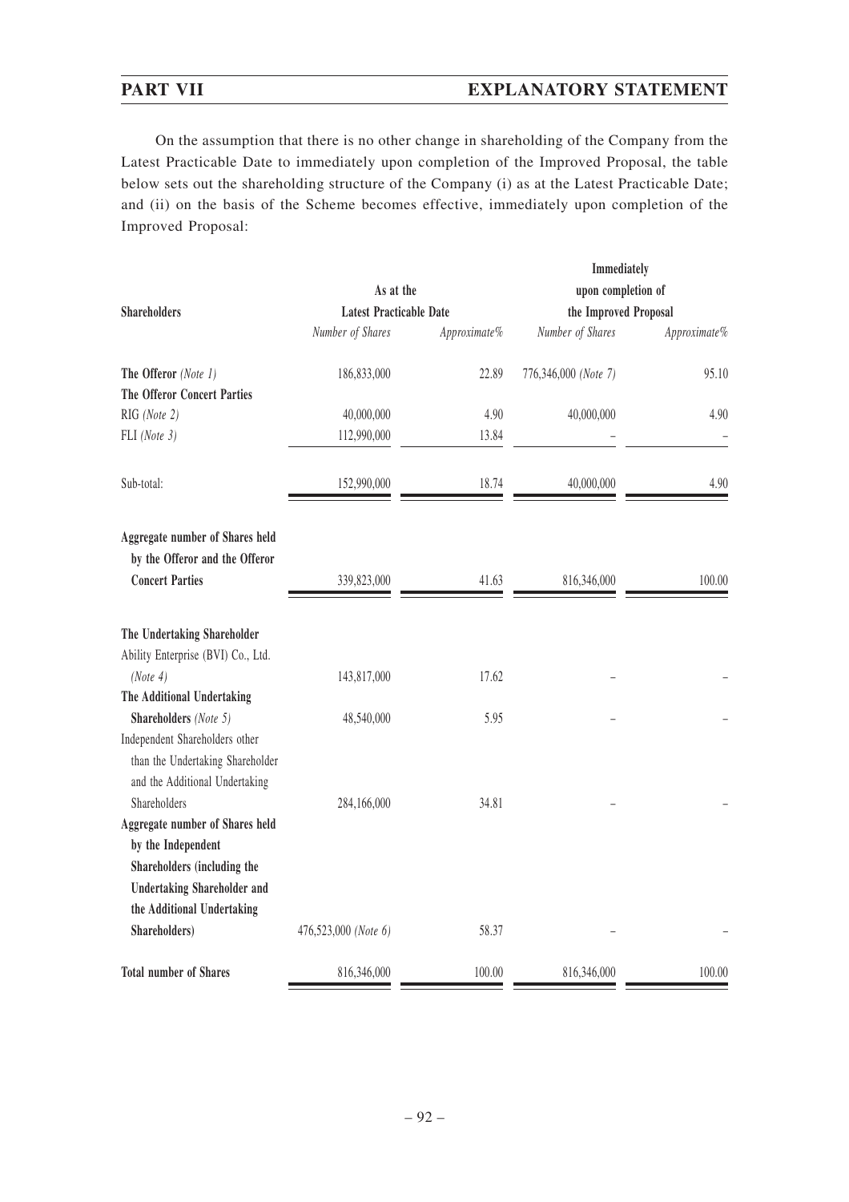On the assumption that there is no other change in shareholding of the Company from the Latest Practicable Date to immediately upon completion of the Improved Proposal, the table below sets out the shareholding structure of the Company (i) as at the Latest Practicable Date; and (ii) on the basis of the Scheme becomes effective, immediately upon completion of the Improved Proposal:

| Shareholders | As at the Latest Practicable Date | | Immediately upon completion of the Improved Proposal | |
|---|---|---|---|---|
| | *Number of Shares* | *Approximate%* | *Number of Shares* | *Approximate%* |
| **The Offeror** *(Note 1)* | 186,833,000 | 22.89 | 776,346,000 *(Note 7)* | 95.10 |
| **The Offeror Concert Parties** | | | | |
| RIG *(Note 2)* | 40,000,000 | 4.90 | 40,000,000 | 4.90 |
| FLI *(Note 3)* | 112,990,000 | 13.84 | – | – |
| Sub-total: | 152,990,000 | 18.74 | 40,000,000 | 4.90 |
| **Aggregate number of Shares held by the Offeror and the Offeror Concert Parties** | 339,823,000 | 41.63 | 816,346,000 | 100.00 |
| **The Undertaking Shareholder** | | | | |
| Ability Enterprise (BVI) Co., Ltd. *(Note 4)* | 143,817,000 | 17.62 | – | – |
| **The Additional Undertaking Shareholders** *(Note 5)* | 48,540,000 | 5.95 | – | – |
| Independent Shareholders other than the Undertaking Shareholder and the Additional Undertaking Shareholders | 284,166,000 | 34.81 | – | – |
| **Aggregate number of Shares held by the Independent Shareholders (including the Undertaking Shareholder and the Additional Undertaking Shareholders)** | 476,523,000 *(Note 6)* | 58.37 | – | – |
| **Total number of Shares** | 816,346,000 | 100.00 | 816,346,000 | 100.00 |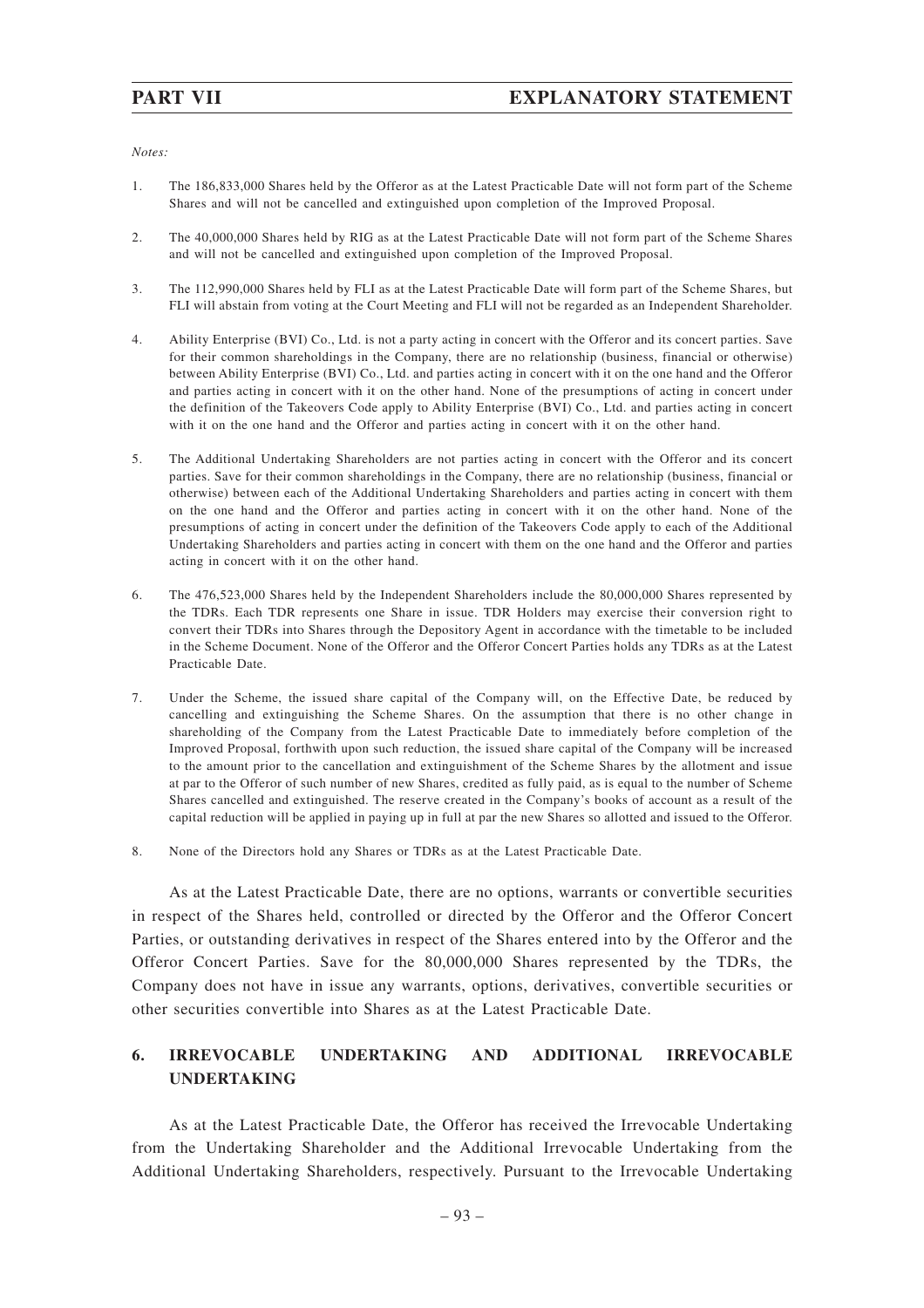*Notes:*

1. The 186,833,000 Shares held by the Offeror as at the Latest Practicable Date will not form part of the Scheme Shares and will not be cancelled and extinguished upon completion of the Improved Proposal.

2. The 40,000,000 Shares held by RIG as at the Latest Practicable Date will not form part of the Scheme Shares and will not be cancelled and extinguished upon completion of the Improved Proposal.

3. The 112,990,000 Shares held by FLI as at the Latest Practicable Date will form part of the Scheme Shares, but FLI will abstain from voting at the Court Meeting and FLI will not be regarded as an Independent Shareholder.

4. Ability Enterprise (BVI) Co., Ltd. is not a party acting in concert with the Offeror and its concert parties. Save for their common shareholdings in the Company, there are no relationship (business, financial or otherwise) between Ability Enterprise (BVI) Co., Ltd. and parties acting in concert with it on the one hand and the Offeror and parties acting in concert with it on the other hand. None of the presumptions of acting in concert under the definition of the Takeovers Code apply to Ability Enterprise (BVI) Co., Ltd. and parties acting in concert with it on the one hand and the Offeror and parties acting in concert with it on the other hand.

5. The Additional Undertaking Shareholders are not parties acting in concert with the Offeror and its concert parties. Save for their common shareholdings in the Company, there are no relationship (business, financial or otherwise) between each of the Additional Undertaking Shareholders and parties acting in concert with them on the one hand and the Offeror and parties acting in concert with it on the other hand. None of the presumptions of acting in concert under the definition of the Takeovers Code apply to each of the Additional Undertaking Shareholders and parties acting in concert with them on the one hand and the Offeror and parties acting in concert with it on the other hand.

6. The 476,523,000 Shares held by the Independent Shareholders include the 80,000,000 Shares represented by the TDRs. Each TDR represents one Share in issue. TDR Holders may exercise their conversion right to convert their TDRs into Shares through the Depository Agent in accordance with the timetable to be included in the Scheme Document. None of the Offeror and the Offeror Concert Parties holds any TDRs as at the Latest Practicable Date.

7. Under the Scheme, the issued share capital of the Company will, on the Effective Date, be reduced by cancelling and extinguishing the Scheme Shares. On the assumption that there is no other change in shareholding of the Company from the Latest Practicable Date to immediately before completion of the Improved Proposal, forthwith upon such reduction, the issued share capital of the Company will be increased to the amount prior to the cancellation and extinguishment of the Scheme Shares by the allotment and issue at par to the Offeror of such number of new Shares, credited as fully paid, as is equal to the number of Scheme Shares cancelled and extinguished. The reserve created in the Company's books of account as a result of the capital reduction will be applied in paying up in full at par the new Shares so allotted and issued to the Offeror.

8. None of the Directors hold any Shares or TDRs as at the Latest Practicable Date.

As at the Latest Practicable Date, there are no options, warrants or convertible securities in respect of the Shares held, controlled or directed by the Offeror and the Offeror Concert Parties, or outstanding derivatives in respect of the Shares entered into by the Offeror and the Offeror Concert Parties. Save for the 80,000,000 Shares represented by the TDRs, the Company does not have in issue any warrants, options, derivatives, convertible securities or other securities convertible into Shares as at the Latest Practicable Date.

## 6. IRREVOCABLE UNDERTAKING AND ADDITIONAL IRREVOCABLE UNDERTAKING

As at the Latest Practicable Date, the Offeror has received the Irrevocable Undertaking from the Undertaking Shareholder and the Additional Irrevocable Undertaking from the Additional Undertaking Shareholders, respectively. Pursuant to the Irrevocable Undertaking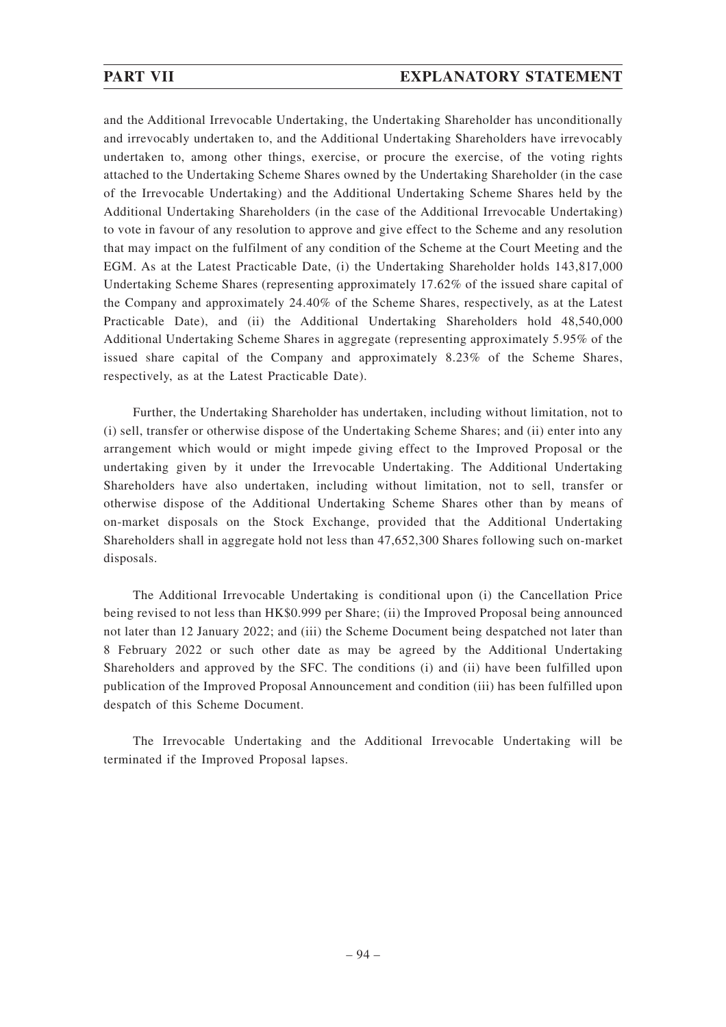and the Additional Irrevocable Undertaking, the Undertaking Shareholder has unconditionally and irrevocably undertaken to, and the Additional Undertaking Shareholders have irrevocably undertaken to, among other things, exercise, or procure the exercise, of the voting rights attached to the Undertaking Scheme Shares owned by the Undertaking Shareholder (in the case of the Irrevocable Undertaking) and the Additional Undertaking Scheme Shares held by the Additional Undertaking Shareholders (in the case of the Additional Irrevocable Undertaking) to vote in favour of any resolution to approve and give effect to the Scheme and any resolution that may impact on the fulfilment of any condition of the Scheme at the Court Meeting and the EGM. As at the Latest Practicable Date, (i) the Undertaking Shareholder holds 143,817,000 Undertaking Scheme Shares (representing approximately 17.62% of the issued share capital of the Company and approximately 24.40% of the Scheme Shares, respectively, as at the Latest Practicable Date), and (ii) the Additional Undertaking Shareholders hold 48,540,000 Additional Undertaking Scheme Shares in aggregate (representing approximately 5.95% of the issued share capital of the Company and approximately 8.23% of the Scheme Shares, respectively, as at the Latest Practicable Date).

Further, the Undertaking Shareholder has undertaken, including without limitation, not to (i) sell, transfer or otherwise dispose of the Undertaking Scheme Shares; and (ii) enter into any arrangement which would or might impede giving effect to the Improved Proposal or the undertaking given by it under the Irrevocable Undertaking. The Additional Undertaking Shareholders have also undertaken, including without limitation, not to sell, transfer or otherwise dispose of the Additional Undertaking Scheme Shares other than by means of on-market disposals on the Stock Exchange, provided that the Additional Undertaking Shareholders shall in aggregate hold not less than 47,652,300 Shares following such on-market disposals.

The Additional Irrevocable Undertaking is conditional upon (i) the Cancellation Price being revised to not less than HK$0.999 per Share; (ii) the Improved Proposal being announced not later than 12 January 2022; and (iii) the Scheme Document being despatched not later than 8 February 2022 or such other date as may be agreed by the Additional Undertaking Shareholders and approved by the SFC. The conditions (i) and (ii) have been fulfilled upon publication of the Improved Proposal Announcement and condition (iii) has been fulfilled upon despatch of this Scheme Document.

The Irrevocable Undertaking and the Additional Irrevocable Undertaking will be terminated if the Improved Proposal lapses.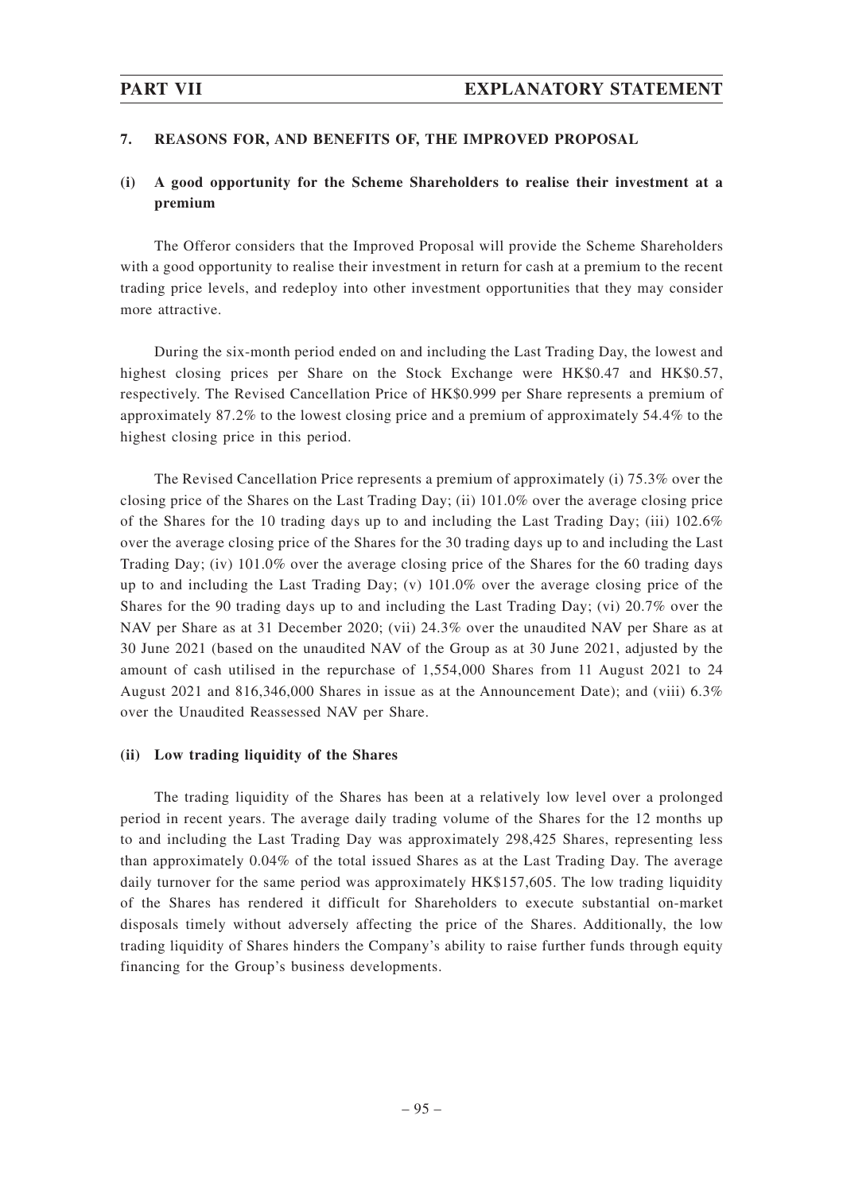## 7. REASONS FOR, AND BENEFITS OF, THE IMPROVED PROPOSAL

### (i) A good opportunity for the Scheme Shareholders to realise their investment at a premium

The Offeror considers that the Improved Proposal will provide the Scheme Shareholders with a good opportunity to realise their investment in return for cash at a premium to the recent trading price levels, and redeploy into other investment opportunities that they may consider more attractive.

During the six-month period ended on and including the Last Trading Day, the lowest and highest closing prices per Share on the Stock Exchange were HK$0.47 and HK$0.57, respectively. The Revised Cancellation Price of HK$0.999 per Share represents a premium of approximately 87.2% to the lowest closing price and a premium of approximately 54.4% to the highest closing price in this period.

The Revised Cancellation Price represents a premium of approximately (i) 75.3% over the closing price of the Shares on the Last Trading Day; (ii) 101.0% over the average closing price of the Shares for the 10 trading days up to and including the Last Trading Day; (iii) 102.6% over the average closing price of the Shares for the 30 trading days up to and including the Last Trading Day; (iv) 101.0% over the average closing price of the Shares for the 60 trading days up to and including the Last Trading Day; (v) 101.0% over the average closing price of the Shares for the 90 trading days up to and including the Last Trading Day; (vi) 20.7% over the NAV per Share as at 31 December 2020; (vii) 24.3% over the unaudited NAV per Share as at 30 June 2021 (based on the unaudited NAV of the Group as at 30 June 2021, adjusted by the amount of cash utilised in the repurchase of 1,554,000 Shares from 11 August 2021 to 24 August 2021 and 816,346,000 Shares in issue as at the Announcement Date); and (viii) 6.3% over the Unaudited Reassessed NAV per Share.

### (ii) Low trading liquidity of the Shares

The trading liquidity of the Shares has been at a relatively low level over a prolonged period in recent years. The average daily trading volume of the Shares for the 12 months up to and including the Last Trading Day was approximately 298,425 Shares, representing less than approximately 0.04% of the total issued Shares as at the Last Trading Day. The average daily turnover for the same period was approximately HK$157,605. The low trading liquidity of the Shares has rendered it difficult for Shareholders to execute substantial on-market disposals timely without adversely affecting the price of the Shares. Additionally, the low trading liquidity of Shares hinders the Company's ability to raise further funds through equity financing for the Group's business developments.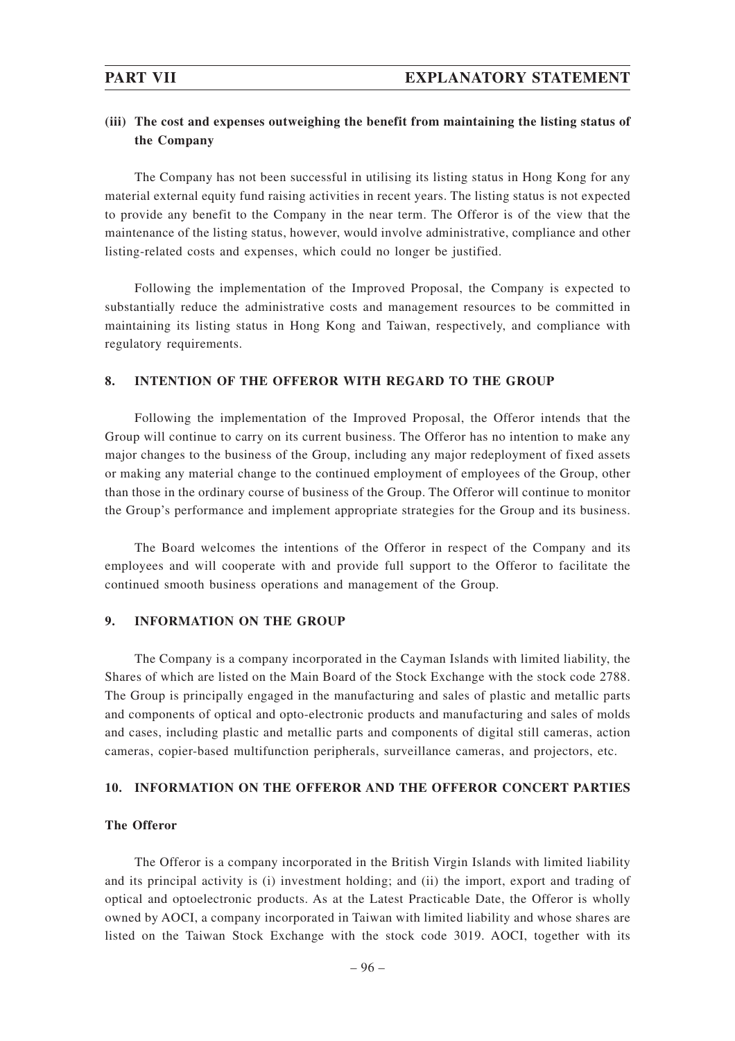### (iii) The cost and expenses outweighing the benefit from maintaining the listing status of the Company

The Company has not been successful in utilising its listing status in Hong Kong for any material external equity fund raising activities in recent years. The listing status is not expected to provide any benefit to the Company in the near term. The Offeror is of the view that the maintenance of the listing status, however, would involve administrative, compliance and other listing-related costs and expenses, which could no longer be justified.

Following the implementation of the Improved Proposal, the Company is expected to substantially reduce the administrative costs and management resources to be committed in maintaining its listing status in Hong Kong and Taiwan, respectively, and compliance with regulatory requirements.

## 8. INTENTION OF THE OFFEROR WITH REGARD TO THE GROUP

Following the implementation of the Improved Proposal, the Offeror intends that the Group will continue to carry on its current business. The Offeror has no intention to make any major changes to the business of the Group, including any major redeployment of fixed assets or making any material change to the continued employment of employees of the Group, other than those in the ordinary course of business of the Group. The Offeror will continue to monitor the Group's performance and implement appropriate strategies for the Group and its business.

The Board welcomes the intentions of the Offeror in respect of the Company and its employees and will cooperate with and provide full support to the Offeror to facilitate the continued smooth business operations and management of the Group.

## 9. INFORMATION ON THE GROUP

The Company is a company incorporated in the Cayman Islands with limited liability, the Shares of which are listed on the Main Board of the Stock Exchange with the stock code 2788. The Group is principally engaged in the manufacturing and sales of plastic and metallic parts and components of optical and opto-electronic products and manufacturing and sales of molds and cases, including plastic and metallic parts and components of digital still cameras, action cameras, copier-based multifunction peripherals, surveillance cameras, and projectors, etc.

## 10. INFORMATION ON THE OFFEROR AND THE OFFEROR CONCERT PARTIES

**The Offeror**

The Offeror is a company incorporated in the British Virgin Islands with limited liability and its principal activity is (i) investment holding; and (ii) the import, export and trading of optical and optoelectronic products. As at the Latest Practicable Date, the Offeror is wholly owned by AOCI, a company incorporated in Taiwan with limited liability and whose shares are listed on the Taiwan Stock Exchange with the stock code 3019. AOCI, together with its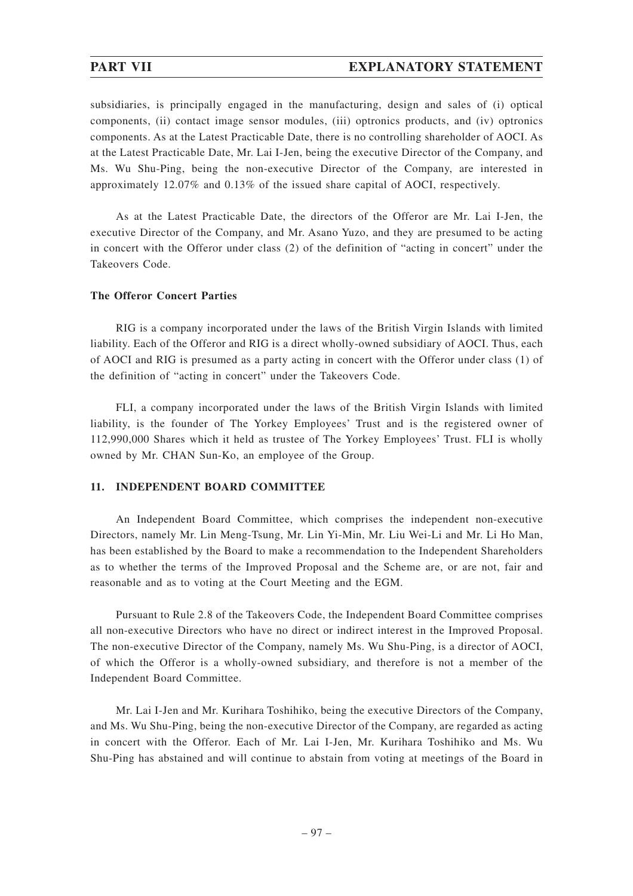subsidiaries, is principally engaged in the manufacturing, design and sales of (i) optical components, (ii) contact image sensor modules, (iii) optronics products, and (iv) optronics components. As at the Latest Practicable Date, there is no controlling shareholder of AOCI. As at the Latest Practicable Date, Mr. Lai I-Jen, being the executive Director of the Company, and Ms. Wu Shu-Ping, being the non-executive Director of the Company, are interested in approximately 12.07% and 0.13% of the issued share capital of AOCI, respectively.

As at the Latest Practicable Date, the directors of the Offeror are Mr. Lai I-Jen, the executive Director of the Company, and Mr. Asano Yuzo, and they are presumed to be acting in concert with the Offeror under class (2) of the definition of "acting in concert" under the Takeovers Code.

**The Offeror Concert Parties**

RIG is a company incorporated under the laws of the British Virgin Islands with limited liability. Each of the Offeror and RIG is a direct wholly-owned subsidiary of AOCI. Thus, each of AOCI and RIG is presumed as a party acting in concert with the Offeror under class (1) of the definition of "acting in concert" under the Takeovers Code.

FLI, a company incorporated under the laws of the British Virgin Islands with limited liability, is the founder of The Yorkey Employees' Trust and is the registered owner of 112,990,000 Shares which it held as trustee of The Yorkey Employees' Trust. FLI is wholly owned by Mr. CHAN Sun-Ko, an employee of the Group.

## 11. INDEPENDENT BOARD COMMITTEE

An Independent Board Committee, which comprises the independent non-executive Directors, namely Mr. Lin Meng-Tsung, Mr. Lin Yi-Min, Mr. Liu Wei-Li and Mr. Li Ho Man, has been established by the Board to make a recommendation to the Independent Shareholders as to whether the terms of the Improved Proposal and the Scheme are, or are not, fair and reasonable and as to voting at the Court Meeting and the EGM.

Pursuant to Rule 2.8 of the Takeovers Code, the Independent Board Committee comprises all non-executive Directors who have no direct or indirect interest in the Improved Proposal. The non-executive Director of the Company, namely Ms. Wu Shu-Ping, is a director of AOCI, of which the Offeror is a wholly-owned subsidiary, and therefore is not a member of the Independent Board Committee.

Mr. Lai I-Jen and Mr. Kurihara Toshihiko, being the executive Directors of the Company, and Ms. Wu Shu-Ping, being the non-executive Director of the Company, are regarded as acting in concert with the Offeror. Each of Mr. Lai I-Jen, Mr. Kurihara Toshihiko and Ms. Wu Shu-Ping has abstained and will continue to abstain from voting at meetings of the Board in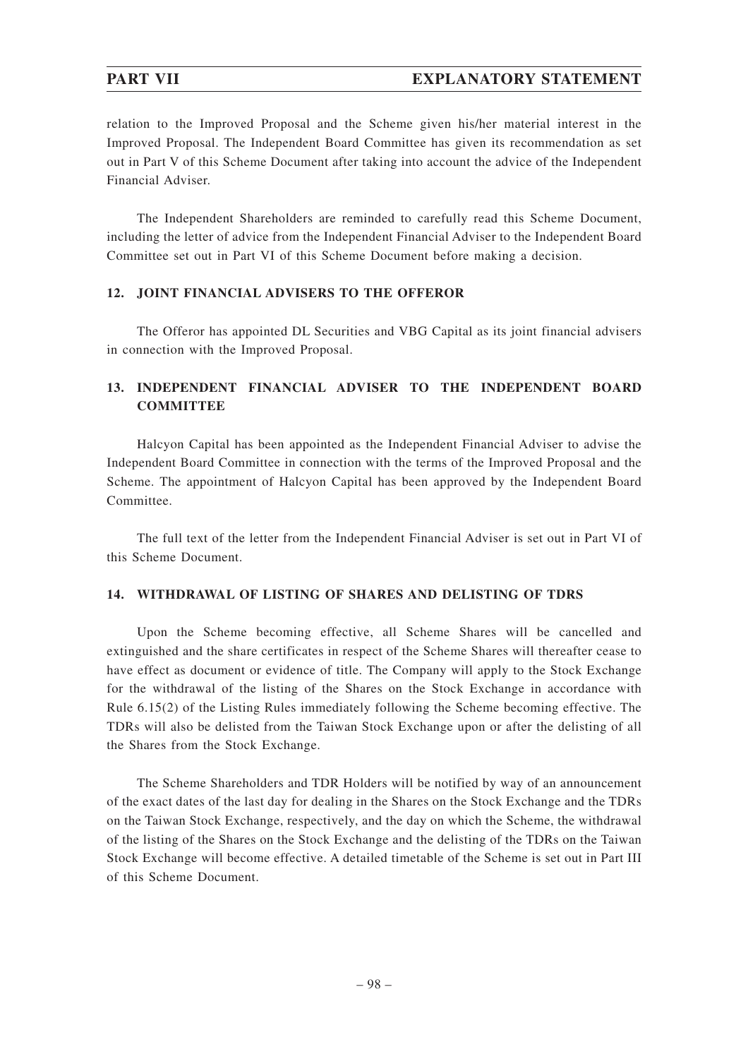relation to the Improved Proposal and the Scheme given his/her material interest in the Improved Proposal. The Independent Board Committee has given its recommendation as set out in Part V of this Scheme Document after taking into account the advice of the Independent Financial Adviser.

The Independent Shareholders are reminded to carefully read this Scheme Document, including the letter of advice from the Independent Financial Adviser to the Independent Board Committee set out in Part VI of this Scheme Document before making a decision.

## 12. JOINT FINANCIAL ADVISERS TO THE OFFEROR

The Offeror has appointed DL Securities and VBG Capital as its joint financial advisers in connection with the Improved Proposal.

## 13. INDEPENDENT FINANCIAL ADVISER TO THE INDEPENDENT BOARD COMMITTEE

Halcyon Capital has been appointed as the Independent Financial Adviser to advise the Independent Board Committee in connection with the terms of the Improved Proposal and the Scheme. The appointment of Halcyon Capital has been approved by the Independent Board Committee.

The full text of the letter from the Independent Financial Adviser is set out in Part VI of this Scheme Document.

## 14. WITHDRAWAL OF LISTING OF SHARES AND DELISTING OF TDRS

Upon the Scheme becoming effective, all Scheme Shares will be cancelled and extinguished and the share certificates in respect of the Scheme Shares will thereafter cease to have effect as document or evidence of title. The Company will apply to the Stock Exchange for the withdrawal of the listing of the Shares on the Stock Exchange in accordance with Rule 6.15(2) of the Listing Rules immediately following the Scheme becoming effective. The TDRs will also be delisted from the Taiwan Stock Exchange upon or after the delisting of all the Shares from the Stock Exchange.

The Scheme Shareholders and TDR Holders will be notified by way of an announcement of the exact dates of the last day for dealing in the Shares on the Stock Exchange and the TDRs on the Taiwan Stock Exchange, respectively, and the day on which the Scheme, the withdrawal of the listing of the Shares on the Stock Exchange and the delisting of the TDRs on the Taiwan Stock Exchange will become effective. A detailed timetable of the Scheme is set out in Part III of this Scheme Document.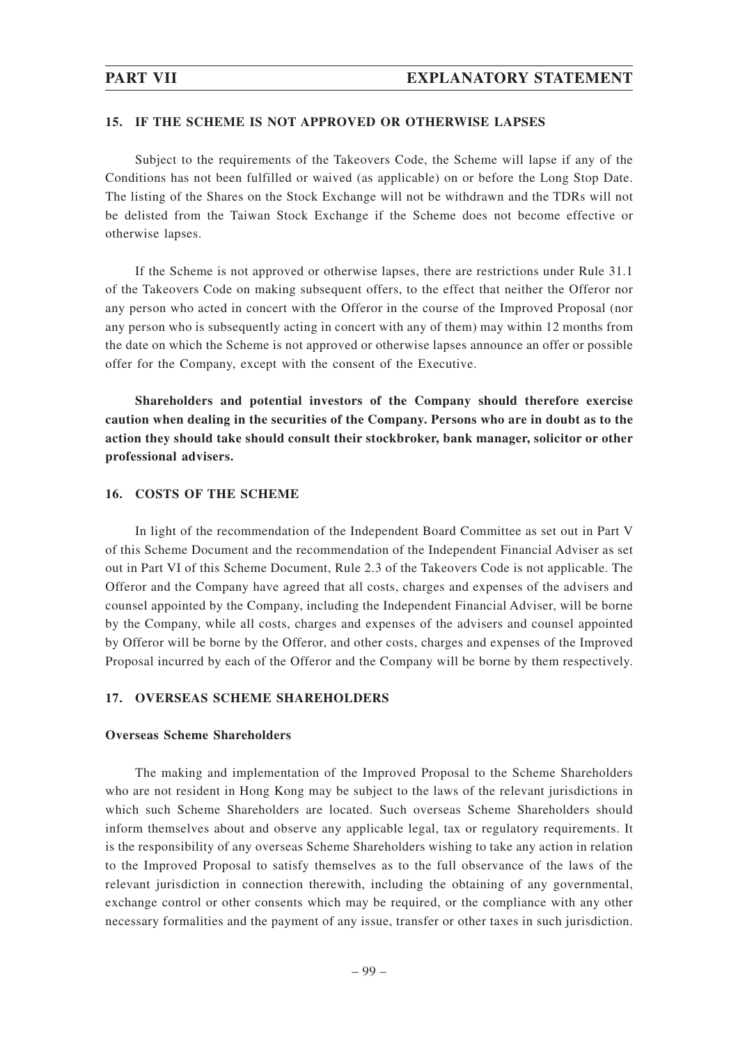## 15. IF THE SCHEME IS NOT APPROVED OR OTHERWISE LAPSES

Subject to the requirements of the Takeovers Code, the Scheme will lapse if any of the Conditions has not been fulfilled or waived (as applicable) on or before the Long Stop Date. The listing of the Shares on the Stock Exchange will not be withdrawn and the TDRs will not be delisted from the Taiwan Stock Exchange if the Scheme does not become effective or otherwise lapses.

If the Scheme is not approved or otherwise lapses, there are restrictions under Rule 31.1 of the Takeovers Code on making subsequent offers, to the effect that neither the Offeror nor any person who acted in concert with the Offeror in the course of the Improved Proposal (nor any person who is subsequently acting in concert with any of them) may within 12 months from the date on which the Scheme is not approved or otherwise lapses announce an offer or possible offer for the Company, except with the consent of the Executive.

**Shareholders and potential investors of the Company should therefore exercise caution when dealing in the securities of the Company. Persons who are in doubt as to the action they should take should consult their stockbroker, bank manager, solicitor or other professional advisers.**

## 16. COSTS OF THE SCHEME

In light of the recommendation of the Independent Board Committee as set out in Part V of this Scheme Document and the recommendation of the Independent Financial Adviser as set out in Part VI of this Scheme Document, Rule 2.3 of the Takeovers Code is not applicable. The Offeror and the Company have agreed that all costs, charges and expenses of the advisers and counsel appointed by the Company, including the Independent Financial Adviser, will be borne by the Company, while all costs, charges and expenses of the advisers and counsel appointed by Offeror will be borne by the Offeror, and other costs, charges and expenses of the Improved Proposal incurred by each of the Offeror and the Company will be borne by them respectively.

## 17. OVERSEAS SCHEME SHAREHOLDERS

### Overseas Scheme Shareholders

The making and implementation of the Improved Proposal to the Scheme Shareholders who are not resident in Hong Kong may be subject to the laws of the relevant jurisdictions in which such Scheme Shareholders are located. Such overseas Scheme Shareholders should inform themselves about and observe any applicable legal, tax or regulatory requirements. It is the responsibility of any overseas Scheme Shareholders wishing to take any action in relation to the Improved Proposal to satisfy themselves as to the full observance of the laws of the relevant jurisdiction in connection therewith, including the obtaining of any governmental, exchange control or other consents which may be required, or the compliance with any other necessary formalities and the payment of any issue, transfer or other taxes in such jurisdiction.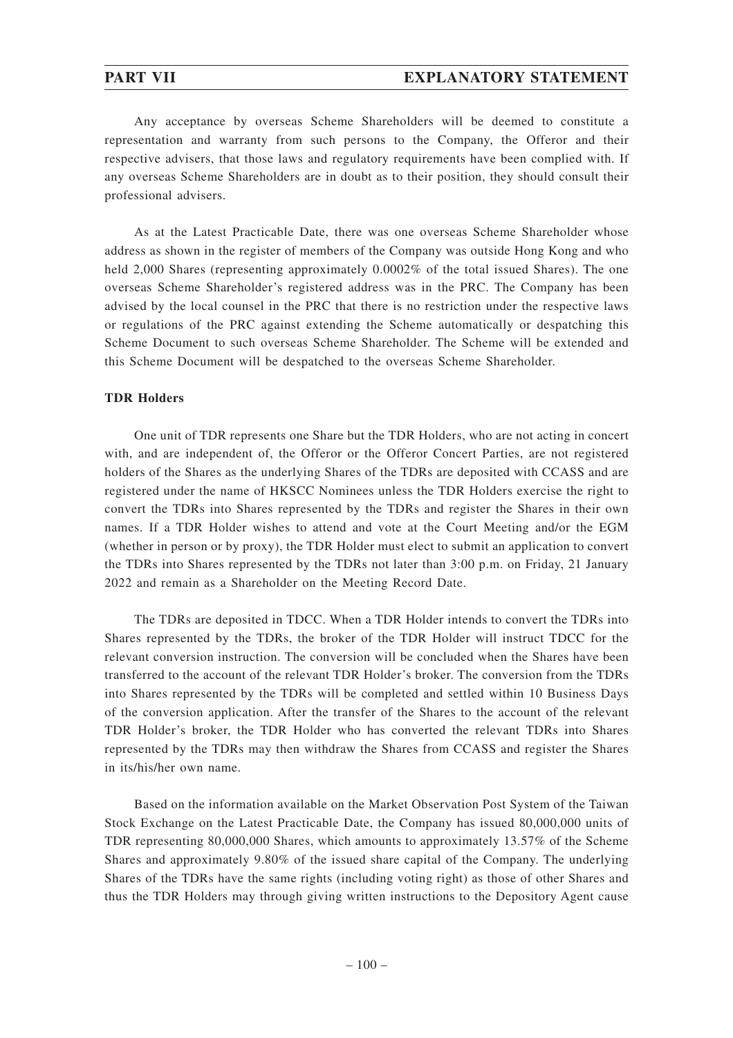Any acceptance by overseas Scheme Shareholders will be deemed to constitute a representation and warranty from such persons to the Company, the Offeror and their respective advisers, that those laws and regulatory requirements have been complied with. If any overseas Scheme Shareholders are in doubt as to their position, they should consult their professional advisers.

As at the Latest Practicable Date, there was one overseas Scheme Shareholder whose address as shown in the register of members of the Company was outside Hong Kong and who held 2,000 Shares (representing approximately 0.0002% of the total issued Shares). The one overseas Scheme Shareholder's registered address was in the PRC. The Company has been advised by the local counsel in the PRC that there is no restriction under the respective laws or regulations of the PRC against extending the Scheme automatically or despatching this Scheme Document to such overseas Scheme Shareholder. The Scheme will be extended and this Scheme Document will be despatched to the overseas Scheme Shareholder.

**TDR Holders**

One unit of TDR represents one Share but the TDR Holders, who are not acting in concert with, and are independent of, the Offeror or the Offeror Concert Parties, are not registered holders of the Shares as the underlying Shares of the TDRs are deposited with CCASS and are registered under the name of HKSCC Nominees unless the TDR Holders exercise the right to convert the TDRs into Shares represented by the TDRs and register the Shares in their own names. If a TDR Holder wishes to attend and vote at the Court Meeting and/or the EGM (whether in person or by proxy), the TDR Holder must elect to submit an application to convert the TDRs into Shares represented by the TDRs not later than 3:00 p.m. on Friday, 21 January 2022 and remain as a Shareholder on the Meeting Record Date.

The TDRs are deposited in TDCC. When a TDR Holder intends to convert the TDRs into Shares represented by the TDRs, the broker of the TDR Holder will instruct TDCC for the relevant conversion instruction. The conversion will be concluded when the Shares have been transferred to the account of the relevant TDR Holder's broker. The conversion from the TDRs into Shares represented by the TDRs will be completed and settled within 10 Business Days of the conversion application. After the transfer of the Shares to the account of the relevant TDR Holder's broker, the TDR Holder who has converted the relevant TDRs into Shares represented by the TDRs may then withdraw the Shares from CCASS and register the Shares in its/his/her own name.

Based on the information available on the Market Observation Post System of the Taiwan Stock Exchange on the Latest Practicable Date, the Company has issued 80,000,000 units of TDR representing 80,000,000 Shares, which amounts to approximately 13.57% of the Scheme Shares and approximately 9.80% of the issued share capital of the Company. The underlying Shares of the TDRs have the same rights (including voting right) as those of other Shares and thus the TDR Holders may through giving written instructions to the Depository Agent cause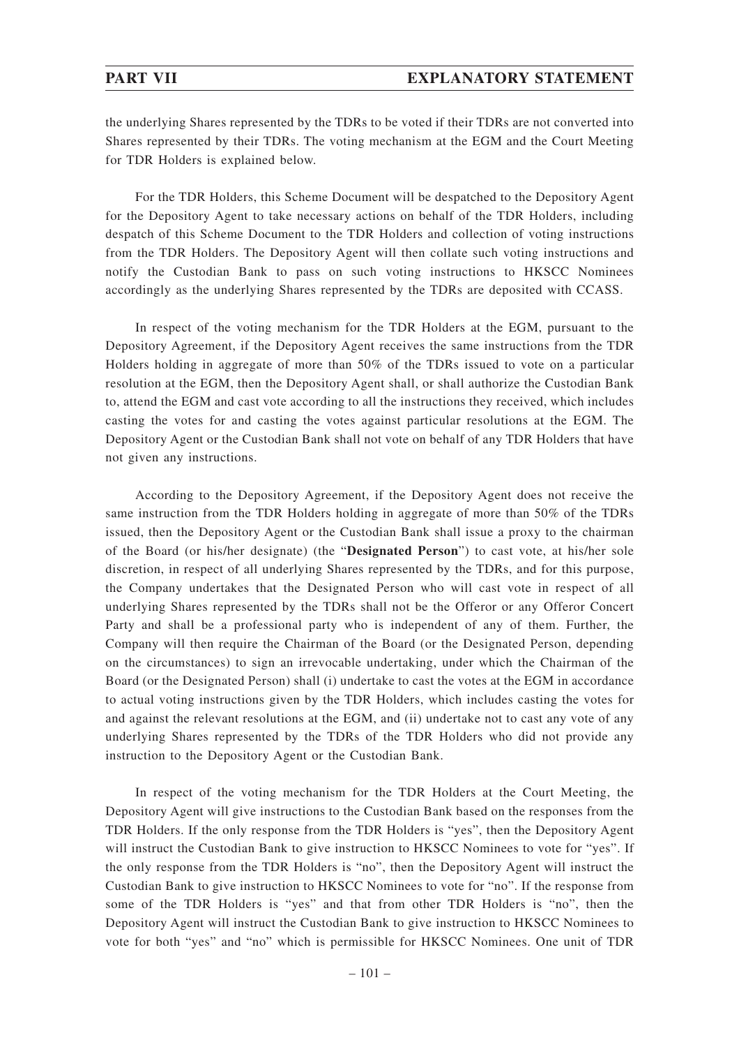the underlying Shares represented by the TDRs to be voted if their TDRs are not converted into Shares represented by their TDRs. The voting mechanism at the EGM and the Court Meeting for TDR Holders is explained below.

For the TDR Holders, this Scheme Document will be despatched to the Depository Agent for the Depository Agent to take necessary actions on behalf of the TDR Holders, including despatch of this Scheme Document to the TDR Holders and collection of voting instructions from the TDR Holders. The Depository Agent will then collate such voting instructions and notify the Custodian Bank to pass on such voting instructions to HKSCC Nominees accordingly as the underlying Shares represented by the TDRs are deposited with CCASS.

In respect of the voting mechanism for the TDR Holders at the EGM, pursuant to the Depository Agreement, if the Depository Agent receives the same instructions from the TDR Holders holding in aggregate of more than 50% of the TDRs issued to vote on a particular resolution at the EGM, then the Depository Agent shall, or shall authorize the Custodian Bank to, attend the EGM and cast vote according to all the instructions they received, which includes casting the votes for and casting the votes against particular resolutions at the EGM. The Depository Agent or the Custodian Bank shall not vote on behalf of any TDR Holders that have not given any instructions.

According to the Depository Agreement, if the Depository Agent does not receive the same instruction from the TDR Holders holding in aggregate of more than 50% of the TDRs issued, then the Depository Agent or the Custodian Bank shall issue a proxy to the chairman of the Board (or his/her designate) (the "**Designated Person**") to cast vote, at his/her sole discretion, in respect of all underlying Shares represented by the TDRs, and for this purpose, the Company undertakes that the Designated Person who will cast vote in respect of all underlying Shares represented by the TDRs shall not be the Offeror or any Offeror Concert Party and shall be a professional party who is independent of any of them. Further, the Company will then require the Chairman of the Board (or the Designated Person, depending on the circumstances) to sign an irrevocable undertaking, under which the Chairman of the Board (or the Designated Person) shall (i) undertake to cast the votes at the EGM in accordance to actual voting instructions given by the TDR Holders, which includes casting the votes for and against the relevant resolutions at the EGM, and (ii) undertake not to cast any vote of any underlying Shares represented by the TDRs of the TDR Holders who did not provide any instruction to the Depository Agent or the Custodian Bank.

In respect of the voting mechanism for the TDR Holders at the Court Meeting, the Depository Agent will give instructions to the Custodian Bank based on the responses from the TDR Holders. If the only response from the TDR Holders is "yes", then the Depository Agent will instruct the Custodian Bank to give instruction to HKSCC Nominees to vote for "yes". If the only response from the TDR Holders is "no", then the Depository Agent will instruct the Custodian Bank to give instruction to HKSCC Nominees to vote for "no". If the response from some of the TDR Holders is "yes" and that from other TDR Holders is "no", then the Depository Agent will instruct the Custodian Bank to give instruction to HKSCC Nominees to vote for both "yes" and "no" which is permissible for HKSCC Nominees. One unit of TDR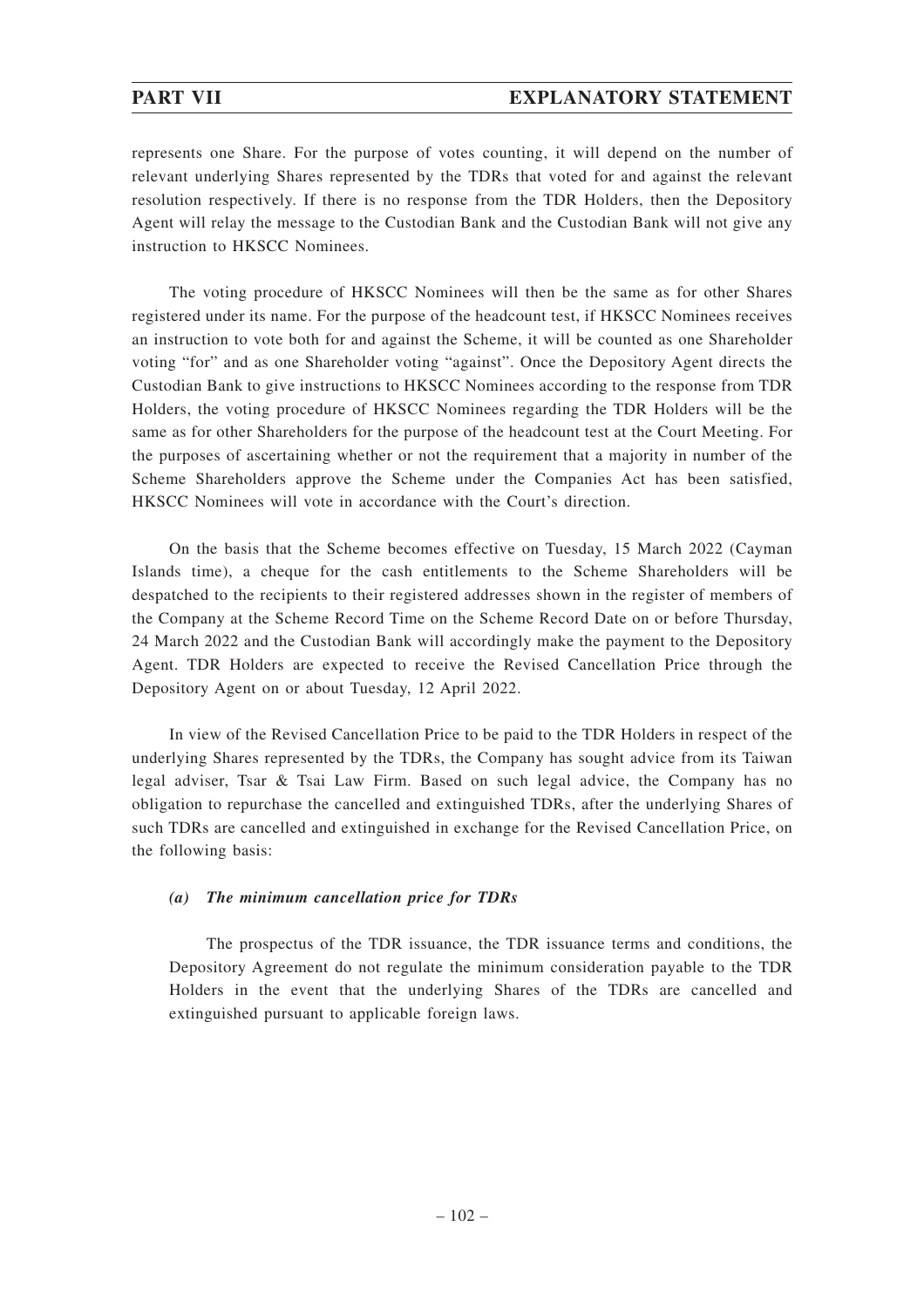represents one Share. For the purpose of votes counting, it will depend on the number of relevant underlying Shares represented by the TDRs that voted for and against the relevant resolution respectively. If there is no response from the TDR Holders, then the Depository Agent will relay the message to the Custodian Bank and the Custodian Bank will not give any instruction to HKSCC Nominees.

The voting procedure of HKSCC Nominees will then be the same as for other Shares registered under its name. For the purpose of the headcount test, if HKSCC Nominees receives an instruction to vote both for and against the Scheme, it will be counted as one Shareholder voting "for" and as one Shareholder voting "against". Once the Depository Agent directs the Custodian Bank to give instructions to HKSCC Nominees according to the response from TDR Holders, the voting procedure of HKSCC Nominees regarding the TDR Holders will be the same as for other Shareholders for the purpose of the headcount test at the Court Meeting. For the purposes of ascertaining whether or not the requirement that a majority in number of the Scheme Shareholders approve the Scheme under the Companies Act has been satisfied, HKSCC Nominees will vote in accordance with the Court's direction.

On the basis that the Scheme becomes effective on Tuesday, 15 March 2022 (Cayman Islands time), a cheque for the cash entitlements to the Scheme Shareholders will be despatched to the recipients to their registered addresses shown in the register of members of the Company at the Scheme Record Time on the Scheme Record Date on or before Thursday, 24 March 2022 and the Custodian Bank will accordingly make the payment to the Depository Agent. TDR Holders are expected to receive the Revised Cancellation Price through the Depository Agent on or about Tuesday, 12 April 2022.

In view of the Revised Cancellation Price to be paid to the TDR Holders in respect of the underlying Shares represented by the TDRs, the Company has sought advice from its Taiwan legal adviser, Tsar & Tsai Law Firm. Based on such legal advice, the Company has no obligation to repurchase the cancelled and extinguished TDRs, after the underlying Shares of such TDRs are cancelled and extinguished in exchange for the Revised Cancellation Price, on the following basis:

***(a) The minimum cancellation price for TDRs***

The prospectus of the TDR issuance, the TDR issuance terms and conditions, the Depository Agreement do not regulate the minimum consideration payable to the TDR Holders in the event that the underlying Shares of the TDRs are cancelled and extinguished pursuant to applicable foreign laws.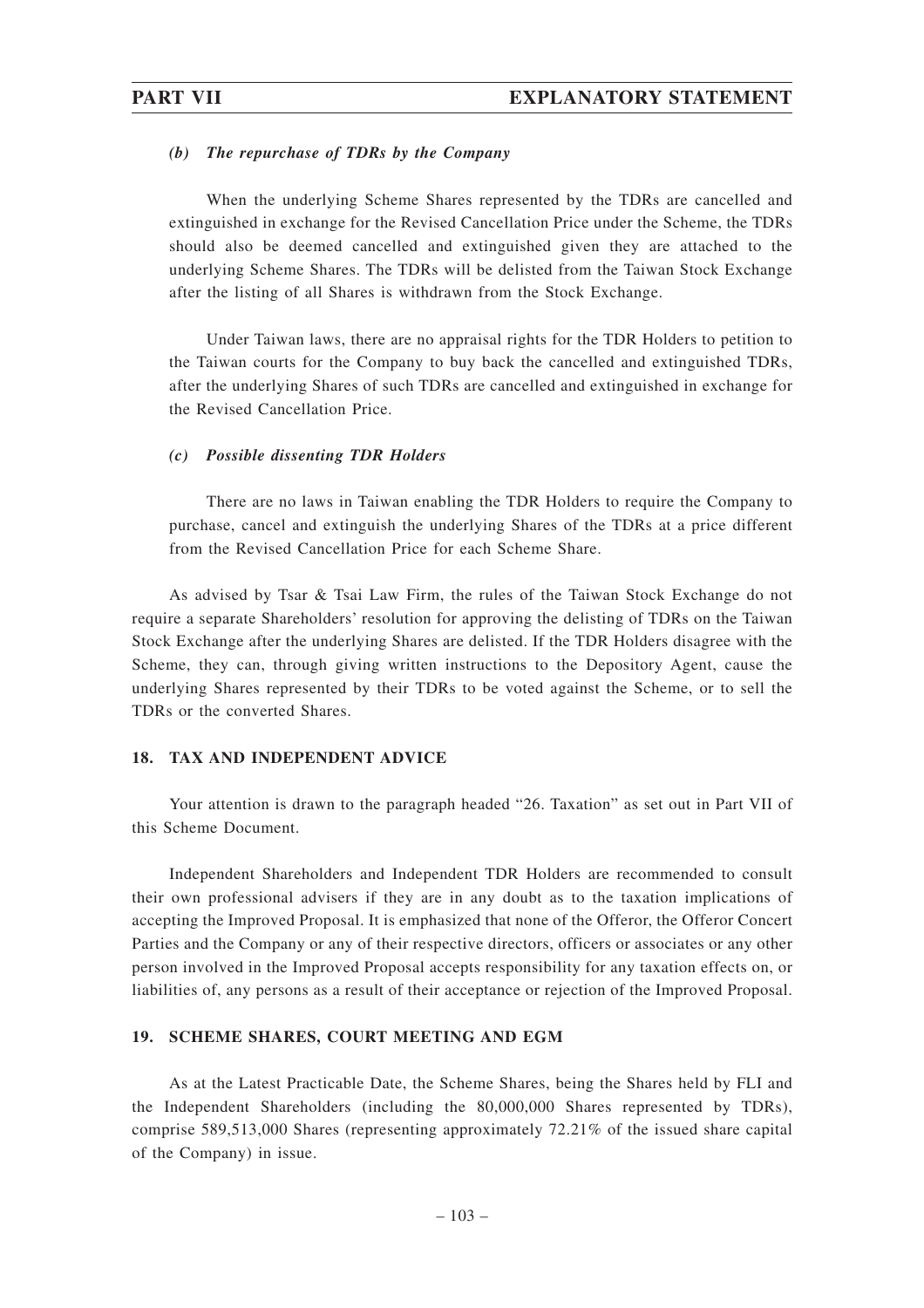#### *(b) The repurchase of TDRs by the Company*

When the underlying Scheme Shares represented by the TDRs are cancelled and extinguished in exchange for the Revised Cancellation Price under the Scheme, the TDRs should also be deemed cancelled and extinguished given they are attached to the underlying Scheme Shares. The TDRs will be delisted from the Taiwan Stock Exchange after the listing of all Shares is withdrawn from the Stock Exchange.

Under Taiwan laws, there are no appraisal rights for the TDR Holders to petition to the Taiwan courts for the Company to buy back the cancelled and extinguished TDRs, after the underlying Shares of such TDRs are cancelled and extinguished in exchange for the Revised Cancellation Price.

#### *(c) Possible dissenting TDR Holders*

There are no laws in Taiwan enabling the TDR Holders to require the Company to purchase, cancel and extinguish the underlying Shares of the TDRs at a price different from the Revised Cancellation Price for each Scheme Share.

As advised by Tsar & Tsai Law Firm, the rules of the Taiwan Stock Exchange do not require a separate Shareholders' resolution for approving the delisting of TDRs on the Taiwan Stock Exchange after the underlying Shares are delisted. If the TDR Holders disagree with the Scheme, they can, through giving written instructions to the Depository Agent, cause the underlying Shares represented by their TDRs to be voted against the Scheme, or to sell the TDRs or the converted Shares.

### 18. TAX AND INDEPENDENT ADVICE

Your attention is drawn to the paragraph headed "26. Taxation" as set out in Part VII of this Scheme Document.

Independent Shareholders and Independent TDR Holders are recommended to consult their own professional advisers if they are in any doubt as to the taxation implications of accepting the Improved Proposal. It is emphasized that none of the Offeror, the Offeror Concert Parties and the Company or any of their respective directors, officers or associates or any other person involved in the Improved Proposal accepts responsibility for any taxation effects on, or liabilities of, any persons as a result of their acceptance or rejection of the Improved Proposal.

### 19. SCHEME SHARES, COURT MEETING AND EGM

As at the Latest Practicable Date, the Scheme Shares, being the Shares held by FLI and the Independent Shareholders (including the 80,000,000 Shares represented by TDRs), comprise 589,513,000 Shares (representing approximately 72.21% of the issued share capital of the Company) in issue.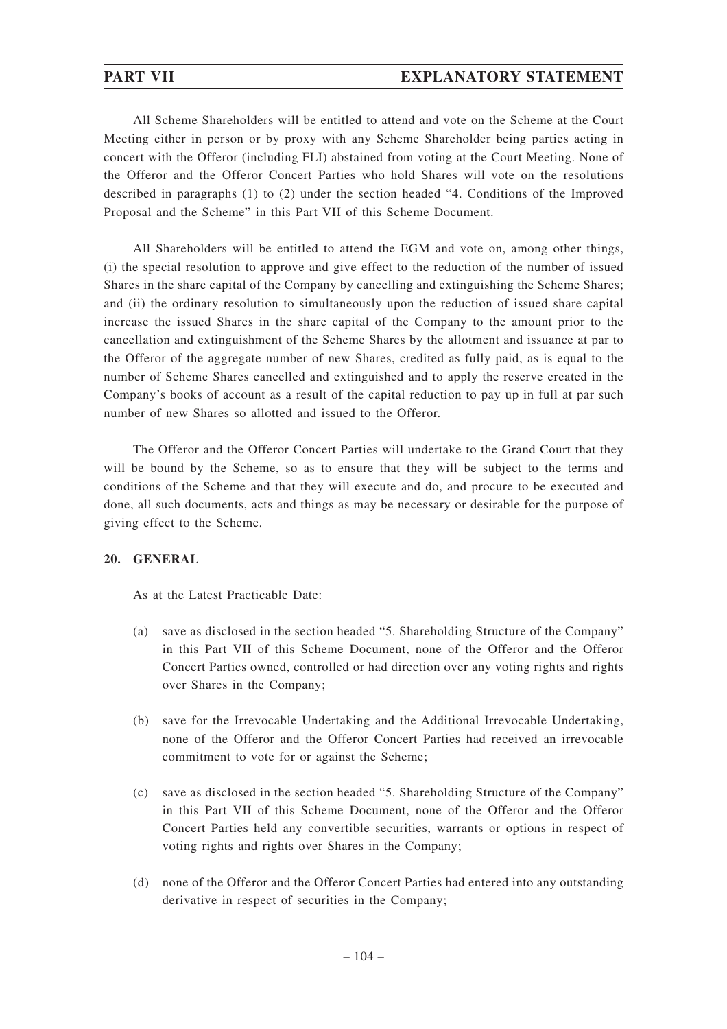All Scheme Shareholders will be entitled to attend and vote on the Scheme at the Court Meeting either in person or by proxy with any Scheme Shareholder being parties acting in concert with the Offeror (including FLI) abstained from voting at the Court Meeting. None of the Offeror and the Offeror Concert Parties who hold Shares will vote on the resolutions described in paragraphs (1) to (2) under the section headed "4. Conditions of the Improved Proposal and the Scheme" in this Part VII of this Scheme Document.

All Shareholders will be entitled to attend the EGM and vote on, among other things, (i) the special resolution to approve and give effect to the reduction of the number of issued Shares in the share capital of the Company by cancelling and extinguishing the Scheme Shares; and (ii) the ordinary resolution to simultaneously upon the reduction of issued share capital increase the issued Shares in the share capital of the Company to the amount prior to the cancellation and extinguishment of the Scheme Shares by the allotment and issuance at par to the Offeror of the aggregate number of new Shares, credited as fully paid, as is equal to the number of Scheme Shares cancelled and extinguished and to apply the reserve created in the Company's books of account as a result of the capital reduction to pay up in full at par such number of new Shares so allotted and issued to the Offeror.

The Offeror and the Offeror Concert Parties will undertake to the Grand Court that they will be bound by the Scheme, so as to ensure that they will be subject to the terms and conditions of the Scheme and that they will execute and do, and procure to be executed and done, all such documents, acts and things as may be necessary or desirable for the purpose of giving effect to the Scheme.

## 20. GENERAL

As at the Latest Practicable Date:

(a) save as disclosed in the section headed "5. Shareholding Structure of the Company" in this Part VII of this Scheme Document, none of the Offeror and the Offeror Concert Parties owned, controlled or had direction over any voting rights and rights over Shares in the Company;

(b) save for the Irrevocable Undertaking and the Additional Irrevocable Undertaking, none of the Offeror and the Offeror Concert Parties had received an irrevocable commitment to vote for or against the Scheme;

(c) save as disclosed in the section headed "5. Shareholding Structure of the Company" in this Part VII of this Scheme Document, none of the Offeror and the Offeror Concert Parties held any convertible securities, warrants or options in respect of voting rights and rights over Shares in the Company;

(d) none of the Offeror and the Offeror Concert Parties had entered into any outstanding derivative in respect of securities in the Company;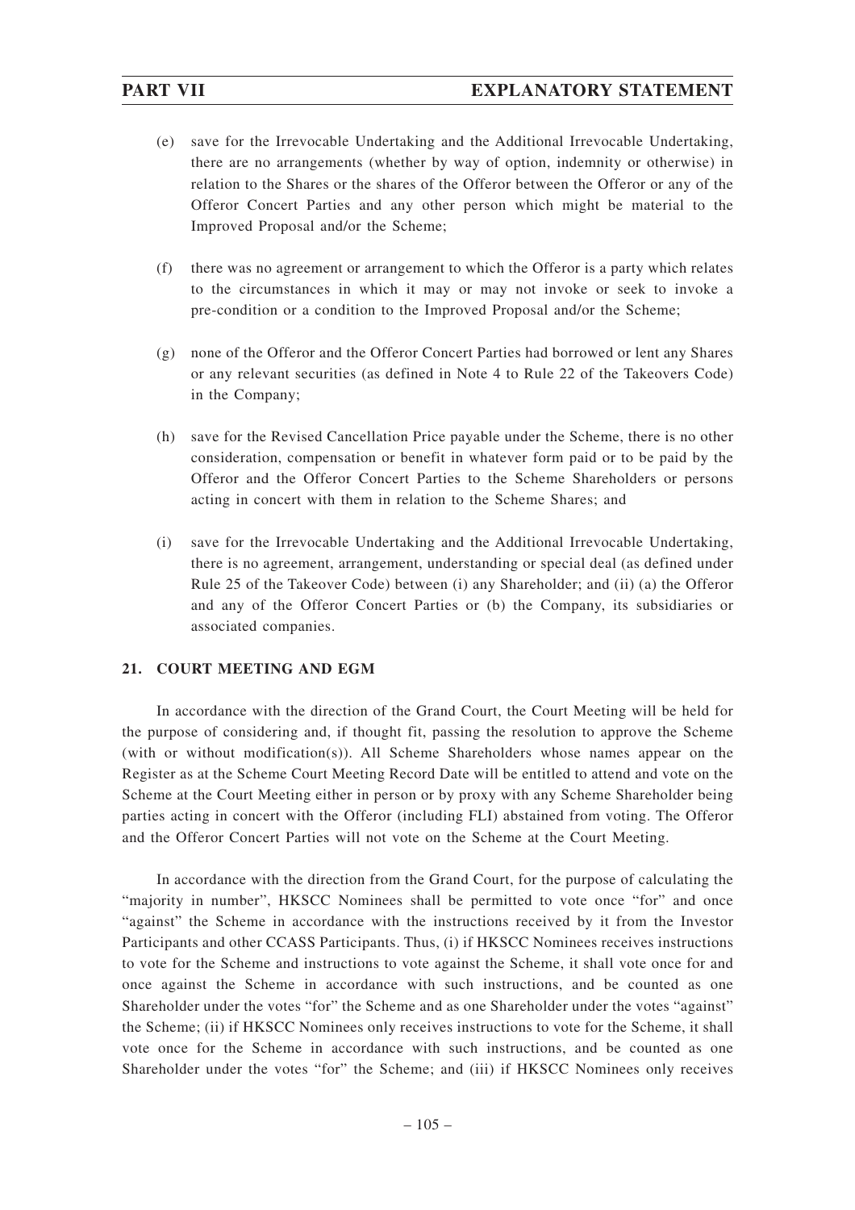(e) save for the Irrevocable Undertaking and the Additional Irrevocable Undertaking, there are no arrangements (whether by way of option, indemnity or otherwise) in relation to the Shares or the shares of the Offeror between the Offeror or any of the Offeror Concert Parties and any other person which might be material to the Improved Proposal and/or the Scheme;

(f) there was no agreement or arrangement to which the Offeror is a party which relates to the circumstances in which it may or may not invoke or seek to invoke a pre-condition or a condition to the Improved Proposal and/or the Scheme;

(g) none of the Offeror and the Offeror Concert Parties had borrowed or lent any Shares or any relevant securities (as defined in Note 4 to Rule 22 of the Takeovers Code) in the Company;

(h) save for the Revised Cancellation Price payable under the Scheme, there is no other consideration, compensation or benefit in whatever form paid or to be paid by the Offeror and the Offeror Concert Parties to the Scheme Shareholders or persons acting in concert with them in relation to the Scheme Shares; and

(i) save for the Irrevocable Undertaking and the Additional Irrevocable Undertaking, there is no agreement, arrangement, understanding or special deal (as defined under Rule 25 of the Takeover Code) between (i) any Shareholder; and (ii) (a) the Offeror and any of the Offeror Concert Parties or (b) the Company, its subsidiaries or associated companies.

## 21. COURT MEETING AND EGM

In accordance with the direction of the Grand Court, the Court Meeting will be held for the purpose of considering and, if thought fit, passing the resolution to approve the Scheme (with or without modification(s)). All Scheme Shareholders whose names appear on the Register as at the Scheme Court Meeting Record Date will be entitled to attend and vote on the Scheme at the Court Meeting either in person or by proxy with any Scheme Shareholder being parties acting in concert with the Offeror (including FLI) abstained from voting. The Offeror and the Offeror Concert Parties will not vote on the Scheme at the Court Meeting.

In accordance with the direction from the Grand Court, for the purpose of calculating the "majority in number", HKSCC Nominees shall be permitted to vote once "for" and once "against" the Scheme in accordance with the instructions received by it from the Investor Participants and other CCASS Participants. Thus, (i) if HKSCC Nominees receives instructions to vote for the Scheme and instructions to vote against the Scheme, it shall vote once for and once against the Scheme in accordance with such instructions, and be counted as one Shareholder under the votes "for" the Scheme and as one Shareholder under the votes "against" the Scheme; (ii) if HKSCC Nominees only receives instructions to vote for the Scheme, it shall vote once for the Scheme in accordance with such instructions, and be counted as one Shareholder under the votes "for" the Scheme; and (iii) if HKSCC Nominees only receives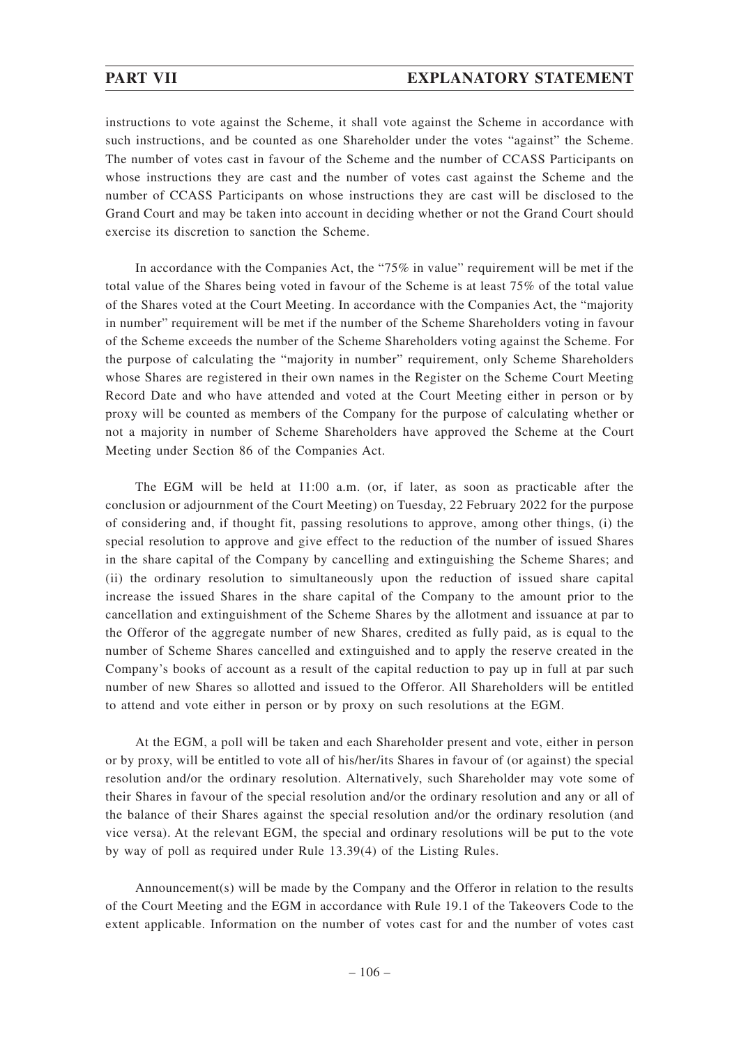instructions to vote against the Scheme, it shall vote against the Scheme in accordance with such instructions, and be counted as one Shareholder under the votes "against" the Scheme. The number of votes cast in favour of the Scheme and the number of CCASS Participants on whose instructions they are cast and the number of votes cast against the Scheme and the number of CCASS Participants on whose instructions they are cast will be disclosed to the Grand Court and may be taken into account in deciding whether or not the Grand Court should exercise its discretion to sanction the Scheme.

In accordance with the Companies Act, the "75% in value" requirement will be met if the total value of the Shares being voted in favour of the Scheme is at least 75% of the total value of the Shares voted at the Court Meeting. In accordance with the Companies Act, the "majority in number" requirement will be met if the number of the Scheme Shareholders voting in favour of the Scheme exceeds the number of the Scheme Shareholders voting against the Scheme. For the purpose of calculating the "majority in number" requirement, only Scheme Shareholders whose Shares are registered in their own names in the Register on the Scheme Court Meeting Record Date and who have attended and voted at the Court Meeting either in person or by proxy will be counted as members of the Company for the purpose of calculating whether or not a majority in number of Scheme Shareholders have approved the Scheme at the Court Meeting under Section 86 of the Companies Act.

The EGM will be held at 11:00 a.m. (or, if later, as soon as practicable after the conclusion or adjournment of the Court Meeting) on Tuesday, 22 February 2022 for the purpose of considering and, if thought fit, passing resolutions to approve, among other things, (i) the special resolution to approve and give effect to the reduction of the number of issued Shares in the share capital of the Company by cancelling and extinguishing the Scheme Shares; and (ii) the ordinary resolution to simultaneously upon the reduction of issued share capital increase the issued Shares in the share capital of the Company to the amount prior to the cancellation and extinguishment of the Scheme Shares by the allotment and issuance at par to the Offeror of the aggregate number of new Shares, credited as fully paid, as is equal to the number of Scheme Shares cancelled and extinguished and to apply the reserve created in the Company's books of account as a result of the capital reduction to pay up in full at par such number of new Shares so allotted and issued to the Offeror. All Shareholders will be entitled to attend and vote either in person or by proxy on such resolutions at the EGM.

At the EGM, a poll will be taken and each Shareholder present and vote, either in person or by proxy, will be entitled to vote all of his/her/its Shares in favour of (or against) the special resolution and/or the ordinary resolution. Alternatively, such Shareholder may vote some of their Shares in favour of the special resolution and/or the ordinary resolution and any or all of the balance of their Shares against the special resolution and/or the ordinary resolution (and vice versa). At the relevant EGM, the special and ordinary resolutions will be put to the vote by way of poll as required under Rule 13.39(4) of the Listing Rules.

Announcement(s) will be made by the Company and the Offeror in relation to the results of the Court Meeting and the EGM in accordance with Rule 19.1 of the Takeovers Code to the extent applicable. Information on the number of votes cast for and the number of votes cast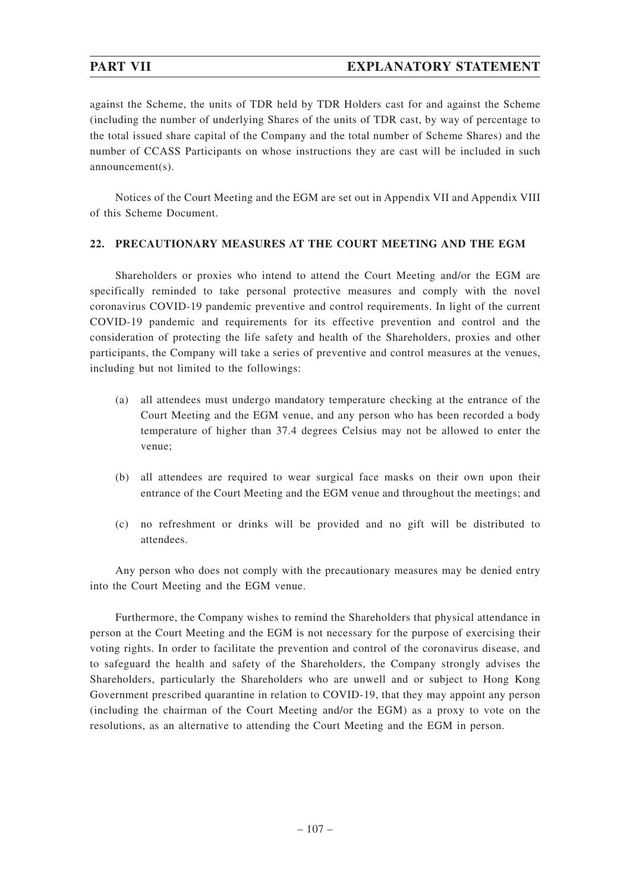against the Scheme, the units of TDR held by TDR Holders cast for and against the Scheme (including the number of underlying Shares of the units of TDR cast, by way of percentage to the total issued share capital of the Company and the total number of Scheme Shares) and the number of CCASS Participants on whose instructions they are cast will be included in such announcement(s).

Notices of the Court Meeting and the EGM are set out in Appendix VII and Appendix VIII of this Scheme Document.

## 22. PRECAUTIONARY MEASURES AT THE COURT MEETING AND THE EGM

Shareholders or proxies who intend to attend the Court Meeting and/or the EGM are specifically reminded to take personal protective measures and comply with the novel coronavirus COVID-19 pandemic preventive and control requirements. In light of the current COVID-19 pandemic and requirements for its effective prevention and control and the consideration of protecting the life safety and health of the Shareholders, proxies and other participants, the Company will take a series of preventive and control measures at the venues, including but not limited to the followings:

(a) all attendees must undergo mandatory temperature checking at the entrance of the Court Meeting and the EGM venue, and any person who has been recorded a body temperature of higher than 37.4 degrees Celsius may not be allowed to enter the venue;

(b) all attendees are required to wear surgical face masks on their own upon their entrance of the Court Meeting and the EGM venue and throughout the meetings; and

(c) no refreshment or drinks will be provided and no gift will be distributed to attendees.

Any person who does not comply with the precautionary measures may be denied entry into the Court Meeting and the EGM venue.

Furthermore, the Company wishes to remind the Shareholders that physical attendance in person at the Court Meeting and the EGM is not necessary for the purpose of exercising their voting rights. In order to facilitate the prevention and control of the coronavirus disease, and to safeguard the health and safety of the Shareholders, the Company strongly advises the Shareholders, particularly the Shareholders who are unwell and or subject to Hong Kong Government prescribed quarantine in relation to COVID-19, that they may appoint any person (including the chairman of the Court Meeting and/or the EGM) as a proxy to vote on the resolutions, as an alternative to attending the Court Meeting and the EGM in person.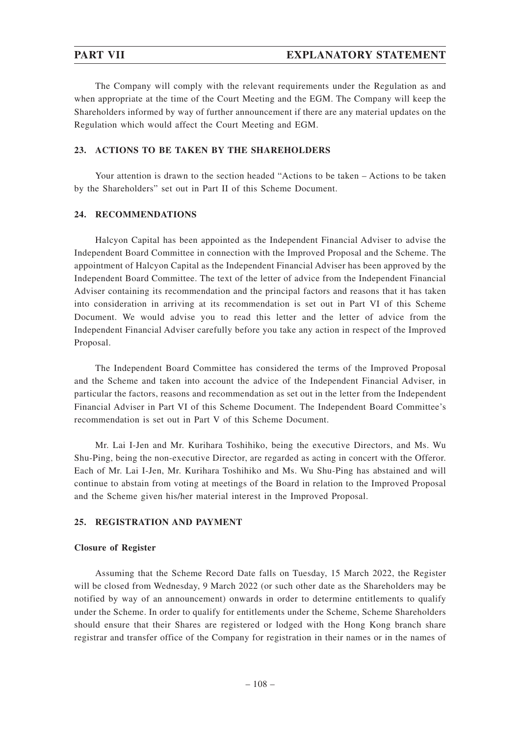The Company will comply with the relevant requirements under the Regulation as and when appropriate at the time of the Court Meeting and the EGM. The Company will keep the Shareholders informed by way of further announcement if there are any material updates on the Regulation which would affect the Court Meeting and EGM.

## 23. ACTIONS TO BE TAKEN BY THE SHAREHOLDERS

Your attention is drawn to the section headed "Actions to be taken – Actions to be taken by the Shareholders" set out in Part II of this Scheme Document.

## 24. RECOMMENDATIONS

Halcyon Capital has been appointed as the Independent Financial Adviser to advise the Independent Board Committee in connection with the Improved Proposal and the Scheme. The appointment of Halcyon Capital as the Independent Financial Adviser has been approved by the Independent Board Committee. The text of the letter of advice from the Independent Financial Adviser containing its recommendation and the principal factors and reasons that it has taken into consideration in arriving at its recommendation is set out in Part VI of this Scheme Document. We would advise you to read this letter and the letter of advice from the Independent Financial Adviser carefully before you take any action in respect of the Improved Proposal.

The Independent Board Committee has considered the terms of the Improved Proposal and the Scheme and taken into account the advice of the Independent Financial Adviser, in particular the factors, reasons and recommendation as set out in the letter from the Independent Financial Adviser in Part VI of this Scheme Document. The Independent Board Committee's recommendation is set out in Part V of this Scheme Document.

Mr. Lai I-Jen and Mr. Kurihara Toshihiko, being the executive Directors, and Ms. Wu Shu-Ping, being the non-executive Director, are regarded as acting in concert with the Offeror. Each of Mr. Lai I-Jen, Mr. Kurihara Toshihiko and Ms. Wu Shu-Ping has abstained and will continue to abstain from voting at meetings of the Board in relation to the Improved Proposal and the Scheme given his/her material interest in the Improved Proposal.

## 25. REGISTRATION AND PAYMENT

**Closure of Register**

Assuming that the Scheme Record Date falls on Tuesday, 15 March 2022, the Register will be closed from Wednesday, 9 March 2022 (or such other date as the Shareholders may be notified by way of an announcement) onwards in order to determine entitlements to qualify under the Scheme. In order to qualify for entitlements under the Scheme, Scheme Shareholders should ensure that their Shares are registered or lodged with the Hong Kong branch share registrar and transfer office of the Company for registration in their names or in the names of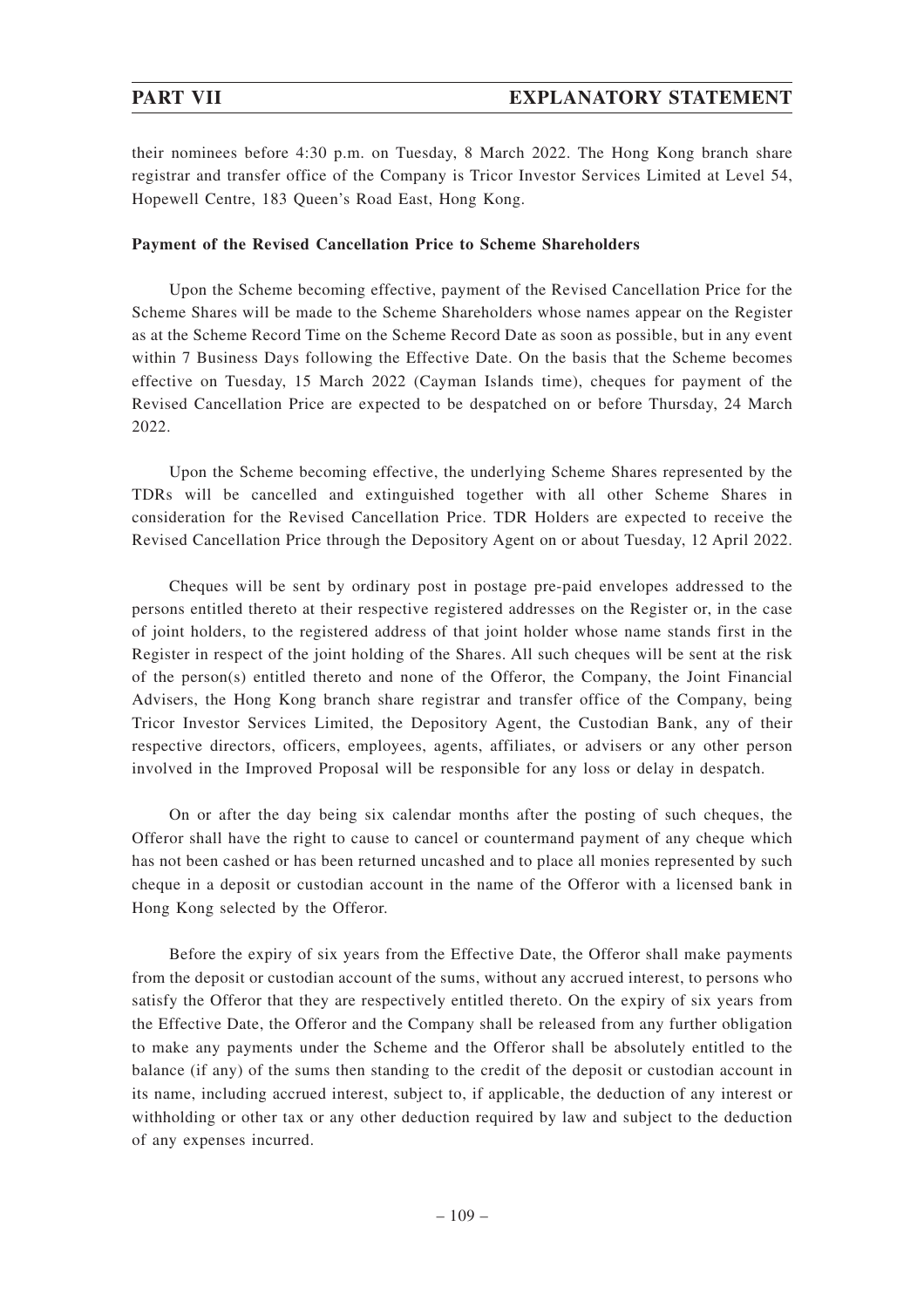their nominees before 4:30 p.m. on Tuesday, 8 March 2022. The Hong Kong branch share registrar and transfer office of the Company is Tricor Investor Services Limited at Level 54, Hopewell Centre, 183 Queen's Road East, Hong Kong.

**Payment of the Revised Cancellation Price to Scheme Shareholders**

Upon the Scheme becoming effective, payment of the Revised Cancellation Price for the Scheme Shares will be made to the Scheme Shareholders whose names appear on the Register as at the Scheme Record Time on the Scheme Record Date as soon as possible, but in any event within 7 Business Days following the Effective Date. On the basis that the Scheme becomes effective on Tuesday, 15 March 2022 (Cayman Islands time), cheques for payment of the Revised Cancellation Price are expected to be despatched on or before Thursday, 24 March 2022.

Upon the Scheme becoming effective, the underlying Scheme Shares represented by the TDRs will be cancelled and extinguished together with all other Scheme Shares in consideration for the Revised Cancellation Price. TDR Holders are expected to receive the Revised Cancellation Price through the Depository Agent on or about Tuesday, 12 April 2022.

Cheques will be sent by ordinary post in postage pre-paid envelopes addressed to the persons entitled thereto at their respective registered addresses on the Register or, in the case of joint holders, to the registered address of that joint holder whose name stands first in the Register in respect of the joint holding of the Shares. All such cheques will be sent at the risk of the person(s) entitled thereto and none of the Offeror, the Company, the Joint Financial Advisers, the Hong Kong branch share registrar and transfer office of the Company, being Tricor Investor Services Limited, the Depository Agent, the Custodian Bank, any of their respective directors, officers, employees, agents, affiliates, or advisers or any other person involved in the Improved Proposal will be responsible for any loss or delay in despatch.

On or after the day being six calendar months after the posting of such cheques, the Offeror shall have the right to cause to cancel or countermand payment of any cheque which has not been cashed or has been returned uncashed and to place all monies represented by such cheque in a deposit or custodian account in the name of the Offeror with a licensed bank in Hong Kong selected by the Offeror.

Before the expiry of six years from the Effective Date, the Offeror shall make payments from the deposit or custodian account of the sums, without any accrued interest, to persons who satisfy the Offeror that they are respectively entitled thereto. On the expiry of six years from the Effective Date, the Offeror and the Company shall be released from any further obligation to make any payments under the Scheme and the Offeror shall be absolutely entitled to the balance (if any) of the sums then standing to the credit of the deposit or custodian account in its name, including accrued interest, subject to, if applicable, the deduction of any interest or withholding or other tax or any other deduction required by law and subject to the deduction of any expenses incurred.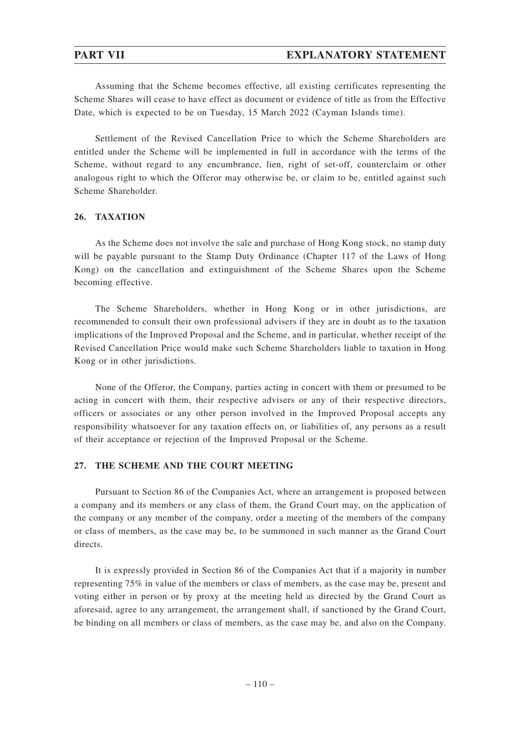Assuming that the Scheme becomes effective, all existing certificates representing the Scheme Shares will cease to have effect as document or evidence of title as from the Effective Date, which is expected to be on Tuesday, 15 March 2022 (Cayman Islands time).

Settlement of the Revised Cancellation Price to which the Scheme Shareholders are entitled under the Scheme will be implemented in full in accordance with the terms of the Scheme, without regard to any encumbrance, lien, right of set-off, counterclaim or other analogous right to which the Offeror may otherwise be, or claim to be, entitled against such Scheme Shareholder.

## 26. TAXATION

As the Scheme does not involve the sale and purchase of Hong Kong stock, no stamp duty will be payable pursuant to the Stamp Duty Ordinance (Chapter 117 of the Laws of Hong Kong) on the cancellation and extinguishment of the Scheme Shares upon the Scheme becoming effective.

The Scheme Shareholders, whether in Hong Kong or in other jurisdictions, are recommended to consult their own professional advisers if they are in doubt as to the taxation implications of the Improved Proposal and the Scheme, and in particular, whether receipt of the Revised Cancellation Price would make such Scheme Shareholders liable to taxation in Hong Kong or in other jurisdictions.

None of the Offeror, the Company, parties acting in concert with them or presumed to be acting in concert with them, their respective advisers or any of their respective directors, officers or associates or any other person involved in the Improved Proposal accepts any responsibility whatsoever for any taxation effects on, or liabilities of, any persons as a result of their acceptance or rejection of the Improved Proposal or the Scheme.

## 27. THE SCHEME AND THE COURT MEETING

Pursuant to Section 86 of the Companies Act, where an arrangement is proposed between a company and its members or any class of them, the Grand Court may, on the application of the company or any member of the company, order a meeting of the members of the company or class of members, as the case may be, to be summoned in such manner as the Grand Court directs.

It is expressly provided in Section 86 of the Companies Act that if a majority in number representing 75% in value of the members or class of members, as the case may be, present and voting either in person or by proxy at the meeting held as directed by the Grand Court as aforesaid, agree to any arrangement, the arrangement shall, if sanctioned by the Grand Court, be binding on all members or class of members, as the case may be, and also on the Company.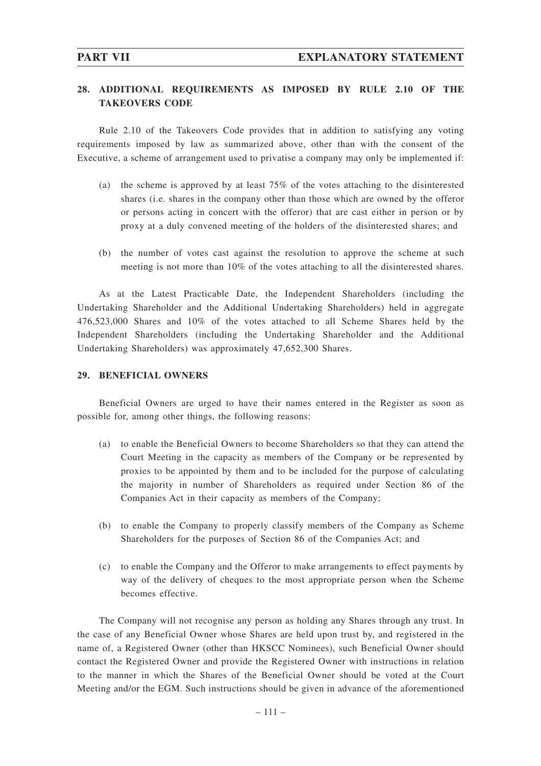## 28. ADDITIONAL REQUIREMENTS AS IMPOSED BY RULE 2.10 OF THE TAKEOVERS CODE

Rule 2.10 of the Takeovers Code provides that in addition to satisfying any voting requirements imposed by law as summarized above, other than with the consent of the Executive, a scheme of arrangement used to privatise a company may only be implemented if:

(a) the scheme is approved by at least 75% of the votes attaching to the disinterested shares (i.e. shares in the company other than those which are owned by the offeror or persons acting in concert with the offeror) that are cast either in person or by proxy at a duly convened meeting of the holders of the disinterested shares; and

(b) the number of votes cast against the resolution to approve the scheme at such meeting is not more than 10% of the votes attaching to all the disinterested shares.

As at the Latest Practicable Date, the Independent Shareholders (including the Undertaking Shareholder and the Additional Undertaking Shareholders) held in aggregate 476,523,000 Shares and 10% of the votes attached to all Scheme Shares held by the Independent Shareholders (including the Undertaking Shareholder and the Additional Undertaking Shareholders) was approximately 47,652,300 Shares.

## 29. BENEFICIAL OWNERS

Beneficial Owners are urged to have their names entered in the Register as soon as possible for, among other things, the following reasons:

(a) to enable the Beneficial Owners to become Shareholders so that they can attend the Court Meeting in the capacity as members of the Company or be represented by proxies to be appointed by them and to be included for the purpose of calculating the majority in number of Shareholders as required under Section 86 of the Companies Act in their capacity as members of the Company;

(b) to enable the Company to properly classify members of the Company as Scheme Shareholders for the purposes of Section 86 of the Companies Act; and

(c) to enable the Company and the Offeror to make arrangements to effect payments by way of the delivery of cheques to the most appropriate person when the Scheme becomes effective.

The Company will not recognise any person as holding any Shares through any trust. In the case of any Beneficial Owner whose Shares are held upon trust by, and registered in the name of, a Registered Owner (other than HKSCC Nominees), such Beneficial Owner should contact the Registered Owner and provide the Registered Owner with instructions in relation to the manner in which the Shares of the Beneficial Owner should be voted at the Court Meeting and/or the EGM. Such instructions should be given in advance of the aforementioned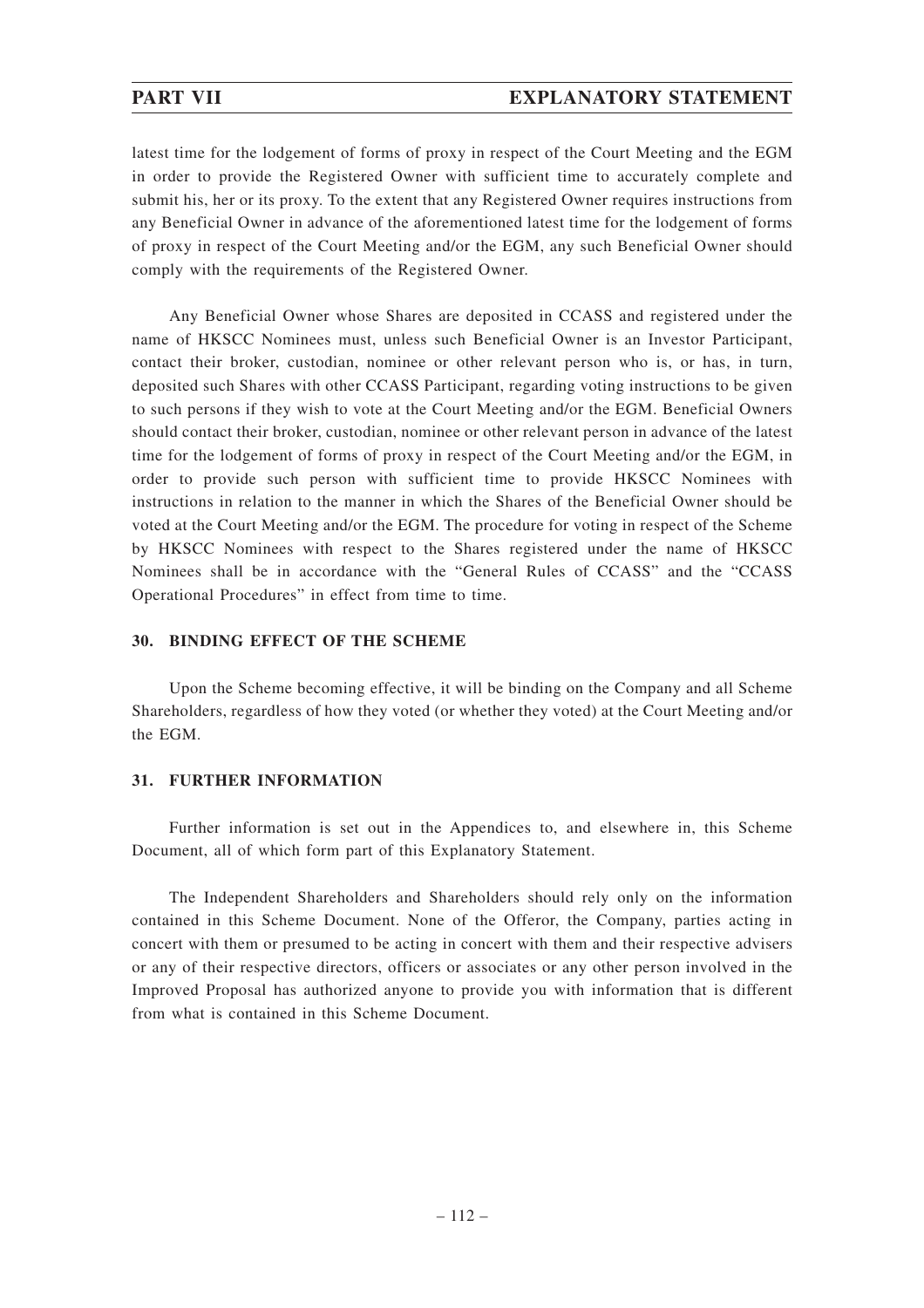latest time for the lodgement of forms of proxy in respect of the Court Meeting and the EGM in order to provide the Registered Owner with sufficient time to accurately complete and submit his, her or its proxy. To the extent that any Registered Owner requires instructions from any Beneficial Owner in advance of the aforementioned latest time for the lodgement of forms of proxy in respect of the Court Meeting and/or the EGM, any such Beneficial Owner should comply with the requirements of the Registered Owner.

Any Beneficial Owner whose Shares are deposited in CCASS and registered under the name of HKSCC Nominees must, unless such Beneficial Owner is an Investor Participant, contact their broker, custodian, nominee or other relevant person who is, or has, in turn, deposited such Shares with other CCASS Participant, regarding voting instructions to be given to such persons if they wish to vote at the Court Meeting and/or the EGM. Beneficial Owners should contact their broker, custodian, nominee or other relevant person in advance of the latest time for the lodgement of forms of proxy in respect of the Court Meeting and/or the EGM, in order to provide such person with sufficient time to provide HKSCC Nominees with instructions in relation to the manner in which the Shares of the Beneficial Owner should be voted at the Court Meeting and/or the EGM. The procedure for voting in respect of the Scheme by HKSCC Nominees with respect to the Shares registered under the name of HKSCC Nominees shall be in accordance with the "General Rules of CCASS" and the "CCASS Operational Procedures" in effect from time to time.

## 30. BINDING EFFECT OF THE SCHEME

Upon the Scheme becoming effective, it will be binding on the Company and all Scheme Shareholders, regardless of how they voted (or whether they voted) at the Court Meeting and/or the EGM.

## 31. FURTHER INFORMATION

Further information is set out in the Appendices to, and elsewhere in, this Scheme Document, all of which form part of this Explanatory Statement.

The Independent Shareholders and Shareholders should rely only on the information contained in this Scheme Document. None of the Offeror, the Company, parties acting in concert with them or presumed to be acting in concert with them and their respective advisers or any of their respective directors, officers or associates or any other person involved in the Improved Proposal has authorized anyone to provide you with information that is different from what is contained in this Scheme Document.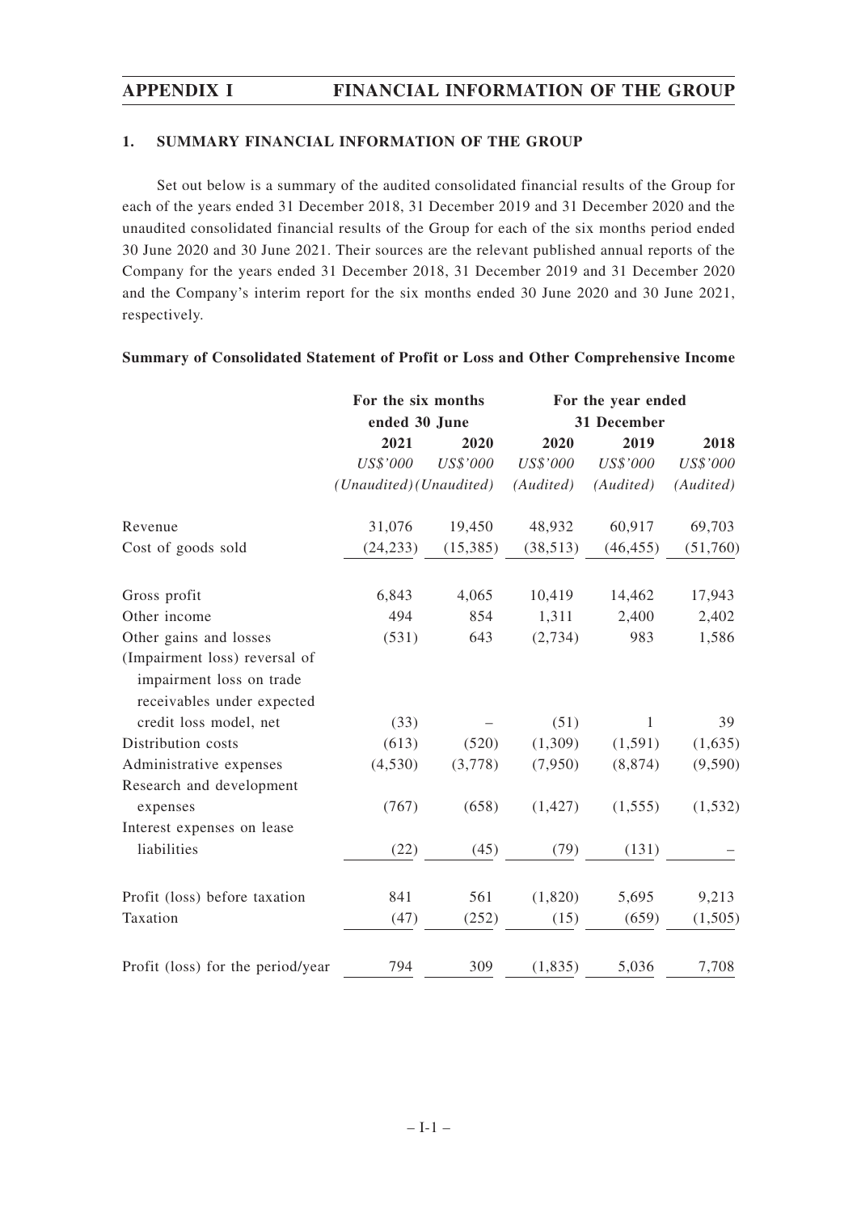## 1. SUMMARY FINANCIAL INFORMATION OF THE GROUP

Set out below is a summary of the audited consolidated financial results of the Group for each of the years ended 31 December 2018, 31 December 2019 and 31 December 2020 and the unaudited consolidated financial results of the Group for each of the six months period ended 30 June 2020 and 30 June 2021. Their sources are the relevant published annual reports of the Company for the years ended 31 December 2018, 31 December 2019 and 31 December 2020 and the Company's interim report for the six months ended 30 June 2020 and 30 June 2021, respectively.

**Summary of Consolidated Statement of Profit or Loss and Other Comprehensive Income**

| | For the six months ended 30 June | | For the year ended 31 December | | |
|---|---|---|---|---|---|
| | 2021 | 2020 | 2020 | 2019 | 2018 |
| | *US$'000* | *US$'000* | *US$'000* | *US$'000* | *US$'000* |
| | *(Unaudited)* | *(Unaudited)* | *(Audited)* | *(Audited)* | *(Audited)* |
| Revenue | 31,076 | 19,450 | 48,932 | 60,917 | 69,703 |
| Cost of goods sold | (24,233) | (15,385) | (38,513) | (46,455) | (51,760) |
| Gross profit | 6,843 | 4,065 | 10,419 | 14,462 | 17,943 |
| Other income | 494 | 854 | 1,311 | 2,400 | 2,402 |
| Other gains and losses | (531) | 643 | (2,734) | 983 | 1,586 |
| (Impairment loss) reversal of impairment loss on trade receivables under expected credit loss model, net | (33) | – | (51) | 1 | 39 |
| Distribution costs | (613) | (520) | (1,309) | (1,591) | (1,635) |
| Administrative expenses | (4,530) | (3,778) | (7,950) | (8,874) | (9,590) |
| Research and development expenses | (767) | (658) | (1,427) | (1,555) | (1,532) |
| Interest expenses on lease liabilities | (22) | (45) | (79) | (131) | – |
| Profit (loss) before taxation | 841 | 561 | (1,820) | 5,695 | 9,213 |
| Taxation | (47) | (252) | (15) | (659) | (1,505) |
| Profit (loss) for the period/year | 794 | 309 | (1,835) | 5,036 | 7,708 |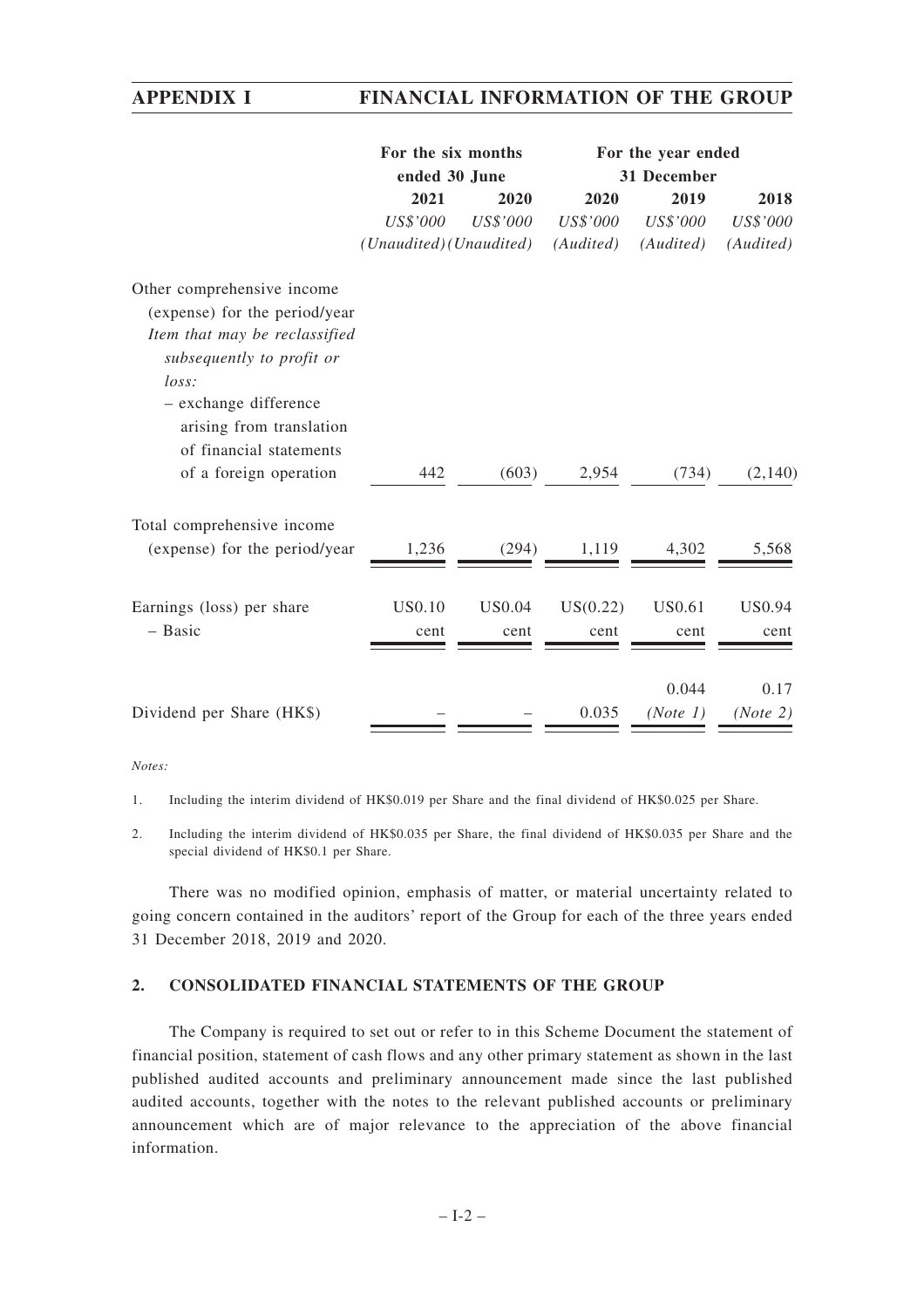| | For the six months ended 30 June | | For the year ended 31 December | | |
|---|---|---|---|---|---|
| | 2021 | 2020 | 2020 | 2019 | 2018 |
| | *US$'000* | *US$'000* | *US$'000* | *US$'000* | *US$'000* |
| | *(Unaudited)* | *(Unaudited)* | *(Audited)* | *(Audited)* | *(Audited)* |
| Other comprehensive income (expense) for the period/year | | | | | |
| *Item that may be reclassified subsequently to profit or loss:* | | | | | |
| – exchange difference arising from translation of financial statements of a foreign operation | 442 | (603) | 2,954 | (734) | (2,140) |
| Total comprehensive income (expense) for the period/year | 1,236 | (294) | 1,119 | 4,302 | 5,568 |
| Earnings (loss) per share – Basic | US0.10 cent | US0.04 cent | US(0.22) cent | US0.61 cent | US0.94 cent |
| Dividend per Share (HK$) | – | – | 0.035 | 0.044 *(Note 1)* | 0.17 *(Note 2)* |

*Notes:*

1. Including the interim dividend of HK$0.019 per Share and the final dividend of HK$0.025 per Share.

2. Including the interim dividend of HK$0.035 per Share, the final dividend of HK$0.035 per Share and the special dividend of HK$0.1 per Share.

There was no modified opinion, emphasis of matter, or material uncertainty related to going concern contained in the auditors' report of the Group for each of the three years ended 31 December 2018, 2019 and 2020.

## 2. CONSOLIDATED FINANCIAL STATEMENTS OF THE GROUP

The Company is required to set out or refer to in this Scheme Document the statement of financial position, statement of cash flows and any other primary statement as shown in the last published audited accounts and preliminary announcement made since the last published audited accounts, together with the notes to the relevant published accounts or preliminary announcement which are of major relevance to the appreciation of the above financial information.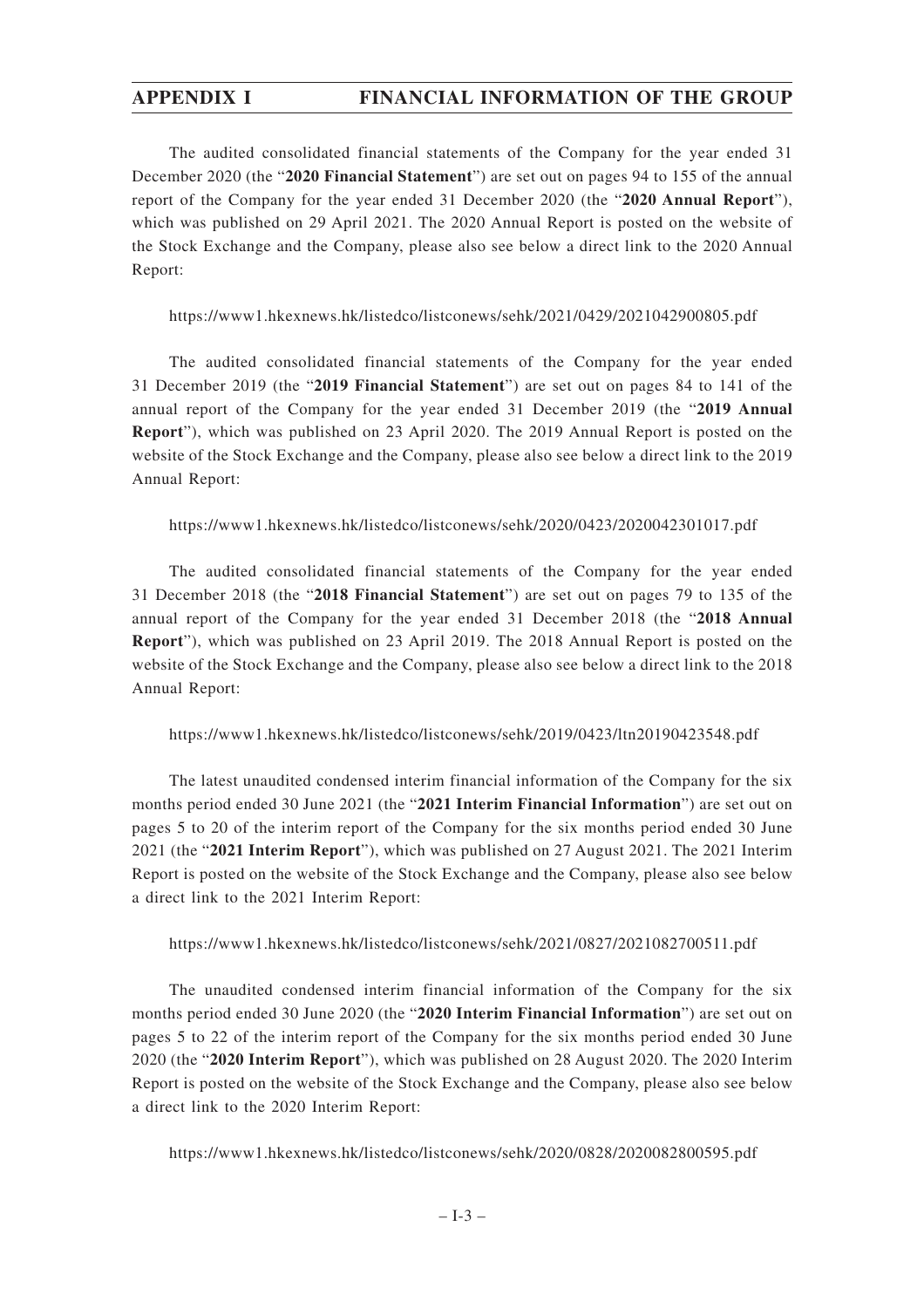The audited consolidated financial statements of the Company for the year ended 31 December 2020 (the "**2020 Financial Statement**") are set out on pages 94 to 155 of the annual report of the Company for the year ended 31 December 2020 (the "**2020 Annual Report**"), which was published on 29 April 2021. The 2020 Annual Report is posted on the website of the Stock Exchange and the Company, please also see below a direct link to the 2020 Annual Report:

https://www1.hkexnews.hk/listedco/listconews/sehk/2021/0429/2021042900805.pdf

The audited consolidated financial statements of the Company for the year ended 31 December 2019 (the "**2019 Financial Statement**") are set out on pages 84 to 141 of the annual report of the Company for the year ended 31 December 2019 (the "**2019 Annual Report**"), which was published on 23 April 2020. The 2019 Annual Report is posted on the website of the Stock Exchange and the Company, please also see below a direct link to the 2019 Annual Report:

https://www1.hkexnews.hk/listedco/listconews/sehk/2020/0423/2020042301017.pdf

The audited consolidated financial statements of the Company for the year ended 31 December 2018 (the "**2018 Financial Statement**") are set out on pages 79 to 135 of the annual report of the Company for the year ended 31 December 2018 (the "**2018 Annual Report**"), which was published on 23 April 2019. The 2018 Annual Report is posted on the website of the Stock Exchange and the Company, please also see below a direct link to the 2018 Annual Report:

https://www1.hkexnews.hk/listedco/listconews/sehk/2019/0423/ltn20190423548.pdf

The latest unaudited condensed interim financial information of the Company for the six months period ended 30 June 2021 (the "**2021 Interim Financial Information**") are set out on pages 5 to 20 of the interim report of the Company for the six months period ended 30 June 2021 (the "**2021 Interim Report**"), which was published on 27 August 2021. The 2021 Interim Report is posted on the website of the Stock Exchange and the Company, please also see below a direct link to the 2021 Interim Report:

https://www1.hkexnews.hk/listedco/listconews/sehk/2021/0827/2021082700511.pdf

The unaudited condensed interim financial information of the Company for the six months period ended 30 June 2020 (the "**2020 Interim Financial Information**") are set out on pages 5 to 22 of the interim report of the Company for the six months period ended 30 June 2020 (the "**2020 Interim Report**"), which was published on 28 August 2020. The 2020 Interim Report is posted on the website of the Stock Exchange and the Company, please also see below a direct link to the 2020 Interim Report:

https://www1.hkexnews.hk/listedco/listconews/sehk/2020/0828/2020082800595.pdf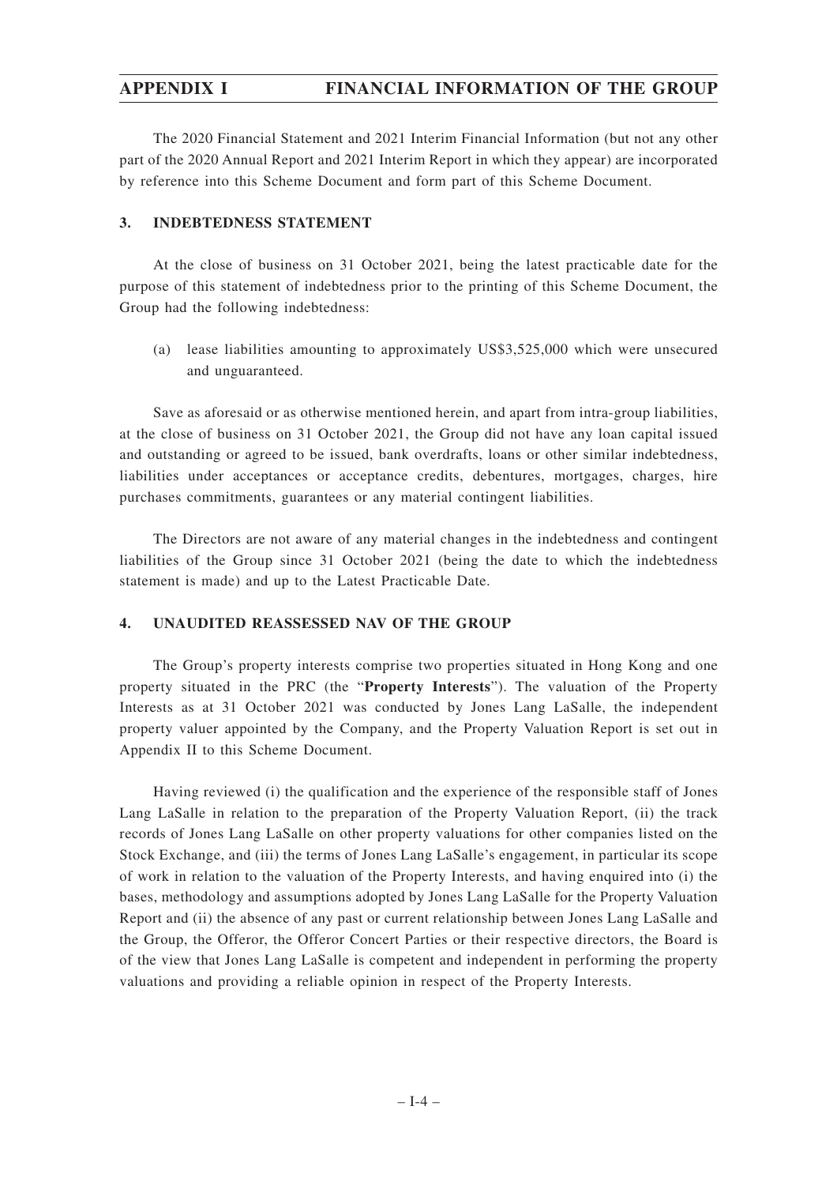The 2020 Financial Statement and 2021 Interim Financial Information (but not any other part of the 2020 Annual Report and 2021 Interim Report in which they appear) are incorporated by reference into this Scheme Document and form part of this Scheme Document.

## 3. INDEBTEDNESS STATEMENT

At the close of business on 31 October 2021, being the latest practicable date for the purpose of this statement of indebtedness prior to the printing of this Scheme Document, the Group had the following indebtedness:

(a) lease liabilities amounting to approximately US$3,525,000 which were unsecured and unguaranteed.

Save as aforesaid or as otherwise mentioned herein, and apart from intra-group liabilities, at the close of business on 31 October 2021, the Group did not have any loan capital issued and outstanding or agreed to be issued, bank overdrafts, loans or other similar indebtedness, liabilities under acceptances or acceptance credits, debentures, mortgages, charges, hire purchases commitments, guarantees or any material contingent liabilities.

The Directors are not aware of any material changes in the indebtedness and contingent liabilities of the Group since 31 October 2021 (being the date to which the indebtedness statement is made) and up to the Latest Practicable Date.

## 4. UNAUDITED REASSESSED NAV OF THE GROUP

The Group's property interests comprise two properties situated in Hong Kong and one property situated in the PRC (the "**Property Interests**"). The valuation of the Property Interests as at 31 October 2021 was conducted by Jones Lang LaSalle, the independent property valuer appointed by the Company, and the Property Valuation Report is set out in Appendix II to this Scheme Document.

Having reviewed (i) the qualification and the experience of the responsible staff of Jones Lang LaSalle in relation to the preparation of the Property Valuation Report, (ii) the track records of Jones Lang LaSalle on other property valuations for other companies listed on the Stock Exchange, and (iii) the terms of Jones Lang LaSalle's engagement, in particular its scope of work in relation to the valuation of the Property Interests, and having enquired into (i) the bases, methodology and assumptions adopted by Jones Lang LaSalle for the Property Valuation Report and (ii) the absence of any past or current relationship between Jones Lang LaSalle and the Group, the Offeror, the Offeror Concert Parties or their respective directors, the Board is of the view that Jones Lang LaSalle is competent and independent in performing the property valuations and providing a reliable opinion in respect of the Property Interests.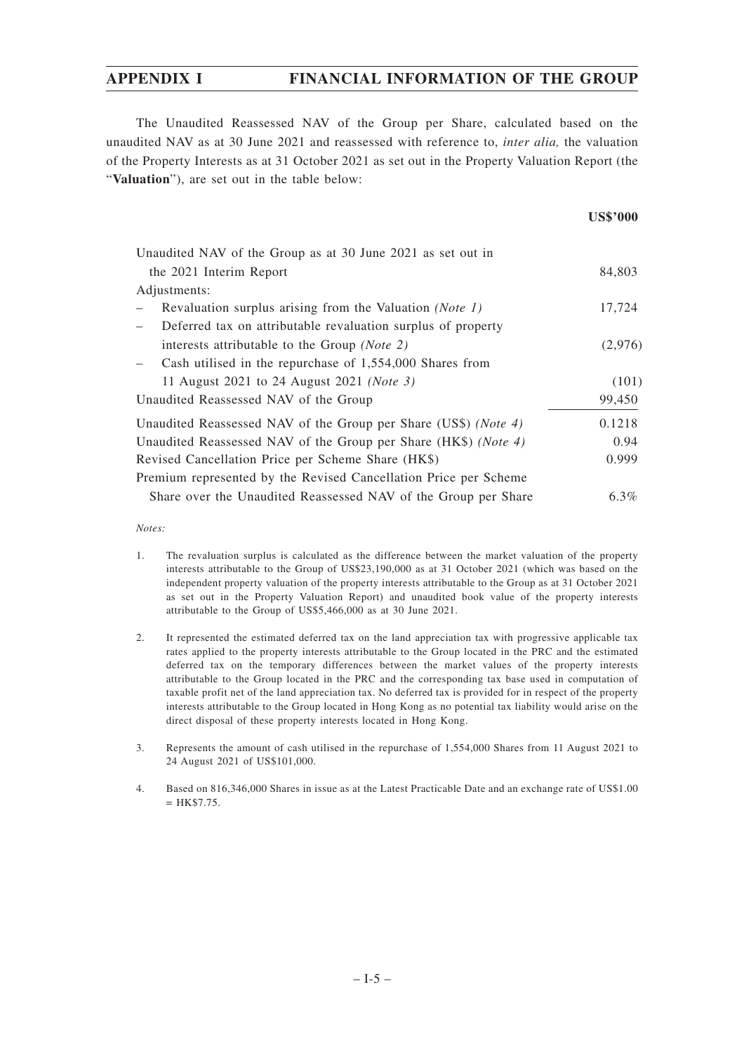The Unaudited Reassessed NAV of the Group per Share, calculated based on the unaudited NAV as at 30 June 2021 and reassessed with reference to, *inter alia,* the valuation of the Property Interests as at 31 October 2021 as set out in the Property Valuation Report (the "**Valuation**"), are set out in the table below:

| | **US$'000** |
|---|---|
| Unaudited NAV of the Group as at 30 June 2021 as set out in the 2021 Interim Report | 84,803 |
| Adjustments: | |
| – Revaluation surplus arising from the Valuation *(Note 1)* | 17,724 |
| – Deferred tax on attributable revaluation surplus of property interests attributable to the Group *(Note 2)* | (2,976) |
| – Cash utilised in the repurchase of 1,554,000 Shares from 11 August 2021 to 24 August 2021 *(Note 3)* | (101) |
| Unaudited Reassessed NAV of the Group | 99,450 |
| Unaudited Reassessed NAV of the Group per Share (US$) *(Note 4)* | 0.1218 |
| Unaudited Reassessed NAV of the Group per Share (HK$) *(Note 4)* | 0.94 |
| Revised Cancellation Price per Scheme Share (HK$) | 0.999 |
| Premium represented by the Revised Cancellation Price per Scheme Share over the Unaudited Reassessed NAV of the Group per Share | 6.3% |

*Notes:*

1. The revaluation surplus is calculated as the difference between the market valuation of the property interests attributable to the Group of US$23,190,000 as at 31 October 2021 (which was based on the independent property valuation of the property interests attributable to the Group as at 31 October 2021 as set out in the Property Valuation Report) and unaudited book value of the property interests attributable to the Group of US$5,466,000 as at 30 June 2021.

2. It represented the estimated deferred tax on the land appreciation tax with progressive applicable tax rates applied to the property interests attributable to the Group located in the PRC and the estimated deferred tax on the temporary differences between the market values of the property interests attributable to the Group located in the PRC and the corresponding tax base used in computation of taxable profit net of the land appreciation tax. No deferred tax is provided for in respect of the property interests attributable to the Group located in Hong Kong as no potential tax liability would arise on the direct disposal of these property interests located in Hong Kong.

3. Represents the amount of cash utilised in the repurchase of 1,554,000 Shares from 11 August 2021 to 24 August 2021 of US$101,000.

4. Based on 816,346,000 Shares in issue as at the Latest Practicable Date and an exchange rate of US$1.00 = HK$7.75.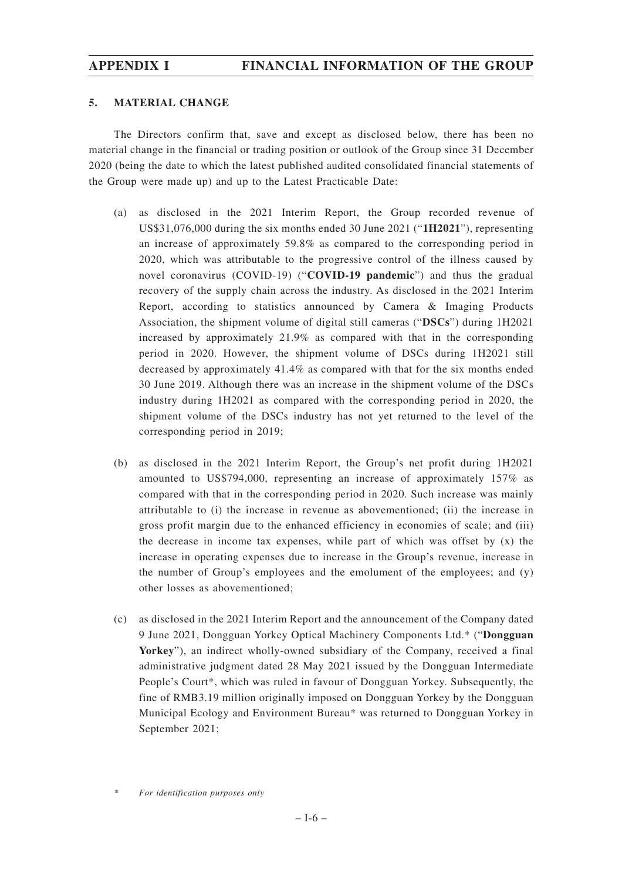### 5. MATERIAL CHANGE

The Directors confirm that, save and except as disclosed below, there has been no material change in the financial or trading position or outlook of the Group since 31 December 2020 (being the date to which the latest published audited consolidated financial statements of the Group were made up) and up to the Latest Practicable Date:

(a) as disclosed in the 2021 Interim Report, the Group recorded revenue of US$31,076,000 during the six months ended 30 June 2021 ("**1H2021**"), representing an increase of approximately 59.8% as compared to the corresponding period in 2020, which was attributable to the progressive control of the illness caused by novel coronavirus (COVID-19) ("**COVID-19 pandemic**") and thus the gradual recovery of the supply chain across the industry. As disclosed in the 2021 Interim Report, according to statistics announced by Camera & Imaging Products Association, the shipment volume of digital still cameras ("**DSCs**") during 1H2021 increased by approximately 21.9% as compared with that in the corresponding period in 2020. However, the shipment volume of DSCs during 1H2021 still decreased by approximately 41.4% as compared with that for the six months ended 30 June 2019. Although there was an increase in the shipment volume of the DSCs industry during 1H2021 as compared with the corresponding period in 2020, the shipment volume of the DSCs industry has not yet returned to the level of the corresponding period in 2019;

(b) as disclosed in the 2021 Interim Report, the Group's net profit during 1H2021 amounted to US$794,000, representing an increase of approximately 157% as compared with that in the corresponding period in 2020. Such increase was mainly attributable to (i) the increase in revenue as abovementioned; (ii) the increase in gross profit margin due to the enhanced efficiency in economies of scale; and (iii) the decrease in income tax expenses, while part of which was offset by (x) the increase in operating expenses due to increase in the Group's revenue, increase in the number of Group's employees and the emolument of the employees; and (y) other losses as abovementioned;

(c) as disclosed in the 2021 Interim Report and the announcement of the Company dated 9 June 2021, Dongguan Yorkey Optical Machinery Components Ltd.* ("**Dongguan Yorkey**"), an indirect wholly-owned subsidiary of the Company, received a final administrative judgment dated 28 May 2021 issued by the Dongguan Intermediate People's Court*, which was ruled in favour of Dongguan Yorkey. Subsequently, the fine of RMB3.19 million originally imposed on Dongguan Yorkey by the Dongguan Municipal Ecology and Environment Bureau* was returned to Dongguan Yorkey in September 2021;

\* *For identification purposes only*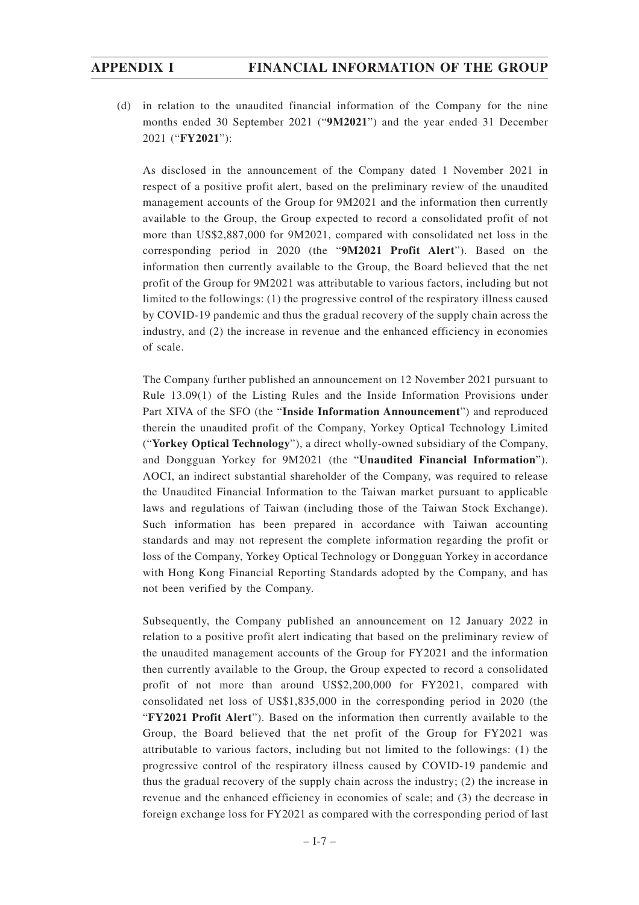(d) in relation to the unaudited financial information of the Company for the nine months ended 30 September 2021 ("**9M2021**") and the year ended 31 December 2021 ("**FY2021**"):

As disclosed in the announcement of the Company dated 1 November 2021 in respect of a positive profit alert, based on the preliminary review of the unaudited management accounts of the Group for 9M2021 and the information then currently available to the Group, the Group expected to record a consolidated profit of not more than US$2,887,000 for 9M2021, compared with consolidated net loss in the corresponding period in 2020 (the "**9M2021 Profit Alert**"). Based on the information then currently available to the Group, the Board believed that the net profit of the Group for 9M2021 was attributable to various factors, including but not limited to the followings: (1) the progressive control of the respiratory illness caused by COVID-19 pandemic and thus the gradual recovery of the supply chain across the industry, and (2) the increase in revenue and the enhanced efficiency in economies of scale.

The Company further published an announcement on 12 November 2021 pursuant to Rule 13.09(1) of the Listing Rules and the Inside Information Provisions under Part XIVA of the SFO (the "**Inside Information Announcement**") and reproduced therein the unaudited profit of the Company, Yorkey Optical Technology Limited ("**Yorkey Optical Technology**"), a direct wholly-owned subsidiary of the Company, and Dongguan Yorkey for 9M2021 (the "**Unaudited Financial Information**"). AOCI, an indirect substantial shareholder of the Company, was required to release the Unaudited Financial Information to the Taiwan market pursuant to applicable laws and regulations of Taiwan (including those of the Taiwan Stock Exchange). Such information has been prepared in accordance with Taiwan accounting standards and may not represent the complete information regarding the profit or loss of the Company, Yorkey Optical Technology or Dongguan Yorkey in accordance with Hong Kong Financial Reporting Standards adopted by the Company, and has not been verified by the Company.

Subsequently, the Company published an announcement on 12 January 2022 in relation to a positive profit alert indicating that based on the preliminary review of the unaudited management accounts of the Group for FY2021 and the information then currently available to the Group, the Group expected to record a consolidated profit of not more than around US$2,200,000 for FY2021, compared with consolidated net loss of US$1,835,000 in the corresponding period in 2020 (the "**FY2021 Profit Alert**"). Based on the information then currently available to the Group, the Board believed that the net profit of the Group for FY2021 was attributable to various factors, including but not limited to the followings: (1) the progressive control of the respiratory illness caused by COVID-19 pandemic and thus the gradual recovery of the supply chain across the industry; (2) the increase in revenue and the enhanced efficiency in economies of scale; and (3) the decrease in foreign exchange loss for FY2021 as compared with the corresponding period of last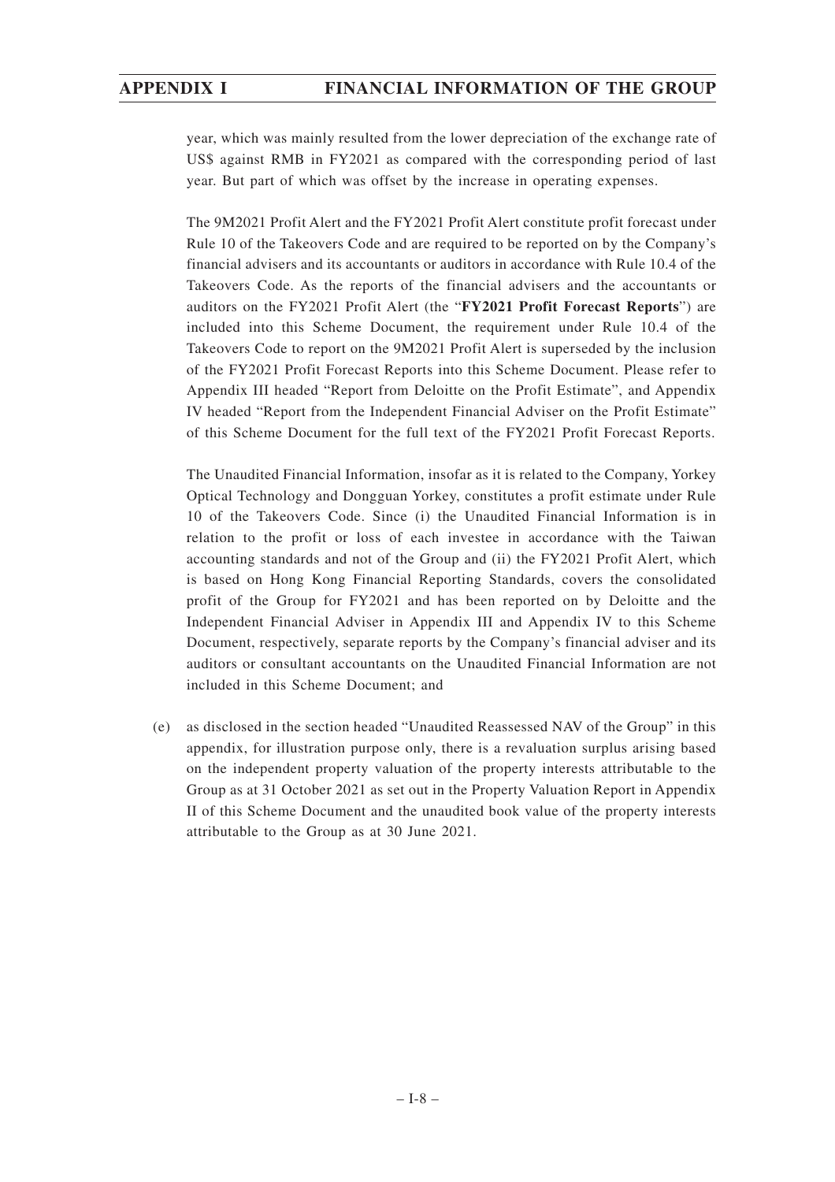year, which was mainly resulted from the lower depreciation of the exchange rate of US$ against RMB in FY2021 as compared with the corresponding period of last year. But part of which was offset by the increase in operating expenses.

The 9M2021 Profit Alert and the FY2021 Profit Alert constitute profit forecast under Rule 10 of the Takeovers Code and are required to be reported on by the Company's financial advisers and its accountants or auditors in accordance with Rule 10.4 of the Takeovers Code. As the reports of the financial advisers and the accountants or auditors on the FY2021 Profit Alert (the "**FY2021 Profit Forecast Reports**") are included into this Scheme Document, the requirement under Rule 10.4 of the Takeovers Code to report on the 9M2021 Profit Alert is superseded by the inclusion of the FY2021 Profit Forecast Reports into this Scheme Document. Please refer to Appendix III headed "Report from Deloitte on the Profit Estimate", and Appendix IV headed "Report from the Independent Financial Adviser on the Profit Estimate" of this Scheme Document for the full text of the FY2021 Profit Forecast Reports.

The Unaudited Financial Information, insofar as it is related to the Company, Yorkey Optical Technology and Dongguan Yorkey, constitutes a profit estimate under Rule 10 of the Takeovers Code. Since (i) the Unaudited Financial Information is in relation to the profit or loss of each investee in accordance with the Taiwan accounting standards and not of the Group and (ii) the FY2021 Profit Alert, which is based on Hong Kong Financial Reporting Standards, covers the consolidated profit of the Group for FY2021 and has been reported on by Deloitte and the Independent Financial Adviser in Appendix III and Appendix IV to this Scheme Document, respectively, separate reports by the Company's financial adviser and its auditors or consultant accountants on the Unaudited Financial Information are not included in this Scheme Document; and

(e) as disclosed in the section headed "Unaudited Reassessed NAV of the Group" in this appendix, for illustration purpose only, there is a revaluation surplus arising based on the independent property valuation of the property interests attributable to the Group as at 31 October 2021 as set out in the Property Valuation Report in Appendix II of this Scheme Document and the unaudited book value of the property interests attributable to the Group as at 30 June 2021.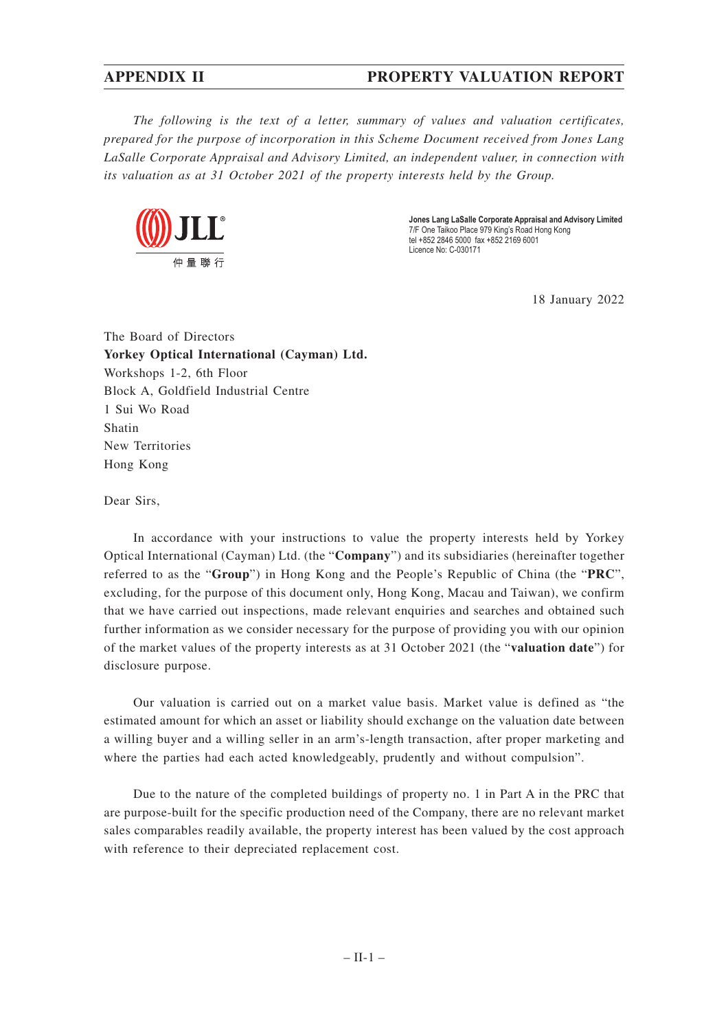*The following is the text of a letter, summary of values and valuation certificates, prepared for the purpose of incorporation in this Scheme Document received from Jones Lang LaSalle Corporate Appraisal and Advisory Limited, an independent valuer, in connection with its valuation as at 31 October 2021 of the property interests held by the Group.*

JLL 仲量聯行

**Jones Lang LaSalle Corporate Appraisal and Advisory Limited**
7/F One Taikoo Place 979 King's Road Hong Kong
tel +852 2846 5000 fax +852 2169 6001
Licence No: C-030171

18 January 2022

The Board of Directors
**Yorkey Optical International (Cayman) Ltd.**
Workshops 1-2, 6th Floor
Block A, Goldfield Industrial Centre
1 Sui Wo Road
Shatin
New Territories
Hong Kong

Dear Sirs,

In accordance with your instructions to value the property interests held by Yorkey Optical International (Cayman) Ltd. (the "**Company**") and its subsidiaries (hereinafter together referred to as the "**Group**") in Hong Kong and the People's Republic of China (the "**PRC**", excluding, for the purpose of this document only, Hong Kong, Macau and Taiwan), we confirm that we have carried out inspections, made relevant enquiries and searches and obtained such further information as we consider necessary for the purpose of providing you with our opinion of the market values of the property interests as at 31 October 2021 (the "**valuation date**") for disclosure purpose.

Our valuation is carried out on a market value basis. Market value is defined as "the estimated amount for which an asset or liability should exchange on the valuation date between a willing buyer and a willing seller in an arm's-length transaction, after proper marketing and where the parties had each acted knowledgeably, prudently and without compulsion".

Due to the nature of the completed buildings of property no. 1 in Part A in the PRC that are purpose-built for the specific production need of the Company, there are no relevant market sales comparables readily available, the property interest has been valued by the cost approach with reference to their depreciated replacement cost.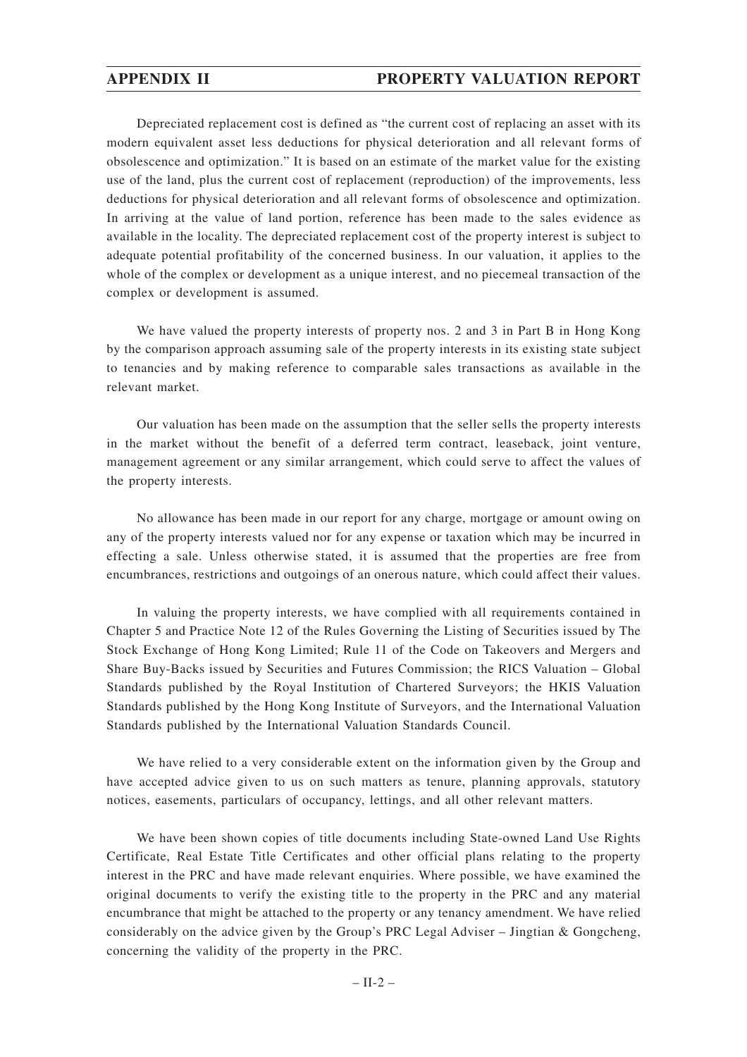Depreciated replacement cost is defined as "the current cost of replacing an asset with its modern equivalent asset less deductions for physical deterioration and all relevant forms of obsolescence and optimization." It is based on an estimate of the market value for the existing use of the land, plus the current cost of replacement (reproduction) of the improvements, less deductions for physical deterioration and all relevant forms of obsolescence and optimization. In arriving at the value of land portion, reference has been made to the sales evidence as available in the locality. The depreciated replacement cost of the property interest is subject to adequate potential profitability of the concerned business. In our valuation, it applies to the whole of the complex or development as a unique interest, and no piecemeal transaction of the complex or development is assumed.

We have valued the property interests of property nos. 2 and 3 in Part B in Hong Kong by the comparison approach assuming sale of the property interests in its existing state subject to tenancies and by making reference to comparable sales transactions as available in the relevant market.

Our valuation has been made on the assumption that the seller sells the property interests in the market without the benefit of a deferred term contract, leaseback, joint venture, management agreement or any similar arrangement, which could serve to affect the values of the property interests.

No allowance has been made in our report for any charge, mortgage or amount owing on any of the property interests valued nor for any expense or taxation which may be incurred in effecting a sale. Unless otherwise stated, it is assumed that the properties are free from encumbrances, restrictions and outgoings of an onerous nature, which could affect their values.

In valuing the property interests, we have complied with all requirements contained in Chapter 5 and Practice Note 12 of the Rules Governing the Listing of Securities issued by The Stock Exchange of Hong Kong Limited; Rule 11 of the Code on Takeovers and Mergers and Share Buy-Backs issued by Securities and Futures Commission; the RICS Valuation – Global Standards published by the Royal Institution of Chartered Surveyors; the HKIS Valuation Standards published by the Hong Kong Institute of Surveyors, and the International Valuation Standards published by the International Valuation Standards Council.

We have relied to a very considerable extent on the information given by the Group and have accepted advice given to us on such matters as tenure, planning approvals, statutory notices, easements, particulars of occupancy, lettings, and all other relevant matters.

We have been shown copies of title documents including State-owned Land Use Rights Certificate, Real Estate Title Certificates and other official plans relating to the property interest in the PRC and have made relevant enquiries. Where possible, we have examined the original documents to verify the existing title to the property in the PRC and any material encumbrance that might be attached to the property or any tenancy amendment. We have relied considerably on the advice given by the Group's PRC Legal Adviser – Jingtian & Gongcheng, concerning the validity of the property in the PRC.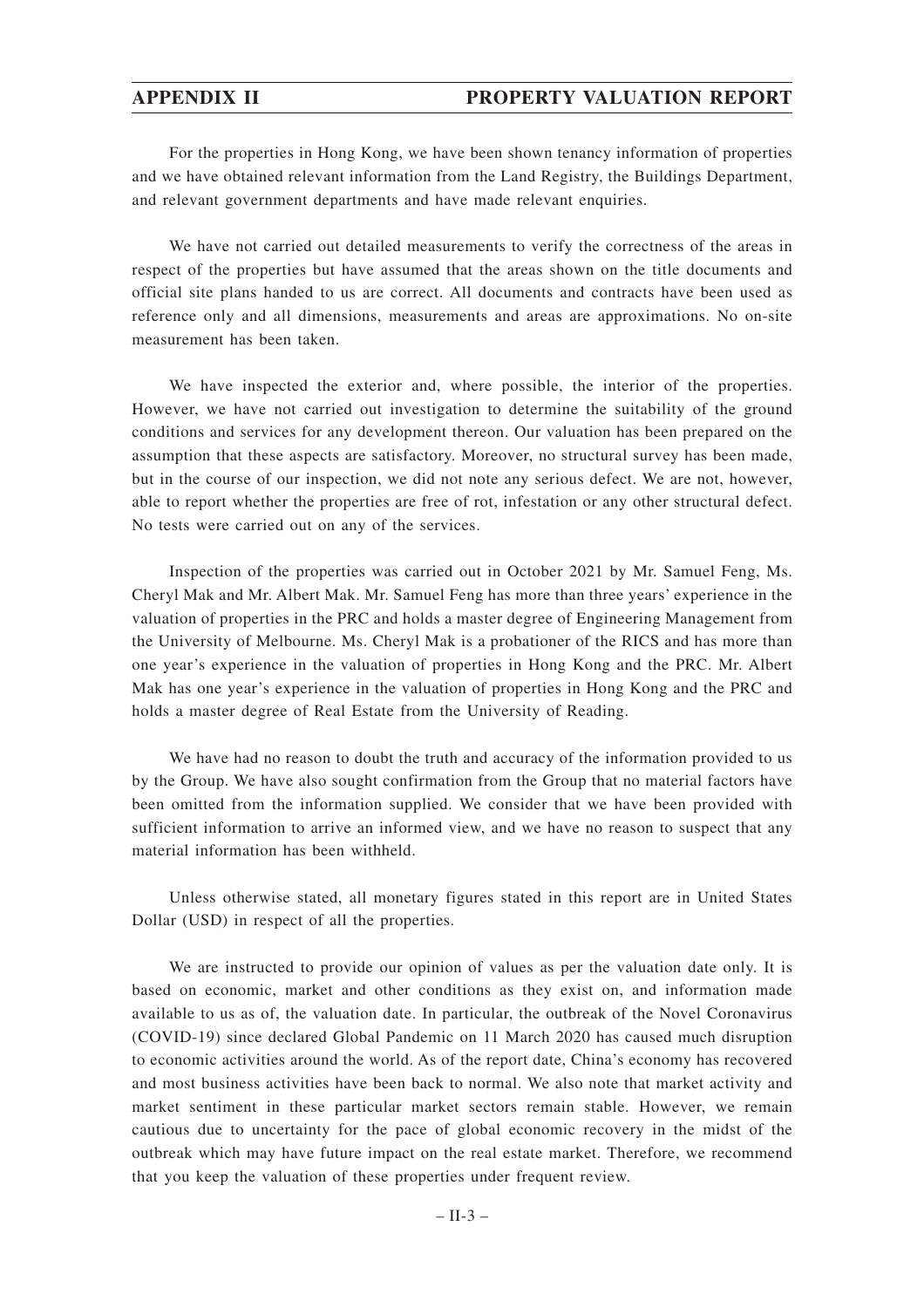For the properties in Hong Kong, we have been shown tenancy information of properties and we have obtained relevant information from the Land Registry, the Buildings Department, and relevant government departments and have made relevant enquiries.

We have not carried out detailed measurements to verify the correctness of the areas in respect of the properties but have assumed that the areas shown on the title documents and official site plans handed to us are correct. All documents and contracts have been used as reference only and all dimensions, measurements and areas are approximations. No on-site measurement has been taken.

We have inspected the exterior and, where possible, the interior of the properties. However, we have not carried out investigation to determine the suitability of the ground conditions and services for any development thereon. Our valuation has been prepared on the assumption that these aspects are satisfactory. Moreover, no structural survey has been made, but in the course of our inspection, we did not note any serious defect. We are not, however, able to report whether the properties are free of rot, infestation or any other structural defect. No tests were carried out on any of the services.

Inspection of the properties was carried out in October 2021 by Mr. Samuel Feng, Ms. Cheryl Mak and Mr. Albert Mak. Mr. Samuel Feng has more than three years' experience in the valuation of properties in the PRC and holds a master degree of Engineering Management from the University of Melbourne. Ms. Cheryl Mak is a probationer of the RICS and has more than one year's experience in the valuation of properties in Hong Kong and the PRC. Mr. Albert Mak has one year's experience in the valuation of properties in Hong Kong and the PRC and holds a master degree of Real Estate from the University of Reading.

We have had no reason to doubt the truth and accuracy of the information provided to us by the Group. We have also sought confirmation from the Group that no material factors have been omitted from the information supplied. We consider that we have been provided with sufficient information to arrive an informed view, and we have no reason to suspect that any material information has been withheld.

Unless otherwise stated, all monetary figures stated in this report are in United States Dollar (USD) in respect of all the properties.

We are instructed to provide our opinion of values as per the valuation date only. It is based on economic, market and other conditions as they exist on, and information made available to us as of, the valuation date. In particular, the outbreak of the Novel Coronavirus (COVID-19) since declared Global Pandemic on 11 March 2020 has caused much disruption to economic activities around the world. As of the report date, China's economy has recovered and most business activities have been back to normal. We also note that market activity and market sentiment in these particular market sectors remain stable. However, we remain cautious due to uncertainty for the pace of global economic recovery in the midst of the outbreak which may have future impact on the real estate market. Therefore, we recommend that you keep the valuation of these properties under frequent review.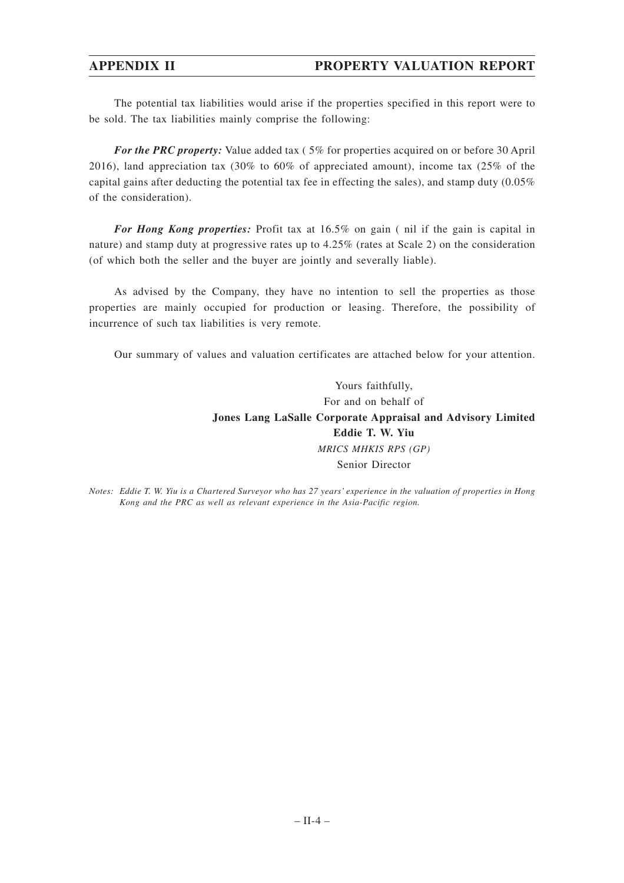The potential tax liabilities would arise if the properties specified in this report were to be sold. The tax liabilities mainly comprise the following:

***For the PRC property:*** Value added tax ( 5% for properties acquired on or before 30 April 2016), land appreciation tax (30% to 60% of appreciated amount), income tax (25% of the capital gains after deducting the potential tax fee in effecting the sales), and stamp duty (0.05% of the consideration).

***For Hong Kong properties:*** Profit tax at 16.5% on gain ( nil if the gain is capital in nature) and stamp duty at progressive rates up to 4.25% (rates at Scale 2) on the consideration (of which both the seller and the buyer are jointly and severally liable).

As advised by the Company, they have no intention to sell the properties as those properties are mainly occupied for production or leasing. Therefore, the possibility of incurrence of such tax liabilities is very remote.

Our summary of values and valuation certificates are attached below for your attention.

Yours faithfully,
For and on behalf of
**Jones Lang LaSalle Corporate Appraisal and Advisory Limited**
**Eddie T. W. Yiu**
*MRICS MHKIS RPS (GP)*
Senior Director

*Notes: Eddie T. W. Yiu is a Chartered Surveyor who has 27 years' experience in the valuation of properties in Hong Kong and the PRC as well as relevant experience in the Asia-Pacific region.*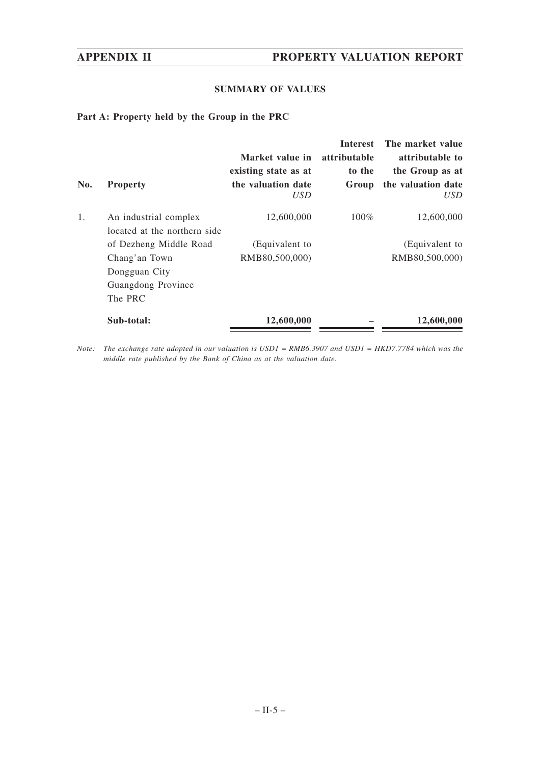### SUMMARY OF VALUES

**Part A: Property held by the Group in the PRC**

| No. | Property | Market value in existing state as at the valuation date *USD* | Interest attributable to the Group | The market value attributable to the Group as at the valuation date *USD* |
|---|---|---|---|---|
| 1. | An industrial complex located at the northern side of Dezheng Middle Road Chang'an Town Dongguan City Guangdong Province The PRC | 12,600,000 (Equivalent to RMB80,500,000) | 100% | 12,600,000 (Equivalent to RMB80,500,000) |
| | **Sub-total:** | **12,600,000** | – | **12,600,000** |

*Note: The exchange rate adopted in our valuation is USD1 = RMB6.3907 and USD1 = HKD7.7784 which was the middle rate published by the Bank of China as at the valuation date.*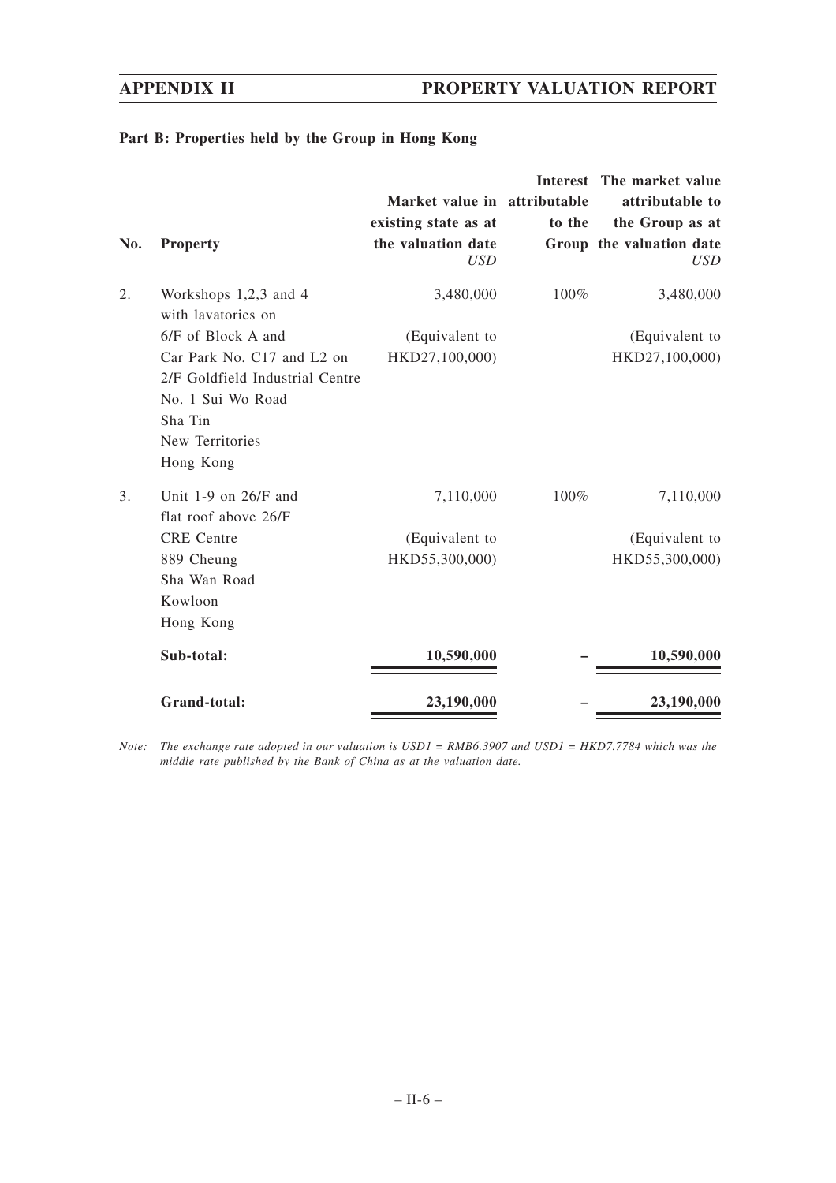**Part B: Properties held by the Group in Hong Kong**

| No. | Property | Market value in existing state as at the valuation date *USD* | Interest attributable to the Group | The market value attributable to the Group as at the valuation date *USD* |
|---|---|---|---|---|
| 2. | Workshops 1,2,3 and 4 with lavatories on 6/F of Block A and Car Park No. C17 and L2 on 2/F Goldfield Industrial Centre No. 1 Sui Wo Road Sha Tin New Territories Hong Kong | 3,480,000 (Equivalent to HKD27,100,000) | 100% | 3,480,000 (Equivalent to HKD27,100,000) |
| 3. | Unit 1-9 on 26/F and flat roof above 26/F CRE Centre 889 Cheung Sha Wan Road Kowloon Hong Kong | 7,110,000 (Equivalent to HKD55,300,000) | 100% | 7,110,000 (Equivalent to HKD55,300,000) |
| | **Sub-total:** | **10,590,000** | – | **10,590,000** |
| | **Grand-total:** | **23,190,000** | – | **23,190,000** |

*Note: The exchange rate adopted in our valuation is USD1 = RMB6.3907 and USD1 = HKD7.7784 which was the middle rate published by the Bank of China as at the valuation date.*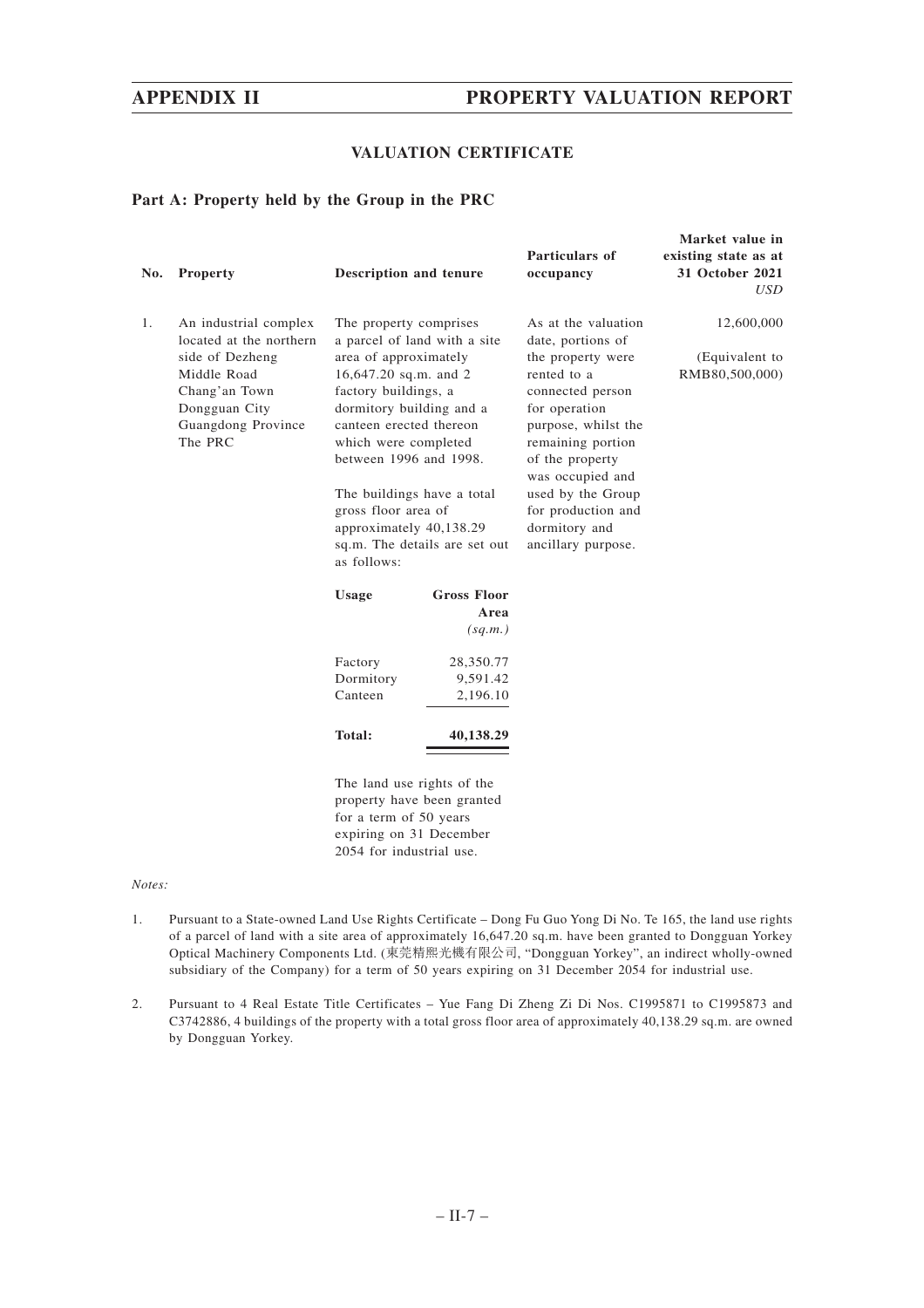# VALUATION CERTIFICATE

## Part A: Property held by the Group in the PRC

| No. | Property | Description and tenure | Particulars of occupancy | Market value in existing state as at 31 October 2021 *USD* |
|---|---|---|---|---|
| 1. | An industrial complex located at the northern side of Dezheng Middle Road Chang'an Town Dongguan City Guangdong Province The PRC | The property comprises a parcel of land with a site area of approximately 16,647.20 sq.m. and 2 factory buildings, a dormitory building and a canteen erected thereon which were completed between 1996 and 1998.<br><br>The buildings have a total gross floor area of approximately 40,138.29 sq.m. The details are set out as follows:<br><br>**Usage** / **Gross Floor Area** *(sq.m.)*<br>Factory 28,350.77<br>Dormitory 9,591.42<br>Canteen 2,196.10<br>**Total: 40,138.29**<br><br>The land use rights of the property have been granted for a term of 50 years expiring on 31 December 2054 for industrial use. | As at the valuation date, portions of the property were rented to a connected person for operation purpose, whilst the remaining portion of the property was occupied and used by the Group for production and dormitory and ancillary purpose. | 12,600,000<br><br>(Equivalent to RMB80,500,000) |

*Notes:*

1. Pursuant to a State-owned Land Use Rights Certificate – Dong Fu Guo Yong Di No. Te 165, the land use rights of a parcel of land with a site area of approximately 16,647.20 sq.m. have been granted to Dongguan Yorkey Optical Machinery Components Ltd. (東莞精熙光機有限公司, "Dongguan Yorkey", an indirect wholly-owned subsidiary of the Company) for a term of 50 years expiring on 31 December 2054 for industrial use.

2. Pursuant to 4 Real Estate Title Certificates – Yue Fang Di Zheng Zi Di Nos. C1995871 to C1995873 and C3742886, 4 buildings of the property with a total gross floor area of approximately 40,138.29 sq.m. are owned by Dongguan Yorkey.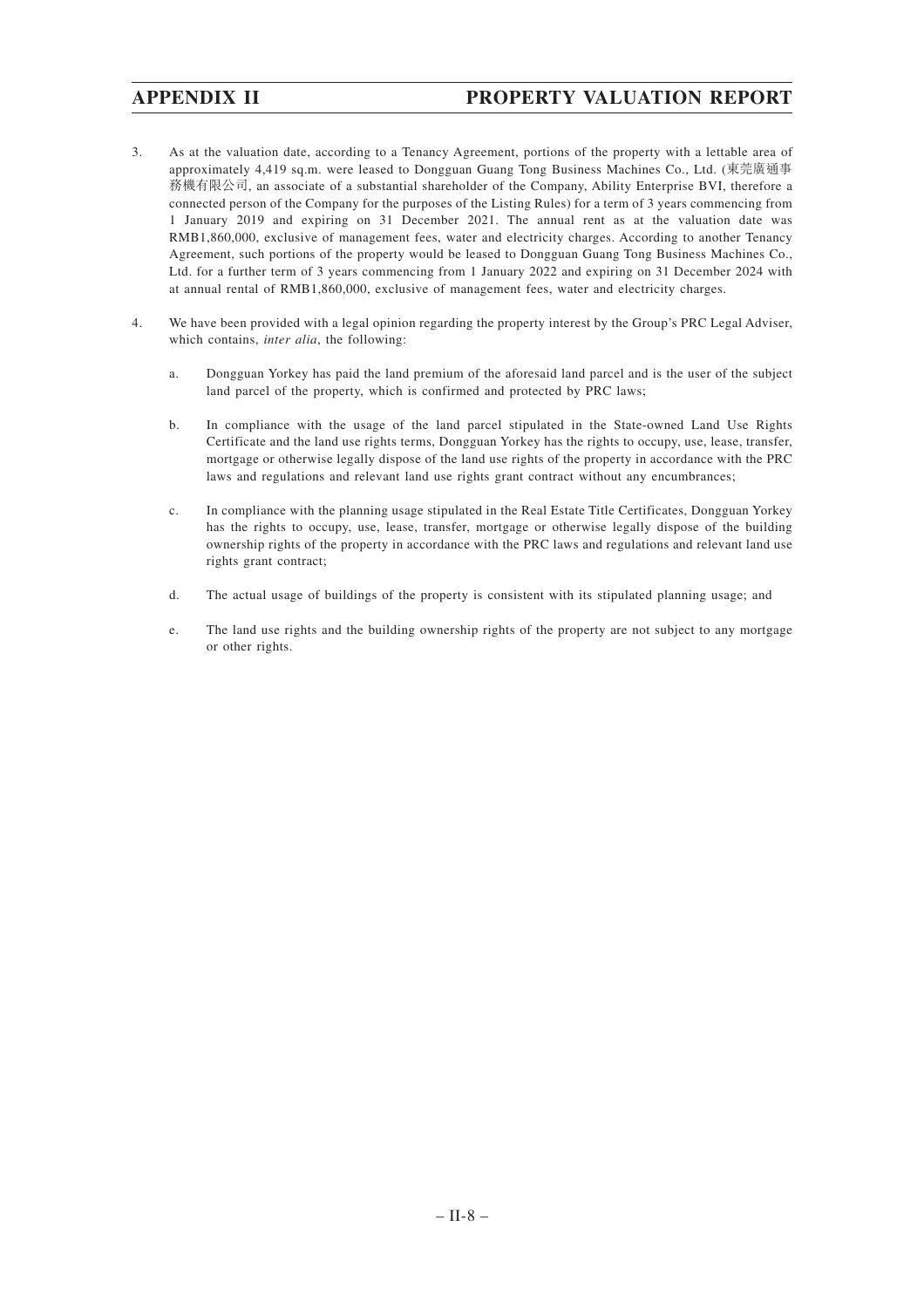3. As at the valuation date, according to a Tenancy Agreement, portions of the property with a lettable area of approximately 4,419 sq.m. were leased to Dongguan Guang Tong Business Machines Co., Ltd. (東莞廣通事務機有限公司, an associate of a substantial shareholder of the Company, Ability Enterprise BVI, therefore a connected person of the Company for the purposes of the Listing Rules) for a term of 3 years commencing from 1 January 2019 and expiring on 31 December 2021. The annual rent as at the valuation date was RMB1,860,000, exclusive of management fees, water and electricity charges. According to another Tenancy Agreement, such portions of the property would be leased to Dongguan Guang Tong Business Machines Co., Ltd. for a further term of 3 years commencing from 1 January 2022 and expiring on 31 December 2024 with at annual rental of RMB1,860,000, exclusive of management fees, water and electricity charges.

4. We have been provided with a legal opinion regarding the property interest by the Group's PRC Legal Adviser, which contains, *inter alia*, the following:

   a. Dongguan Yorkey has paid the land premium of the aforesaid land parcel and is the user of the subject land parcel of the property, which is confirmed and protected by PRC laws;

   b. In compliance with the usage of the land parcel stipulated in the State-owned Land Use Rights Certificate and the land use rights terms, Dongguan Yorkey has the rights to occupy, use, lease, transfer, mortgage or otherwise legally dispose of the land use rights of the property in accordance with the PRC laws and regulations and relevant land use rights grant contract without any encumbrances;

   c. In compliance with the planning usage stipulated in the Real Estate Title Certificates, Dongguan Yorkey has the rights to occupy, use, lease, transfer, mortgage or otherwise legally dispose of the building ownership rights of the property in accordance with the PRC laws and regulations and relevant land use rights grant contract;

   d. The actual usage of buildings of the property is consistent with its stipulated planning usage; and

   e. The land use rights and the building ownership rights of the property are not subject to any mortgage or other rights.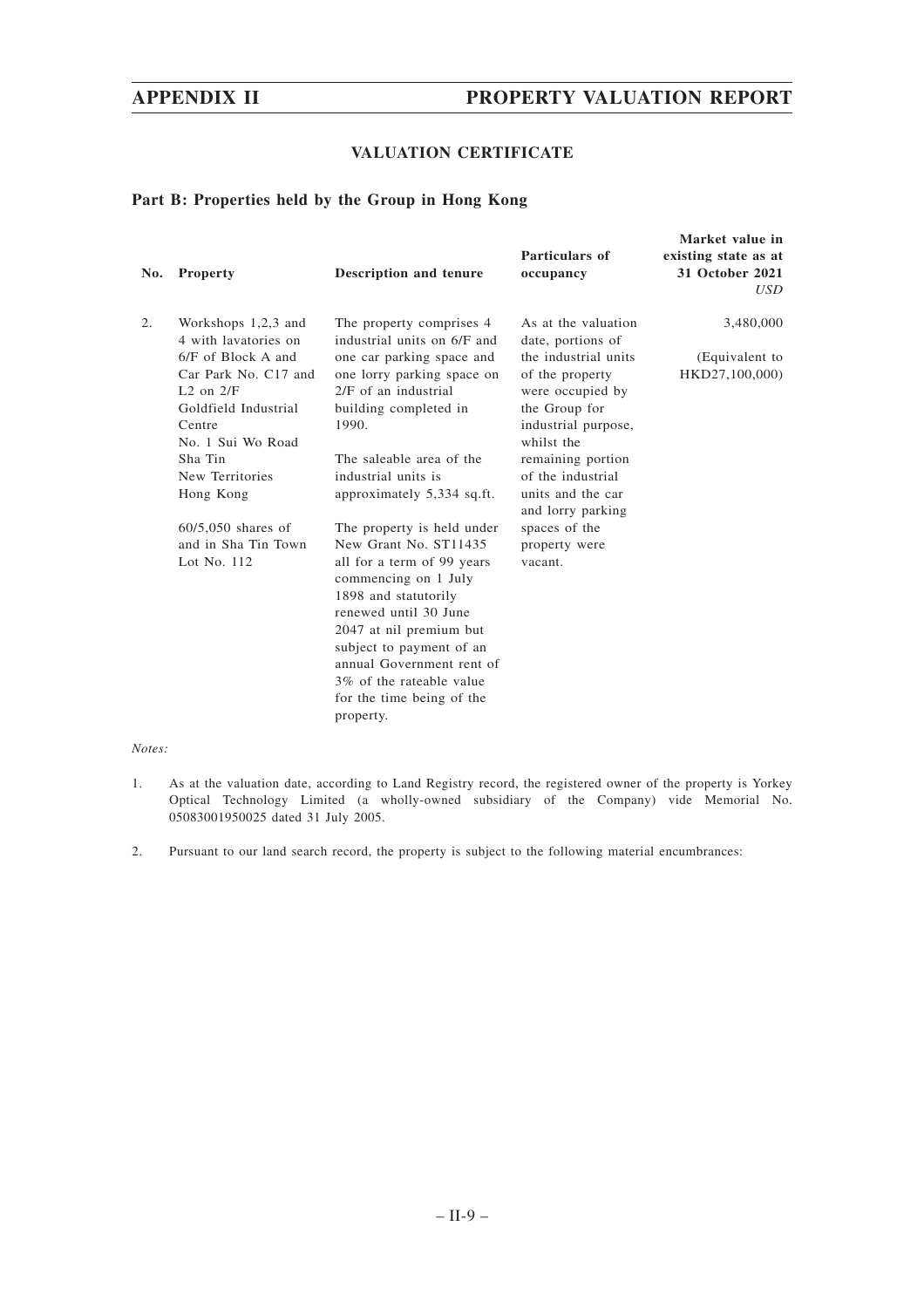## VALUATION CERTIFICATE

### Part B: Properties held by the Group in Hong Kong

| No. | Property | Description and tenure | Particulars of occupancy | Market value in existing state as at 31 October 2021 *USD* |
|---|---|---|---|---|
| 2. | Workshops 1,2,3 and 4 with lavatories on 6/F of Block A and Car Park No. C17 and L2 on 2/F Goldfield Industrial Centre No. 1 Sui Wo Road Sha Tin New Territories Hong Kong<br><br>60/5,050 shares of and in Sha Tin Town Lot No. 112 | The property comprises 4 industrial units on 6/F and one car parking space and one lorry parking space on 2/F of an industrial building completed in 1990.<br><br>The saleable area of the industrial units is approximately 5,334 sq.ft.<br><br>The property is held under New Grant No. ST11435 all for a term of 99 years commencing on 1 July 1898 and statutorily renewed until 30 June 2047 at nil premium but subject to payment of an annual Government rent of 3% of the rateable value for the time being of the property. | As at the valuation date, portions of the industrial units of the property were occupied by the Group for industrial purpose, whilst the remaining portion of the industrial units and the car and lorry parking spaces of the property were vacant. | 3,480,000<br><br>(Equivalent to HKD27,100,000) |

*Notes:*

1. As at the valuation date, according to Land Registry record, the registered owner of the property is Yorkey Optical Technology Limited (a wholly-owned subsidiary of the Company) vide Memorial No. 05083001950025 dated 31 July 2005.

2. Pursuant to our land search record, the property is subject to the following material encumbrances: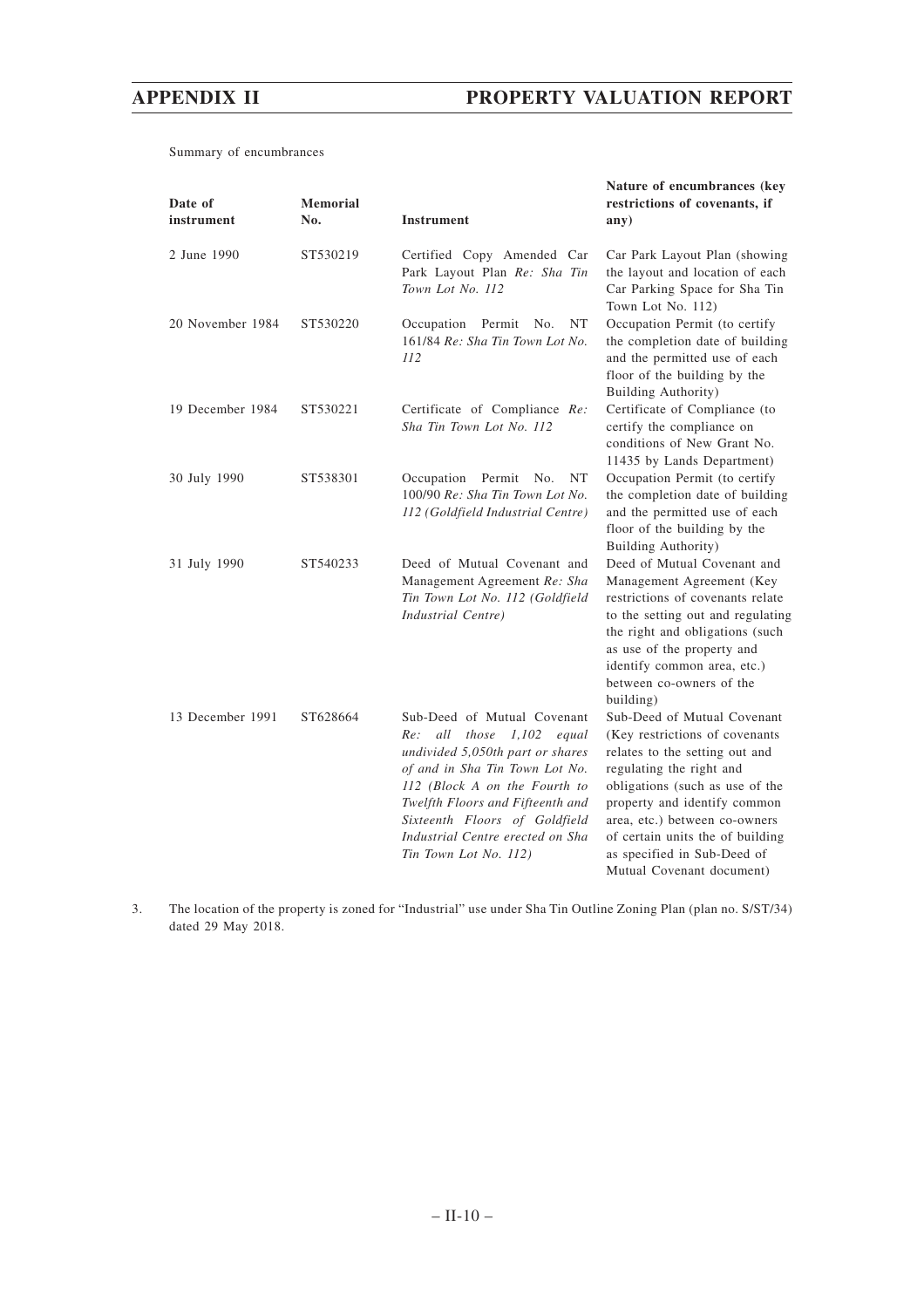Summary of encumbrances

| Date of instrument | Memorial No. | Instrument | Nature of encumbrances (key restrictions of covenants, if any) |
|---|---|---|---|
| 2 June 1990 | ST530219 | Certified Copy Amended Car Park Layout Plan *Re: Sha Tin Town Lot No. 112* | Car Park Layout Plan (showing the layout and location of each Car Parking Space for Sha Tin Town Lot No. 112) |
| 20 November 1984 | ST530220 | Occupation Permit No. NT 161/84 *Re: Sha Tin Town Lot No. 112* | Occupation Permit (to certify the completion date of building and the permitted use of each floor of the building by the Building Authority) |
| 19 December 1984 | ST530221 | Certificate of Compliance *Re: Sha Tin Town Lot No. 112* | Certificate of Compliance (to certify the compliance on conditions of New Grant No. 11435 by Lands Department) |
| 30 July 1990 | ST538301 | Occupation Permit No. NT 100/90 *Re: Sha Tin Town Lot No. 112 (Goldfield Industrial Centre)* | Occupation Permit (to certify the completion date of building and the permitted use of each floor of the building by the Building Authority) |
| 31 July 1990 | ST540233 | Deed of Mutual Covenant and Management Agreement *Re: Sha Tin Town Lot No. 112 (Goldfield Industrial Centre)* | Deed of Mutual Covenant and Management Agreement (Key restrictions of covenants relate to the setting out and regulating the right and obligations (such as use of the property and identify common area, etc.) between co-owners of the building) |
| 13 December 1991 | ST628664 | Sub-Deed of Mutual Covenant *Re: all those 1,102 equal undivided 5,050th part or shares of and in Sha Tin Town Lot No. 112 (Block A on the Fourth to Twelfth Floors and Fifteenth and Sixteenth Floors of Goldfield Industrial Centre erected on Sha Tin Town Lot No. 112)* | Sub-Deed of Mutual Covenant (Key restrictions of covenants relates to the setting out and regulating the right and obligations (such as use of the property and identify common area, etc.) between co-owners of certain units the of building as specified in Sub-Deed of Mutual Covenant document) |

3. The location of the property is zoned for "Industrial" use under Sha Tin Outline Zoning Plan (plan no. S/ST/34) dated 29 May 2018.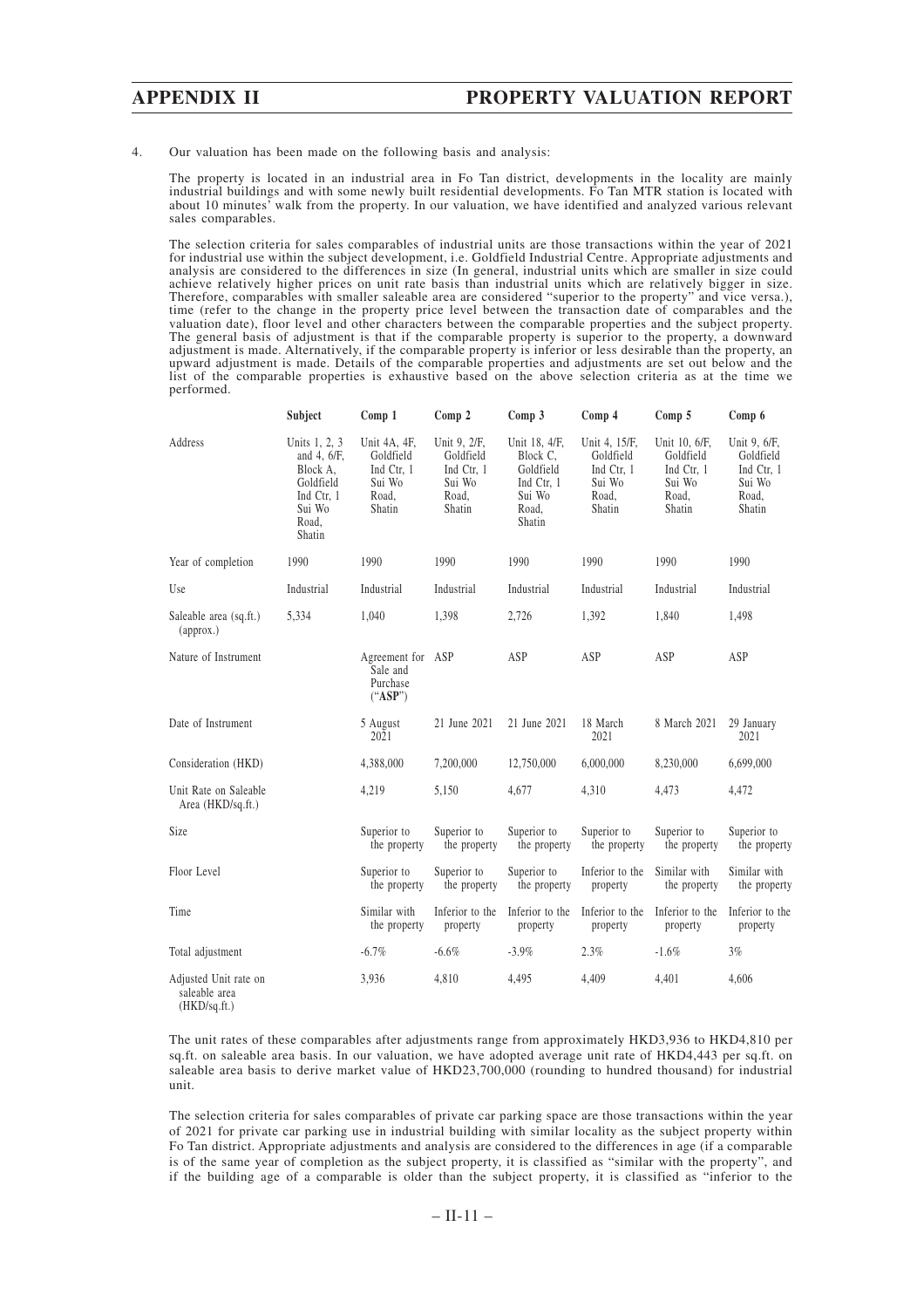4. Our valuation has been made on the following basis and analysis:

The property is located in an industrial area in Fo Tan district, developments in the locality are mainly industrial buildings and with some newly built residential developments. Fo Tan MTR station is located with about 10 minutes' walk from the property. In our valuation, we have identified and analyzed various relevant sales comparables.

The selection criteria for sales comparables of industrial units are those transactions within the year of 2021 for industrial use within the subject development, i.e. Goldfield Industrial Centre. Appropriate adjustments and analysis are considered to the differences in size (In general, industrial units which are smaller in size could achieve relatively higher prices on unit rate basis than industrial units which are relatively bigger in size. Therefore, comparables with smaller saleable area are considered "superior to the property" and vice versa.), time (refer to the change in the property price level between the transaction date of comparables and the valuation date), floor level and other characters between the comparable properties and the subject property. The general basis of adjustment is that if the comparable property is superior to the property, a downward adjustment is made. Alternatively, if the comparable property is inferior or less desirable than the property, an upward adjustment is made. Details of the comparable properties and adjustments are set out below and the list of the comparable properties is exhaustive based on the above selection criteria as at the time we performed.

| | Subject | Comp 1 | Comp 2 | Comp 3 | Comp 4 | Comp 5 | Comp 6 |
|---|---|---|---|---|---|---|---|
| Address | Units 1, 2, 3 and 4, 6/F, Block A, Goldfield Ind Ctr, 1 Sui Wo Road, Shatin | Unit 4A, 4F, Goldfield Ind Ctr, 1 Sui Wo Road, Shatin | Unit 9, 2/F, Goldfield Ind Ctr, 1 Sui Wo Road, Shatin | Unit 18, 4/F, Block C, Goldfield Ind Ctr, 1 Sui Wo Road, Shatin | Unit 4, 15/F, Goldfield Ind Ctr, 1 Sui Wo Road, Shatin | Unit 10, 6/F, Goldfield Ind Ctr, 1 Sui Wo Road, Shatin | Unit 9, 6/F, Goldfield Ind Ctr, 1 Sui Wo Road, Shatin |
| Year of completion | 1990 | 1990 | 1990 | 1990 | 1990 | 1990 | 1990 |
| Use | Industrial | Industrial | Industrial | Industrial | Industrial | Industrial | Industrial |
| Saleable area (sq.ft.) (approx.) | 5,334 | 1,040 | 1,398 | 2,726 | 1,392 | 1,840 | 1,498 |
| Nature of Instrument | | Agreement for Sale and Purchase ("**ASP**") | ASP | ASP | ASP | ASP | ASP |
| Date of Instrument | | 5 August 2021 | 21 June 2021 | 21 June 2021 | 18 March 2021 | 8 March 2021 | 29 January 2021 |
| Consideration (HKD) | | 4,388,000 | 7,200,000 | 12,750,000 | 6,000,000 | 8,230,000 | 6,699,000 |
| Unit Rate on Saleable Area (HKD/sq.ft.) | | 4,219 | 5,150 | 4,677 | 4,310 | 4,473 | 4,472 |
| Size | | Superior to the property | Superior to the property | Superior to the property | Superior to the property | Superior to the property | Superior to the property |
| Floor Level | | Superior to the property | Superior to the property | Superior to the property | Inferior to the property | Similar with the property | Similar with the property |
| Time | | Similar with the property | Inferior to the property | Inferior to the property | Inferior to the property | Inferior to the property | Inferior to the property |
| Total adjustment | | -6.7% | -6.6% | -3.9% | 2.3% | -1.6% | 3% |
| Adjusted Unit rate on saleable area (HKD/sq.ft.) | | 3,936 | 4,810 | 4,495 | 4,409 | 4,401 | 4,606 |

The unit rates of these comparables after adjustments range from approximately HKD3,936 to HKD4,810 per sq.ft. on saleable area basis. In our valuation, we have adopted average unit rate of HKD4,443 per sq.ft. on saleable area basis to derive market value of HKD23,700,000 (rounding to hundred thousand) for industrial unit.

The selection criteria for sales comparables of private car parking space are those transactions within the year of 2021 for private car parking use in industrial building with similar locality as the subject property within Fo Tan district. Appropriate adjustments and analysis are considered to the differences in age (if a comparable is of the same year of completion as the subject property, it is classified as "similar with the property", and if the building age of a comparable is older than the subject property, it is classified as "inferior to the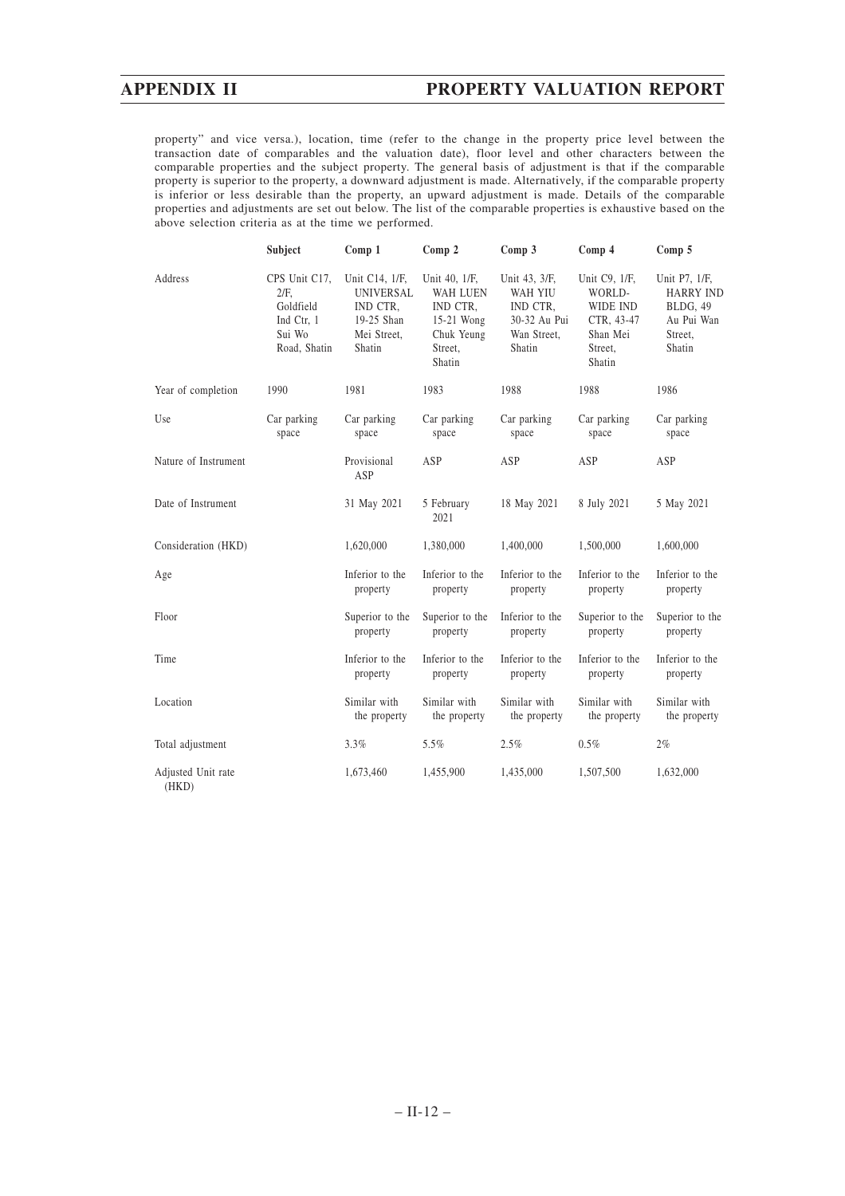property" and vice versa.), location, time (refer to the change in the property price level between the transaction date of comparables and the valuation date), floor level and other characters between the comparable properties and the subject property. The general basis of adjustment is that if the comparable property is superior to the property, a downward adjustment is made. Alternatively, if the comparable property is inferior or less desirable than the property, an upward adjustment is made. Details of the comparable properties and adjustments are set out below. The list of the comparable properties is exhaustive based on the above selection criteria as at the time we performed.

| | Subject | Comp 1 | Comp 2 | Comp 3 | Comp 4 | Comp 5 |
|---|---|---|---|---|---|---|
| Address | CPS Unit C17, 2/F, Goldfield Ind Ctr, 1 Sui Wo Road, Shatin | Unit C14, 1/F, UNIVERSAL IND CTR, 19-25 Shan Mei Street, Shatin | Unit 40, 1/F, WAH LUEN IND CTR, 15-21 Wong Chuk Yeung Street, Shatin | Unit 43, 3/F, WAH YIU IND CTR, 30-32 Au Pui Wan Street, Shatin | Unit C9, 1/F, WORLD-WIDE IND CTR, 43-47 Shan Mei Street, Shatin | Unit P7, 1/F, HARRY IND BLDG, 49 Au Pui Wan Street, Shatin |
| Year of completion | 1990 | 1981 | 1983 | 1988 | 1988 | 1986 |
| Use | Car parking space | Car parking space | Car parking space | Car parking space | Car parking space | Car parking space |
| Nature of Instrument | | Provisional ASP | ASP | ASP | ASP | ASP |
| Date of Instrument | | 31 May 2021 | 5 February 2021 | 18 May 2021 | 8 July 2021 | 5 May 2021 |
| Consideration (HKD) | | 1,620,000 | 1,380,000 | 1,400,000 | 1,500,000 | 1,600,000 |
| Age | | Inferior to the property | Inferior to the property | Inferior to the property | Inferior to the property | Inferior to the property |
| Floor | | Superior to the property | Superior to the property | Inferior to the property | Superior to the property | Superior to the property |
| Time | | Inferior to the property | Inferior to the property | Inferior to the property | Inferior to the property | Inferior to the property |
| Location | | Similar with the property | Similar with the property | Similar with the property | Similar with the property | Similar with the property |
| Total adjustment | | 3.3% | 5.5% | 2.5% | 0.5% | 2% |
| Adjusted Unit rate (HKD) | | 1,673,460 | 1,455,900 | 1,435,000 | 1,507,500 | 1,632,000 |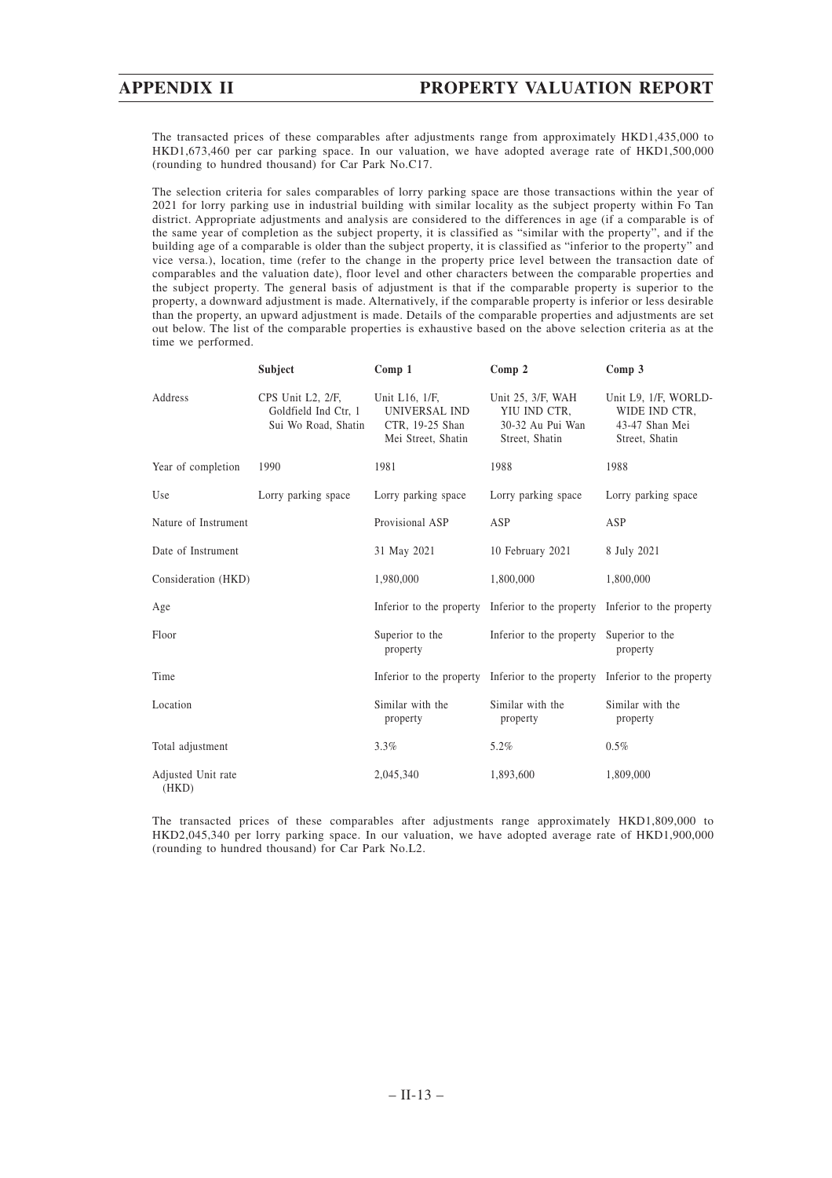The transacted prices of these comparables after adjustments range from approximately HKD1,435,000 to HKD1,673,460 per car parking space. In our valuation, we have adopted average rate of HKD1,500,000 (rounding to hundred thousand) for Car Park No.C17.

The selection criteria for sales comparables of lorry parking space are those transactions within the year of 2021 for lorry parking use in industrial building with similar locality as the subject property within Fo Tan district. Appropriate adjustments and analysis are considered to the differences in age (if a comparable is of the same year of completion as the subject property, it is classified as "similar with the property", and if the building age of a comparable is older than the subject property, it is classified as "inferior to the property" and vice versa.), location, time (refer to the change in the property price level between the transaction date of comparables and the valuation date), floor level and other characters between the comparable properties and the subject property. The general basis of adjustment is that if the comparable property is superior to the property, a downward adjustment is made. Alternatively, if the comparable property is inferior or less desirable than the property, an upward adjustment is made. Details of the comparable properties and adjustments are set out below. The list of the comparable properties is exhaustive based on the above selection criteria as at the time we performed.

| | Subject | Comp 1 | Comp 2 | Comp 3 |
|---|---|---|---|---|
| Address | CPS Unit L2, 2/F, Goldfield Ind Ctr, 1 Sui Wo Road, Shatin | Unit L16, 1/F, UNIVERSAL IND CTR, 19-25 Shan Mei Street, Shatin | Unit 25, 3/F, WAH YIU IND CTR, 30-32 Au Pui Wan Street, Shatin | Unit L9, 1/F, WORLD-WIDE IND CTR, 43-47 Shan Mei Street, Shatin |
| Year of completion | 1990 | 1981 | 1988 | 1988 |
| Use | Lorry parking space | Lorry parking space | Lorry parking space | Lorry parking space |
| Nature of Instrument | | Provisional ASP | ASP | ASP |
| Date of Instrument | | 31 May 2021 | 10 February 2021 | 8 July 2021 |
| Consideration (HKD) | | 1,980,000 | 1,800,000 | 1,800,000 |
| Age | | Inferior to the property | Inferior to the property | Inferior to the property |
| Floor | | Superior to the property | Inferior to the property | Superior to the property |
| Time | | Inferior to the property | Inferior to the property | Inferior to the property |
| Location | | Similar with the property | Similar with the property | Similar with the property |
| Total adjustment | | 3.3% | 5.2% | 0.5% |
| Adjusted Unit rate (HKD) | | 2,045,340 | 1,893,600 | 1,809,000 |

The transacted prices of these comparables after adjustments range approximately HKD1,809,000 to HKD2,045,340 per lorry parking space. In our valuation, we have adopted average rate of HKD1,900,000 (rounding to hundred thousand) for Car Park No.L2.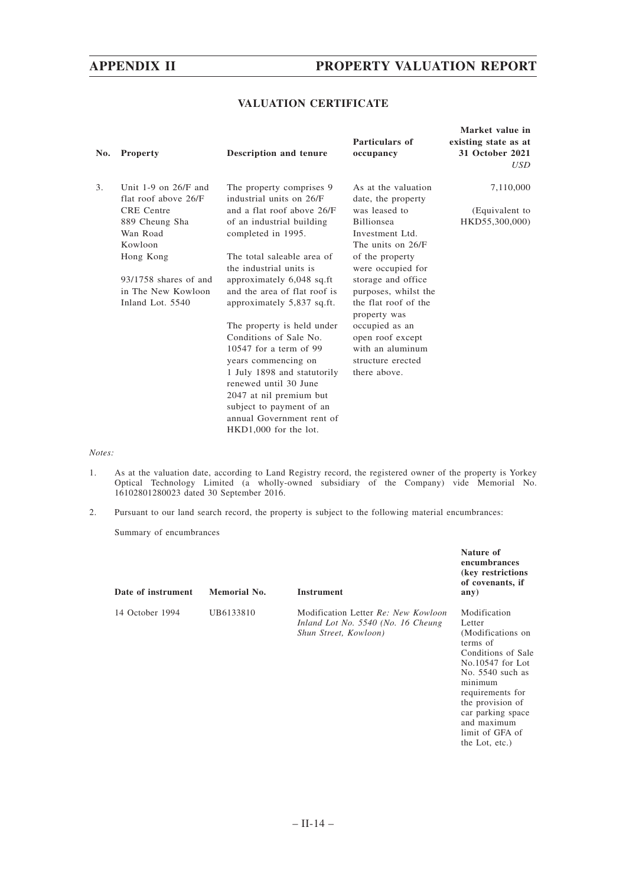## VALUATION CERTIFICATE

| No. | Property | Description and tenure | Particulars of occupancy | Market value in existing state as at 31 October 2021 *USD* |
|---|---|---|---|---|
| 3. | Unit 1-9 on 26/F and flat roof above 26/F CRE Centre 889 Cheung Sha Wan Road Kowloon Hong Kong<br><br>93/1758 shares of and in The New Kowloon Inland Lot. 5540 | The property comprises 9 industrial units on 26/F and a flat roof above 26/F of an industrial building completed in 1995.<br><br>The total saleable area of the industrial units is approximately 6,048 sq.ft and the area of flat roof is approximately 5,837 sq.ft.<br><br>The property is held under Conditions of Sale No. 10547 for a term of 99 years commencing on 1 July 1898 and statutorily renewed until 30 June 2047 at nil premium but subject to payment of an annual Government rent of HKD1,000 for the lot. | As at the valuation date, the property was leased to Billionsea Investment Ltd. The units on 26/F of the property were occupied for storage and office purposes, whilst the the flat roof of the property was occupied as an open roof except with an aluminum structure erected there above. | 7,110,000<br><br>(Equivalent to HKD55,300,000) |

*Notes:*

1. As at the valuation date, according to Land Registry record, the registered owner of the property is Yorkey Optical Technology Limited (a wholly-owned subsidiary of the Company) vide Memorial No. 16102801280023 dated 30 September 2016.

2. Pursuant to our land search record, the property is subject to the following material encumbrances:

   Summary of encumbrances

| Date of instrument | Memorial No. | Instrument | Nature of encumbrances (key restrictions of covenants, if any) |
|---|---|---|---|
| 14 October 1994 | UB6133810 | Modification Letter *Re: New Kowloon Inland Lot No. 5540 (No. 16 Cheung Shun Street, Kowloon)* | Modification Letter (Modifications on terms of Conditions of Sale No.10547 for Lot No. 5540 such as minimum requirements for the provision of car parking space and maximum limit of GFA of the Lot, etc.) |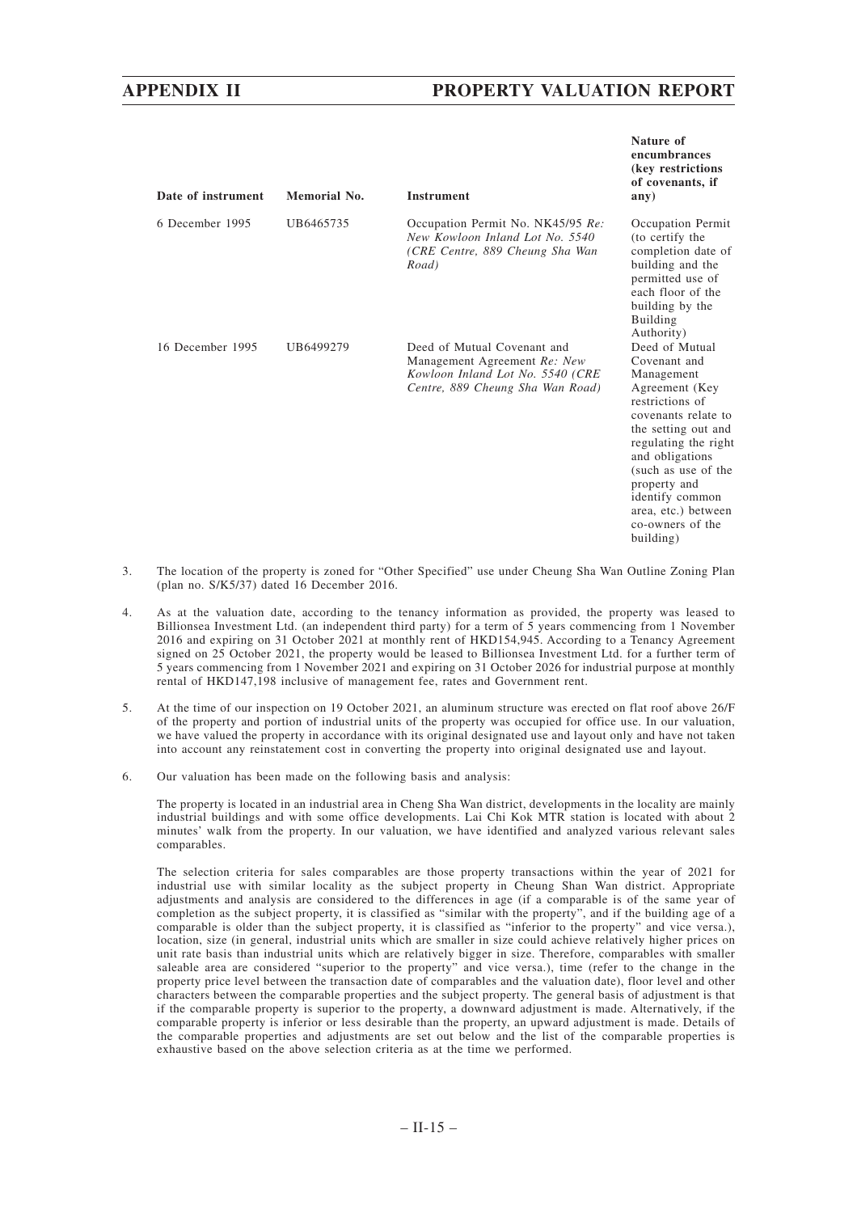| Date of instrument | Memorial No. | Instrument | Nature of encumbrances (key restrictions of covenants, if any) |
|---|---|---|---|
| 6 December 1995 | UB6465735 | Occupation Permit No. NK45/95 *Re: New Kowloon Inland Lot No. 5540 (CRE Centre, 889 Cheung Sha Wan Road)* | Occupation Permit (to certify the completion date of building and the permitted use of each floor of the building by the Building Authority) |
| 16 December 1995 | UB6499279 | Deed of Mutual Covenant and Management Agreement *Re: New Kowloon Inland Lot No. 5540 (CRE Centre, 889 Cheung Sha Wan Road)* | Deed of Mutual Covenant and Management Agreement (Key restrictions of covenants relate to the setting out and regulating the right and obligations (such as use of the property and identify common area, etc.) between co-owners of the building) |

3. The location of the property is zoned for "Other Specified" use under Cheung Sha Wan Outline Zoning Plan (plan no. S/K5/37) dated 16 December 2016.

4. As at the valuation date, according to the tenancy information as provided, the property was leased to Billionsea Investment Ltd. (an independent third party) for a term of 5 years commencing from 1 November 2016 and expiring on 31 October 2021 at monthly rent of HKD154,945. According to a Tenancy Agreement signed on 25 October 2021, the property would be leased to Billionsea Investment Ltd. for a further term of 5 years commencing from 1 November 2021 and expiring on 31 October 2026 for industrial purpose at monthly rental of HKD147,198 inclusive of management fee, rates and Government rent.

5. At the time of our inspection on 19 October 2021, an aluminum structure was erected on flat roof above 26/F of the property and portion of industrial units of the property was occupied for office use. In our valuation, we have valued the property in accordance with its original designated use and layout only and have not taken into account any reinstatement cost in converting the property into original designated use and layout.

6. Our valuation has been made on the following basis and analysis:

   The property is located in an industrial area in Cheng Sha Wan district, developments in the locality are mainly industrial buildings and with some office developments. Lai Chi Kok MTR station is located with about 2 minutes' walk from the property. In our valuation, we have identified and analyzed various relevant sales comparables.

   The selection criteria for sales comparables are those property transactions within the year of 2021 for industrial use with similar locality as the subject property in Cheung Shan Wan district. Appropriate adjustments and analysis are considered to the differences in age (if a comparable is of the same year of completion as the subject property, it is classified as "similar with the property", and if the building age of a comparable is older than the subject property, it is classified as "inferior to the property" and vice versa.), location, size (in general, industrial units which are smaller in size could achieve relatively higher prices on unit rate basis than industrial units which are relatively bigger in size. Therefore, comparables with smaller saleable area are considered "superior to the property" and vice versa.), time (refer to the change in the property price level between the transaction date of comparables and the valuation date), floor level and other characters between the comparable properties and the subject property. The general basis of adjustment is that if the comparable property is superior to the property, a downward adjustment is made. Alternatively, if the comparable property is inferior or less desirable than the property, an upward adjustment is made. Details of the comparable properties and adjustments are set out below and the list of the comparable properties is exhaustive based on the above selection criteria as at the time we performed.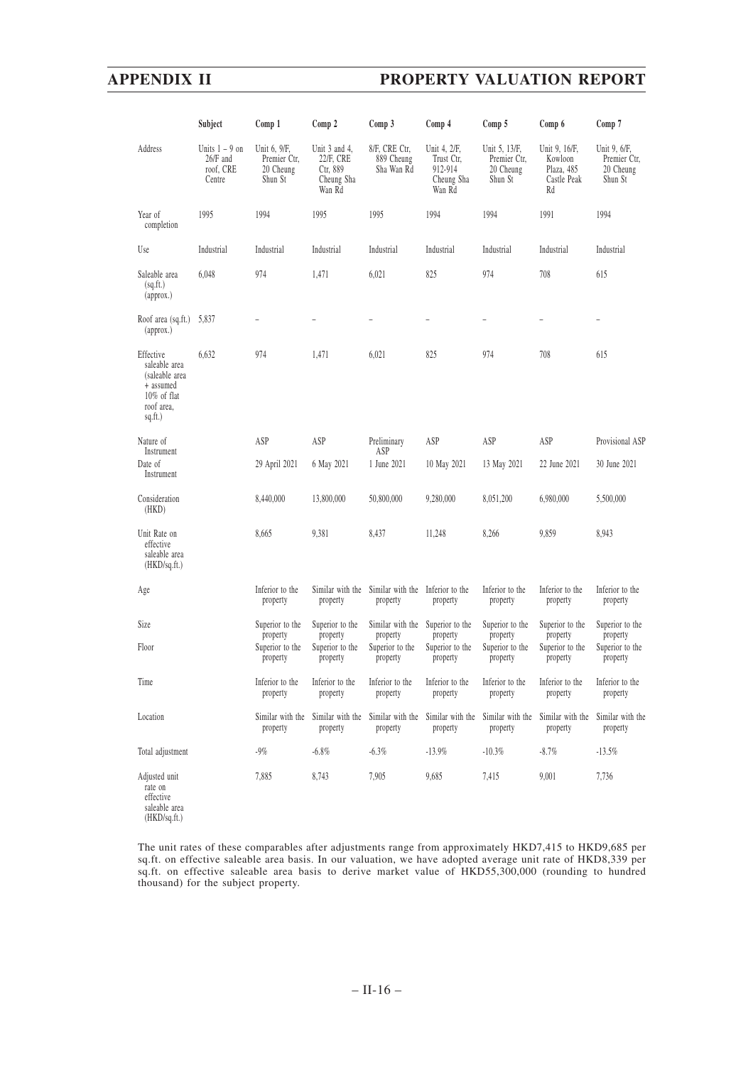| | Subject | Comp 1 | Comp 2 | Comp 3 | Comp 4 | Comp 5 | Comp 6 | Comp 7 |
|---|---|---|---|---|---|---|---|---|
| Address | Units 1 – 9 on 26/F and roof, CRE Centre | Unit 6, 9/F, Premier Ctr, 20 Cheung Shun St | Unit 3 and 4, 22/F, CRE Ctr, 889 Cheung Sha Wan Rd | 8/F, CRE Ctr, 889 Cheung Sha Wan Rd | Unit 4, 2/F, Trust Ctr, 912-914 Cheung Sha Wan Rd | Unit 5, 13/F, Premier Ctr, 20 Cheung Shun St | Unit 9, 16/F, Kowloon Plaza, 485 Castle Peak Rd | Unit 9, 6/F, Premier Ctr, 20 Cheung Shun St |
| Year of completion | 1995 | 1994 | 1995 | 1995 | 1994 | 1994 | 1991 | 1994 |
| Use | Industrial | Industrial | Industrial | Industrial | Industrial | Industrial | Industrial | Industrial |
| Saleable area (sq.ft.) (approx.) | 6,048 | 974 | 1,471 | 6,021 | 825 | 974 | 708 | 615 |
| Roof area (sq.ft.) (approx.) | 5,837 | – | – | – | – | – | – | – |
| Effective saleable area (saleable area + assumed 10% of flat roof area, sq.ft.) | 6,632 | 974 | 1,471 | 6,021 | 825 | 974 | 708 | 615 |
| Nature of Instrument | | ASP | ASP | Preliminary ASP | ASP | ASP | ASP | Provisional ASP |
| Date of Instrument | | 29 April 2021 | 6 May 2021 | 1 June 2021 | 10 May 2021 | 13 May 2021 | 22 June 2021 | 30 June 2021 |
| Consideration (HKD) | | 8,440,000 | 13,800,000 | 50,800,000 | 9,280,000 | 8,051,200 | 6,980,000 | 5,500,000 |
| Unit Rate on effective saleable area (HKD/sq.ft.) | | 8,665 | 9,381 | 8,437 | 11,248 | 8,266 | 9,859 | 8,943 |
| Age | | Inferior to the property | Similar with the property | Similar with the property | Inferior to the property | Inferior to the property | Inferior to the property | Inferior to the property |
| Size | | Superior to the property | Superior to the property | Similar with the property | Superior to the property | Superior to the property | Superior to the property | Superior to the property |
| Floor | | Superior to the property | Superior to the property | Superior to the property | Superior to the property | Superior to the property | Superior to the property | Superior to the property |
| Time | | Inferior to the property | Inferior to the property | Inferior to the property | Inferior to the property | Inferior to the property | Inferior to the property | Inferior to the property |
| Location | | Similar with the property | Similar with the property | Similar with the property | Similar with the property | Similar with the property | Similar with the property | Similar with the property |
| Total adjustment | | -9% | -6.8% | -6.3% | -13.9% | -10.3% | -8.7% | -13.5% |
| Adjusted unit rate on effective saleable area (HKD/sq.ft.) | | 7,885 | 8,743 | 7,905 | 9,685 | 7,415 | 9,001 | 7,736 |

The unit rates of these comparables after adjustments range from approximately HKD7,415 to HKD9,685 per sq.ft. on effective saleable area basis. In our valuation, we have adopted average unit rate of HKD8,339 per sq.ft. on effective saleable area basis to derive market value of HKD55,300,000 (rounding to hundred thousand) for the subject property.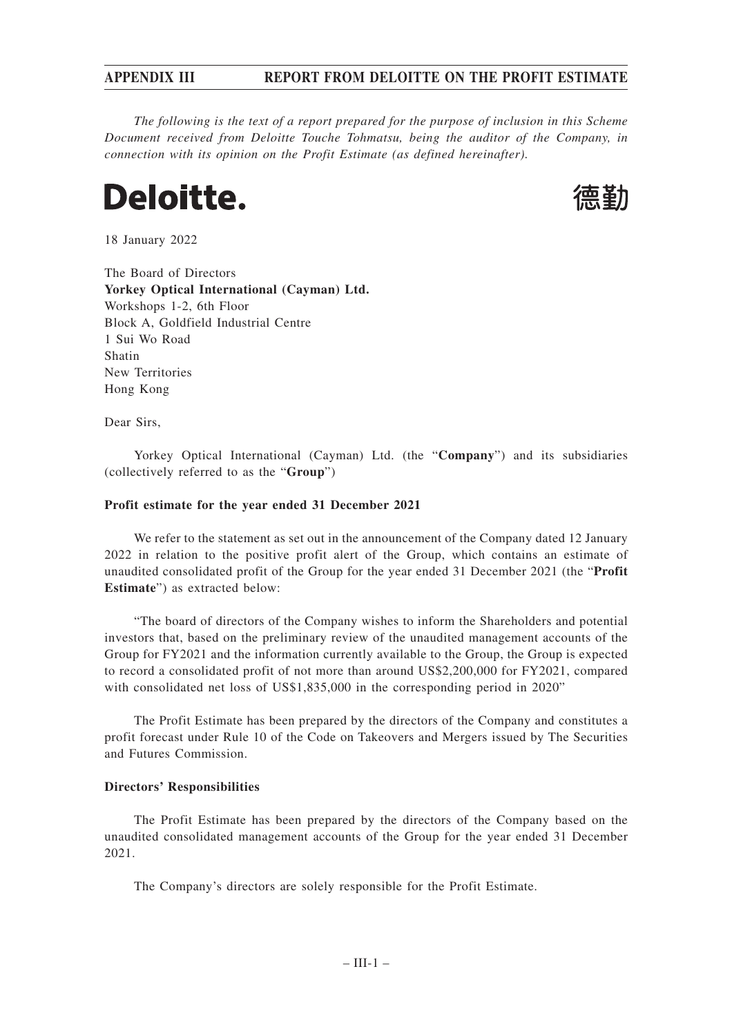*The following is the text of a report prepared for the purpose of inclusion in this Scheme Document received from Deloitte Touche Tohmatsu, being the auditor of the Company, in connection with its opinion on the Profit Estimate (as defined hereinafter).*

**Deloitte.** 德勤

18 January 2022

The Board of Directors
**Yorkey Optical International (Cayman) Ltd.**
Workshops 1-2, 6th Floor
Block A, Goldfield Industrial Centre
1 Sui Wo Road
Shatin
New Territories
Hong Kong

Dear Sirs,

Yorkey Optical International (Cayman) Ltd. (the "**Company**") and its subsidiaries (collectively referred to as the "**Group**")

**Profit estimate for the year ended 31 December 2021**

We refer to the statement as set out in the announcement of the Company dated 12 January 2022 in relation to the positive profit alert of the Group, which contains an estimate of unaudited consolidated profit of the Group for the year ended 31 December 2021 (the "**Profit Estimate**") as extracted below:

"The board of directors of the Company wishes to inform the Shareholders and potential investors that, based on the preliminary review of the unaudited management accounts of the Group for FY2021 and the information currently available to the Group, the Group is expected to record a consolidated profit of not more than around US$2,200,000 for FY2021, compared with consolidated net loss of US$1,835,000 in the corresponding period in 2020"

The Profit Estimate has been prepared by the directors of the Company and constitutes a profit forecast under Rule 10 of the Code on Takeovers and Mergers issued by The Securities and Futures Commission.

**Directors' Responsibilities**

The Profit Estimate has been prepared by the directors of the Company based on the unaudited consolidated management accounts of the Group for the year ended 31 December 2021.

The Company's directors are solely responsible for the Profit Estimate.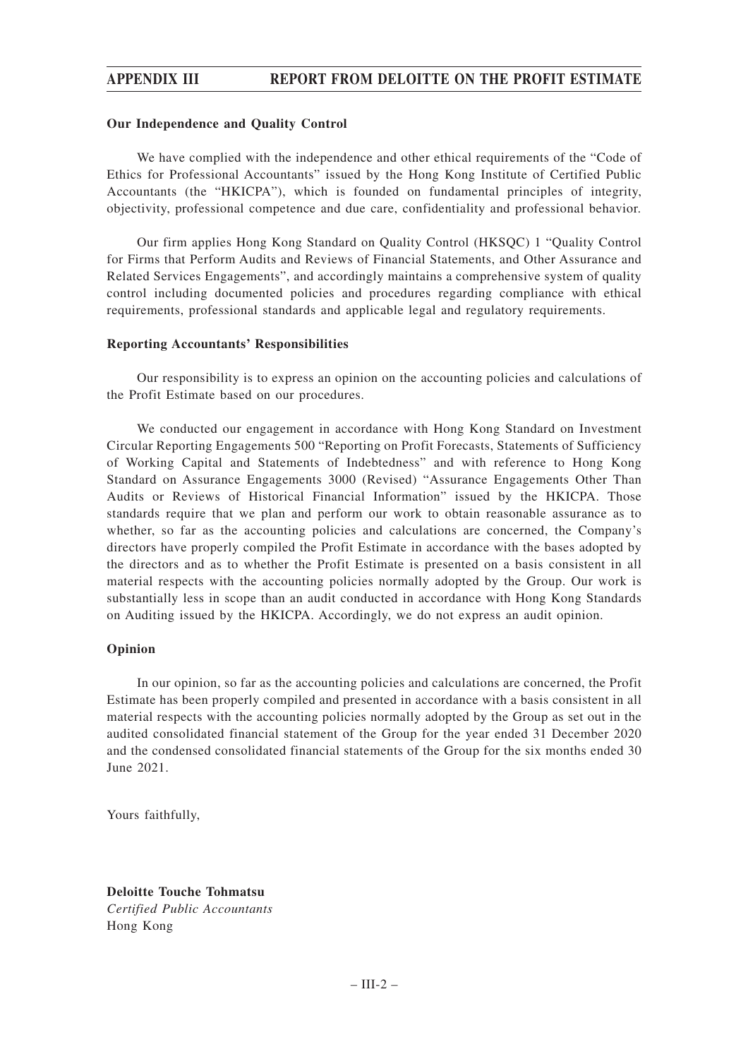**Our Independence and Quality Control**

We have complied with the independence and other ethical requirements of the "Code of Ethics for Professional Accountants" issued by the Hong Kong Institute of Certified Public Accountants (the "HKICPA"), which is founded on fundamental principles of integrity, objectivity, professional competence and due care, confidentiality and professional behavior.

Our firm applies Hong Kong Standard on Quality Control (HKSQC) 1 "Quality Control for Firms that Perform Audits and Reviews of Financial Statements, and Other Assurance and Related Services Engagements", and accordingly maintains a comprehensive system of quality control including documented policies and procedures regarding compliance with ethical requirements, professional standards and applicable legal and regulatory requirements.

**Reporting Accountants' Responsibilities**

Our responsibility is to express an opinion on the accounting policies and calculations of the Profit Estimate based on our procedures.

We conducted our engagement in accordance with Hong Kong Standard on Investment Circular Reporting Engagements 500 "Reporting on Profit Forecasts, Statements of Sufficiency of Working Capital and Statements of Indebtedness" and with reference to Hong Kong Standard on Assurance Engagements 3000 (Revised) "Assurance Engagements Other Than Audits or Reviews of Historical Financial Information" issued by the HKICPA. Those standards require that we plan and perform our work to obtain reasonable assurance as to whether, so far as the accounting policies and calculations are concerned, the Company's directors have properly compiled the Profit Estimate in accordance with the bases adopted by the directors and as to whether the Profit Estimate is presented on a basis consistent in all material respects with the accounting policies normally adopted by the Group. Our work is substantially less in scope than an audit conducted in accordance with Hong Kong Standards on Auditing issued by the HKICPA. Accordingly, we do not express an audit opinion.

**Opinion**

In our opinion, so far as the accounting policies and calculations are concerned, the Profit Estimate has been properly compiled and presented in accordance with a basis consistent in all material respects with the accounting policies normally adopted by the Group as set out in the audited consolidated financial statement of the Group for the year ended 31 December 2020 and the condensed consolidated financial statements of the Group for the six months ended 30 June 2021.

Yours faithfully,

**Deloitte Touche Tohmatsu**
*Certified Public Accountants*
Hong Kong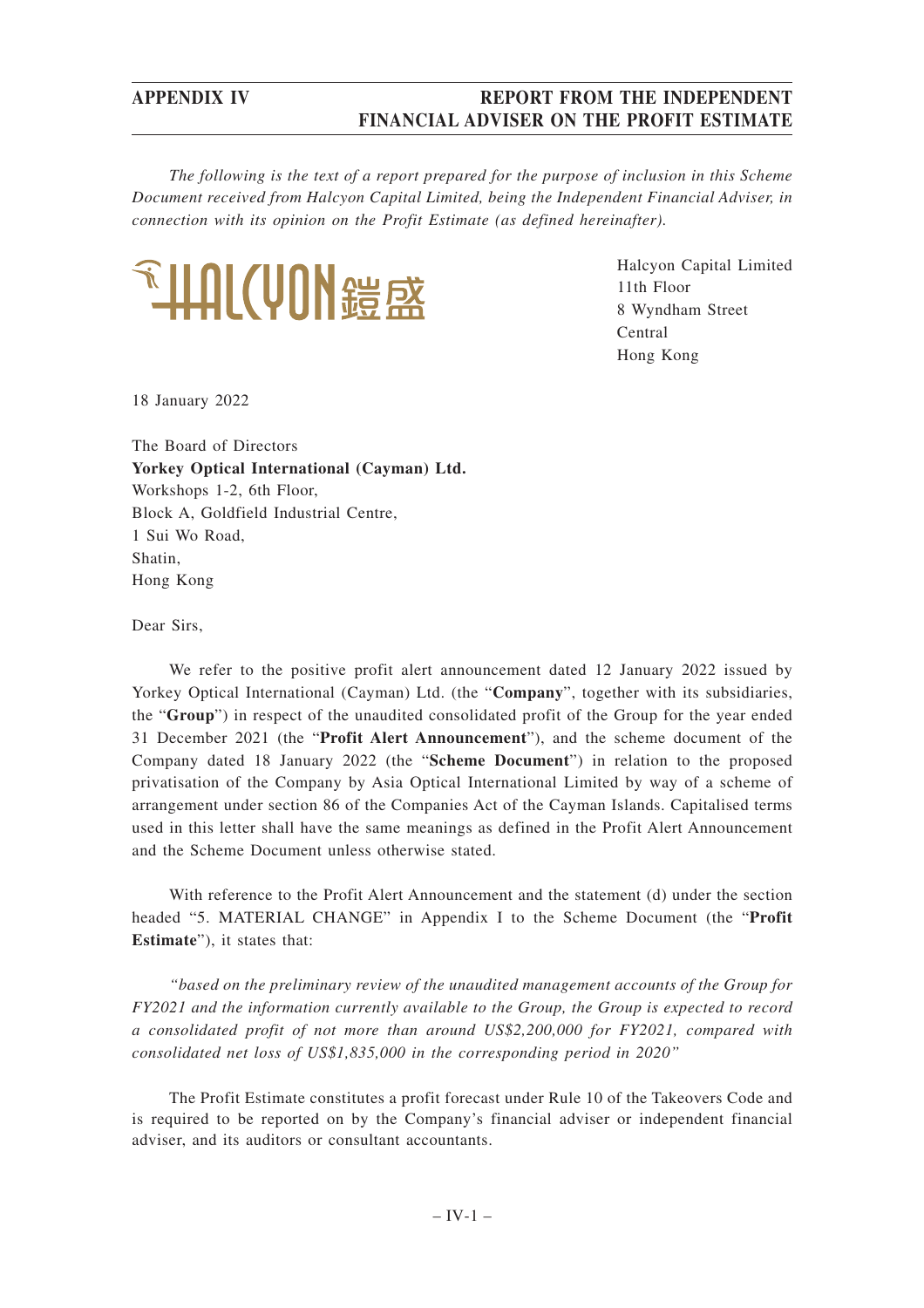*The following is the text of a report prepared for the purpose of inclusion in this Scheme Document received from Halcyon Capital Limited, being the Independent Financial Adviser, in connection with its opinion on the Profit Estimate (as defined hereinafter).*

HALCYON 鎧盛

Halcyon Capital Limited
11th Floor
8 Wyndham Street
Central
Hong Kong

18 January 2022

The Board of Directors
**Yorkey Optical International (Cayman) Ltd.**
Workshops 1-2, 6th Floor,
Block A, Goldfield Industrial Centre,
1 Sui Wo Road,
Shatin,
Hong Kong

Dear Sirs,

We refer to the positive profit alert announcement dated 12 January 2022 issued by Yorkey Optical International (Cayman) Ltd. (the "**Company**", together with its subsidiaries, the "**Group**") in respect of the unaudited consolidated profit of the Group for the year ended 31 December 2021 (the "**Profit Alert Announcement**"), and the scheme document of the Company dated 18 January 2022 (the "**Scheme Document**") in relation to the proposed privatisation of the Company by Asia Optical International Limited by way of a scheme of arrangement under section 86 of the Companies Act of the Cayman Islands. Capitalised terms used in this letter shall have the same meanings as defined in the Profit Alert Announcement and the Scheme Document unless otherwise stated.

With reference to the Profit Alert Announcement and the statement (d) under the section headed "5. MATERIAL CHANGE" in Appendix I to the Scheme Document (the "**Profit Estimate**"), it states that:

*"based on the preliminary review of the unaudited management accounts of the Group for FY2021 and the information currently available to the Group, the Group is expected to record a consolidated profit of not more than around US$2,200,000 for FY2021, compared with consolidated net loss of US$1,835,000 in the corresponding period in 2020"*

The Profit Estimate constitutes a profit forecast under Rule 10 of the Takeovers Code and is required to be reported on by the Company's financial adviser or independent financial adviser, and its auditors or consultant accountants.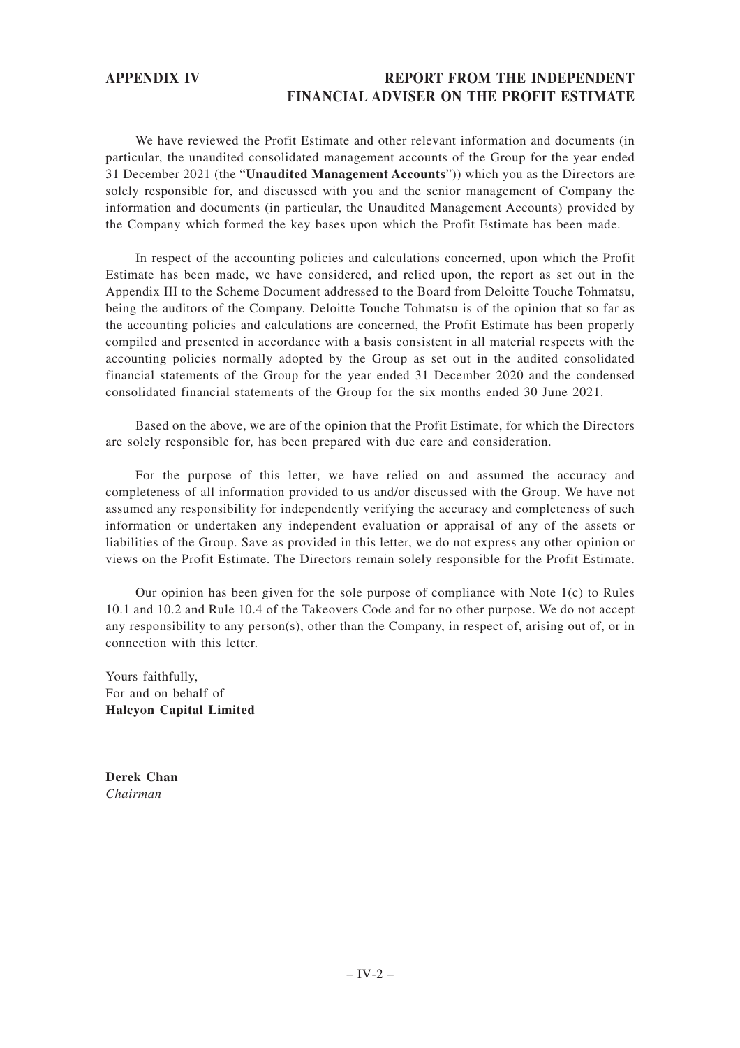We have reviewed the Profit Estimate and other relevant information and documents (in particular, the unaudited consolidated management accounts of the Group for the year ended 31 December 2021 (the "**Unaudited Management Accounts**")) which you as the Directors are solely responsible for, and discussed with you and the senior management of Company the information and documents (in particular, the Unaudited Management Accounts) provided by the Company which formed the key bases upon which the Profit Estimate has been made.

In respect of the accounting policies and calculations concerned, upon which the Profit Estimate has been made, we have considered, and relied upon, the report as set out in the Appendix III to the Scheme Document addressed to the Board from Deloitte Touche Tohmatsu, being the auditors of the Company. Deloitte Touche Tohmatsu is of the opinion that so far as the accounting policies and calculations are concerned, the Profit Estimate has been properly compiled and presented in accordance with a basis consistent in all material respects with the accounting policies normally adopted by the Group as set out in the audited consolidated financial statements of the Group for the year ended 31 December 2020 and the condensed consolidated financial statements of the Group for the six months ended 30 June 2021.

Based on the above, we are of the opinion that the Profit Estimate, for which the Directors are solely responsible for, has been prepared with due care and consideration.

For the purpose of this letter, we have relied on and assumed the accuracy and completeness of all information provided to us and/or discussed with the Group. We have not assumed any responsibility for independently verifying the accuracy and completeness of such information or undertaken any independent evaluation or appraisal of any of the assets or liabilities of the Group. Save as provided in this letter, we do not express any other opinion or views on the Profit Estimate. The Directors remain solely responsible for the Profit Estimate.

Our opinion has been given for the sole purpose of compliance with Note 1(c) to Rules 10.1 and 10.2 and Rule 10.4 of the Takeovers Code and for no other purpose. We do not accept any responsibility to any person(s), other than the Company, in respect of, arising out of, or in connection with this letter.

Yours faithfully,
For and on behalf of
**Halcyon Capital Limited**

**Derek Chan**
*Chairman*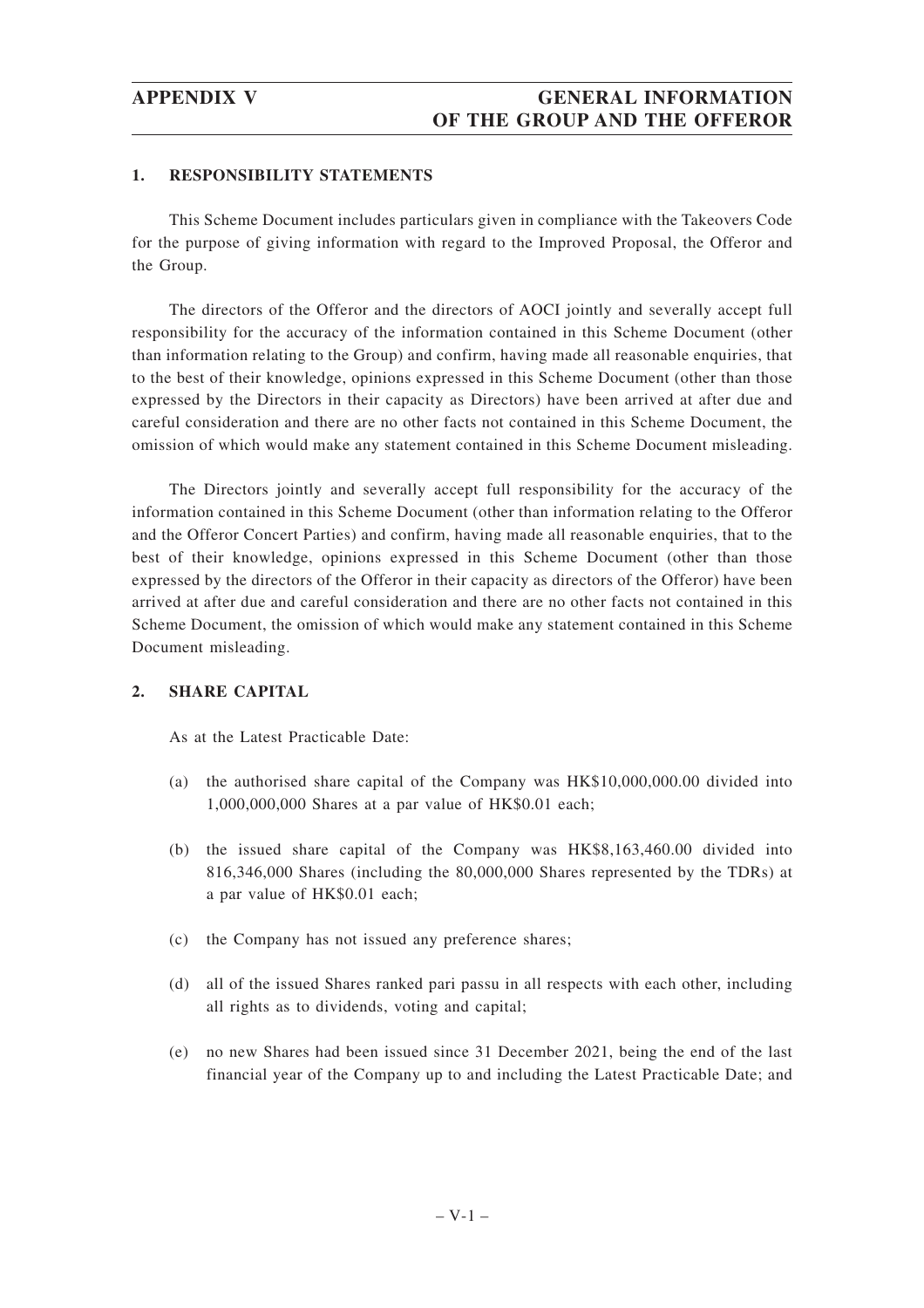## 1. RESPONSIBILITY STATEMENTS

This Scheme Document includes particulars given in compliance with the Takeovers Code for the purpose of giving information with regard to the Improved Proposal, the Offeror and the Group.

The directors of the Offeror and the directors of AOCI jointly and severally accept full responsibility for the accuracy of the information contained in this Scheme Document (other than information relating to the Group) and confirm, having made all reasonable enquiries, that to the best of their knowledge, opinions expressed in this Scheme Document (other than those expressed by the Directors in their capacity as Directors) have been arrived at after due and careful consideration and there are no other facts not contained in this Scheme Document, the omission of which would make any statement contained in this Scheme Document misleading.

The Directors jointly and severally accept full responsibility for the accuracy of the information contained in this Scheme Document (other than information relating to the Offeror and the Offeror Concert Parties) and confirm, having made all reasonable enquiries, that to the best of their knowledge, opinions expressed in this Scheme Document (other than those expressed by the directors of the Offeror in their capacity as directors of the Offeror) have been arrived at after due and careful consideration and there are no other facts not contained in this Scheme Document, the omission of which would make any statement contained in this Scheme Document misleading.

## 2. SHARE CAPITAL

As at the Latest Practicable Date:

(a) the authorised share capital of the Company was HK$10,000,000.00 divided into 1,000,000,000 Shares at a par value of HK$0.01 each;

(b) the issued share capital of the Company was HK$8,163,460.00 divided into 816,346,000 Shares (including the 80,000,000 Shares represented by the TDRs) at a par value of HK$0.01 each;

(c) the Company has not issued any preference shares;

(d) all of the issued Shares ranked pari passu in all respects with each other, including all rights as to dividends, voting and capital;

(e) no new Shares had been issued since 31 December 2021, being the end of the last financial year of the Company up to and including the Latest Practicable Date; and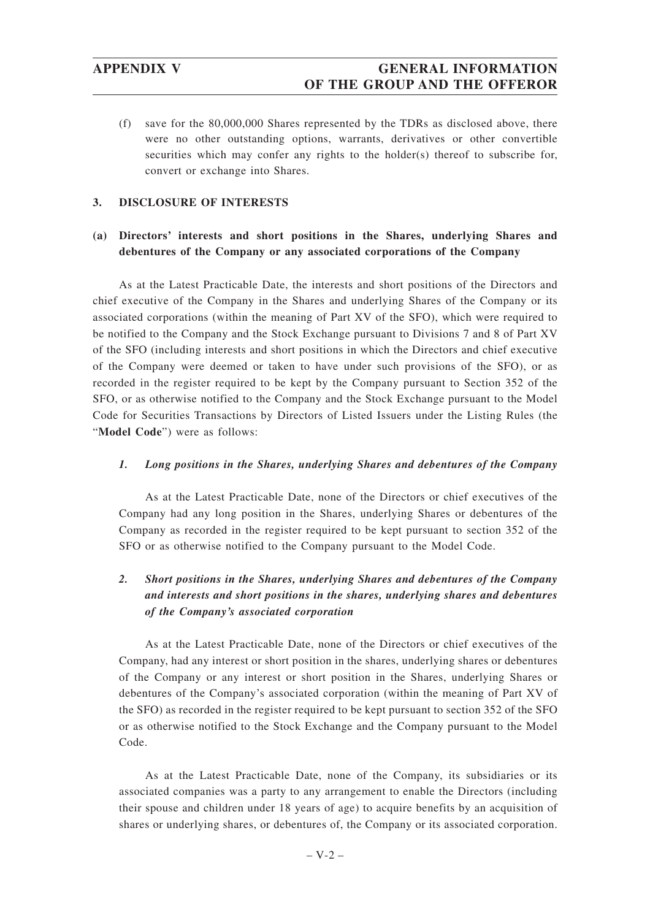(f) save for the 80,000,000 Shares represented by the TDRs as disclosed above, there were no other outstanding options, warrants, derivatives or other convertible securities which may confer any rights to the holder(s) thereof to subscribe for, convert or exchange into Shares.

## 3. DISCLOSURE OF INTERESTS

### (a) Directors' interests and short positions in the Shares, underlying Shares and debentures of the Company or any associated corporations of the Company

As at the Latest Practicable Date, the interests and short positions of the Directors and chief executive of the Company in the Shares and underlying Shares of the Company or its associated corporations (within the meaning of Part XV of the SFO), which were required to be notified to the Company and the Stock Exchange pursuant to Divisions 7 and 8 of Part XV of the SFO (including interests and short positions in which the Directors and chief executive of the Company were deemed or taken to have under such provisions of the SFO), or as recorded in the register required to be kept by the Company pursuant to Section 352 of the SFO, or as otherwise notified to the Company and the Stock Exchange pursuant to the Model Code for Securities Transactions by Directors of Listed Issuers under the Listing Rules (the "**Model Code**") were as follows:

#### *1. Long positions in the Shares, underlying Shares and debentures of the Company*

As at the Latest Practicable Date, none of the Directors or chief executives of the Company had any long position in the Shares, underlying Shares or debentures of the Company as recorded in the register required to be kept pursuant to section 352 of the SFO or as otherwise notified to the Company pursuant to the Model Code.

#### *2. Short positions in the Shares, underlying Shares and debentures of the Company and interests and short positions in the shares, underlying shares and debentures of the Company's associated corporation*

As at the Latest Practicable Date, none of the Directors or chief executives of the Company, had any interest or short position in the shares, underlying shares or debentures of the Company or any interest or short position in the Shares, underlying Shares or debentures of the Company's associated corporation (within the meaning of Part XV of the SFO) as recorded in the register required to be kept pursuant to section 352 of the SFO or as otherwise notified to the Stock Exchange and the Company pursuant to the Model Code.

As at the Latest Practicable Date, none of the Company, its subsidiaries or its associated companies was a party to any arrangement to enable the Directors (including their spouse and children under 18 years of age) to acquire benefits by an acquisition of shares or underlying shares, or debentures of, the Company or its associated corporation.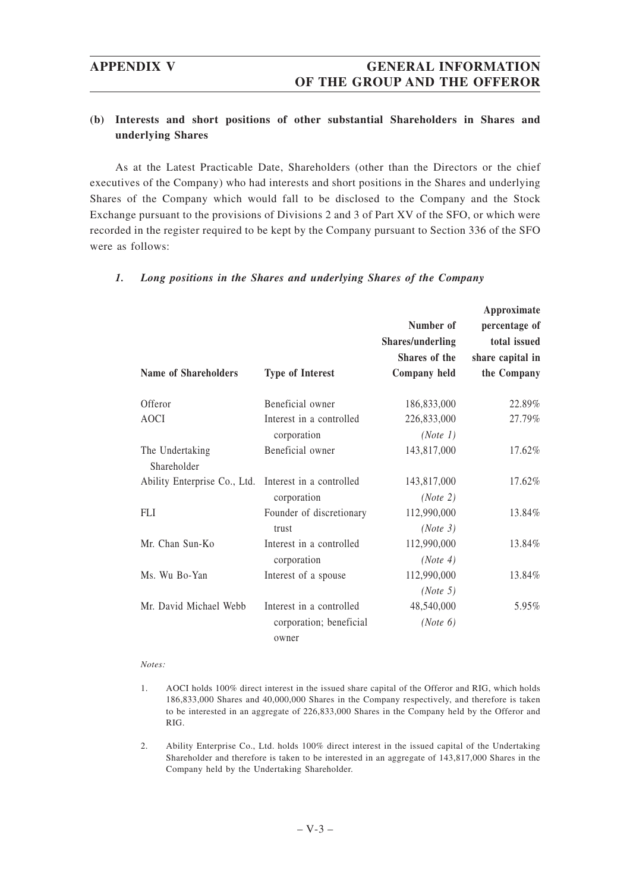**(b) Interests and short positions of other substantial Shareholders in Shares and underlying Shares**

As at the Latest Practicable Date, Shareholders (other than the Directors or the chief executives of the Company) who had interests and short positions in the Shares and underlying Shares of the Company which would fall to be disclosed to the Company and the Stock Exchange pursuant to the provisions of Divisions 2 and 3 of Part XV of the SFO, or which were recorded in the register required to be kept by the Company pursuant to Section 336 of the SFO were as follows:

***1. Long positions in the Shares and underlying Shares of the Company***

| Name of Shareholders | Type of Interest | Number of Shares/underling Shares of the Company held | Approximate percentage of total issued share capital in the Company |
|---|---|---|---|
| Offeror | Beneficial owner | 186,833,000 | 22.89% |
| AOCI | Interest in a controlled corporation | 226,833,000 *(Note 1)* | 27.79% |
| The Undertaking Shareholder | Beneficial owner | 143,817,000 | 17.62% |
| Ability Enterprise Co., Ltd. | Interest in a controlled corporation | 143,817,000 *(Note 2)* | 17.62% |
| FLI | Founder of discretionary trust | 112,990,000 *(Note 3)* | 13.84% |
| Mr. Chan Sun-Ko | Interest in a controlled corporation | 112,990,000 *(Note 4)* | 13.84% |
| Ms. Wu Bo-Yan | Interest of a spouse | 112,990,000 *(Note 5)* | 13.84% |
| Mr. David Michael Webb | Interest in a controlled corporation; beneficial owner | 48,540,000 *(Note 6)* | 5.95% |

*Notes:*

1. AOCI holds 100% direct interest in the issued share capital of the Offeror and RIG, which holds 186,833,000 Shares and 40,000,000 Shares in the Company respectively, and therefore is taken to be interested in an aggregate of 226,833,000 Shares in the Company held by the Offeror and RIG.

2. Ability Enterprise Co., Ltd. holds 100% direct interest in the issued capital of the Undertaking Shareholder and therefore is taken to be interested in an aggregate of 143,817,000 Shares in the Company held by the Undertaking Shareholder.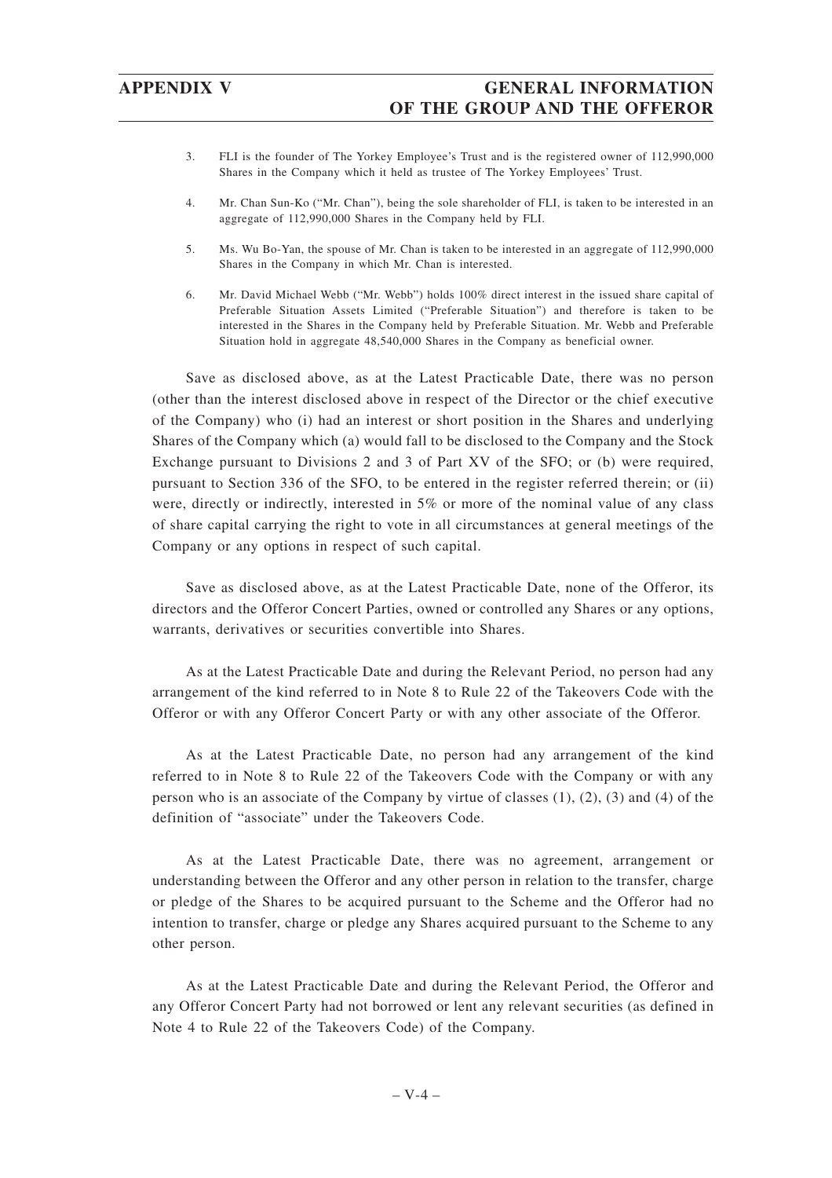3. FLI is the founder of The Yorkey Employee's Trust and is the registered owner of 112,990,000 Shares in the Company which it held as trustee of The Yorkey Employees' Trust.

4. Mr. Chan Sun-Ko ("Mr. Chan"), being the sole shareholder of FLI, is taken to be interested in an aggregate of 112,990,000 Shares in the Company held by FLI.

5. Ms. Wu Bo-Yan, the spouse of Mr. Chan is taken to be interested in an aggregate of 112,990,000 Shares in the Company in which Mr. Chan is interested.

6. Mr. David Michael Webb ("Mr. Webb") holds 100% direct interest in the issued share capital of Preferable Situation Assets Limited ("Preferable Situation") and therefore is taken to be interested in the Shares in the Company held by Preferable Situation. Mr. Webb and Preferable Situation hold in aggregate 48,540,000 Shares in the Company as beneficial owner.

Save as disclosed above, as at the Latest Practicable Date, there was no person (other than the interest disclosed above in respect of the Director or the chief executive of the Company) who (i) had an interest or short position in the Shares and underlying Shares of the Company which (a) would fall to be disclosed to the Company and the Stock Exchange pursuant to Divisions 2 and 3 of Part XV of the SFO; or (b) were required, pursuant to Section 336 of the SFO, to be entered in the register referred therein; or (ii) were, directly or indirectly, interested in 5% or more of the nominal value of any class of share capital carrying the right to vote in all circumstances at general meetings of the Company or any options in respect of such capital.

Save as disclosed above, as at the Latest Practicable Date, none of the Offeror, its directors and the Offeror Concert Parties, owned or controlled any Shares or any options, warrants, derivatives or securities convertible into Shares.

As at the Latest Practicable Date and during the Relevant Period, no person had any arrangement of the kind referred to in Note 8 to Rule 22 of the Takeovers Code with the Offeror or with any Offeror Concert Party or with any other associate of the Offeror.

As at the Latest Practicable Date, no person had any arrangement of the kind referred to in Note 8 to Rule 22 of the Takeovers Code with the Company or with any person who is an associate of the Company by virtue of classes (1), (2), (3) and (4) of the definition of "associate" under the Takeovers Code.

As at the Latest Practicable Date, there was no agreement, arrangement or understanding between the Offeror and any other person in relation to the transfer, charge or pledge of the Shares to be acquired pursuant to the Scheme and the Offeror had no intention to transfer, charge or pledge any Shares acquired pursuant to the Scheme to any other person.

As at the Latest Practicable Date and during the Relevant Period, the Offeror and any Offeror Concert Party had not borrowed or lent any relevant securities (as defined in Note 4 to Rule 22 of the Takeovers Code) of the Company.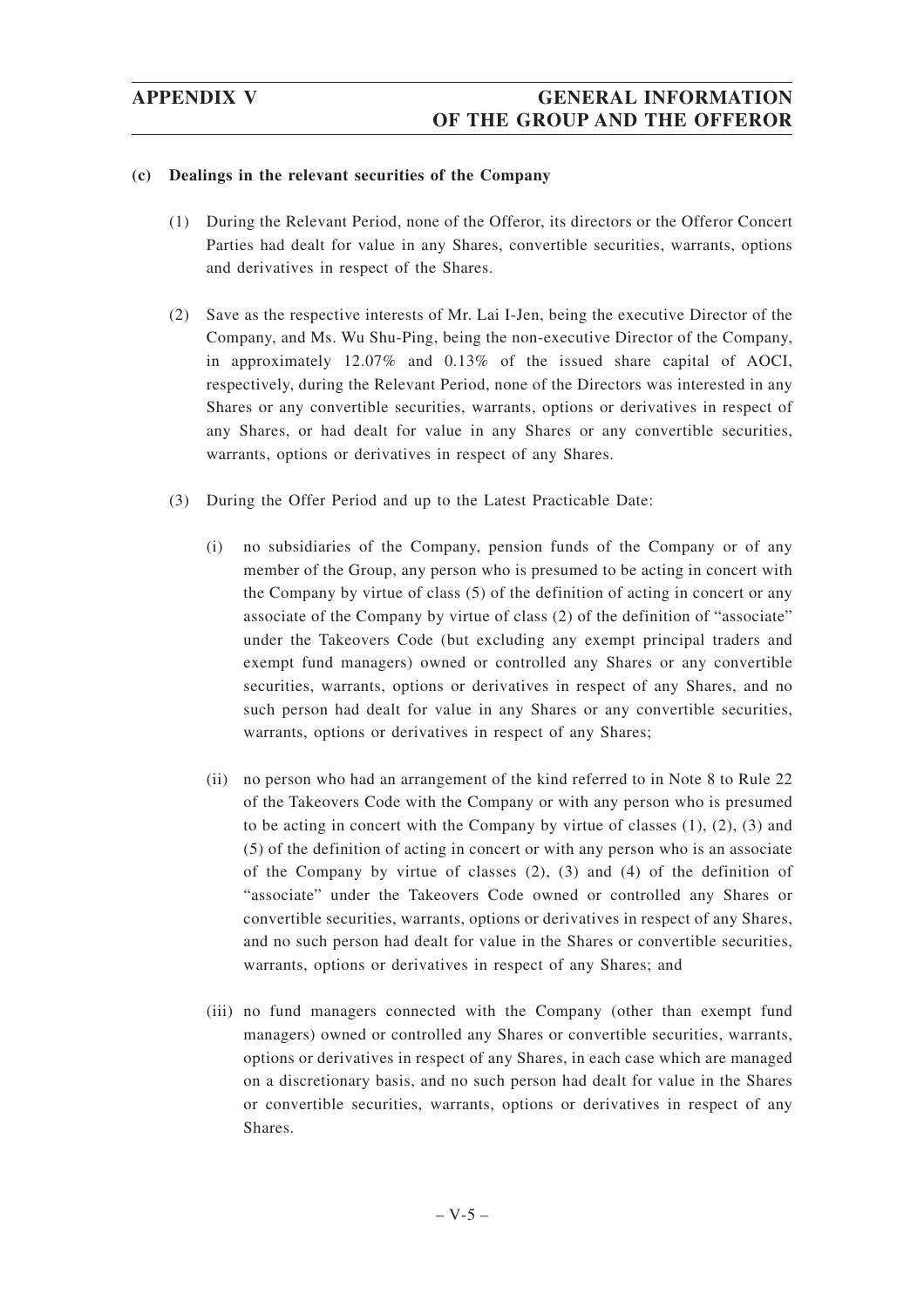**(c) Dealings in the relevant securities of the Company**

(1) During the Relevant Period, none of the Offeror, its directors or the Offeror Concert Parties had dealt for value in any Shares, convertible securities, warrants, options and derivatives in respect of the Shares.

(2) Save as the respective interests of Mr. Lai I-Jen, being the executive Director of the Company, and Ms. Wu Shu-Ping, being the non-executive Director of the Company, in approximately 12.07% and 0.13% of the issued share capital of AOCI, respectively, during the Relevant Period, none of the Directors was interested in any Shares or any convertible securities, warrants, options or derivatives in respect of any Shares, or had dealt for value in any Shares or any convertible securities, warrants, options or derivatives in respect of any Shares.

(3) During the Offer Period and up to the Latest Practicable Date:

(i) no subsidiaries of the Company, pension funds of the Company or of any member of the Group, any person who is presumed to be acting in concert with the Company by virtue of class (5) of the definition of acting in concert or any associate of the Company by virtue of class (2) of the definition of "associate" under the Takeovers Code (but excluding any exempt principal traders and exempt fund managers) owned or controlled any Shares or any convertible securities, warrants, options or derivatives in respect of any Shares, and no such person had dealt for value in any Shares or any convertible securities, warrants, options or derivatives in respect of any Shares;

(ii) no person who had an arrangement of the kind referred to in Note 8 to Rule 22 of the Takeovers Code with the Company or with any person who is presumed to be acting in concert with the Company by virtue of classes (1), (2), (3) and (5) of the definition of acting in concert or with any person who is an associate of the Company by virtue of classes (2), (3) and (4) of the definition of "associate" under the Takeovers Code owned or controlled any Shares or convertible securities, warrants, options or derivatives in respect of any Shares, and no such person had dealt for value in the Shares or convertible securities, warrants, options or derivatives in respect of any Shares; and

(iii) no fund managers connected with the Company (other than exempt fund managers) owned or controlled any Shares or convertible securities, warrants, options or derivatives in respect of any Shares, in each case which are managed on a discretionary basis, and no such person had dealt for value in the Shares or convertible securities, warrants, options or derivatives in respect of any Shares.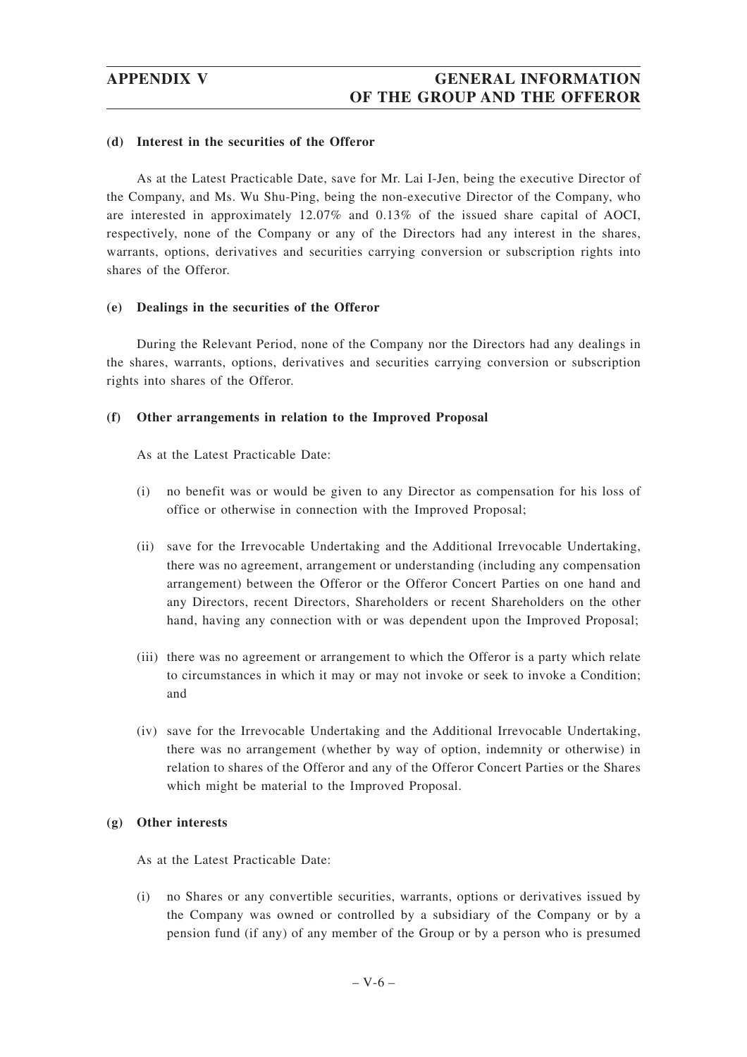**(d) Interest in the securities of the Offeror**

As at the Latest Practicable Date, save for Mr. Lai I-Jen, being the executive Director of the Company, and Ms. Wu Shu-Ping, being the non-executive Director of the Company, who are interested in approximately 12.07% and 0.13% of the issued share capital of AOCI, respectively, none of the Company or any of the Directors had any interest in the shares, warrants, options, derivatives and securities carrying conversion or subscription rights into shares of the Offeror.

**(e) Dealings in the securities of the Offeror**

During the Relevant Period, none of the Company nor the Directors had any dealings in the shares, warrants, options, derivatives and securities carrying conversion or subscription rights into shares of the Offeror.

**(f) Other arrangements in relation to the Improved Proposal**

As at the Latest Practicable Date:

(i) no benefit was or would be given to any Director as compensation for his loss of office or otherwise in connection with the Improved Proposal;

(ii) save for the Irrevocable Undertaking and the Additional Irrevocable Undertaking, there was no agreement, arrangement or understanding (including any compensation arrangement) between the Offeror or the Offeror Concert Parties on one hand and any Directors, recent Directors, Shareholders or recent Shareholders on the other hand, having any connection with or was dependent upon the Improved Proposal;

(iii) there was no agreement or arrangement to which the Offeror is a party which relate to circumstances in which it may or may not invoke or seek to invoke a Condition; and

(iv) save for the Irrevocable Undertaking and the Additional Irrevocable Undertaking, there was no arrangement (whether by way of option, indemnity or otherwise) in relation to shares of the Offeror and any of the Offeror Concert Parties or the Shares which might be material to the Improved Proposal.

**(g) Other interests**

As at the Latest Practicable Date:

(i) no Shares or any convertible securities, warrants, options or derivatives issued by the Company was owned or controlled by a subsidiary of the Company or by a pension fund (if any) of any member of the Group or by a person who is presumed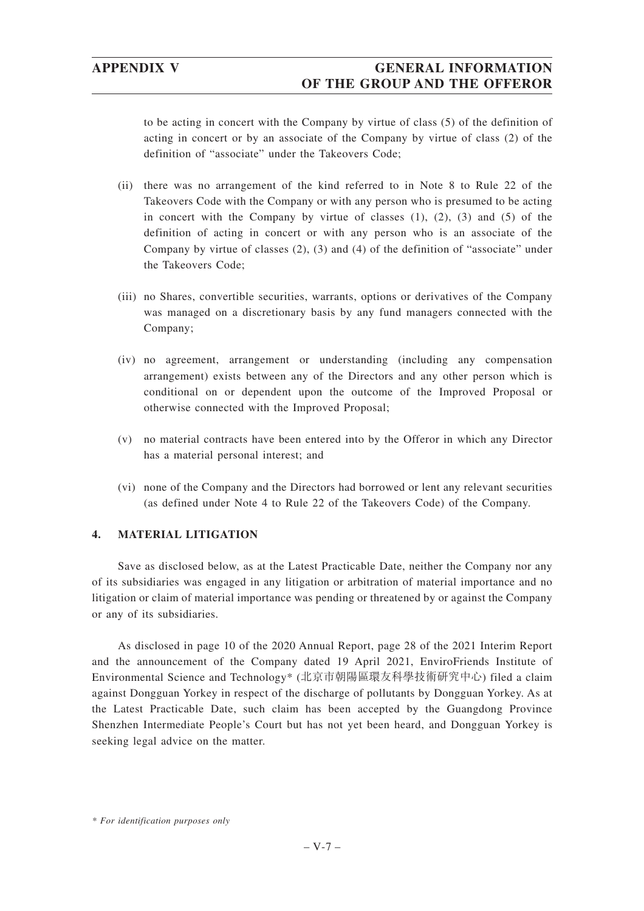to be acting in concert with the Company by virtue of class (5) of the definition of acting in concert or by an associate of the Company by virtue of class (2) of the definition of "associate" under the Takeovers Code;

(ii) there was no arrangement of the kind referred to in Note 8 to Rule 22 of the Takeovers Code with the Company or with any person who is presumed to be acting in concert with the Company by virtue of classes (1), (2), (3) and (5) of the definition of acting in concert or with any person who is an associate of the Company by virtue of classes (2), (3) and (4) of the definition of "associate" under the Takeovers Code;

(iii) no Shares, convertible securities, warrants, options or derivatives of the Company was managed on a discretionary basis by any fund managers connected with the Company;

(iv) no agreement, arrangement or understanding (including any compensation arrangement) exists between any of the Directors and any other person which is conditional on or dependent upon the outcome of the Improved Proposal or otherwise connected with the Improved Proposal;

(v) no material contracts have been entered into by the Offeror in which any Director has a material personal interest; and

(vi) none of the Company and the Directors had borrowed or lent any relevant securities (as defined under Note 4 to Rule 22 of the Takeovers Code) of the Company.

## 4. MATERIAL LITIGATION

Save as disclosed below, as at the Latest Practicable Date, neither the Company nor any of its subsidiaries was engaged in any litigation or arbitration of material importance and no litigation or claim of material importance was pending or threatened by or against the Company or any of its subsidiaries.

As disclosed in page 10 of the 2020 Annual Report, page 28 of the 2021 Interim Report and the announcement of the Company dated 19 April 2021, EnviroFriends Institute of Environmental Science and Technology* (北京市朝陽區環友科學技術研究中心) filed a claim against Dongguan Yorkey in respect of the discharge of pollutants by Dongguan Yorkey. As at the Latest Practicable Date, such claim has been accepted by the Guangdong Province Shenzhen Intermediate People's Court but has not yet been heard, and Dongguan Yorkey is seeking legal advice on the matter.

*\* For identification purposes only*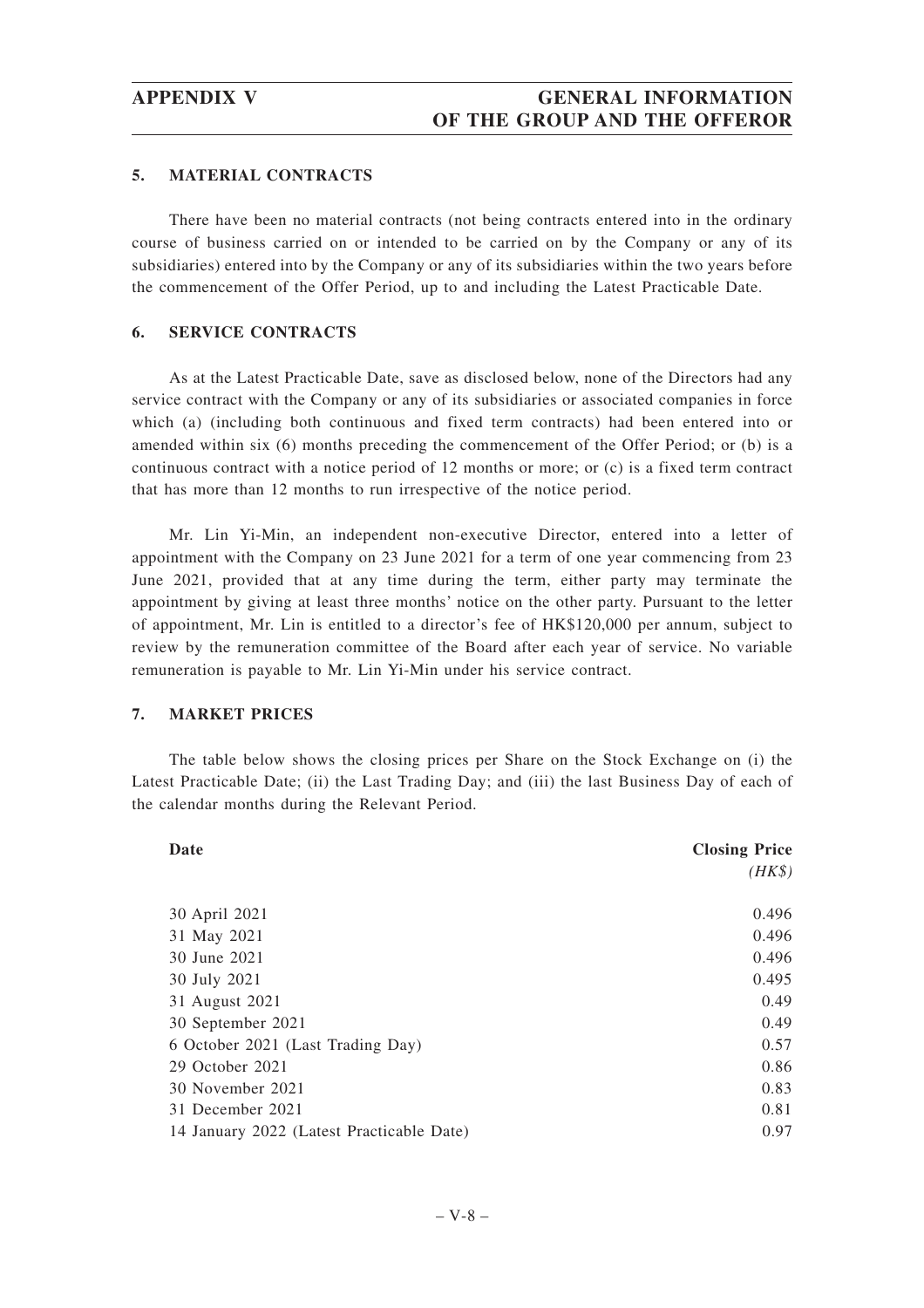## 5. MATERIAL CONTRACTS

There have been no material contracts (not being contracts entered into in the ordinary course of business carried on or intended to be carried on by the Company or any of its subsidiaries) entered into by the Company or any of its subsidiaries within the two years before the commencement of the Offer Period, up to and including the Latest Practicable Date.

## 6. SERVICE CONTRACTS

As at the Latest Practicable Date, save as disclosed below, none of the Directors had any service contract with the Company or any of its subsidiaries or associated companies in force which (a) (including both continuous and fixed term contracts) had been entered into or amended within six (6) months preceding the commencement of the Offer Period; or (b) is a continuous contract with a notice period of 12 months or more; or (c) is a fixed term contract that has more than 12 months to run irrespective of the notice period.

Mr. Lin Yi-Min, an independent non-executive Director, entered into a letter of appointment with the Company on 23 June 2021 for a term of one year commencing from 23 June 2021, provided that at any time during the term, either party may terminate the appointment by giving at least three months' notice on the other party. Pursuant to the letter of appointment, Mr. Lin is entitled to a director's fee of HK$120,000 per annum, subject to review by the remuneration committee of the Board after each year of service. No variable remuneration is payable to Mr. Lin Yi-Min under his service contract.

## 7. MARKET PRICES

The table below shows the closing prices per Share on the Stock Exchange on (i) the Latest Practicable Date; (ii) the Last Trading Day; and (iii) the last Business Day of each of the calendar months during the Relevant Period.

| Date | Closing Price *(HK$)* |
|---|---|
| 30 April 2021 | 0.496 |
| 31 May 2021 | 0.496 |
| 30 June 2021 | 0.496 |
| 30 July 2021 | 0.495 |
| 31 August 2021 | 0.49 |
| 30 September 2021 | 0.49 |
| 6 October 2021 (Last Trading Day) | 0.57 |
| 29 October 2021 | 0.86 |
| 30 November 2021 | 0.83 |
| 31 December 2021 | 0.81 |
| 14 January 2022 (Latest Practicable Date) | 0.97 |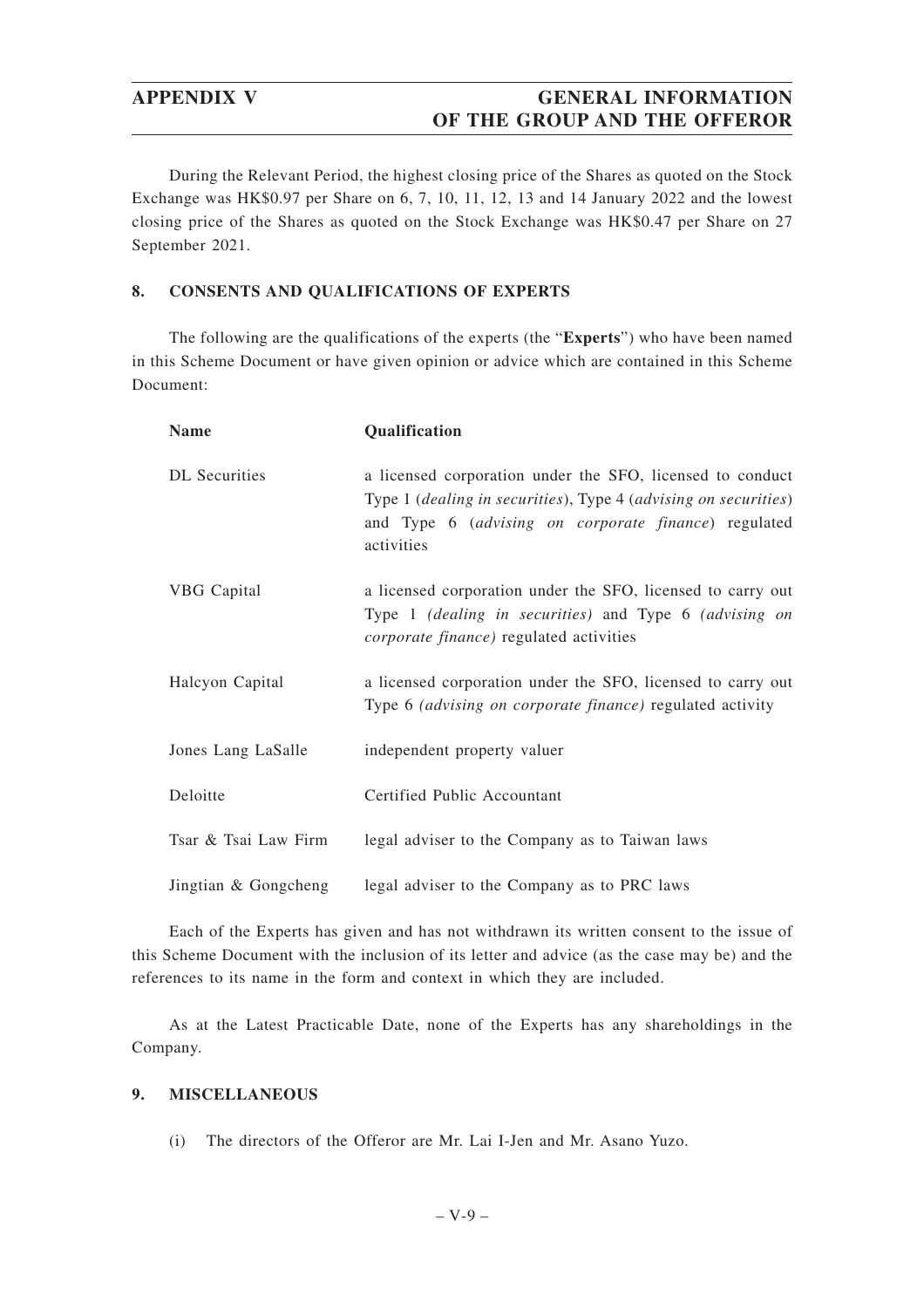During the Relevant Period, the highest closing price of the Shares as quoted on the Stock Exchange was HK$0.97 per Share on 6, 7, 10, 11, 12, 13 and 14 January 2022 and the lowest closing price of the Shares as quoted on the Stock Exchange was HK$0.47 per Share on 27 September 2021.

## 8. CONSENTS AND QUALIFICATIONS OF EXPERTS

The following are the qualifications of the experts (the "**Experts**") who have been named in this Scheme Document or have given opinion or advice which are contained in this Scheme Document:

| Name | Qualification |
|---|---|
| DL Securities | a licensed corporation under the SFO, licensed to conduct Type 1 (*dealing in securities*), Type 4 (*advising on securities*) and Type 6 (*advising on corporate finance*) regulated activities |
| VBG Capital | a licensed corporation under the SFO, licensed to carry out Type 1 *(dealing in securities)* and Type 6 *(advising on corporate finance)* regulated activities |
| Halcyon Capital | a licensed corporation under the SFO, licensed to carry out Type 6 *(advising on corporate finance)* regulated activity |
| Jones Lang LaSalle | independent property valuer |
| Deloitte | Certified Public Accountant |
| Tsar & Tsai Law Firm | legal adviser to the Company as to Taiwan laws |
| Jingtian & Gongcheng | legal adviser to the Company as to PRC laws |

Each of the Experts has given and has not withdrawn its written consent to the issue of this Scheme Document with the inclusion of its letter and advice (as the case may be) and the references to its name in the form and context in which they are included.

As at the Latest Practicable Date, none of the Experts has any shareholdings in the Company.

## 9. MISCELLANEOUS

(i) The directors of the Offeror are Mr. Lai I-Jen and Mr. Asano Yuzo.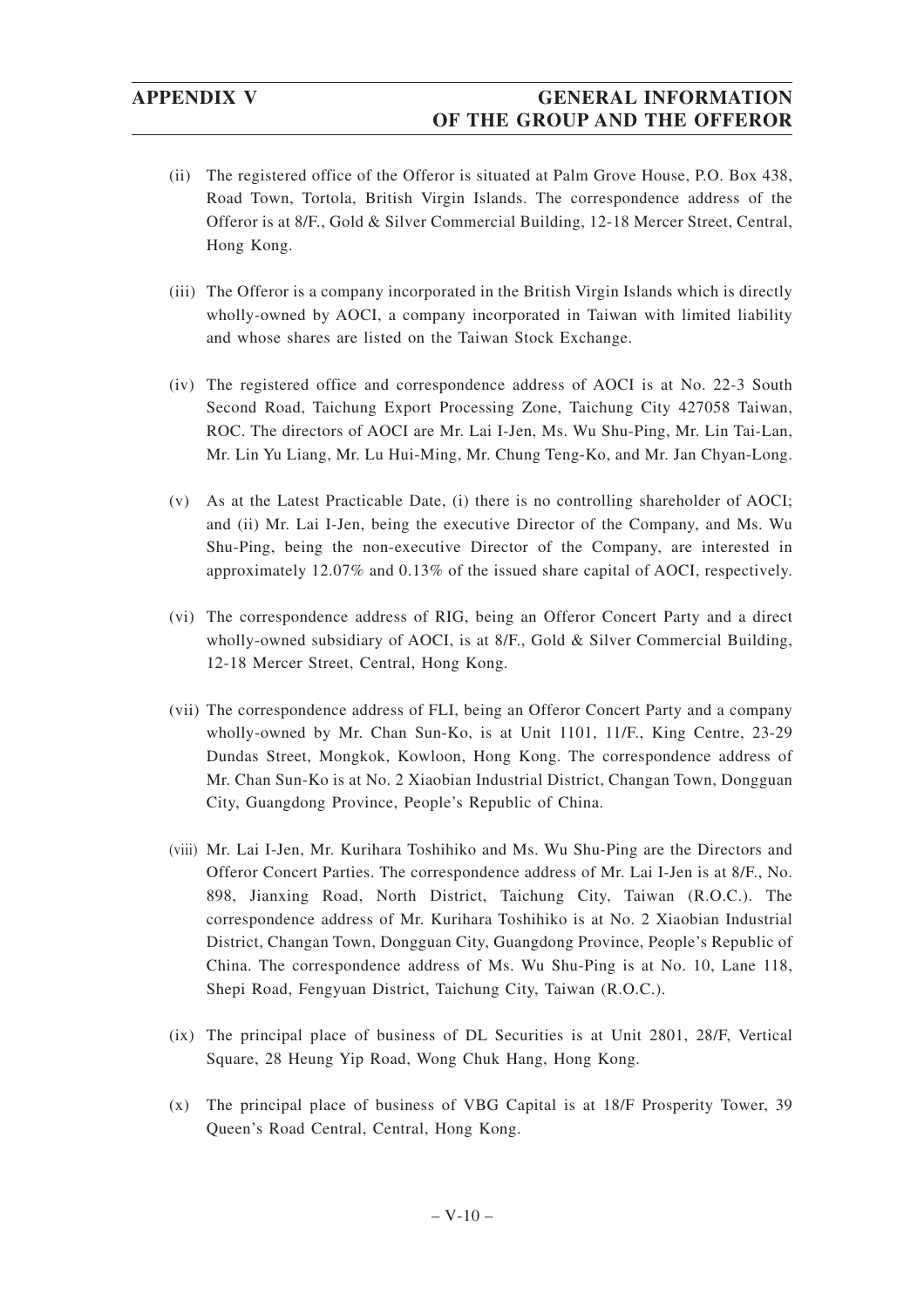(ii) The registered office of the Offeror is situated at Palm Grove House, P.O. Box 438, Road Town, Tortola, British Virgin Islands. The correspondence address of the Offeror is at 8/F., Gold & Silver Commercial Building, 12-18 Mercer Street, Central, Hong Kong.

(iii) The Offeror is a company incorporated in the British Virgin Islands which is directly wholly-owned by AOCI, a company incorporated in Taiwan with limited liability and whose shares are listed on the Taiwan Stock Exchange.

(iv) The registered office and correspondence address of AOCI is at No. 22-3 South Second Road, Taichung Export Processing Zone, Taichung City 427058 Taiwan, ROC. The directors of AOCI are Mr. Lai I-Jen, Ms. Wu Shu-Ping, Mr. Lin Tai-Lan, Mr. Lin Yu Liang, Mr. Lu Hui-Ming, Mr. Chung Teng-Ko, and Mr. Jan Chyan-Long.

(v) As at the Latest Practicable Date, (i) there is no controlling shareholder of AOCI; and (ii) Mr. Lai I-Jen, being the executive Director of the Company, and Ms. Wu Shu-Ping, being the non-executive Director of the Company, are interested in approximately 12.07% and 0.13% of the issued share capital of AOCI, respectively.

(vi) The correspondence address of RIG, being an Offeror Concert Party and a direct wholly-owned subsidiary of AOCI, is at 8/F., Gold & Silver Commercial Building, 12-18 Mercer Street, Central, Hong Kong.

(vii) The correspondence address of FLI, being an Offeror Concert Party and a company wholly-owned by Mr. Chan Sun-Ko, is at Unit 1101, 11/F., King Centre, 23-29 Dundas Street, Mongkok, Kowloon, Hong Kong. The correspondence address of Mr. Chan Sun-Ko is at No. 2 Xiaobian Industrial District, Changan Town, Dongguan City, Guangdong Province, People's Republic of China.

(viii) Mr. Lai I-Jen, Mr. Kurihara Toshihiko and Ms. Wu Shu-Ping are the Directors and Offeror Concert Parties. The correspondence address of Mr. Lai I-Jen is at 8/F., No. 898, Jianxing Road, North District, Taichung City, Taiwan (R.O.C.). The correspondence address of Mr. Kurihara Toshihiko is at No. 2 Xiaobian Industrial District, Changan Town, Dongguan City, Guangdong Province, People's Republic of China. The correspondence address of Ms. Wu Shu-Ping is at No. 10, Lane 118, Shepi Road, Fengyuan District, Taichung City, Taiwan (R.O.C.).

(ix) The principal place of business of DL Securities is at Unit 2801, 28/F, Vertical Square, 28 Heung Yip Road, Wong Chuk Hang, Hong Kong.

(x) The principal place of business of VBG Capital is at 18/F Prosperity Tower, 39 Queen's Road Central, Central, Hong Kong.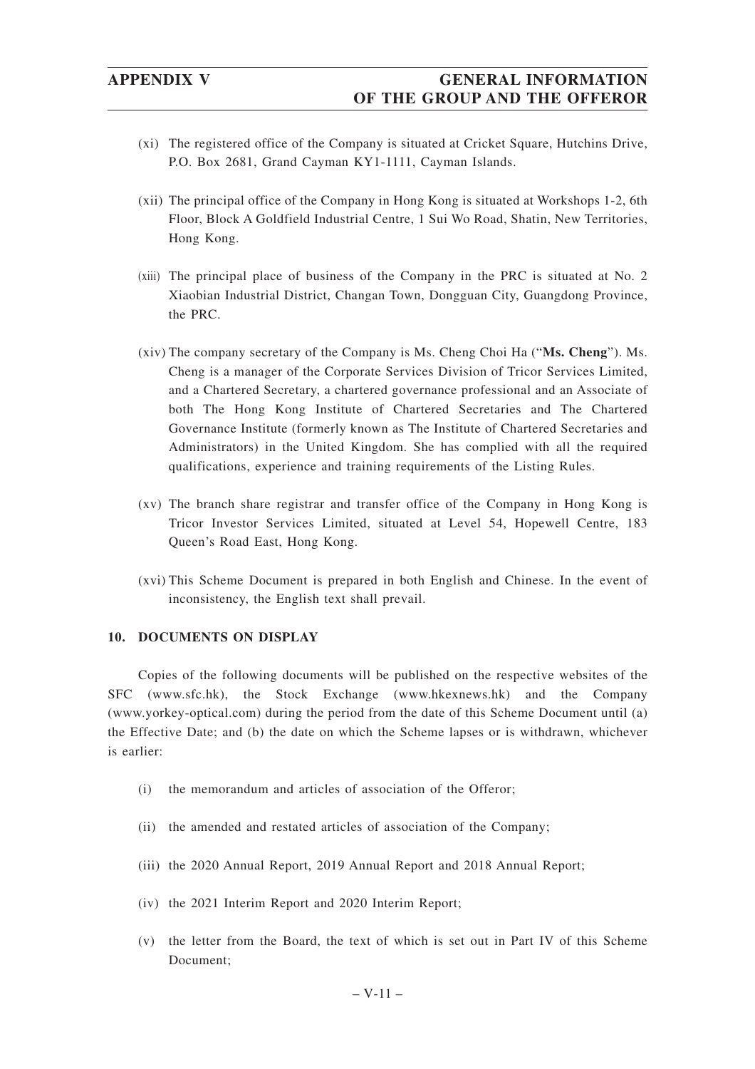(xi) The registered office of the Company is situated at Cricket Square, Hutchins Drive, P.O. Box 2681, Grand Cayman KY1-1111, Cayman Islands.

(xii) The principal office of the Company in Hong Kong is situated at Workshops 1-2, 6th Floor, Block A Goldfield Industrial Centre, 1 Sui Wo Road, Shatin, New Territories, Hong Kong.

(xiii) The principal place of business of the Company in the PRC is situated at No. 2 Xiaobian Industrial District, Changan Town, Dongguan City, Guangdong Province, the PRC.

(xiv) The company secretary of the Company is Ms. Cheng Choi Ha ("**Ms. Cheng**"). Ms. Cheng is a manager of the Corporate Services Division of Tricor Services Limited, and a Chartered Secretary, a chartered governance professional and an Associate of both The Hong Kong Institute of Chartered Secretaries and The Chartered Governance Institute (formerly known as The Institute of Chartered Secretaries and Administrators) in the United Kingdom. She has complied with all the required qualifications, experience and training requirements of the Listing Rules.

(xv) The branch share registrar and transfer office of the Company in Hong Kong is Tricor Investor Services Limited, situated at Level 54, Hopewell Centre, 183 Queen's Road East, Hong Kong.

(xvi) This Scheme Document is prepared in both English and Chinese. In the event of inconsistency, the English text shall prevail.

## 10. DOCUMENTS ON DISPLAY

Copies of the following documents will be published on the respective websites of the SFC (www.sfc.hk), the Stock Exchange (www.hkexnews.hk) and the Company (www.yorkey-optical.com) during the period from the date of this Scheme Document until (a) the Effective Date; and (b) the date on which the Scheme lapses or is withdrawn, whichever is earlier:

(i) the memorandum and articles of association of the Offeror;

(ii) the amended and restated articles of association of the Company;

(iii) the 2020 Annual Report, 2019 Annual Report and 2018 Annual Report;

(iv) the 2021 Interim Report and 2020 Interim Report;

(v) the letter from the Board, the text of which is set out in Part IV of this Scheme Document;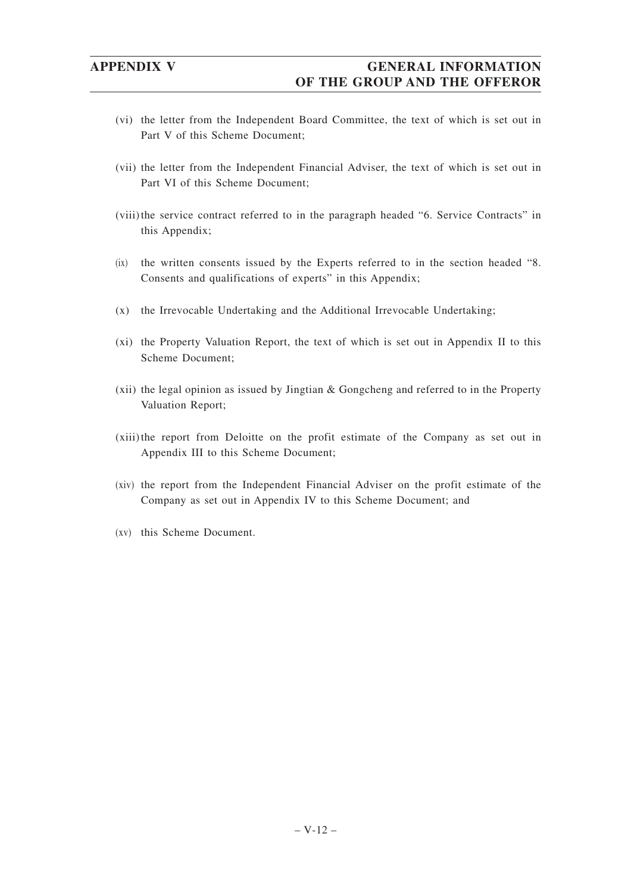(vi) the letter from the Independent Board Committee, the text of which is set out in Part V of this Scheme Document;

(vii) the letter from the Independent Financial Adviser, the text of which is set out in Part VI of this Scheme Document;

(viii) the service contract referred to in the paragraph headed "6. Service Contracts" in this Appendix;

(ix) the written consents issued by the Experts referred to in the section headed "8. Consents and qualifications of experts" in this Appendix;

(x) the Irrevocable Undertaking and the Additional Irrevocable Undertaking;

(xi) the Property Valuation Report, the text of which is set out in Appendix II to this Scheme Document;

(xii) the legal opinion as issued by Jingtian & Gongcheng and referred to in the Property Valuation Report;

(xiii) the report from Deloitte on the profit estimate of the Company as set out in Appendix III to this Scheme Document;

(xiv) the report from the Independent Financial Adviser on the profit estimate of the Company as set out in Appendix IV to this Scheme Document; and

(xv) this Scheme Document.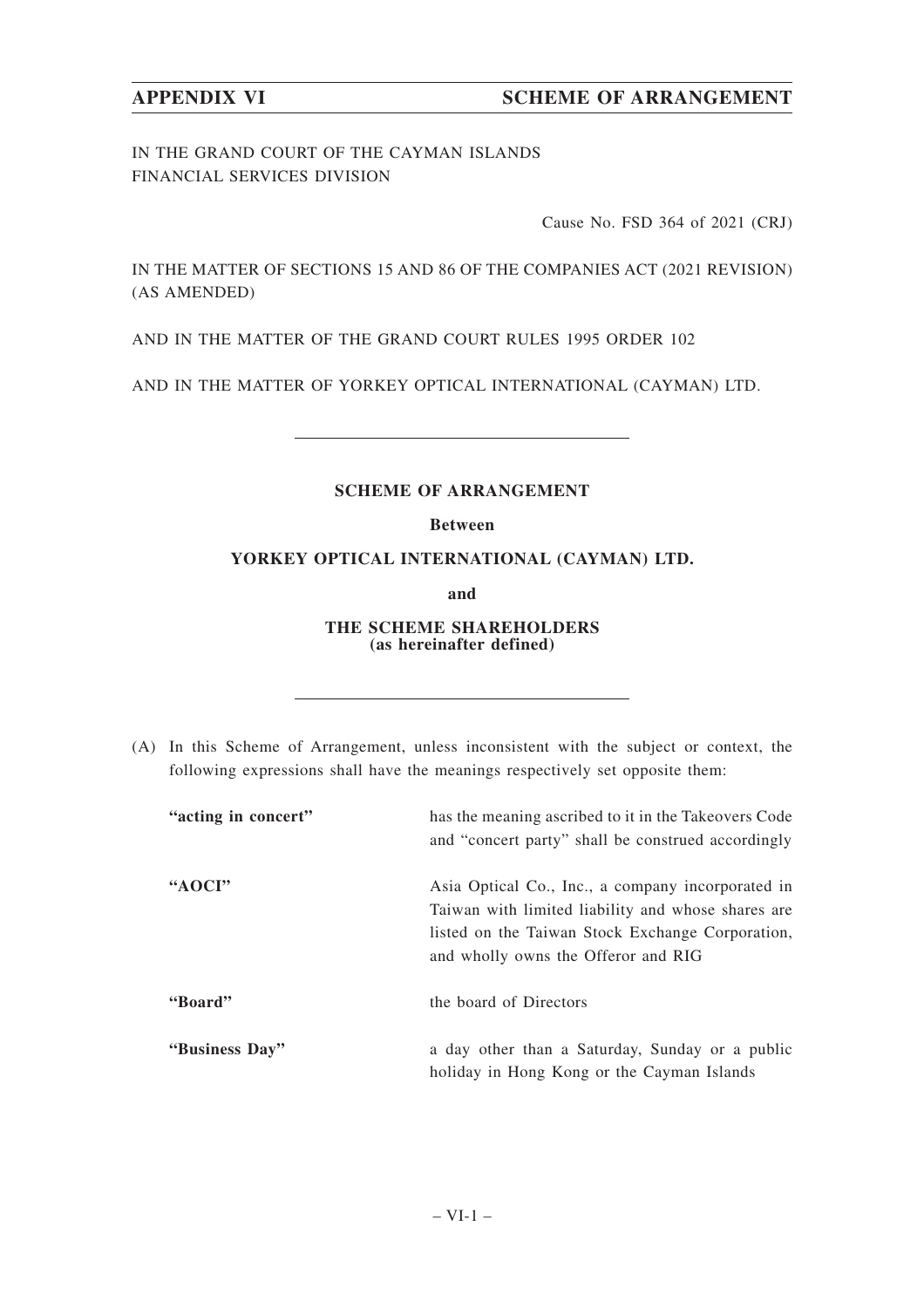IN THE GRAND COURT OF THE CAYMAN ISLANDS
FINANCIAL SERVICES DIVISION

Cause No. FSD 364 of 2021 (CRJ)

IN THE MATTER OF SECTIONS 15 AND 86 OF THE COMPANIES ACT (2021 REVISION) (AS AMENDED)

AND IN THE MATTER OF THE GRAND COURT RULES 1995 ORDER 102

AND IN THE MATTER OF YORKEY OPTICAL INTERNATIONAL (CAYMAN) LTD.

---

**SCHEME OF ARRANGEMENT**

**Between**

**YORKEY OPTICAL INTERNATIONAL (CAYMAN) LTD.**

**and**

**THE SCHEME SHAREHOLDERS**
**(as hereinafter defined)**

---

(A) In this Scheme of Arrangement, unless inconsistent with the subject or context, the following expressions shall have the meanings respectively set opposite them:

| | |
|---|---|
| **"acting in concert"** | has the meaning ascribed to it in the Takeovers Code and "concert party" shall be construed accordingly |
| **"AOCI"** | Asia Optical Co., Inc., a company incorporated in Taiwan with limited liability and whose shares are listed on the Taiwan Stock Exchange Corporation, and wholly owns the Offeror and RIG |
| **"Board"** | the board of Directors |
| **"Business Day"** | a day other than a Saturday, Sunday or a public holiday in Hong Kong or the Cayman Islands |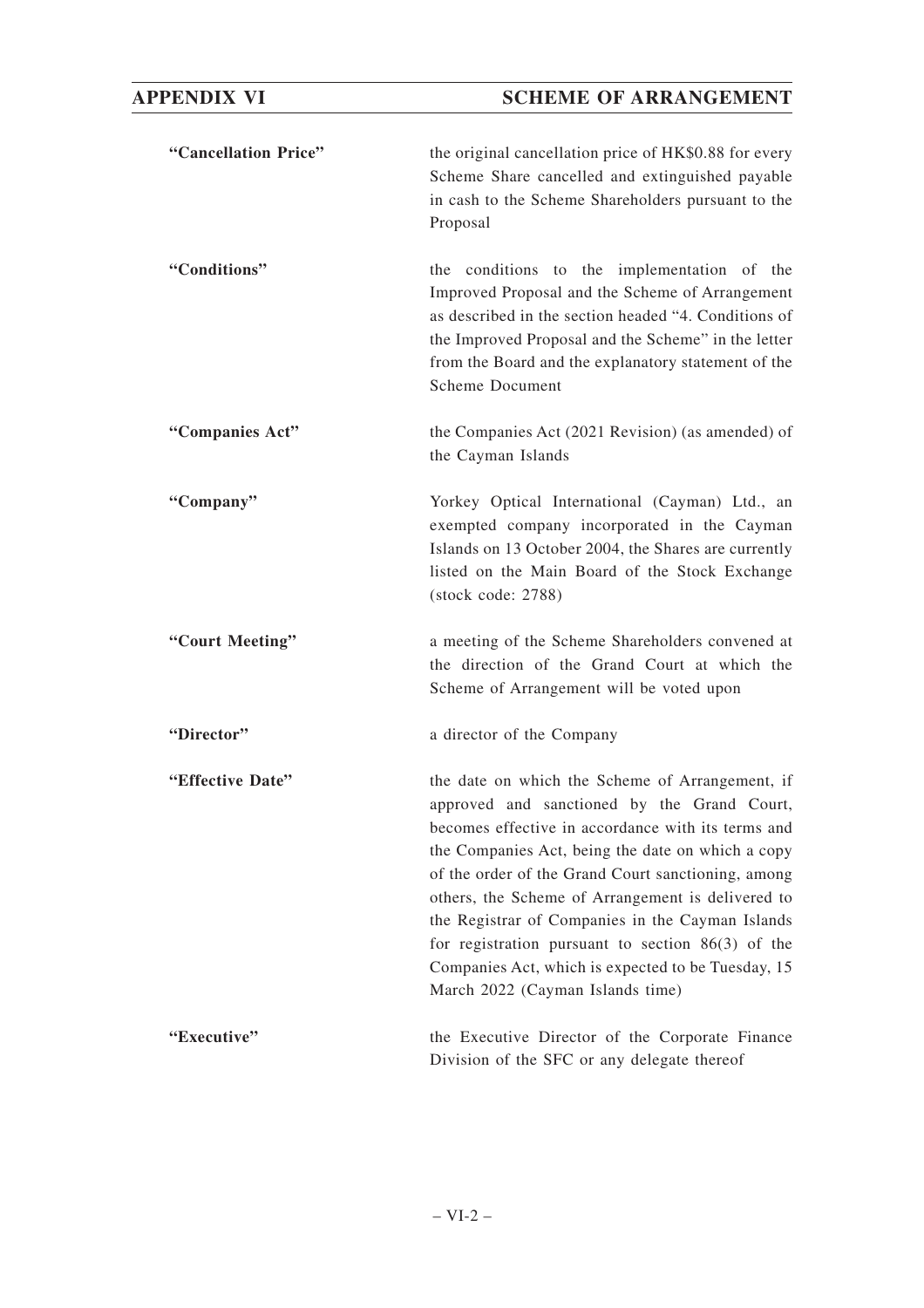| | |
|---|---|
| **"Cancellation Price"** | the original cancellation price of HK$0.88 for every Scheme Share cancelled and extinguished payable in cash to the Scheme Shareholders pursuant to the Proposal |
| **"Conditions"** | the conditions to the implementation of the Improved Proposal and the Scheme of Arrangement as described in the section headed "4. Conditions of the Improved Proposal and the Scheme" in the letter from the Board and the explanatory statement of the Scheme Document |
| **"Companies Act"** | the Companies Act (2021 Revision) (as amended) of the Cayman Islands |
| **"Company"** | Yorkey Optical International (Cayman) Ltd., an exempted company incorporated in the Cayman Islands on 13 October 2004, the Shares are currently listed on the Main Board of the Stock Exchange (stock code: 2788) |
| **"Court Meeting"** | a meeting of the Scheme Shareholders convened at the direction of the Grand Court at which the Scheme of Arrangement will be voted upon |
| **"Director"** | a director of the Company |
| **"Effective Date"** | the date on which the Scheme of Arrangement, if approved and sanctioned by the Grand Court, becomes effective in accordance with its terms and the Companies Act, being the date on which a copy of the order of the Grand Court sanctioning, among others, the Scheme of Arrangement is delivered to the Registrar of Companies in the Cayman Islands for registration pursuant to section 86(3) of the Companies Act, which is expected to be Tuesday, 15 March 2022 (Cayman Islands time) |
| **"Executive"** | the Executive Director of the Corporate Finance Division of the SFC or any delegate thereof |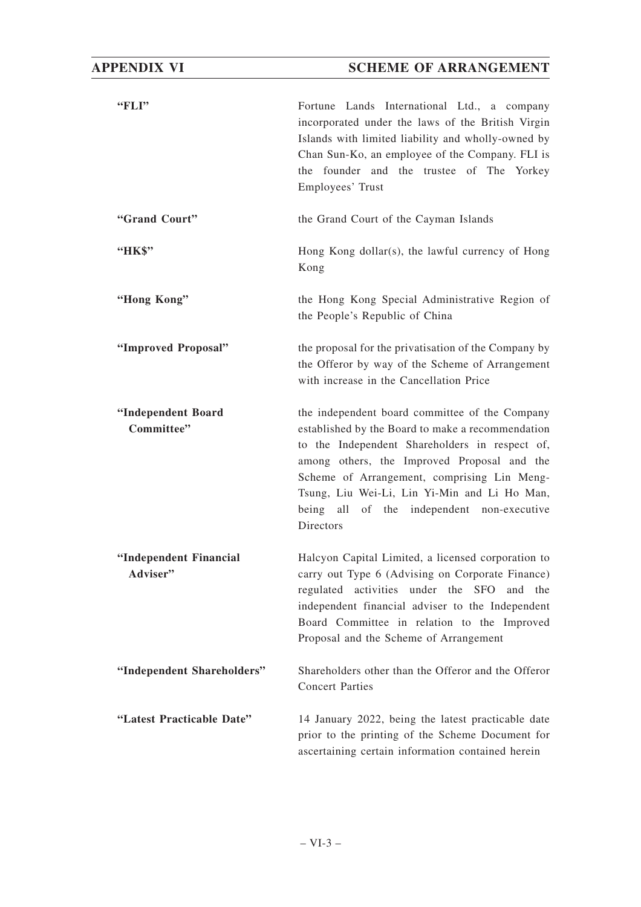| | |
|---|---|
| **"FLI"** | Fortune Lands International Ltd., a company incorporated under the laws of the British Virgin Islands with limited liability and wholly-owned by Chan Sun-Ko, an employee of the Company. FLI is the founder and the trustee of The Yorkey Employees' Trust |
| **"Grand Court"** | the Grand Court of the Cayman Islands |
| **"HK$"** | Hong Kong dollar(s), the lawful currency of Hong Kong |
| **"Hong Kong"** | the Hong Kong Special Administrative Region of the People's Republic of China |
| **"Improved Proposal"** | the proposal for the privatisation of the Company by the Offeror by way of the Scheme of Arrangement with increase in the Cancellation Price |
| **"Independent Board Committee"** | the independent board committee of the Company established by the Board to make a recommendation to the Independent Shareholders in respect of, among others, the Improved Proposal and the Scheme of Arrangement, comprising Lin Meng-Tsung, Liu Wei-Li, Lin Yi-Min and Li Ho Man, being all of the independent non-executive Directors |
| **"Independent Financial Adviser"** | Halcyon Capital Limited, a licensed corporation to carry out Type 6 (Advising on Corporate Finance) regulated activities under the SFO and the independent financial adviser to the Independent Board Committee in relation to the Improved Proposal and the Scheme of Arrangement |
| **"Independent Shareholders"** | Shareholders other than the Offeror and the Offeror Concert Parties |
| **"Latest Practicable Date"** | 14 January 2022, being the latest practicable date prior to the printing of the Scheme Document for ascertaining certain information contained herein |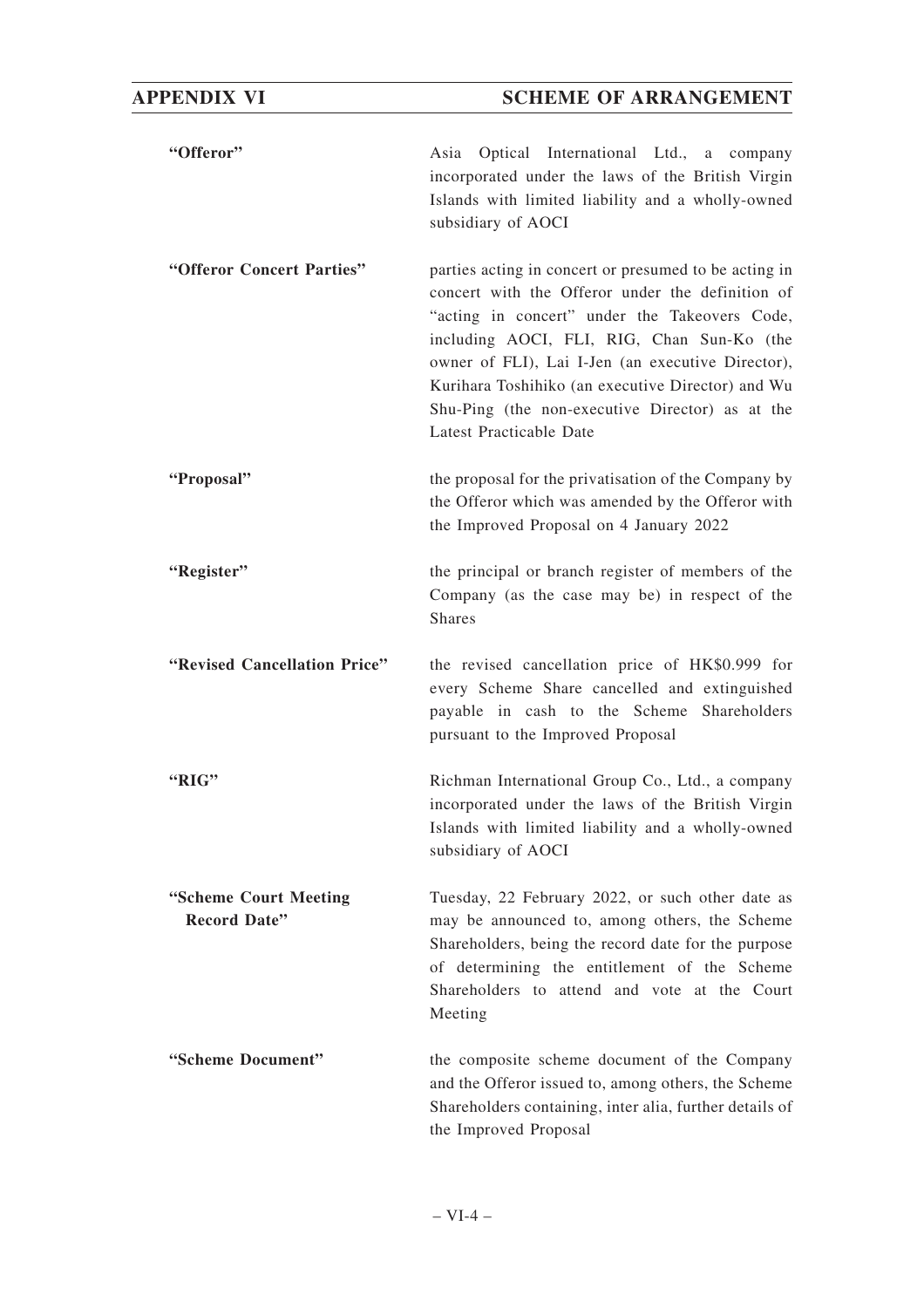**"Offeror"** Asia Optical International Ltd., a company incorporated under the laws of the British Virgin Islands with limited liability and a wholly-owned subsidiary of AOCI

**"Offeror Concert Parties"** parties acting in concert or presumed to be acting in concert with the Offeror under the definition of "acting in concert" under the Takeovers Code, including AOCI, FLI, RIG, Chan Sun-Ko (the owner of FLI), Lai I-Jen (an executive Director), Kurihara Toshihiko (an executive Director) and Wu Shu-Ping (the non-executive Director) as at the Latest Practicable Date

**"Proposal"** the proposal for the privatisation of the Company by the Offeror which was amended by the Offeror with the Improved Proposal on 4 January 2022

**"Register"** the principal or branch register of members of the Company (as the case may be) in respect of the Shares

**"Revised Cancellation Price"** the revised cancellation price of HK$0.999 for every Scheme Share cancelled and extinguished payable in cash to the Scheme Shareholders pursuant to the Improved Proposal

**"RIG"** Richman International Group Co., Ltd., a company incorporated under the laws of the British Virgin Islands with limited liability and a wholly-owned subsidiary of AOCI

**"Scheme Court Meeting Record Date"** Tuesday, 22 February 2022, or such other date as may be announced to, among others, the Scheme Shareholders, being the record date for the purpose of determining the entitlement of the Scheme Shareholders to attend and vote at the Court Meeting

**"Scheme Document"** the composite scheme document of the Company and the Offeror issued to, among others, the Scheme Shareholders containing, inter alia, further details of the Improved Proposal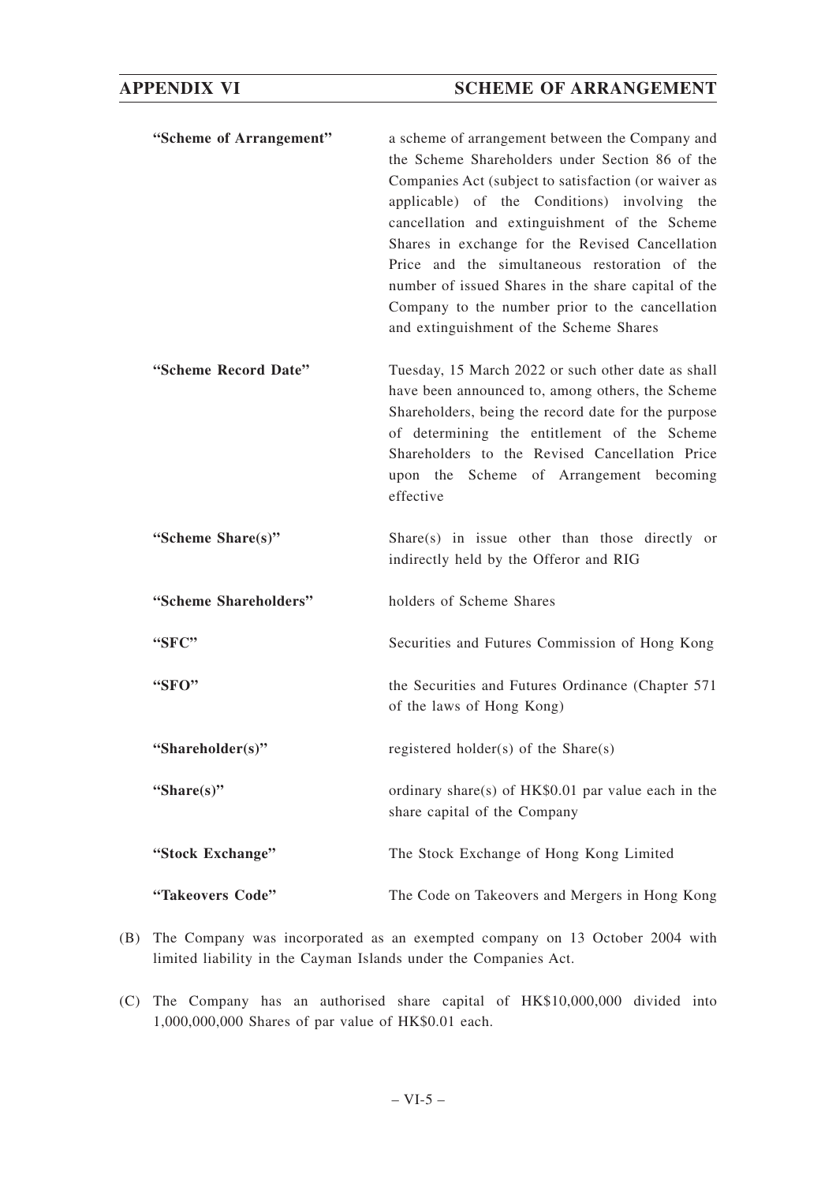| | |
|---|---|
| **"Scheme of Arrangement"** | a scheme of arrangement between the Company and the Scheme Shareholders under Section 86 of the Companies Act (subject to satisfaction (or waiver as applicable) of the Conditions) involving the cancellation and extinguishment of the Scheme Shares in exchange for the Revised Cancellation Price and the simultaneous restoration of the number of issued Shares in the share capital of the Company to the number prior to the cancellation and extinguishment of the Scheme Shares |
| **"Scheme Record Date"** | Tuesday, 15 March 2022 or such other date as shall have been announced to, among others, the Scheme Shareholders, being the record date for the purpose of determining the entitlement of the Scheme Shareholders to the Revised Cancellation Price upon the Scheme of Arrangement becoming effective |
| **"Scheme Share(s)"** | Share(s) in issue other than those directly or indirectly held by the Offeror and RIG |
| **"Scheme Shareholders"** | holders of Scheme Shares |
| **"SFC"** | Securities and Futures Commission of Hong Kong |
| **"SFO"** | the Securities and Futures Ordinance (Chapter 571 of the laws of Hong Kong) |
| **"Shareholder(s)"** | registered holder(s) of the Share(s) |
| **"Share(s)"** | ordinary share(s) of HK$0.01 par value each in the share capital of the Company |
| **"Stock Exchange"** | The Stock Exchange of Hong Kong Limited |
| **"Takeovers Code"** | The Code on Takeovers and Mergers in Hong Kong |

(B) The Company was incorporated as an exempted company on 13 October 2004 with limited liability in the Cayman Islands under the Companies Act.

(C) The Company has an authorised share capital of HK$10,000,000 divided into 1,000,000,000 Shares of par value of HK$0.01 each.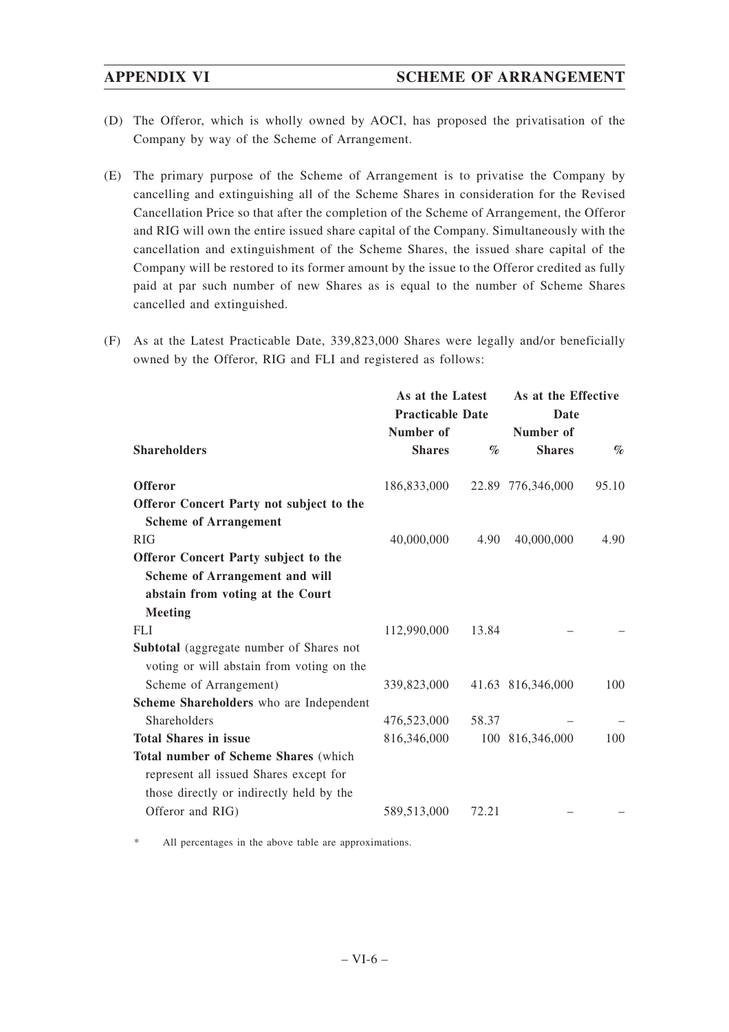(D) The Offeror, which is wholly owned by AOCI, has proposed the privatisation of the Company by way of the Scheme of Arrangement.

(E) The primary purpose of the Scheme of Arrangement is to privatise the Company by cancelling and extinguishing all of the Scheme Shares in consideration for the Revised Cancellation Price so that after the completion of the Scheme of Arrangement, the Offeror and RIG will own the entire issued share capital of the Company. Simultaneously with the cancellation and extinguishment of the Scheme Shares, the issued share capital of the Company will be restored to its former amount by the issue to the Offeror credited as fully paid at par such number of new Shares as is equal to the number of Scheme Shares cancelled and extinguished.

(F) As at the Latest Practicable Date, 339,823,000 Shares were legally and/or beneficially owned by the Offeror, RIG and FLI and registered as follows:

| | As at the Latest Practicable Date | | As at the Effective Date | |
|---|---|---|---|---|
| **Shareholders** | **Number of Shares** | **%** | **Number of Shares** | **%** |
| **Offeror** | 186,833,000 | 22.89 | 776,346,000 | 95.10 |
| **Offeror Concert Party not subject to the Scheme of Arrangement** | | | | |
| RIG | 40,000,000 | 4.90 | 40,000,000 | 4.90 |
| **Offeror Concert Party subject to the Scheme of Arrangement and will abstain from voting at the Court Meeting** | | | | |
| FLI | 112,990,000 | 13.84 | – | – |
| **Subtotal** (aggregate number of Shares not voting or will abstain from voting on the Scheme of Arrangement) | 339,823,000 | 41.63 | 816,346,000 | 100 |
| **Scheme Shareholders** who are Independent Shareholders | 476,523,000 | 58.37 | – | – |
| **Total Shares in issue** | 816,346,000 | 100 | 816,346,000 | 100 |
| **Total number of Scheme Shares** (which represent all issued Shares except for those directly or indirectly held by the Offeror and RIG) | 589,513,000 | 72.21 | – | – |

\* All percentages in the above table are approximations.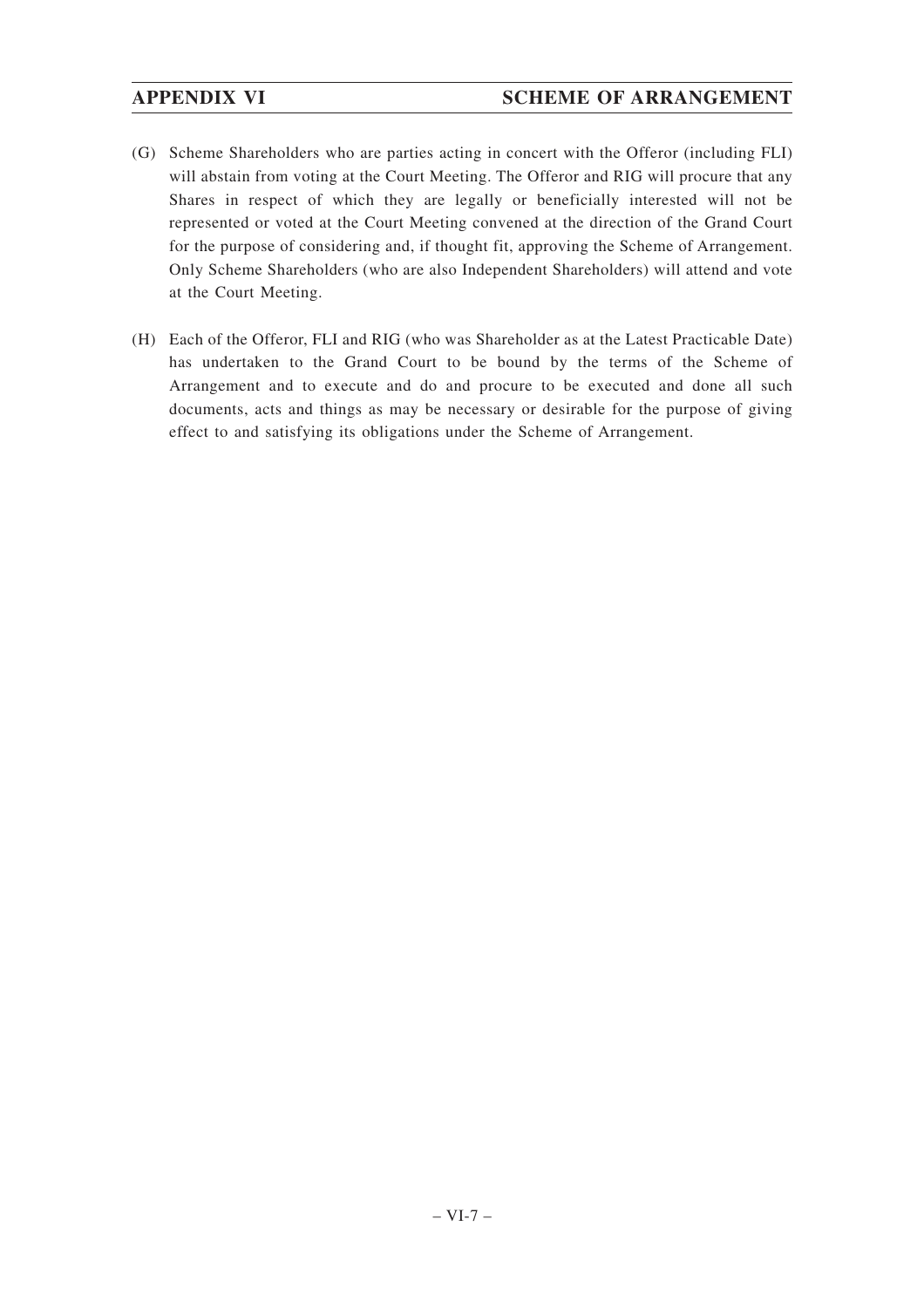(G) Scheme Shareholders who are parties acting in concert with the Offeror (including FLI) will abstain from voting at the Court Meeting. The Offeror and RIG will procure that any Shares in respect of which they are legally or beneficially interested will not be represented or voted at the Court Meeting convened at the direction of the Grand Court for the purpose of considering and, if thought fit, approving the Scheme of Arrangement. Only Scheme Shareholders (who are also Independent Shareholders) will attend and vote at the Court Meeting.

(H) Each of the Offeror, FLI and RIG (who was Shareholder as at the Latest Practicable Date) has undertaken to the Grand Court to be bound by the terms of the Scheme of Arrangement and to execute and do and procure to be executed and done all such documents, acts and things as may be necessary or desirable for the purpose of giving effect to and satisfying its obligations under the Scheme of Arrangement.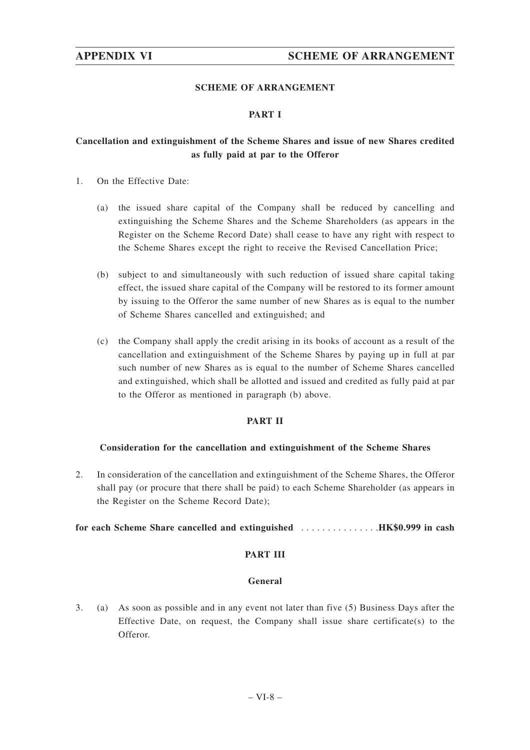## SCHEME OF ARRANGEMENT

### PART I

**Cancellation and extinguishment of the Scheme Shares and issue of new Shares credited as fully paid at par to the Offeror**

1. On the Effective Date:

   (a) the issued share capital of the Company shall be reduced by cancelling and extinguishing the Scheme Shares and the Scheme Shareholders (as appears in the Register on the Scheme Record Date) shall cease to have any right with respect to the Scheme Shares except the right to receive the Revised Cancellation Price;

   (b) subject to and simultaneously with such reduction of issued share capital taking effect, the issued share capital of the Company will be restored to its former amount by issuing to the Offeror the same number of new Shares as is equal to the number of Scheme Shares cancelled and extinguished; and

   (c) the Company shall apply the credit arising in its books of account as a result of the cancellation and extinguishment of the Scheme Shares by paying up in full at par such number of new Shares as is equal to the number of Scheme Shares cancelled and extinguished, which shall be allotted and issued and credited as fully paid at par to the Offeror as mentioned in paragraph (b) above.

### PART II

**Consideration for the cancellation and extinguishment of the Scheme Shares**

2. In consideration of the cancellation and extinguishment of the Scheme Shares, the Offeror shall pay (or procure that there shall be paid) to each Scheme Shareholder (as appears in the Register on the Scheme Record Date);

**for each Scheme Share cancelled and extinguished** ............... **HK$0.999 in cash**

### PART III

**General**

3. (a) As soon as possible and in any event not later than five (5) Business Days after the Effective Date, on request, the Company shall issue share certificate(s) to the Offeror.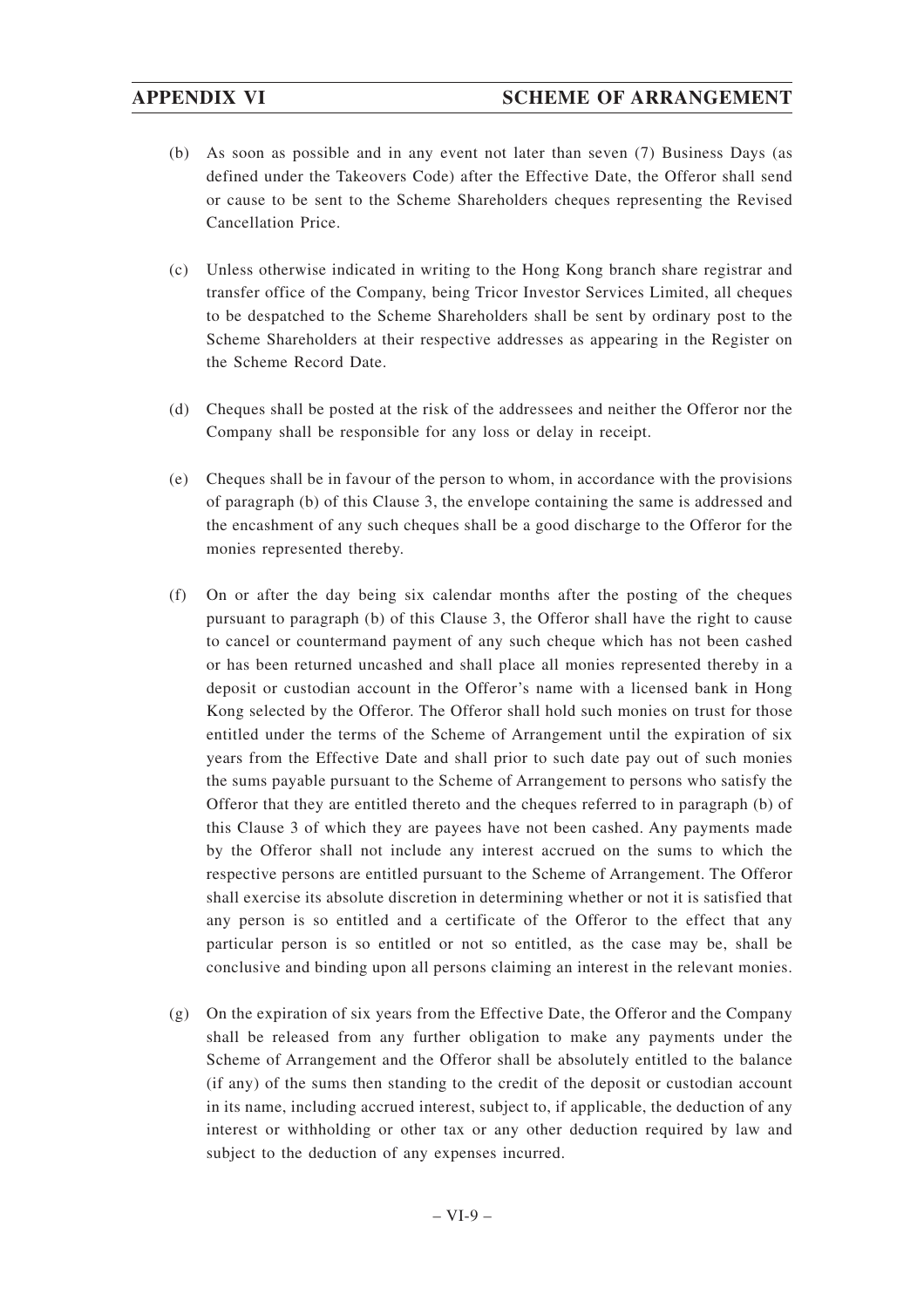(b) As soon as possible and in any event not later than seven (7) Business Days (as defined under the Takeovers Code) after the Effective Date, the Offeror shall send or cause to be sent to the Scheme Shareholders cheques representing the Revised Cancellation Price.

(c) Unless otherwise indicated in writing to the Hong Kong branch share registrar and transfer office of the Company, being Tricor Investor Services Limited, all cheques to be despatched to the Scheme Shareholders shall be sent by ordinary post to the Scheme Shareholders at their respective addresses as appearing in the Register on the Scheme Record Date.

(d) Cheques shall be posted at the risk of the addressees and neither the Offeror nor the Company shall be responsible for any loss or delay in receipt.

(e) Cheques shall be in favour of the person to whom, in accordance with the provisions of paragraph (b) of this Clause 3, the envelope containing the same is addressed and the encashment of any such cheques shall be a good discharge to the Offeror for the monies represented thereby.

(f) On or after the day being six calendar months after the posting of the cheques pursuant to paragraph (b) of this Clause 3, the Offeror shall have the right to cause to cancel or countermand payment of any such cheque which has not been cashed or has been returned uncashed and shall place all monies represented thereby in a deposit or custodian account in the Offeror's name with a licensed bank in Hong Kong selected by the Offeror. The Offeror shall hold such monies on trust for those entitled under the terms of the Scheme of Arrangement until the expiration of six years from the Effective Date and shall prior to such date pay out of such monies the sums payable pursuant to the Scheme of Arrangement to persons who satisfy the Offeror that they are entitled thereto and the cheques referred to in paragraph (b) of this Clause 3 of which they are payees have not been cashed. Any payments made by the Offeror shall not include any interest accrued on the sums to which the respective persons are entitled pursuant to the Scheme of Arrangement. The Offeror shall exercise its absolute discretion in determining whether or not it is satisfied that any person is so entitled and a certificate of the Offeror to the effect that any particular person is so entitled or not so entitled, as the case may be, shall be conclusive and binding upon all persons claiming an interest in the relevant monies.

(g) On the expiration of six years from the Effective Date, the Offeror and the Company shall be released from any further obligation to make any payments under the Scheme of Arrangement and the Offeror shall be absolutely entitled to the balance (if any) of the sums then standing to the credit of the deposit or custodian account in its name, including accrued interest, subject to, if applicable, the deduction of any interest or withholding or other tax or any other deduction required by law and subject to the deduction of any expenses incurred.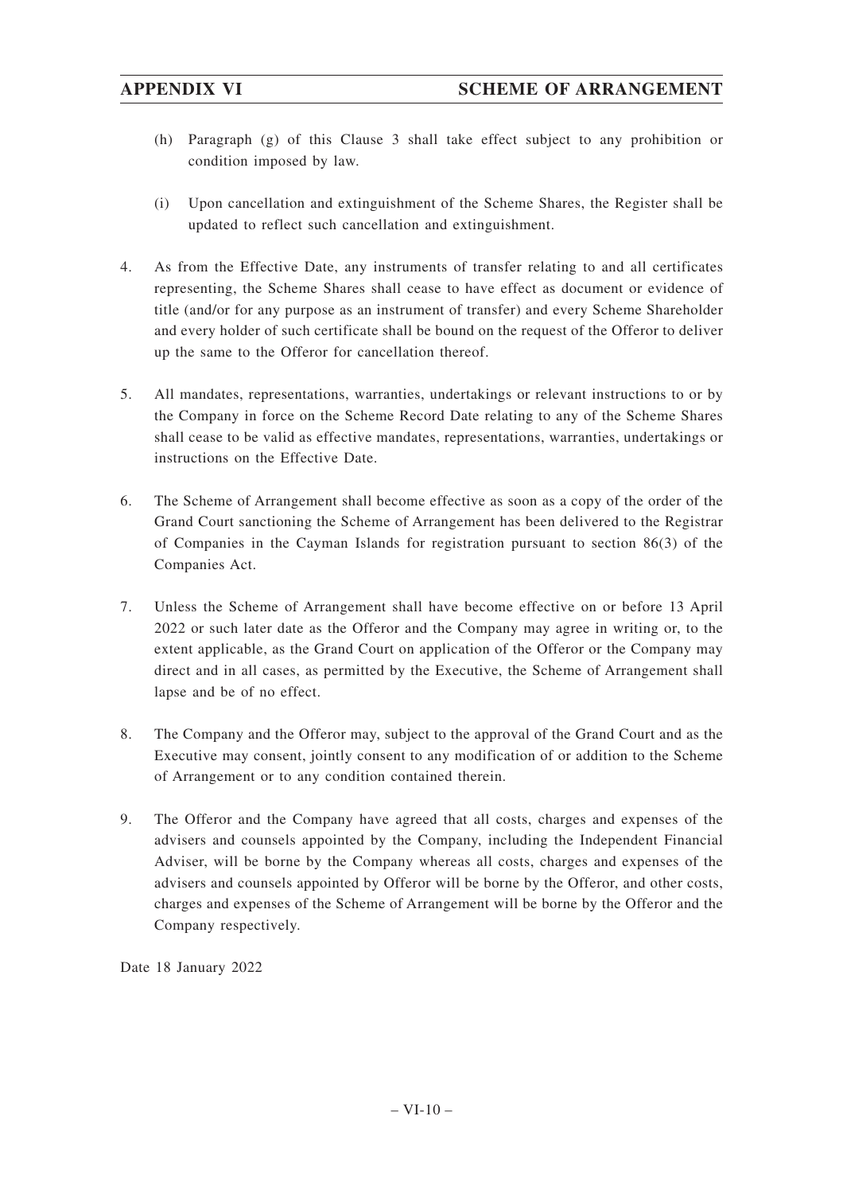(h) Paragraph (g) of this Clause 3 shall take effect subject to any prohibition or condition imposed by law.

(i) Upon cancellation and extinguishment of the Scheme Shares, the Register shall be updated to reflect such cancellation and extinguishment.

4. As from the Effective Date, any instruments of transfer relating to and all certificates representing, the Scheme Shares shall cease to have effect as document or evidence of title (and/or for any purpose as an instrument of transfer) and every Scheme Shareholder and every holder of such certificate shall be bound on the request of the Offeror to deliver up the same to the Offeror for cancellation thereof.

5. All mandates, representations, warranties, undertakings or relevant instructions to or by the Company in force on the Scheme Record Date relating to any of the Scheme Shares shall cease to be valid as effective mandates, representations, warranties, undertakings or instructions on the Effective Date.

6. The Scheme of Arrangement shall become effective as soon as a copy of the order of the Grand Court sanctioning the Scheme of Arrangement has been delivered to the Registrar of Companies in the Cayman Islands for registration pursuant to section 86(3) of the Companies Act.

7. Unless the Scheme of Arrangement shall have become effective on or before 13 April 2022 or such later date as the Offeror and the Company may agree in writing or, to the extent applicable, as the Grand Court on application of the Offeror or the Company may direct and in all cases, as permitted by the Executive, the Scheme of Arrangement shall lapse and be of no effect.

8. The Company and the Offeror may, subject to the approval of the Grand Court and as the Executive may consent, jointly consent to any modification of or addition to the Scheme of Arrangement or to any condition contained therein.

9. The Offeror and the Company have agreed that all costs, charges and expenses of the advisers and counsels appointed by the Company, including the Independent Financial Adviser, will be borne by the Company whereas all costs, charges and expenses of the advisers and counsels appointed by Offeror will be borne by the Offeror, and other costs, charges and expenses of the Scheme of Arrangement will be borne by the Offeror and the Company respectively.

Date 18 January 2022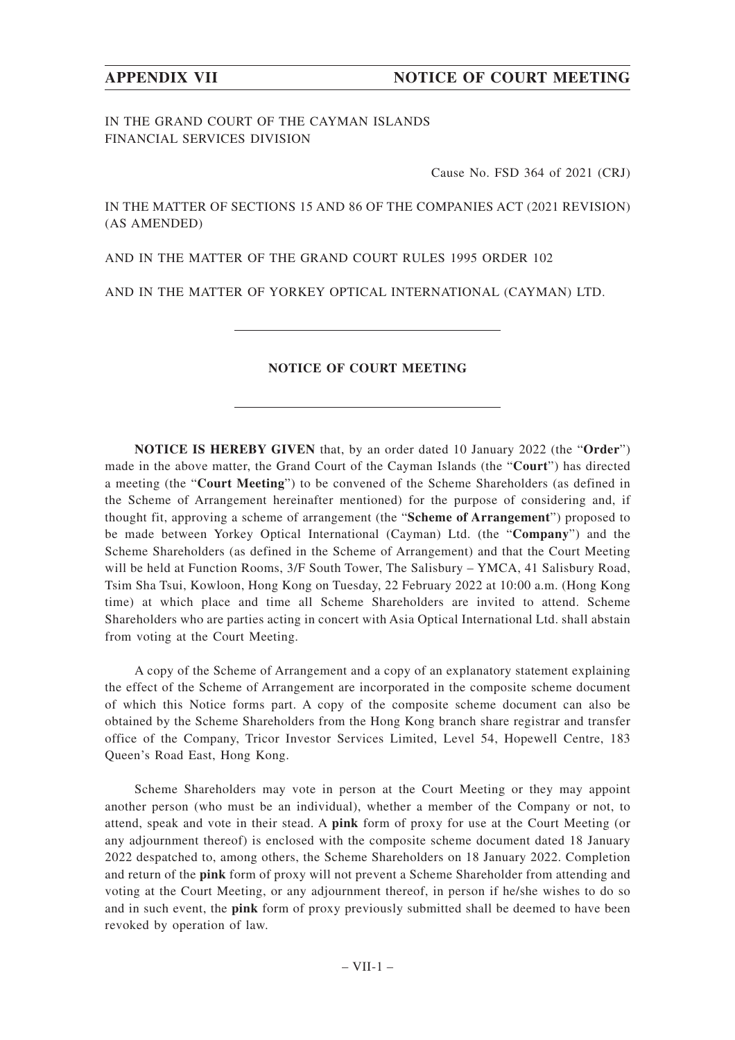IN THE GRAND COURT OF THE CAYMAN ISLANDS
FINANCIAL SERVICES DIVISION

Cause No. FSD 364 of 2021 (CRJ)

IN THE MATTER OF SECTIONS 15 AND 86 OF THE COMPANIES ACT (2021 REVISION) (AS AMENDED)

AND IN THE MATTER OF THE GRAND COURT RULES 1995 ORDER 102

AND IN THE MATTER OF YORKEY OPTICAL INTERNATIONAL (CAYMAN) LTD.

---

# NOTICE OF COURT MEETING

---

**NOTICE IS HEREBY GIVEN** that, by an order dated 10 January 2022 (the "**Order**") made in the above matter, the Grand Court of the Cayman Islands (the "**Court**") has directed a meeting (the "**Court Meeting**") to be convened of the Scheme Shareholders (as defined in the Scheme of Arrangement hereinafter mentioned) for the purpose of considering and, if thought fit, approving a scheme of arrangement (the "**Scheme of Arrangement**") proposed to be made between Yorkey Optical International (Cayman) Ltd. (the "**Company**") and the Scheme Shareholders (as defined in the Scheme of Arrangement) and that the Court Meeting will be held at Function Rooms, 3/F South Tower, The Salisbury – YMCA, 41 Salisbury Road, Tsim Sha Tsui, Kowloon, Hong Kong on Tuesday, 22 February 2022 at 10:00 a.m. (Hong Kong time) at which place and time all Scheme Shareholders are invited to attend. Scheme Shareholders who are parties acting in concert with Asia Optical International Ltd. shall abstain from voting at the Court Meeting.

A copy of the Scheme of Arrangement and a copy of an explanatory statement explaining the effect of the Scheme of Arrangement are incorporated in the composite scheme document of which this Notice forms part. A copy of the composite scheme document can also be obtained by the Scheme Shareholders from the Hong Kong branch share registrar and transfer office of the Company, Tricor Investor Services Limited, Level 54, Hopewell Centre, 183 Queen's Road East, Hong Kong.

Scheme Shareholders may vote in person at the Court Meeting or they may appoint another person (who must be an individual), whether a member of the Company or not, to attend, speak and vote in their stead. A **pink** form of proxy for use at the Court Meeting (or any adjournment thereof) is enclosed with the composite scheme document dated 18 January 2022 despatched to, among others, the Scheme Shareholders on 18 January 2022. Completion and return of the **pink** form of proxy will not prevent a Scheme Shareholder from attending and voting at the Court Meeting, or any adjournment thereof, in person if he/she wishes to do so and in such event, the **pink** form of proxy previously submitted shall be deemed to have been revoked by operation of law.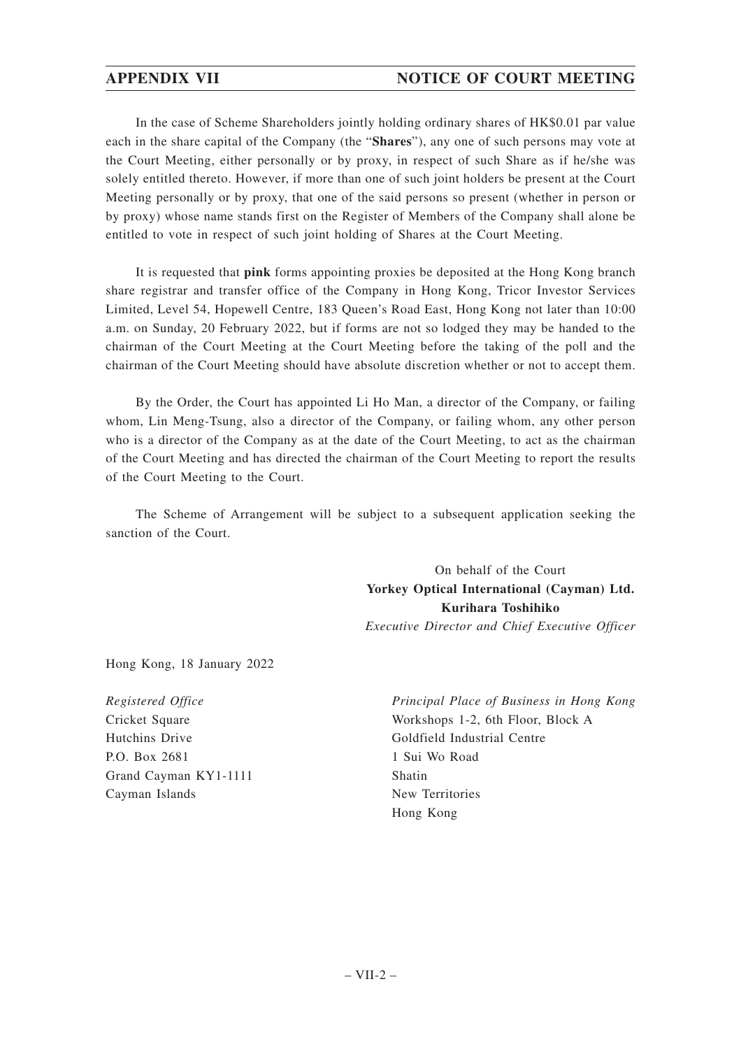In the case of Scheme Shareholders jointly holding ordinary shares of HK$0.01 par value each in the share capital of the Company (the "**Shares**"), any one of such persons may vote at the Court Meeting, either personally or by proxy, in respect of such Share as if he/she was solely entitled thereto. However, if more than one of such joint holders be present at the Court Meeting personally or by proxy, that one of the said persons so present (whether in person or by proxy) whose name stands first on the Register of Members of the Company shall alone be entitled to vote in respect of such joint holding of Shares at the Court Meeting.

It is requested that **pink** forms appointing proxies be deposited at the Hong Kong branch share registrar and transfer office of the Company in Hong Kong, Tricor Investor Services Limited, Level 54, Hopewell Centre, 183 Queen's Road East, Hong Kong not later than 10:00 a.m. on Sunday, 20 February 2022, but if forms are not so lodged they may be handed to the chairman of the Court Meeting at the Court Meeting before the taking of the poll and the chairman of the Court Meeting should have absolute discretion whether or not to accept them.

By the Order, the Court has appointed Li Ho Man, a director of the Company, or failing whom, Lin Meng-Tsung, also a director of the Company, or failing whom, any other person who is a director of the Company as at the date of the Court Meeting, to act as the chairman of the Court Meeting and has directed the chairman of the Court Meeting to report the results of the Court Meeting to the Court.

The Scheme of Arrangement will be subject to a subsequent application seeking the sanction of the Court.

On behalf of the Court
**Yorkey Optical International (Cayman) Ltd.**
**Kurihara Toshihiko**
*Executive Director and Chief Executive Officer*

Hong Kong, 18 January 2022

*Registered Office*
Cricket Square
Hutchins Drive
P.O. Box 2681
Grand Cayman KY1-1111
Cayman Islands

*Principal Place of Business in Hong Kong*
Workshops 1-2, 6th Floor, Block A
Goldfield Industrial Centre
1 Sui Wo Road
Shatin
New Territories
Hong Kong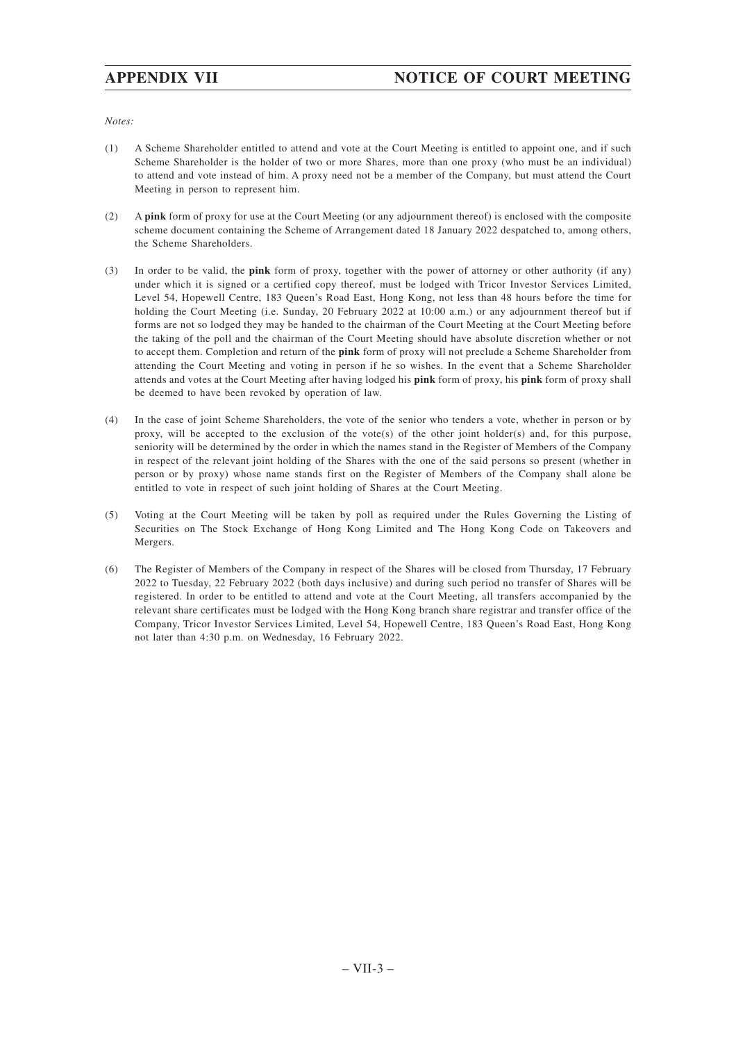*Notes:*

(1) A Scheme Shareholder entitled to attend and vote at the Court Meeting is entitled to appoint one, and if such Scheme Shareholder is the holder of two or more Shares, more than one proxy (who must be an individual) to attend and vote instead of him. A proxy need not be a member of the Company, but must attend the Court Meeting in person to represent him.

(2) A **pink** form of proxy for use at the Court Meeting (or any adjournment thereof) is enclosed with the composite scheme document containing the Scheme of Arrangement dated 18 January 2022 despatched to, among others, the Scheme Shareholders.

(3) In order to be valid, the **pink** form of proxy, together with the power of attorney or other authority (if any) under which it is signed or a certified copy thereof, must be lodged with Tricor Investor Services Limited, Level 54, Hopewell Centre, 183 Queen's Road East, Hong Kong, not less than 48 hours before the time for holding the Court Meeting (i.e. Sunday, 20 February 2022 at 10:00 a.m.) or any adjournment thereof but if forms are not so lodged they may be handed to the chairman of the Court Meeting at the Court Meeting before the taking of the poll and the chairman of the Court Meeting should have absolute discretion whether or not to accept them. Completion and return of the **pink** form of proxy will not preclude a Scheme Shareholder from attending the Court Meeting and voting in person if he so wishes. In the event that a Scheme Shareholder attends and votes at the Court Meeting after having lodged his **pink** form of proxy, his **pink** form of proxy shall be deemed to have been revoked by operation of law.

(4) In the case of joint Scheme Shareholders, the vote of the senior who tenders a vote, whether in person or by proxy, will be accepted to the exclusion of the vote(s) of the other joint holder(s) and, for this purpose, seniority will be determined by the order in which the names stand in the Register of Members of the Company in respect of the relevant joint holding of the Shares with the one of the said persons so present (whether in person or by proxy) whose name stands first on the Register of Members of the Company shall alone be entitled to vote in respect of such joint holding of Shares at the Court Meeting.

(5) Voting at the Court Meeting will be taken by poll as required under the Rules Governing the Listing of Securities on The Stock Exchange of Hong Kong Limited and The Hong Kong Code on Takeovers and Mergers.

(6) The Register of Members of the Company in respect of the Shares will be closed from Thursday, 17 February 2022 to Tuesday, 22 February 2022 (both days inclusive) and during such period no transfer of Shares will be registered. In order to be entitled to attend and vote at the Court Meeting, all transfers accompanied by the relevant share certificates must be lodged with the Hong Kong branch share registrar and transfer office of the Company, Tricor Investor Services Limited, Level 54, Hopewell Centre, 183 Queen's Road East, Hong Kong not later than 4:30 p.m. on Wednesday, 16 February 2022.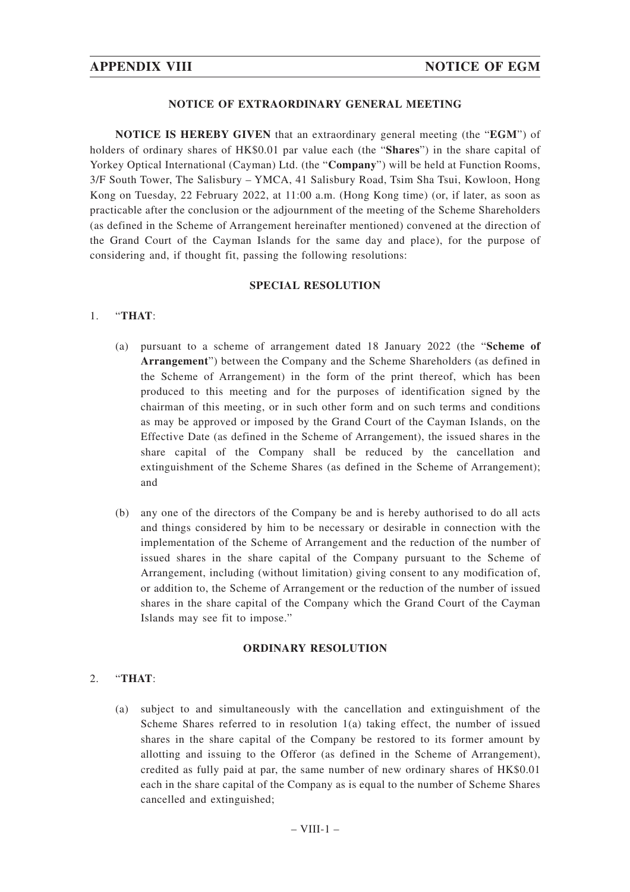## NOTICE OF EXTRAORDINARY GENERAL MEETING

**NOTICE IS HEREBY GIVEN** that an extraordinary general meeting (the "**EGM**") of holders of ordinary shares of HK$0.01 par value each (the "**Shares**") in the share capital of Yorkey Optical International (Cayman) Ltd. (the "**Company**") will be held at Function Rooms, 3/F South Tower, The Salisbury – YMCA, 41 Salisbury Road, Tsim Sha Tsui, Kowloon, Hong Kong on Tuesday, 22 February 2022, at 11:00 a.m. (Hong Kong time) (or, if later, as soon as practicable after the conclusion or the adjournment of the meeting of the Scheme Shareholders (as defined in the Scheme of Arrangement hereinafter mentioned) convened at the direction of the Grand Court of the Cayman Islands for the same day and place), for the purpose of considering and, if thought fit, passing the following resolutions:

### SPECIAL RESOLUTION

1. "**THAT**:

   (a) pursuant to a scheme of arrangement dated 18 January 2022 (the "**Scheme of Arrangement**") between the Company and the Scheme Shareholders (as defined in the Scheme of Arrangement) in the form of the print thereof, which has been produced to this meeting and for the purposes of identification signed by the chairman of this meeting, or in such other form and on such terms and conditions as may be approved or imposed by the Grand Court of the Cayman Islands, on the Effective Date (as defined in the Scheme of Arrangement), the issued shares in the share capital of the Company shall be reduced by the cancellation and extinguishment of the Scheme Shares (as defined in the Scheme of Arrangement); and

   (b) any one of the directors of the Company be and is hereby authorised to do all acts and things considered by him to be necessary or desirable in connection with the implementation of the Scheme of Arrangement and the reduction of the number of issued shares in the share capital of the Company pursuant to the Scheme of Arrangement, including (without limitation) giving consent to any modification of, or addition to, the Scheme of Arrangement or the reduction of the number of issued shares in the share capital of the Company which the Grand Court of the Cayman Islands may see fit to impose."

### ORDINARY RESOLUTION

2. "**THAT**:

   (a) subject to and simultaneously with the cancellation and extinguishment of the Scheme Shares referred to in resolution 1(a) taking effect, the number of issued shares in the share capital of the Company be restored to its former amount by allotting and issuing to the Offeror (as defined in the Scheme of Arrangement), credited as fully paid at par, the same number of new ordinary shares of HK$0.01 each in the share capital of the Company as is equal to the number of Scheme Shares cancelled and extinguished;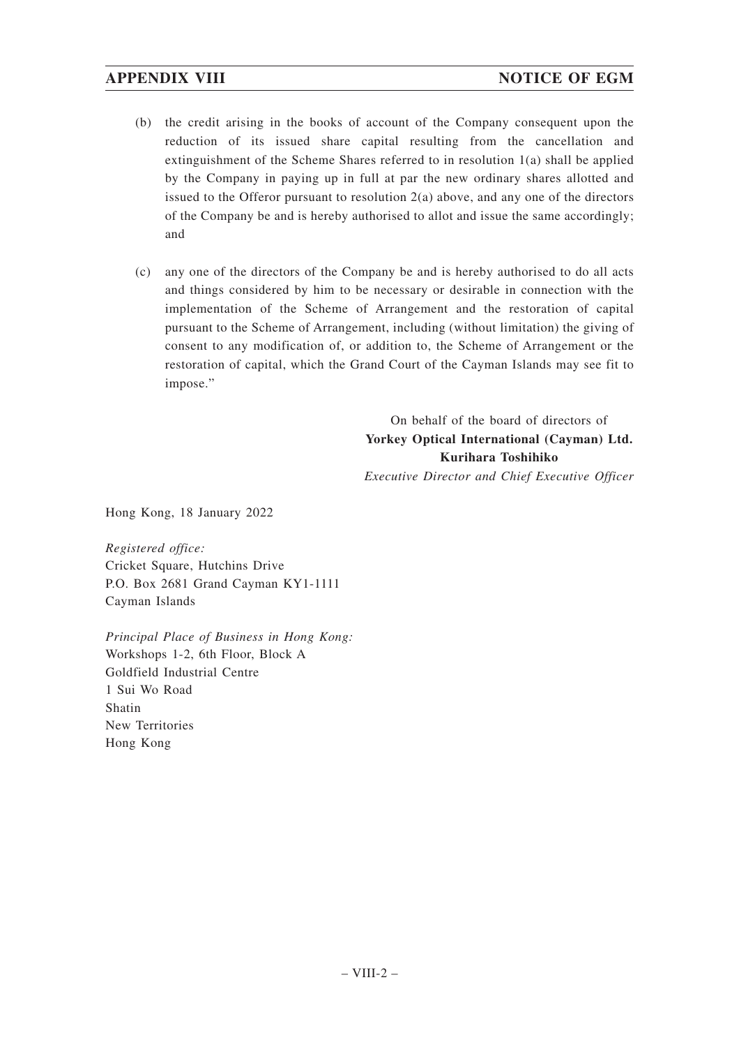(b) the credit arising in the books of account of the Company consequent upon the reduction of its issued share capital resulting from the cancellation and extinguishment of the Scheme Shares referred to in resolution 1(a) shall be applied by the Company in paying up in full at par the new ordinary shares allotted and issued to the Offeror pursuant to resolution 2(a) above, and any one of the directors of the Company be and is hereby authorised to allot and issue the same accordingly; and

(c) any one of the directors of the Company be and is hereby authorised to do all acts and things considered by him to be necessary or desirable in connection with the implementation of the Scheme of Arrangement and the restoration of capital pursuant to the Scheme of Arrangement, including (without limitation) the giving of consent to any modification of, or addition to, the Scheme of Arrangement or the restoration of capital, which the Grand Court of the Cayman Islands may see fit to impose."

On behalf of the board of directors of
**Yorkey Optical International (Cayman) Ltd.**
**Kurihara Toshihiko**
*Executive Director and Chief Executive Officer*

Hong Kong, 18 January 2022

*Registered office:*
Cricket Square, Hutchins Drive
P.O. Box 2681 Grand Cayman KY1-1111
Cayman Islands

*Principal Place of Business in Hong Kong:*
Workshops 1-2, 6th Floor, Block A
Goldfield Industrial Centre
1 Sui Wo Road
Shatin
New Territories
Hong Kong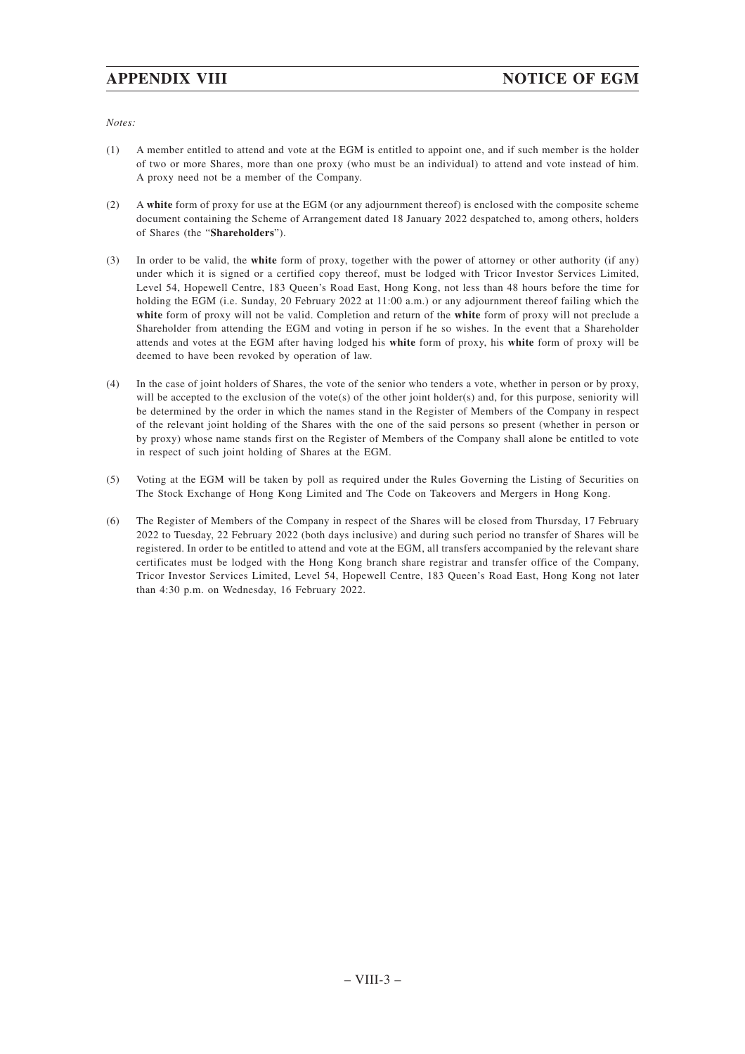*Notes:*

(1) A member entitled to attend and vote at the EGM is entitled to appoint one, and if such member is the holder of two or more Shares, more than one proxy (who must be an individual) to attend and vote instead of him. A proxy need not be a member of the Company.

(2) A **white** form of proxy for use at the EGM (or any adjournment thereof) is enclosed with the composite scheme document containing the Scheme of Arrangement dated 18 January 2022 despatched to, among others, holders of Shares (the "**Shareholders**").

(3) In order to be valid, the **white** form of proxy, together with the power of attorney or other authority (if any) under which it is signed or a certified copy thereof, must be lodged with Tricor Investor Services Limited, Level 54, Hopewell Centre, 183 Queen's Road East, Hong Kong, not less than 48 hours before the time for holding the EGM (i.e. Sunday, 20 February 2022 at 11:00 a.m.) or any adjournment thereof failing which the **white** form of proxy will not be valid. Completion and return of the **white** form of proxy will not preclude a Shareholder from attending the EGM and voting in person if he so wishes. In the event that a Shareholder attends and votes at the EGM after having lodged his **white** form of proxy, his **white** form of proxy will be deemed to have been revoked by operation of law.

(4) In the case of joint holders of Shares, the vote of the senior who tenders a vote, whether in person or by proxy, will be accepted to the exclusion of the vote(s) of the other joint holder(s) and, for this purpose, seniority will be determined by the order in which the names stand in the Register of Members of the Company in respect of the relevant joint holding of the Shares with the one of the said persons so present (whether in person or by proxy) whose name stands first on the Register of Members of the Company shall alone be entitled to vote in respect of such joint holding of Shares at the EGM.

(5) Voting at the EGM will be taken by poll as required under the Rules Governing the Listing of Securities on The Stock Exchange of Hong Kong Limited and The Code on Takeovers and Mergers in Hong Kong.

(6) The Register of Members of the Company in respect of the Shares will be closed from Thursday, 17 February 2022 to Tuesday, 22 February 2022 (both days inclusive) and during such period no transfer of Shares will be registered. In order to be entitled to attend and vote at the EGM, all transfers accompanied by the relevant share certificates must be lodged with the Hong Kong branch share registrar and transfer office of the Company, Tricor Investor Services Limited, Level 54, Hopewell Centre, 183 Queen's Road East, Hong Kong not later than 4:30 p.m. on Wednesday, 16 February 2022.